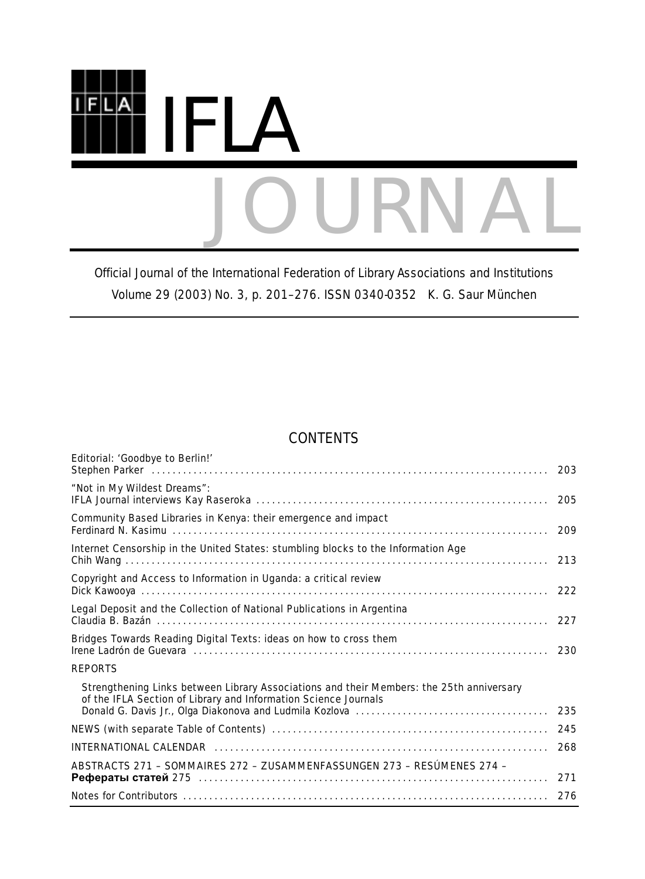# IFLA JOURNAL

Official Journal of the International Federation of Library Associations and Institutions

Volume 29 (2003) No. 3, p. 201–276. ISSN 0340-0352 K. G. Saur München

## CONTENTS

| | |
|---|---|
| Editorial: 'Goodbye to Berlin!'<br>Stephen Parker | 203 |
| "Not in My Wildest Dreams":<br>IFLA Journal interviews Kay Raseroka | 205 |
| Community Based Libraries in Kenya: their emergence and impact<br>Ferdinard N. Kasimu | 209 |
| Internet Censorship in the United States: stumbling blocks to the Information Age<br>Chih Wang | 213 |
| Copyright and Access to Information in Uganda: a critical review<br>Dick Kawooya | 222 |
| Legal Deposit and the Collection of National Publications in Argentina<br>Claudia B. Bazán | 227 |
| Bridges Towards Reading Digital Texts: ideas on how to cross them<br>Irene Ladrón de Guevara | 230 |
| REPORTS | |
| Strengthening Links between Library Associations and their Members: the 25th anniversary of the IFLA Section of Library and Information Science Journals<br>Donald G. Davis Jr., Olga Diakonova and Ludmila Kozlova | 235 |
| NEWS (with separate Table of Contents) | 245 |
| INTERNATIONAL CALENDAR | 268 |
| ABSTRACTS 271 – SOMMAIRES 272 – ZUSAMMENFASSUNGEN 273 – RESÚMENES 274 – **Рефераты статей** 275 | 271 |
| Notes for Contributors | 276 |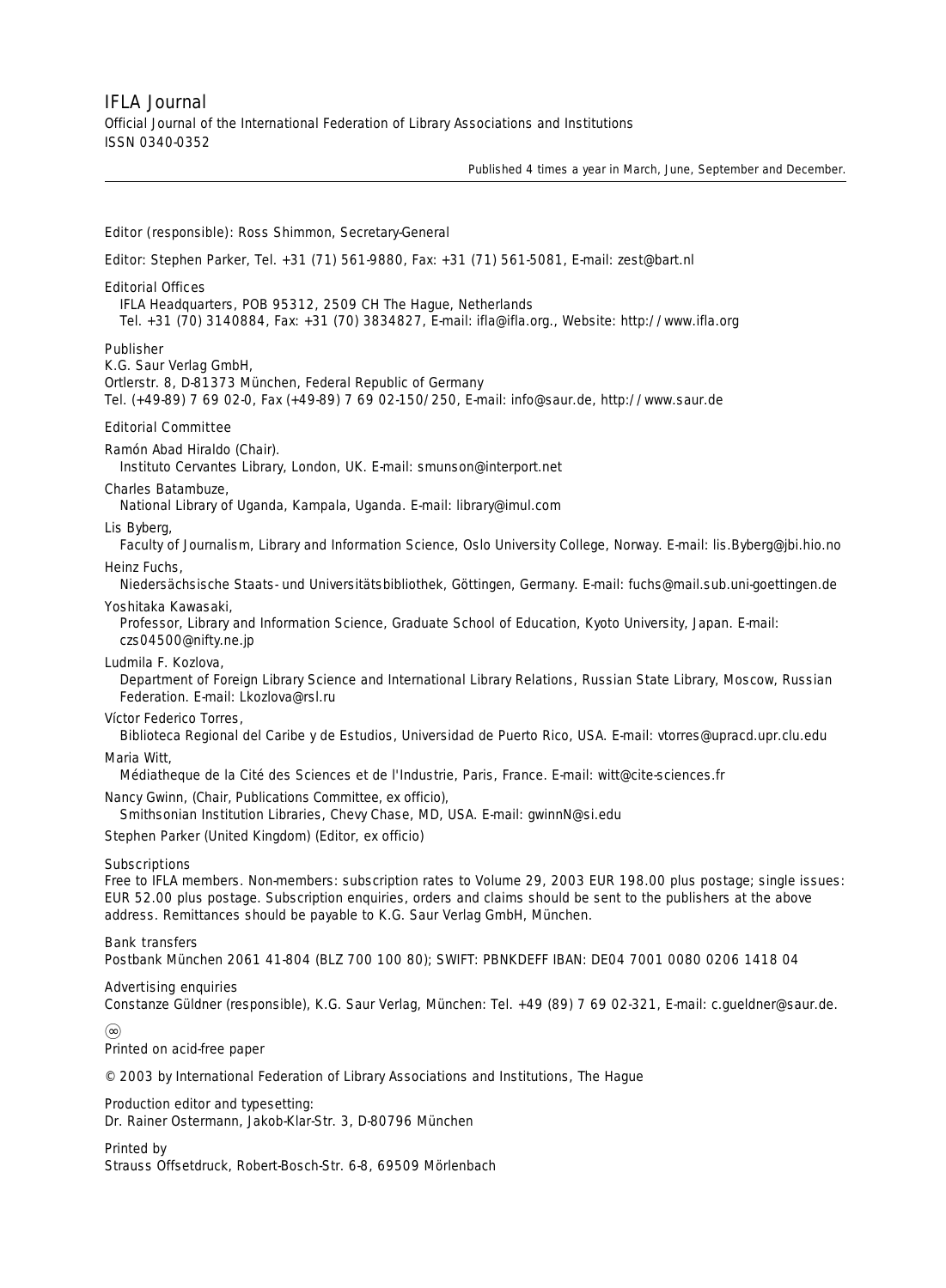# IFLA Journal

Official Journal of the International Federation of Library Associations and Institutions
ISSN 0340-0352

Published 4 times a year in March, June, September and December.

---

Editor (responsible): Ross Shimmon, Secretary-General

Editor: Stephen Parker, Tel. +31 (71) 561-9880, Fax: +31 (71) 561-5081, E-mail: zest@bart.nl

Editorial Offices
IFLA Headquarters, POB 95312, 2509 CH The Hague, Netherlands
Tel. +31 (70) 3140884, Fax: +31 (70) 3834827, E-mail: ifla@ifla.org., Website: http://www.ifla.org

Publisher
K.G. Saur Verlag GmbH,
Ortlerstr. 8, D-81373 München, Federal Republic of Germany
Tel. (+49-89) 7 69 02-0, Fax (+49-89) 7 69 02-150/250, E-mail: info@saur.de, http://www.saur.de

Editorial Committee

Ramón Abad Hiraldo (Chair).
Instituto Cervantes Library, London, UK. E-mail: smunson@interport.net

Charles Batambuze,
National Library of Uganda, Kampala, Uganda. E-mail: library@imul.com

Lis Byberg,
Faculty of Journalism, Library and Information Science, Oslo University College, Norway. E-mail: lis.Byberg@jbi.hio.no

Heinz Fuchs,
Niedersächsische Staats- und Universitätsbibliothek, Göttingen, Germany. E-mail: fuchs@mail.sub.uni-goettingen.de

Yoshitaka Kawasaki,
Professor, Library and Information Science, Graduate School of Education, Kyoto University, Japan. E-mail: czs04500@nifty.ne.jp

Ludmila F. Kozlova,
Department of Foreign Library Science and International Library Relations, Russian State Library, Moscow, Russian Federation. E-mail: Lkozlova@rsl.ru

Víctor Federico Torres,
Biblioteca Regional del Caribe y de Estudios, Universidad de Puerto Rico, USA. E-mail: vtorres@upracd.upr.clu.edu

Maria Witt,
Médiatheque de la Cité des Sciences et de l'Industrie, Paris, France. E-mail: witt@cite-sciences.fr

Nancy Gwinn, (Chair, Publications Committee, ex officio),
Smithsonian Institution Libraries, Chevy Chase, MD, USA. E-mail: gwinnN@si.edu

Stephen Parker (United Kingdom) (Editor, ex officio)

Subscriptions
Free to IFLA members. Non-members: subscription rates to Volume 29, 2003 EUR 198.00 plus postage; single issues: EUR 52.00 plus postage. Subscription enquiries, orders and claims should be sent to the publishers at the above address. Remittances should be payable to K.G. Saur Verlag GmbH, München.

Bank transfers
Postbank München 2061 41-804 (BLZ 700 100 80); SWIFT: PBNKDEFF IBAN: DE04 7001 0080 0206 1418 04

Advertising enquiries
Constanze Güldner (responsible), K.G. Saur Verlag, München: Tel. +49 (89) 7 69 02-321, E-mail: c.gueldner@saur.de.

∞
Printed on acid-free paper

© 2003 by International Federation of Library Associations and Institutions, The Hague

Production editor and typesetting:
Dr. Rainer Ostermann, Jakob-Klar-Str. 3, D-80796 München

Printed by
Strauss Offsetdruck, Robert-Bosch-Str. 6-8, 69509 Mörlenbach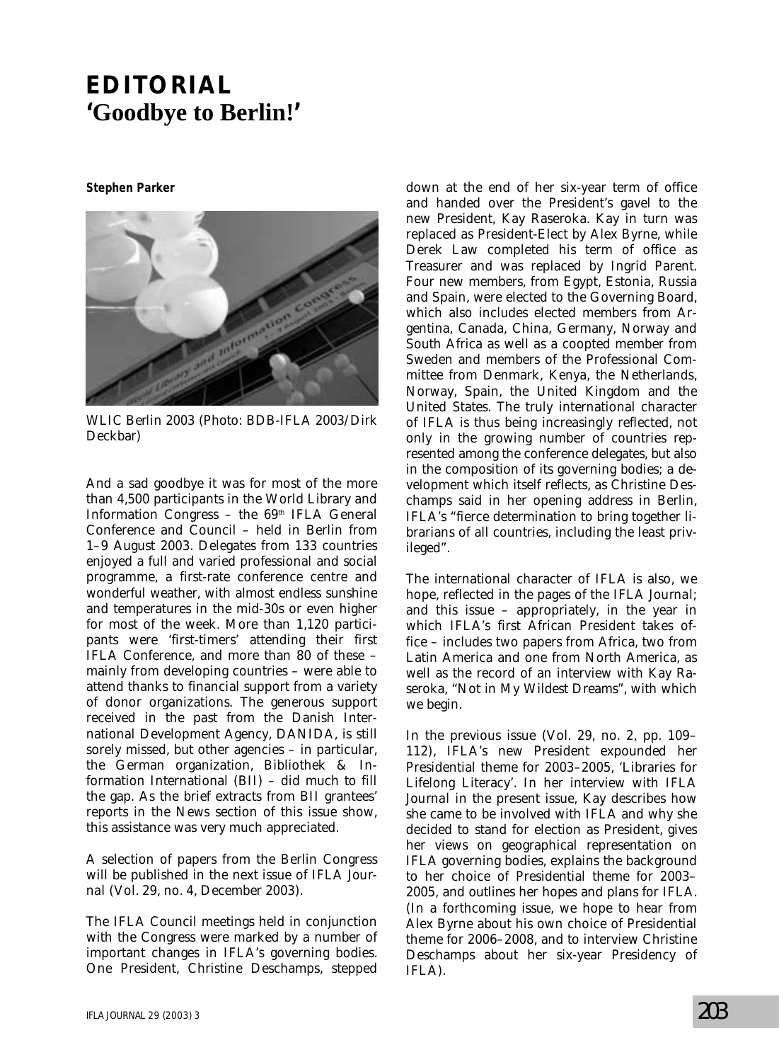# EDITORIAL
## 'Goodbye to Berlin!'

**Stephen Parker**

WLIC Berlin 2003 (Photo: BDB-IFLA 2003/Dirk Deckbar)

And a sad goodbye it was for most of the more than 4,500 participants in the World Library and Information Congress – the 69th IFLA General Conference and Council – held in Berlin from 1–9 August 2003. Delegates from 133 countries enjoyed a full and varied professional and social programme, a first-rate conference centre and wonderful weather, with almost endless sunshine and temperatures in the mid-30s or even higher for most of the week. More than 1,120 participants were 'first-timers' attending their first IFLA Conference, and more than 80 of these – mainly from developing countries – were able to attend thanks to financial support from a variety of donor organizations. The generous support received in the past from the Danish International Development Agency, DANIDA, is still sorely missed, but other agencies – in particular, the German organization, Bibliothek & Information International (BII) – did much to fill the gap. As the brief extracts from BII grantees' reports in the News section of this issue show, this assistance was very much appreciated.

A selection of papers from the Berlin Congress will be published in the next issue of *IFLA Journal* (Vol. 29, no. 4, December 2003).

The IFLA Council meetings held in conjunction with the Congress were marked by a number of important changes in IFLA's governing bodies. One President, Christine Deschamps, stepped down at the end of her six-year term of office and handed over the President's gavel to the new President, Kay Raseroka. Kay in turn was replaced as President-Elect by Alex Byrne, while Derek Law completed his term of office as Treasurer and was replaced by Ingrid Parent. Four new members, from Egypt, Estonia, Russia and Spain, were elected to the Governing Board, which also includes elected members from Argentina, Canada, China, Germany, Norway and South Africa as well as a coopted member from Sweden and members of the Professional Committee from Denmark, Kenya, the Netherlands, Norway, Spain, the United Kingdom and the United States. The truly international character of IFLA is thus being increasingly reflected, not only in the growing number of countries represented among the conference delegates, but also in the composition of its governing bodies; a development which itself reflects, as Christine Deschamps said in her opening address in Berlin, IFLA's "fierce determination to bring together librarians of all countries, including the least privileged".

The international character of IFLA is also, we hope, reflected in the pages of the *IFLA Journal*; and this issue – appropriately, in the year in which IFLA's first African President takes office – includes two papers from Africa, two from Latin America and one from North America, as well as the record of an interview with Kay Raseroka, "Not in My Wildest Dreams", with which we begin.

In the previous issue (Vol. 29, no. 2, pp. 109–112), IFLA's new President expounded her Presidential theme for 2003–2005, 'Libraries for Lifelong Literacy'. In her interview with *IFLA Journal* in the present issue, Kay describes how she came to be involved with IFLA and why she decided to stand for election as President, gives her views on geographical representation on IFLA governing bodies, explains the background to her choice of Presidential theme for 2003–2005, and outlines her hopes and plans for IFLA. (In a forthcoming issue, we hope to hear from Alex Byrne about his own choice of Presidential theme for 2006–2008, and to interview Christine Deschamps about her six-year Presidency of IFLA).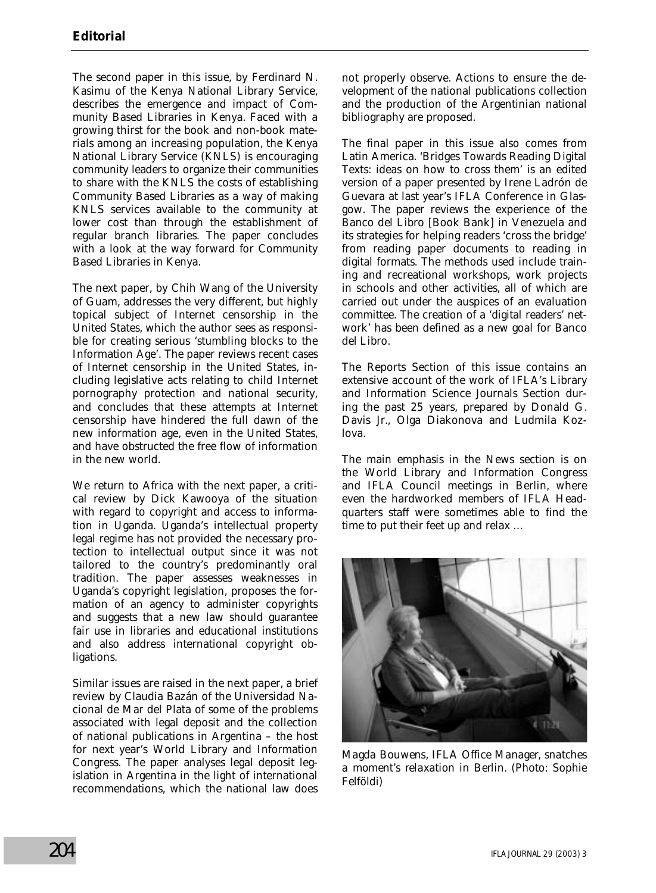The second paper in this issue, by Ferdinard N. Kasimu of the Kenya National Library Service, describes the emergence and impact of Community Based Libraries in Kenya. Faced with a growing thirst for the book and non-book materials among an increasing population, the Kenya National Library Service (KNLS) is encouraging community leaders to organize their communities to share with the KNLS the costs of establishing Community Based Libraries as a way of making KNLS services available to the community at lower cost than through the establishment of regular branch libraries. The paper concludes with a look at the way forward for Community Based Libraries in Kenya.

The next paper, by Chih Wang of the University of Guam, addresses the very different, but highly topical subject of Internet censorship in the United States, which the author sees as responsible for creating serious 'stumbling blocks to the Information Age'. The paper reviews recent cases of Internet censorship in the United States, including legislative acts relating to child Internet pornography protection and national security, and concludes that these attempts at Internet censorship have hindered the full dawn of the new information age, even in the United States, and have obstructed the free flow of information in the new world.

We return to Africa with the next paper, a critical review by Dick Kawooya of the situation with regard to copyright and access to information in Uganda. Uganda's intellectual property legal regime has not provided the necessary protection to intellectual output since it was not tailored to the country's predominantly oral tradition. The paper assesses weaknesses in Uganda's copyright legislation, proposes the formation of an agency to administer copyrights and suggests that a new law should guarantee fair use in libraries and educational institutions and also address international copyright obligations.

Similar issues are raised in the next paper, a brief review by Claudia Bazán of the Universidad Nacional de Mar del Plata of some of the problems associated with legal deposit and the collection of national publications in Argentina – the host for next year's World Library and Information Congress. The paper analyses legal deposit legislation in Argentina in the light of international recommendations, which the national law does not properly observe. Actions to ensure the development of the national publications collection and the production of the Argentinian national bibliography are proposed.

The final paper in this issue also comes from Latin America. 'Bridges Towards Reading Digital Texts: ideas on how to cross them' is an edited version of a paper presented by Irene Ladrón de Guevara at last year's IFLA Conference in Glasgow. The paper reviews the experience of the Banco del Libro [Book Bank] in Venezuela and its strategies for helping readers 'cross the bridge' from reading paper documents to reading in digital formats. The methods used include training and recreational workshops, work projects in schools and other activities, all of which are carried out under the auspices of an evaluation committee. The creation of a 'digital readers' network' has been defined as a new goal for Banco del Libro.

The Reports Section of this issue contains an extensive account of the work of IFLA's Library and Information Science Journals Section during the past 25 years, prepared by Donald G. Davis Jr., Olga Diakonova and Ludmila Kozlova.

The main emphasis in the News section is on the World Library and Information Congress and IFLA Council meetings in Berlin, where even the hardworked members of IFLA Headquarters staff were sometimes able to find the time to put their feet up and relax ...

*Magda Bouwens, IFLA Office Manager, snatches a moment's relaxation in Berlin. (Photo: Sophie Felföldi)*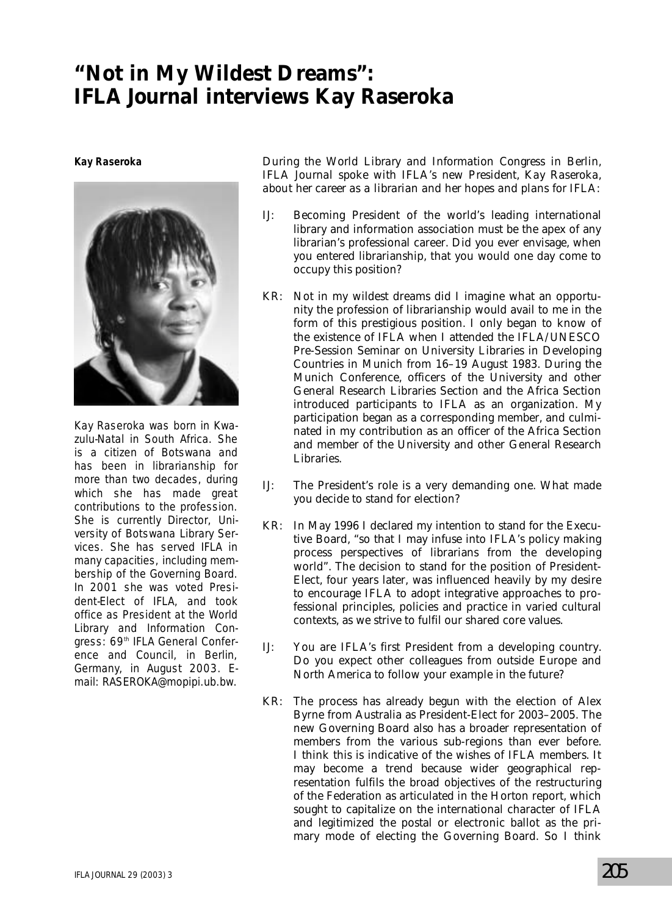# "Not in My Wildest Dreams": IFLA Journal interviews Kay Raseroka

**Kay Raseroka**

*Kay Raseroka was born in Kwazulu-Natal in South Africa. She is a citizen of Botswana and has been in librarianship for more than two decades, during which she has made great contributions to the profession. She is currently Director, University of Botswana Library Services. She has served IFLA in many capacities, including membership of the Governing Board. In 2001 she was voted President-Elect of IFLA, and took office as President at the World Library and Information Congress: 69th IFLA General Conference and Council, in Berlin, Germany, in August 2003. E-mail: RASEROKA@mopipi.ub.bw.*

*During the World Library and Information Congress in Berlin, IFLA Journal spoke with IFLA's new President, Kay Raseroka, about her career as a librarian and her hopes and plans for IFLA:*

IJ: Becoming President of the world's leading international library and information association must be the apex of any librarian's professional career. Did you ever envisage, when you entered librarianship, that you would one day come to occupy this position?

KR: Not in my wildest dreams did I imagine what an opportunity the profession of librarianship would avail to me in the form of this prestigious position. I only began to know of the existence of IFLA when I attended the IFLA/UNESCO Pre-Session Seminar on University Libraries in Developing Countries in Munich from 16–19 August 1983. During the Munich Conference, officers of the University and other General Research Libraries Section and the Africa Section introduced participants to IFLA as an organization. My participation began as a corresponding member, and culminated in my contribution as an officer of the Africa Section and member of the University and other General Research Libraries.

IJ: The President's role is a very demanding one. What made you decide to stand for election?

KR: In May 1996 I declared my intention to stand for the Executive Board, "so that I may infuse into IFLA's policy making process perspectives of librarians from the developing world". The decision to stand for the position of President-Elect, four years later, was influenced heavily by my desire to encourage IFLA to adopt integrative approaches to professional principles, policies and practice in varied cultural contexts, as we strive to fulfil our shared core values.

IJ: You are IFLA's first President from a developing country. Do you expect other colleagues from outside Europe and North America to follow your example in the future?

KR: The process has already begun with the election of Alex Byrne from Australia as President-Elect for 2003–2005. The new Governing Board also has a broader representation of members from the various sub-regions than ever before. I think this is indicative of the wishes of IFLA members. It may become a trend because wider geographical representation fulfils the broad objectives of the restructuring of the Federation as articulated in the Horton report, which sought to capitalize on the international character of IFLA and legitimized the postal or electronic ballot as the primary mode of electing the Governing Board. So I think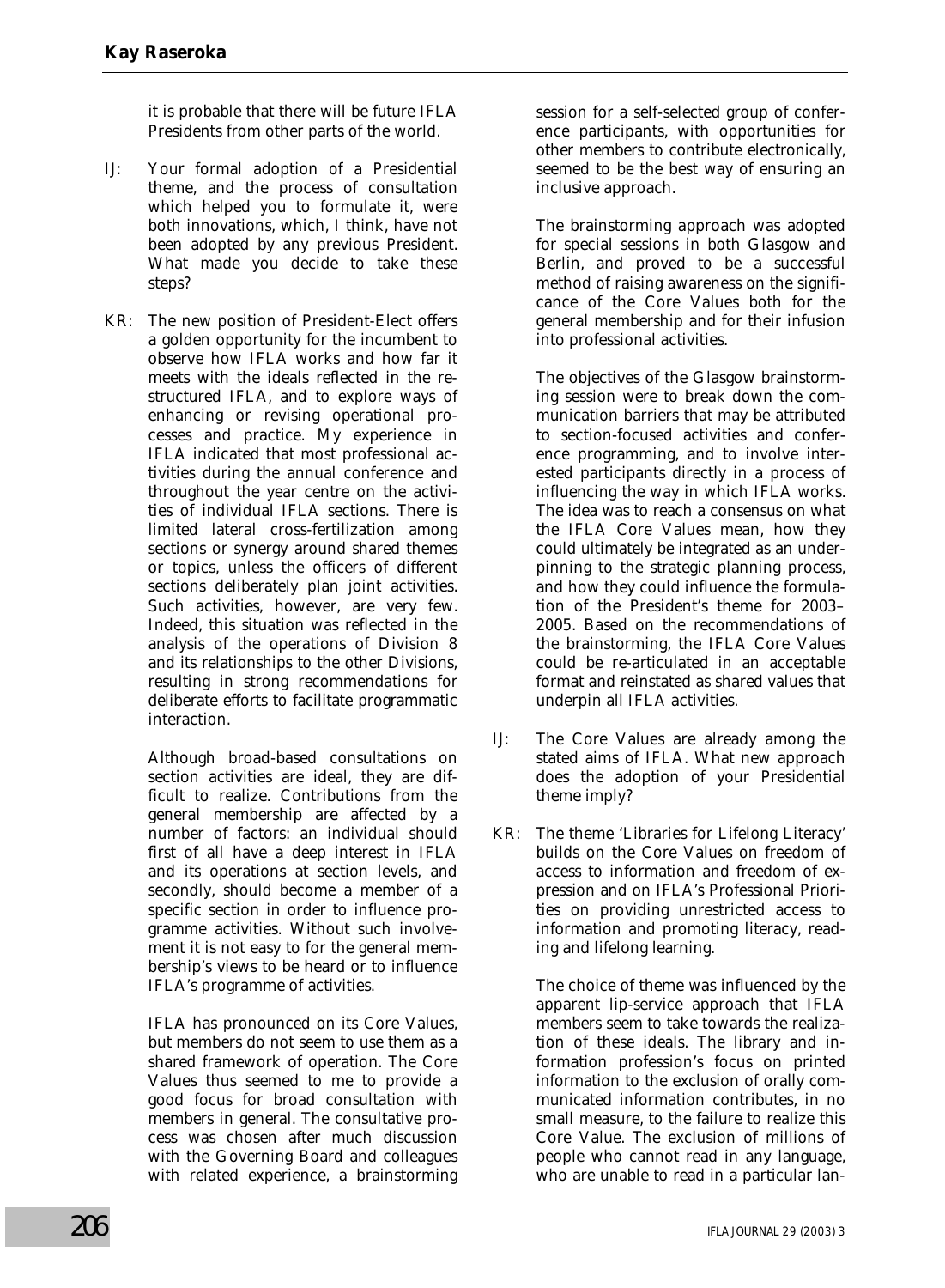it is probable that there will be future IFLA Presidents from other parts of the world.

IJ: Your formal adoption of a Presidential theme, and the process of consultation which helped you to formulate it, were both innovations, which, I think, have not been adopted by any previous President. What made you decide to take these steps?

KR: The new position of President-Elect offers a golden opportunity for the incumbent to observe how IFLA works and how far it meets with the ideals reflected in the restructured IFLA, and to explore ways of enhancing or revising operational processes and practice. My experience in IFLA indicated that most professional activities during the annual conference and throughout the year centre on the activities of individual IFLA sections. There is limited lateral cross-fertilization among sections or synergy around shared themes or topics, unless the officers of different sections deliberately plan joint activities. Such activities, however, are very few. Indeed, this situation was reflected in the analysis of the operations of Division 8 and its relationships to the other Divisions, resulting in strong recommendations for deliberate efforts to facilitate programmatic interaction.

Although broad-based consultations on section activities are ideal, they are difficult to realize. Contributions from the general membership are affected by a number of factors: an individual should first of all have a deep interest in IFLA and its operations at section levels, and secondly, should become a member of a specific section in order to influence programme activities. Without such involvement it is not easy to for the general membership's views to be heard or to influence IFLA's programme of activities.

IFLA has pronounced on its Core Values, but members do not seem to use them as a shared framework of operation. The Core Values thus seemed to me to provide a good focus for broad consultation with members in general. The consultative process was chosen after much discussion with the Governing Board and colleagues with related experience, a brainstorming session for a self-selected group of conference participants, with opportunities for other members to contribute electronically, seemed to be the best way of ensuring an inclusive approach.

The brainstorming approach was adopted for special sessions in both Glasgow and Berlin, and proved to be a successful method of raising awareness on the significance of the Core Values both for the general membership and for their infusion into professional activities.

The objectives of the Glasgow brainstorming session were to break down the communication barriers that may be attributed to section-focused activities and conference programming, and to involve interested participants directly in a process of influencing the way in which IFLA works. The idea was to reach a consensus on what the IFLA Core Values mean, how they could ultimately be integrated as an underpinning to the strategic planning process, and how they could influence the formulation of the President's theme for 2003–2005. Based on the recommendations of the brainstorming, the IFLA Core Values could be re-articulated in an acceptable format and reinstated as shared values that underpin all IFLA activities.

IJ: The Core Values are already among the stated aims of IFLA. What new approach does the adoption of your Presidential theme imply?

KR: The theme 'Libraries for Lifelong Literacy' builds on the Core Values on freedom of access to information and freedom of expression and on IFLA's Professional Priorities on providing unrestricted access to information and promoting literacy, reading and lifelong learning.

The choice of theme was influenced by the apparent lip-service approach that IFLA members seem to take towards the realization of these ideals. The library and information profession's focus on printed information to the exclusion of orally communicated information contributes, in no small measure, to the failure to realize this Core Value. The exclusion of millions of people who cannot read in any language, who are unable to read in a particular lan-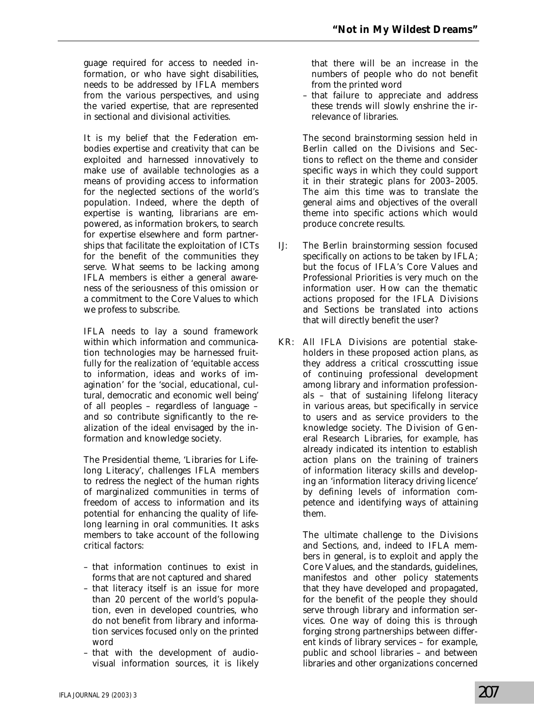guage required for access to needed information, or who have sight disabilities, needs to be addressed by IFLA members from the various perspectives, and using the varied expertise, that are represented in sectional and divisional activities.

It is my belief that the Federation embodies expertise and creativity that can be exploited and harnessed innovatively to make use of available technologies as a means of providing access to information for the neglected sections of the world's population. Indeed, where the depth of expertise is wanting, librarians are empowered, as information brokers, to search for expertise elsewhere and form partnerships that facilitate the exploitation of ICTs for the benefit of the communities they serve. What seems to be lacking among IFLA members is either a general awareness of the seriousness of this omission or a commitment to the Core Values to which we profess to subscribe.

IFLA needs to lay a sound framework within which information and communication technologies may be harnessed fruitfully for the realization of 'equitable access to information, ideas and works of imagination' for the 'social, educational, cultural, democratic and economic well being' of all peoples – regardless of language – and so contribute significantly to the realization of the ideal envisaged by the information and knowledge society.

The Presidential theme, 'Libraries for Lifelong Literacy', challenges IFLA members to redress the neglect of the human rights of marginalized communities in terms of freedom of access to information and its potential for enhancing the quality of lifelong learning in oral communities. It asks members to take account of the following critical factors:

- that information continues to exist in forms that are not captured and shared
- that literacy itself is an issue for more than 20 percent of the world's population, even in developed countries, who do not benefit from library and information services focused only on the printed word
- that with the development of audiovisual information sources, it is likely that there will be an increase in the numbers of people who do not benefit from the printed word
- that failure to appreciate and address these trends will slowly enshrine the irrelevance of libraries.

The second brainstorming session held in Berlin called on the Divisions and Sections to reflect on the theme and consider specific ways in which they could support it in their strategic plans for 2003–2005. The aim this time was to translate the general aims and objectives of the overall theme into specific actions which would produce concrete results.

IJ: The Berlin brainstorming session focused specifically on actions to be taken by IFLA; but the focus of IFLA's Core Values and Professional Priorities is very much on the information user. How can the thematic actions proposed for the IFLA Divisions and Sections be translated into actions that will directly benefit the user?

KR: All IFLA Divisions are potential stakeholders in these proposed action plans, as they address a critical crosscutting issue of continuing professional development among library and information professionals – that of sustaining lifelong literacy in various areas, but specifically in service to users and as service providers to the knowledge society. The Division of General Research Libraries, for example, has already indicated its intention to establish action plans on the training of trainers of information literacy skills and developing an 'information literacy driving licence' by defining levels of information competence and identifying ways of attaining them.

The ultimate challenge to the Divisions and Sections, and, indeed to IFLA members in general, is to exploit and apply the Core Values, and the standards, guidelines, manifestos and other policy statements that they have developed and propagated, for the benefit of the people they should serve through library and information services. One way of doing this is through forging strong partnerships between different kinds of library services – for example, public and school libraries – and between libraries and other organizations concerned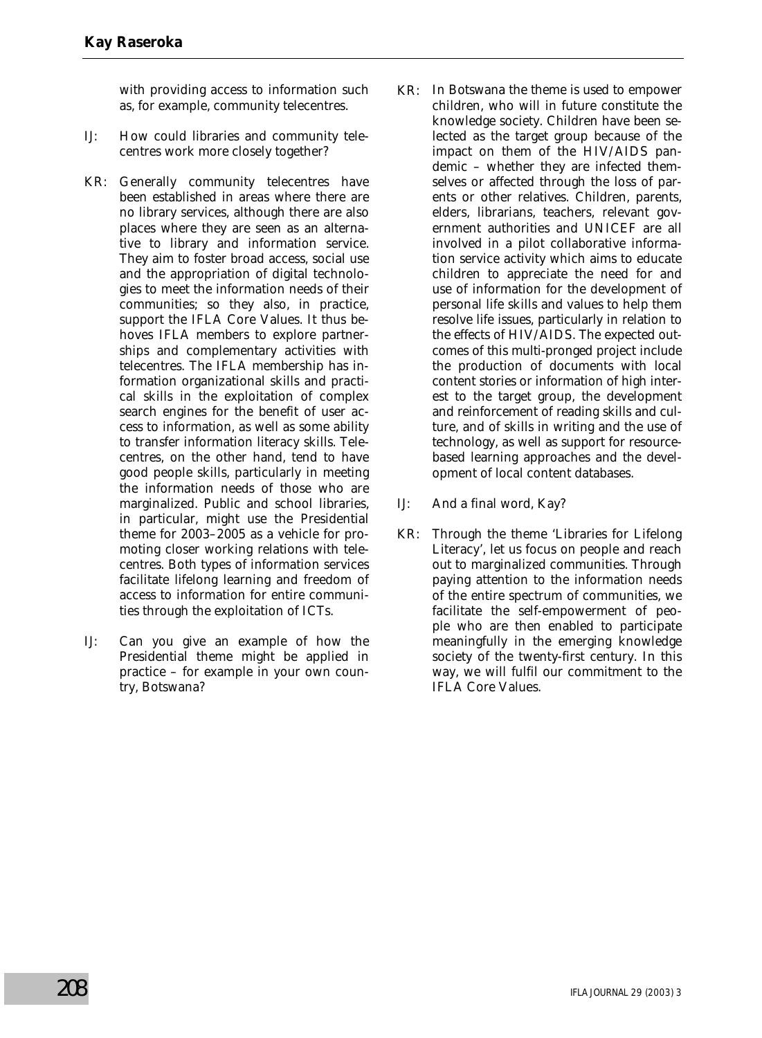with providing access to information such as, for example, community telecentres.

IJ: How could libraries and community telecentres work more closely together?

KR: Generally community telecentres have been established in areas where there are no library services, although there are also places where they are seen as an alternative to library and information service. They aim to foster broad access, social use and the appropriation of digital technologies to meet the information needs of their communities; so they also, in practice, support the IFLA Core Values. It thus behoves IFLA members to explore partnerships and complementary activities with telecentres. The IFLA membership has information organizational skills and practical skills in the exploitation of complex search engines for the benefit of user access to information, as well as some ability to transfer information literacy skills. Telecentres, on the other hand, tend to have good people skills, particularly in meeting the information needs of those who are marginalized. Public and school libraries, in particular, might use the Presidential theme for 2003–2005 as a vehicle for promoting closer working relations with telecentres. Both types of information services facilitate lifelong learning and freedom of access to information for entire communities through the exploitation of ICTs.

IJ: Can you give an example of how the Presidential theme might be applied in practice – for example in your own country, Botswana?

KR: In Botswana the theme is used to empower children, who will in future constitute the knowledge society. Children have been selected as the target group because of the impact on them of the HIV/AIDS pandemic – whether they are infected themselves or affected through the loss of parents or other relatives. Children, parents, elders, librarians, teachers, relevant government authorities and UNICEF are all involved in a pilot collaborative information service activity which aims to educate children to appreciate the need for and use of information for the development of personal life skills and values to help them resolve life issues, particularly in relation to the effects of HIV/AIDS. The expected outcomes of this multi-pronged project include the production of documents with local content stories or information of high interest to the target group, the development and reinforcement of reading skills and culture, and of skills in writing and the use of technology, as well as support for resource-based learning approaches and the development of local content databases.

IJ: And a final word, Kay?

KR: Through the theme 'Libraries for Lifelong Literacy', let us focus on people and reach out to marginalized communities. Through paying attention to the information needs of the entire spectrum of communities, we facilitate the self-empowerment of people who are then enabled to participate meaningfully in the emerging knowledge society of the twenty-first century. In this way, we will fulfil our commitment to the IFLA Core Values.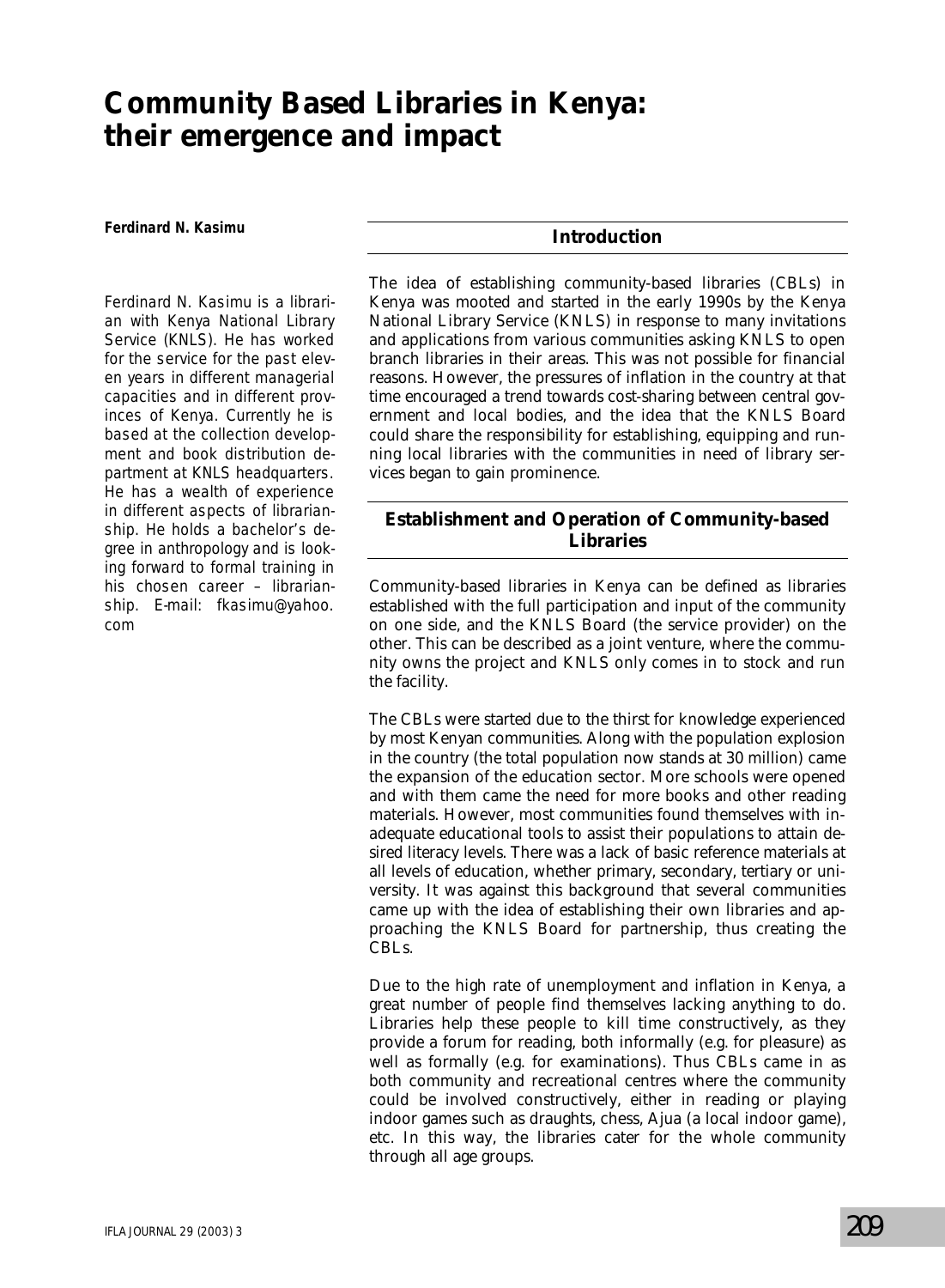# Community Based Libraries in Kenya: their emergence and impact

**Ferdinard N. Kasimu**

*Ferdinard N. Kasimu is a librarian with Kenya National Library Service (KNLS). He has worked for the service for the past eleven years in different managerial capacities and in different provinces of Kenya. Currently he is based at the collection development and book distribution department at KNLS headquarters. He has a wealth of experience in different aspects of librarianship. He holds a bachelor's degree in anthropology and is looking forward to formal training in his chosen career – librarianship. E-mail: fkasimu@yahoo.com*

## Introduction

The idea of establishing community-based libraries (CBLs) in Kenya was mooted and started in the early 1990s by the Kenya National Library Service (KNLS) in response to many invitations and applications from various communities asking KNLS to open branch libraries in their areas. This was not possible for financial reasons. However, the pressures of inflation in the country at that time encouraged a trend towards cost-sharing between central government and local bodies, and the idea that the KNLS Board could share the responsibility for establishing, equipping and running local libraries with the communities in need of library services began to gain prominence.

## Establishment and Operation of Community-based Libraries

Community-based libraries in Kenya can be defined as libraries established with the full participation and input of the community on one side, and the KNLS Board (the service provider) on the other. This can be described as a joint venture, where the community owns the project and KNLS only comes in to stock and run the facility.

The CBLs were started due to the thirst for knowledge experienced by most Kenyan communities. Along with the population explosion in the country (the total population now stands at 30 million) came the expansion of the education sector. More schools were opened and with them came the need for more books and other reading materials. However, most communities found themselves with inadequate educational tools to assist their populations to attain desired literacy levels. There was a lack of basic reference materials at all levels of education, whether primary, secondary, tertiary or university. It was against this background that several communities came up with the idea of establishing their own libraries and approaching the KNLS Board for partnership, thus creating the CBLs.

Due to the high rate of unemployment and inflation in Kenya, a great number of people find themselves lacking anything to do. Libraries help these people to kill time constructively, as they provide a forum for reading, both informally (e.g. for pleasure) as well as formally (e.g. for examinations). Thus CBLs came in as both community and recreational centres where the community could be involved constructively, either in reading or playing indoor games such as draughts, chess, Ajua (a local indoor game), etc. In this way, the libraries cater for the whole community through all age groups.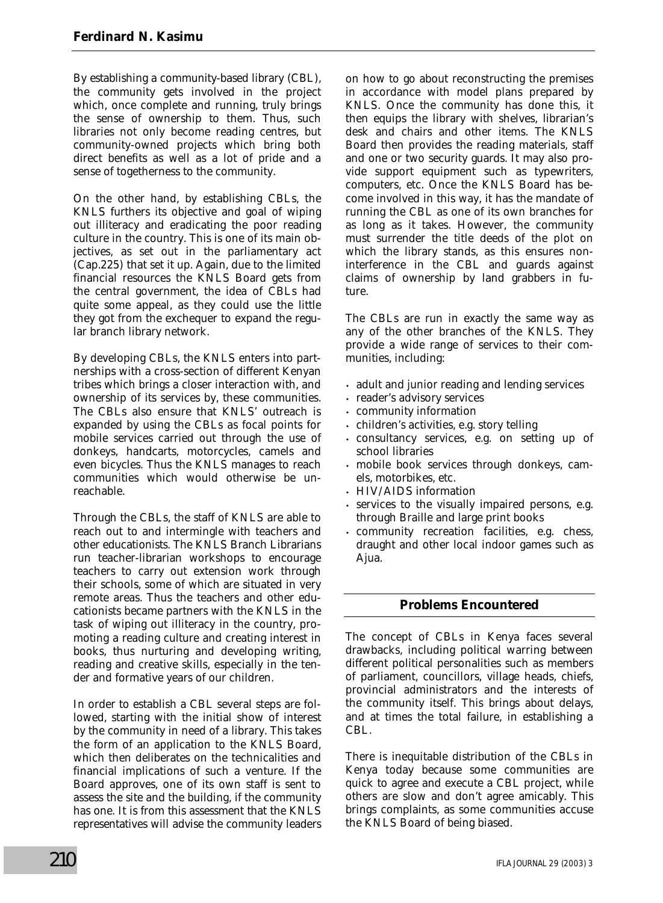By establishing a community-based library (CBL), the community gets involved in the project which, once complete and running, truly brings the sense of ownership to them. Thus, such libraries not only become reading centres, but community-owned projects which bring both direct benefits as well as a lot of pride and a sense of togetherness to the community.

On the other hand, by establishing CBLs, the KNLS furthers its objective and goal of wiping out illiteracy and eradicating the poor reading culture in the country. This is one of its main objectives, as set out in the parliamentary act (Cap.225) that set it up. Again, due to the limited financial resources the KNLS Board gets from the central government, the idea of CBLs had quite some appeal, as they could use the little they got from the exchequer to expand the regular branch library network.

By developing CBLs, the KNLS enters into partnerships with a cross-section of different Kenyan tribes which brings a closer interaction with, and ownership of its services by, these communities. The CBLs also ensure that KNLS' outreach is expanded by using the CBLs as focal points for mobile services carried out through the use of donkeys, handcarts, motorcycles, camels and even bicycles. Thus the KNLS manages to reach communities which would otherwise be unreachable.

Through the CBLs, the staff of KNLS are able to reach out to and intermingle with teachers and other educationists. The KNLS Branch Librarians run teacher-librarian workshops to encourage teachers to carry out extension work through their schools, some of which are situated in very remote areas. Thus the teachers and other educationists became partners with the KNLS in the task of wiping out illiteracy in the country, promoting a reading culture and creating interest in books, thus nurturing and developing writing, reading and creative skills, especially in the tender and formative years of our children.

In order to establish a CBL several steps are followed, starting with the initial show of interest by the community in need of a library. This takes the form of an application to the KNLS Board, which then deliberates on the technicalities and financial implications of such a venture. If the Board approves, one of its own staff is sent to assess the site and the building, if the community has one. It is from this assessment that the KNLS representatives will advise the community leaders on how to go about reconstructing the premises in accordance with model plans prepared by KNLS. Once the community has done this, it then equips the library with shelves, librarian's desk and chairs and other items. The KNLS Board then provides the reading materials, staff and one or two security guards. It may also provide support equipment such as typewriters, computers, etc. Once the KNLS Board has become involved in this way, it has the mandate of running the CBL as one of its own branches for as long as it takes. However, the community must surrender the title deeds of the plot on which the library stands, as this ensures non-interference in the CBL and guards against claims of ownership by land grabbers in future.

The CBLs are run in exactly the same way as any of the other branches of the KNLS. They provide a wide range of services to their communities, including:

- adult and junior reading and lending services
- reader's advisory services
- community information
- children's activities, e.g. story telling
- consultancy services, e.g. on setting up of school libraries
- mobile book services through donkeys, camels, motorbikes, etc.
- HIV/AIDS information
- services to the visually impaired persons, e.g. through Braille and large print books
- community recreation facilities, e.g. chess, draught and other local indoor games such as Ajua.

## Problems Encountered

The concept of CBLs in Kenya faces several drawbacks, including political warring between different political personalities such as members of parliament, councillors, village heads, chiefs, provincial administrators and the interests of the community itself. This brings about delays, and at times the total failure, in establishing a CBL.

There is inequitable distribution of the CBLs in Kenya today because some communities are quick to agree and execute a CBL project, while others are slow and don't agree amicably. This brings complaints, as some communities accuse the KNLS Board of being biased.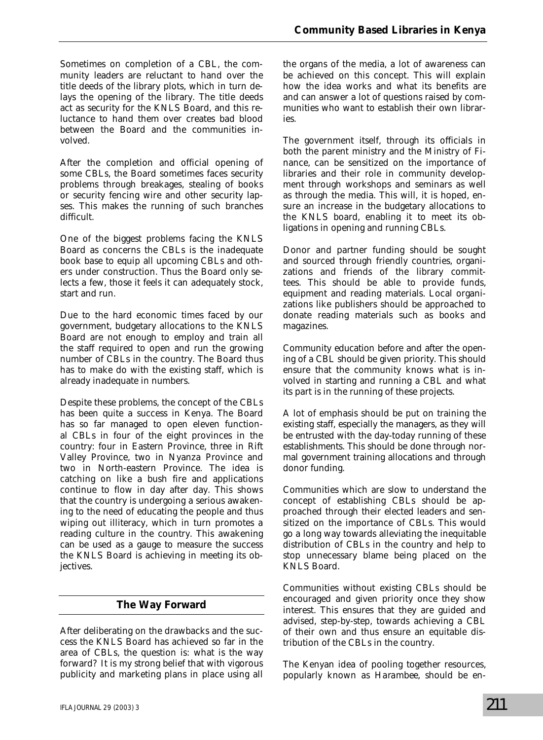Sometimes on completion of a CBL, the community leaders are reluctant to hand over the title deeds of the library plots, which in turn delays the opening of the library. The title deeds act as security for the KNLS Board, and this reluctance to hand them over creates bad blood between the Board and the communities involved.

After the completion and official opening of some CBLs, the Board sometimes faces security problems through breakages, stealing of books or security fencing wire and other security lapses. This makes the running of such branches difficult.

One of the biggest problems facing the KNLS Board as concerns the CBLs is the inadequate book base to equip all upcoming CBLs and others under construction. Thus the Board only selects a few, those it feels it can adequately stock, start and run.

Due to the hard economic times faced by our government, budgetary allocations to the KNLS Board are not enough to employ and train all the staff required to open and run the growing number of CBLs in the country. The Board thus has to make do with the existing staff, which is already inadequate in numbers.

Despite these problems, the concept of the CBLs has been quite a success in Kenya. The Board has so far managed to open eleven functional CBLs in four of the eight provinces in the country: four in Eastern Province, three in Rift Valley Province, two in Nyanza Province and two in North-eastern Province. The idea is catching on like a bush fire and applications continue to flow in day after day. This shows that the country is undergoing a serious awakening to the need of educating the people and thus wiping out illiteracy, which in turn promotes a reading culture in the country. This awakening can be used as a gauge to measure the success the KNLS Board is achieving in meeting its objectives.

## The Way Forward

After deliberating on the drawbacks and the success the KNLS Board has achieved so far in the area of CBLs, the question is: what is the way forward? It is my strong belief that with vigorous publicity and marketing plans in place using all the organs of the media, a lot of awareness can be achieved on this concept. This will explain how the idea works and what its benefits are and can answer a lot of questions raised by communities who want to establish their own libraries.

The government itself, through its officials in both the parent ministry and the Ministry of Finance, can be sensitized on the importance of libraries and their role in community development through workshops and seminars as well as through the media. This will, it is hoped, ensure an increase in the budgetary allocations to the KNLS board, enabling it to meet its obligations in opening and running CBLs.

Donor and partner funding should be sought and sourced through friendly countries, organizations and friends of the library committees. This should be able to provide funds, equipment and reading materials. Local organizations like publishers should be approached to donate reading materials such as books and magazines.

Community education before and after the opening of a CBL should be given priority. This should ensure that the community knows what is involved in starting and running a CBL and what its part is in the running of these projects.

A lot of emphasis should be put on training the existing staff, especially the managers, as they will be entrusted with the day-today running of these establishments. This should be done through normal government training allocations and through donor funding.

Communities which are slow to understand the concept of establishing CBLs should be approached through their elected leaders and sensitized on the importance of CBLs. This would go a long way towards alleviating the inequitable distribution of CBLs in the country and help to stop unnecessary blame being placed on the KNLS Board.

Communities without existing CBLs should be encouraged and given priority once they show interest. This ensures that they are guided and advised, step-by-step, towards achieving a CBL of their own and thus ensure an equitable distribution of the CBLs in the country.

The Kenyan idea of pooling together resources, popularly known as Harambee, should be en-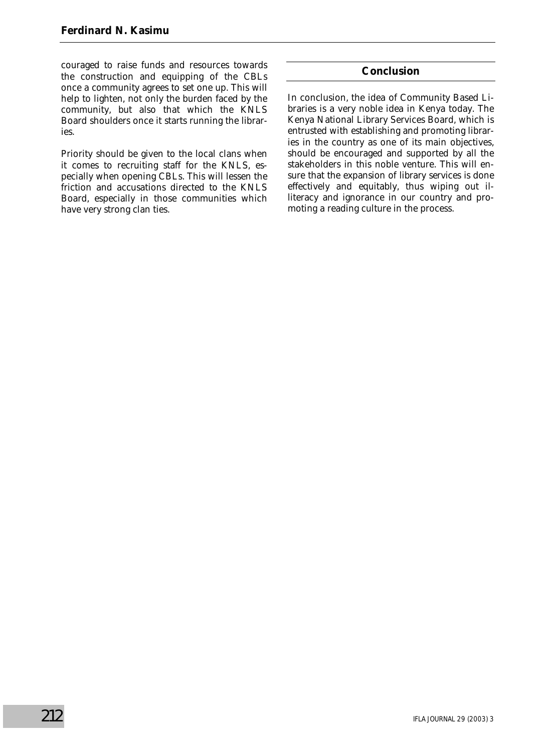couraged to raise funds and resources towards the construction and equipping of the CBLs once a community agrees to set one up. This will help to lighten, not only the burden faced by the community, but also that which the KNLS Board shoulders once it starts running the libraries.

Priority should be given to the local clans when it comes to recruiting staff for the KNLS, especially when opening CBLs. This will lessen the friction and accusations directed to the KNLS Board, especially in those communities which have very strong clan ties.

## Conclusion

In conclusion, the idea of Community Based Libraries is a very noble idea in Kenya today. The Kenya National Library Services Board, which is entrusted with establishing and promoting libraries in the country as one of its main objectives, should be encouraged and supported by all the stakeholders in this noble venture. This will ensure that the expansion of library services is done effectively and equitably, thus wiping out illiteracy and ignorance in our country and promoting a reading culture in the process.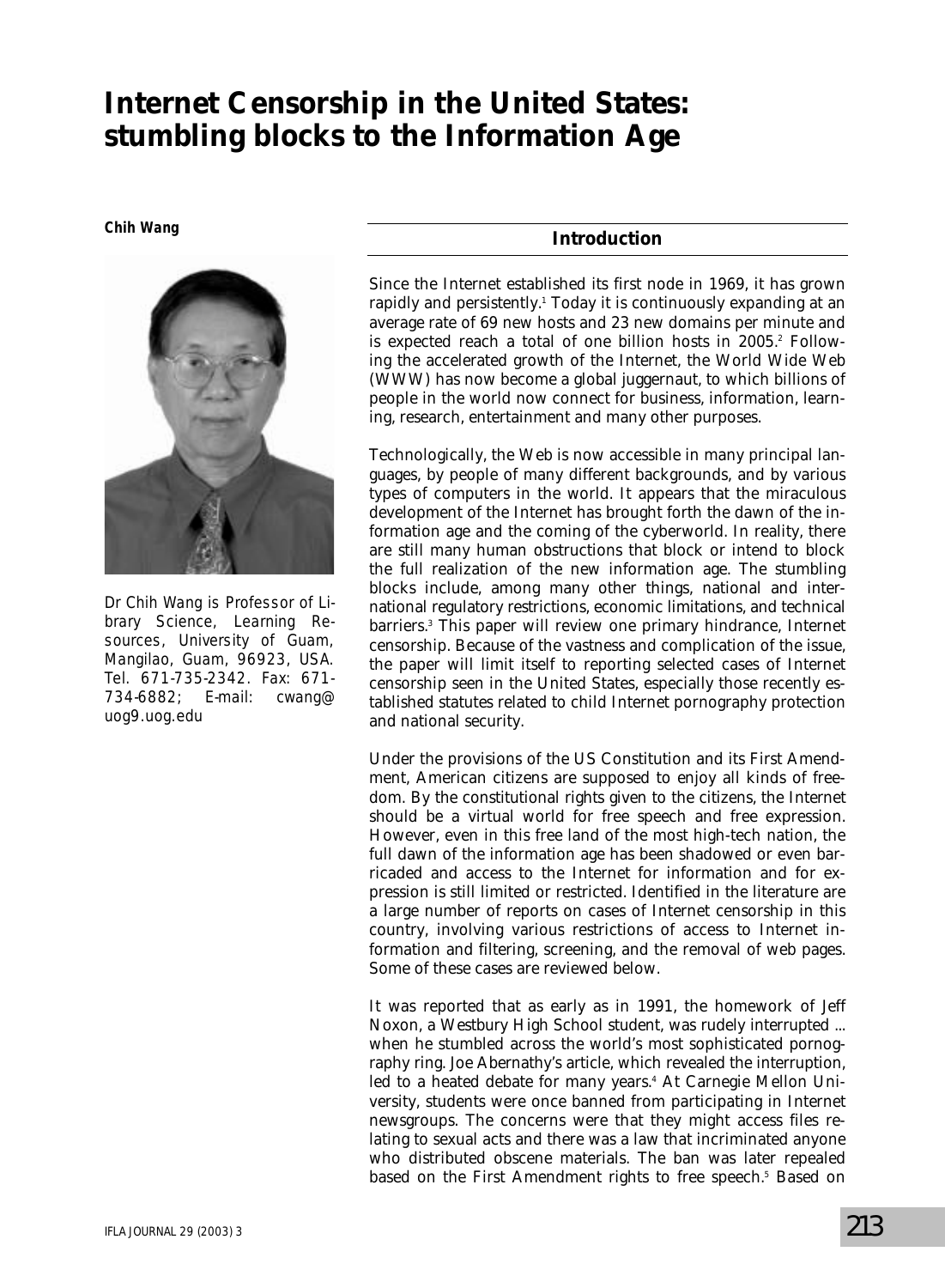# Internet Censorship in the United States: stumbling blocks to the Information Age

**Chih Wang**

*Dr Chih Wang is Professor of Library Science, Learning Resources, University of Guam, Mangilao, Guam, 96923, USA. Tel. 671-735-2342. Fax: 671-734-6882; E-mail: cwang@uog9.uog.edu*

## Introduction

Since the Internet established its first node in 1969, it has grown rapidly and persistently.[1] Today it is continuously expanding at an average rate of 69 new hosts and 23 new domains per minute and is expected reach a total of one billion hosts in 2005.[2] Following the accelerated growth of the Internet, the World Wide Web (WWW) has now become a global juggernaut, to which billions of people in the world now connect for business, information, learning, research, entertainment and many other purposes.

Technologically, the Web is now accessible in many principal languages, by people of many different backgrounds, and by various types of computers in the world. It appears that the miraculous development of the Internet has brought forth the dawn of the information age and the coming of the cyberworld. In reality, there are still many human obstructions that block or intend to block the full realization of the new information age. The stumbling blocks include, among many other things, national and international regulatory restrictions, economic limitations, and technical barriers.[3] This paper will review one primary hindrance, Internet censorship. Because of the vastness and complication of the issue, the paper will limit itself to reporting selected cases of Internet censorship seen in the United States, especially those recently established statutes related to child Internet pornography protection and national security.

Under the provisions of the US Constitution and its First Amendment, American citizens are supposed to enjoy all kinds of freedom. By the constitutional rights given to the citizens, the Internet should be a virtual world for free speech and free expression. However, even in this free land of the most high-tech nation, the full dawn of the information age has been shadowed or even barricaded and access to the Internet for information and for expression is still limited or restricted. Identified in the literature are a large number of reports on cases of Internet censorship in this country, involving various restrictions of access to Internet information and filtering, screening, and the removal of web pages. Some of these cases are reviewed below.

It was reported that as early as in 1991, the homework of Jeff Noxon, a Westbury High School student, was rudely interrupted ... when he stumbled across the world's most sophisticated pornography ring. Joe Abernathy's article, which revealed the interruption, led to a heated debate for many years.[4] At Carnegie Mellon University, students were once banned from participating in Internet newsgroups. The concerns were that they might access files relating to sexual acts and there was a law that incriminated anyone who distributed obscene materials. The ban was later repealed based on the First Amendment rights to free speech.[5] Based on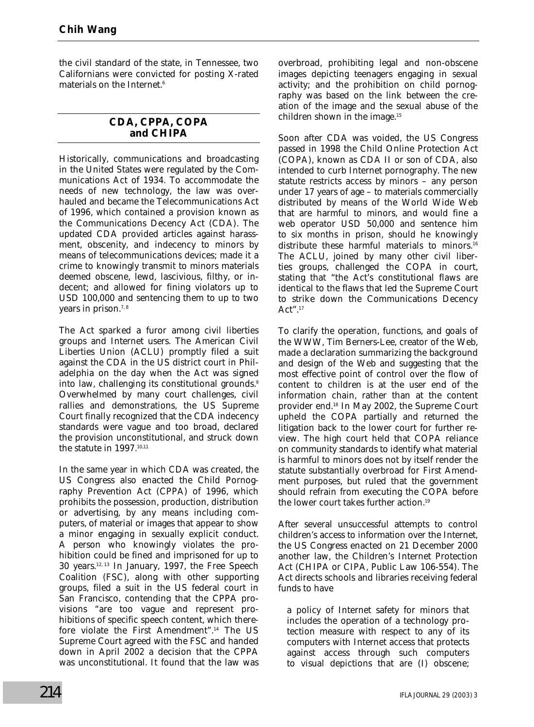the civil standard of the state, in Tennessee, two Californians were convicted for posting X-rated materials on the Internet.[6]

## CDA, CPPA, COPA and CHIPA

Historically, communications and broadcasting in the United States were regulated by the Communications Act of 1934. To accommodate the needs of new technology, the law was overhauled and became the Telecommunications Act of 1996, which contained a provision known as the Communications Decency Act (CDA). The updated CDA provided articles against harassment, obscenity, and indecency to minors by means of telecommunications devices; made it a crime to knowingly transmit to minors materials deemed obscene, lewd, lascivious, filthy, or indecent; and allowed for fining violators up to USD 100,000 and sentencing them to up to two years in prison.[7, 8]

The Act sparked a furor among civil liberties groups and Internet users. The American Civil Liberties Union (ACLU) promptly filed a suit against the CDA in the US district court in Philadelphia on the day when the Act was signed into law, challenging its constitutional grounds.[9] Overwhelmed by many court challenges, civil rallies and demonstrations, the US Supreme Court finally recognized that the CDA indecency standards were vague and too broad, declared the provision unconstitutional, and struck down the statute in 1997.[10,11]

In the same year in which CDA was created, the US Congress also enacted the Child Pornography Prevention Act (CPPA) of 1996, which prohibits the possession, production, distribution or advertising, by any means including computers, of material or images that appear to show a minor engaging in sexually explicit conduct. A person who knowingly violates the prohibition could be fined and imprisoned for up to 30 years.[12, 13] In January, 1997, the Free Speech Coalition (FSC), along with other supporting groups, filed a suit in the US federal court in San Francisco, contending that the CPPA provisions "are too vague and represent prohibitions of specific speech content, which therefore violate the First Amendment".[14] The US Supreme Court agreed with the FSC and handed down in April 2002 a decision that the CPPA was unconstitutional. It found that the law was overbroad, prohibiting legal and non-obscene images depicting teenagers engaging in sexual activity; and the prohibition on child pornography was based on the link between the creation of the image and the sexual abuse of the children shown in the image.[15]

Soon after CDA was voided, the US Congress passed in 1998 the Child Online Protection Act (COPA), known as CDA II or son of CDA, also intended to curb Internet pornography. The new statute restricts access by minors – any person under 17 years of age – to materials commercially distributed by means of the World Wide Web that are harmful to minors, and would fine a web operator USD 50,000 and sentence him to six months in prison, should he knowingly distribute these harmful materials to minors.[16] The ACLU, joined by many other civil liberties groups, challenged the COPA in court, stating that "the Act's constitutional flaws are identical to the flaws that led the Supreme Court to strike down the Communications Decency Act".[17]

To clarify the operation, functions, and goals of the WWW, Tim Berners-Lee, creator of the Web, made a declaration summarizing the background and design of the Web and suggesting that the most effective point of control over the flow of content to children is at the user end of the information chain, rather than at the content provider end.[18] In May 2002, the Supreme Court upheld the COPA partially and returned the litigation back to the lower court for further review. The high court held that COPA reliance on community standards to identify what material is harmful to minors does not by itself render the statute substantially overbroad for First Amendment purposes, but ruled that the government should refrain from executing the COPA before the lower court takes further action.[19]

After several unsuccessful attempts to control children's access to information over the Internet, the US Congress enacted on 21 December 2000 another law, the Children's Internet Protection Act (CHIPA or CIPA, Public Law 106-554). The Act directs schools and libraries receiving federal funds to have

> a policy of Internet safety for minors that includes the operation of a technology protection measure with respect to any of its computers with Internet access that protects against access through such computers to visual depictions that are (I) obscene;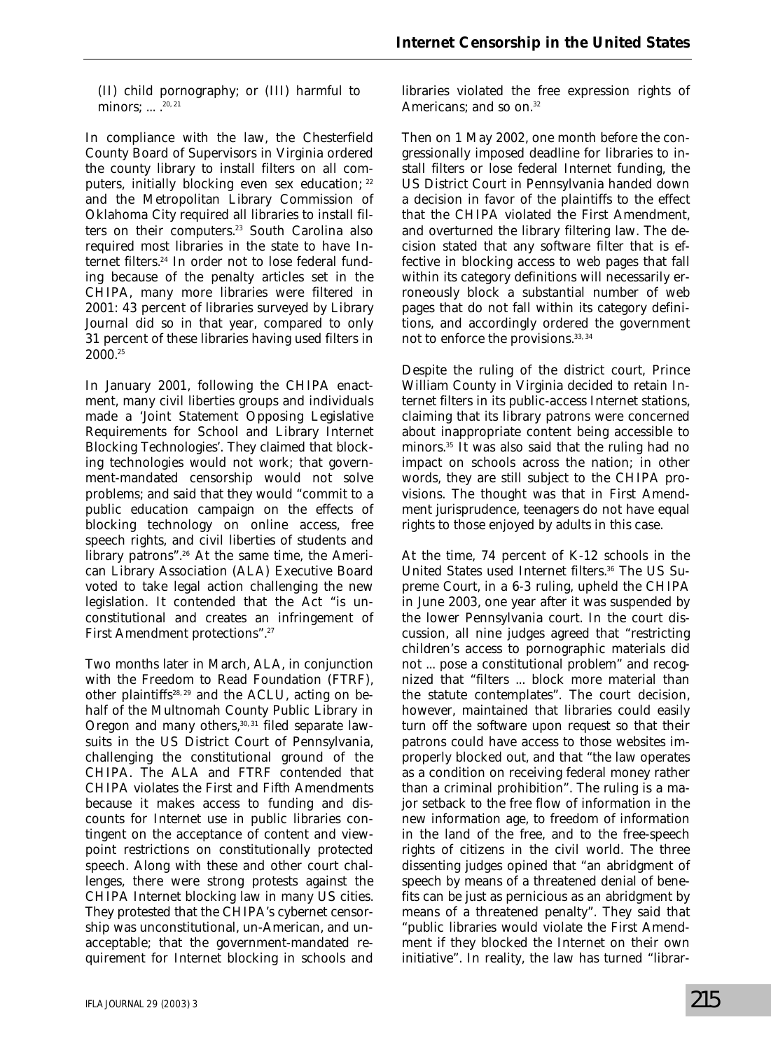(II) child pornography; or (III) harmful to minors; ... .[20, 21]

In compliance with the law, the Chesterfield County Board of Supervisors in Virginia ordered the county library to install filters on all computers, initially blocking even sex education; [22] and the Metropolitan Library Commission of Oklahoma City required all libraries to install filters on their computers.[23] South Carolina also required most libraries in the state to have Internet filters.[24] In order not to lose federal funding because of the penalty articles set in the CHIPA, many more libraries were filtered in 2001: 43 percent of libraries surveyed by Library Journal did so in that year, compared to only 31 percent of these libraries having used filters in 2000.[25]

In January 2001, following the CHIPA enactment, many civil liberties groups and individuals made a 'Joint Statement Opposing Legislative Requirements for School and Library Internet Blocking Technologies'. They claimed that blocking technologies would not work; that government-mandated censorship would not solve problems; and said that they would "commit to a public education campaign on the effects of blocking technology on online access, free speech rights, and civil liberties of students and library patrons".[26] At the same time, the American Library Association (ALA) Executive Board voted to take legal action challenging the new legislation. It contended that the Act "is unconstitutional and creates an infringement of First Amendment protections".[27]

Two months later in March, ALA, in conjunction with the Freedom to Read Foundation (FTRF), other plaintiffs[28, 29] and the ACLU, acting on behalf of the Multnomah County Public Library in Oregon and many others,[30, 31] filed separate lawsuits in the US District Court of Pennsylvania, challenging the constitutional ground of the CHIPA. The ALA and FTRF contended that CHIPA violates the First and Fifth Amendments because it makes access to funding and discounts for Internet use in public libraries contingent on the acceptance of content and viewpoint restrictions on constitutionally protected speech. Along with these and other court challenges, there were strong protests against the CHIPA Internet blocking law in many US cities. They protested that the CHIPA's cybernet censorship was unconstitutional, un-American, and unacceptable; that the government-mandated requirement for Internet blocking in schools and libraries violated the free expression rights of Americans; and so on.[32]

Then on 1 May 2002, one month before the congressionally imposed deadline for libraries to install filters or lose federal Internet funding, the US District Court in Pennsylvania handed down a decision in favor of the plaintiffs to the effect that the CHIPA violated the First Amendment, and overturned the library filtering law. The decision stated that any software filter that is effective in blocking access to web pages that fall within its category definitions will necessarily erroneously block a substantial number of web pages that do not fall within its category definitions, and accordingly ordered the government not to enforce the provisions.[33, 34]

Despite the ruling of the district court, Prince William County in Virginia decided to retain Internet filters in its public-access Internet stations, claiming that its library patrons were concerned about inappropriate content being accessible to minors.[35] It was also said that the ruling had no impact on schools across the nation; in other words, they are still subject to the CHIPA provisions. The thought was that in First Amendment jurisprudence, teenagers do not have equal rights to those enjoyed by adults in this case.

At the time, 74 percent of K-12 schools in the United States used Internet filters.[36] The US Supreme Court, in a 6-3 ruling, upheld the CHIPA in June 2003, one year after it was suspended by the lower Pennsylvania court. In the court discussion, all nine judges agreed that "restricting children's access to pornographic materials did not ... pose a constitutional problem" and recognized that "filters ... block more material than the statute contemplates". The court decision, however, maintained that libraries could easily turn off the software upon request so that their patrons could have access to those websites improperly blocked out, and that "the law operates as a condition on receiving federal money rather than a criminal prohibition". The ruling is a major setback to the free flow of information in the new information age, to freedom of information in the land of the free, and to the free-speech rights of citizens in the civil world. The three dissenting judges opined that "an abridgment of speech by means of a threatened denial of benefits can be just as pernicious as an abridgment by means of a threatened penalty". They said that "public libraries would violate the First Amendment if they blocked the Internet on their own initiative". In reality, the law has turned "librar-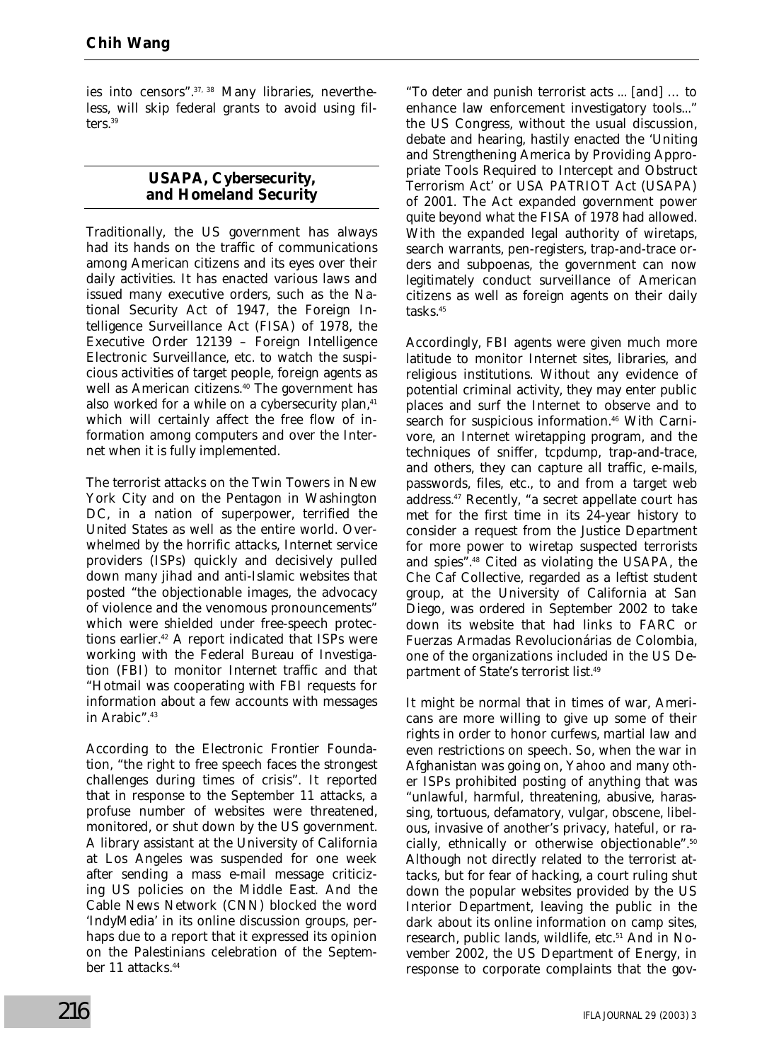ies into censors".[37, 38] Many libraries, nevertheless, will skip federal grants to avoid using filters.[39]

## USAPA, Cybersecurity, and Homeland Security

Traditionally, the US government has always had its hands on the traffic of communications among American citizens and its eyes over their daily activities. It has enacted various laws and issued many executive orders, such as the National Security Act of 1947, the Foreign Intelligence Surveillance Act (FISA) of 1978, the Executive Order 12139 – Foreign Intelligence Electronic Surveillance, etc. to watch the suspicious activities of target people, foreign agents as well as American citizens.[40] The government has also worked for a while on a cybersecurity plan,[41] which will certainly affect the free flow of information among computers and over the Internet when it is fully implemented.

The terrorist attacks on the Twin Towers in New York City and on the Pentagon in Washington DC, in a nation of superpower, terrified the United States as well as the entire world. Overwhelmed by the horrific attacks, Internet service providers (ISPs) quickly and decisively pulled down many jihad and anti-Islamic websites that posted "the objectionable images, the advocacy of violence and the venomous pronouncements" which were shielded under free-speech protections earlier.[42] A report indicated that ISPs were working with the Federal Bureau of Investigation (FBI) to monitor Internet traffic and that "Hotmail was cooperating with FBI requests for information about a few accounts with messages in Arabic".[43]

According to the Electronic Frontier Foundation, "the right to free speech faces the strongest challenges during times of crisis". It reported that in response to the September 11 attacks, a profuse number of websites were threatened, monitored, or shut down by the US government. A library assistant at the University of California at Los Angeles was suspended for one week after sending a mass e-mail message criticizing US policies on the Middle East. And the Cable News Network (CNN) blocked the word 'IndyMedia' in its online discussion groups, perhaps due to a report that it expressed its opinion on the Palestinians celebration of the September 11 attacks.[44]

"To deter and punish terrorist acts ... [and] … to enhance law enforcement investigatory tools..." the US Congress, without the usual discussion, debate and hearing, hastily enacted the 'Uniting and Strengthening America by Providing Appropriate Tools Required to Intercept and Obstruct Terrorism Act' or USA PATRIOT Act (USAPA) of 2001. The Act expanded government power quite beyond what the FISA of 1978 had allowed. With the expanded legal authority of wiretaps, search warrants, pen-registers, trap-and-trace orders and subpoenas, the government can now legitimately conduct surveillance of American citizens as well as foreign agents on their daily tasks.[45]

Accordingly, FBI agents were given much more latitude to monitor Internet sites, libraries, and religious institutions. Without any evidence of potential criminal activity, they may enter public places and surf the Internet to observe and to search for suspicious information.[46] With Carnivore, an Internet wiretapping program, and the techniques of sniffer, tcpdump, trap-and-trace, and others, they can capture all traffic, e-mails, passwords, files, etc., to and from a target web address.[47] Recently, "a secret appellate court has met for the first time in its 24-year history to consider a request from the Justice Department for more power to wiretap suspected terrorists and spies".[48] Cited as violating the USAPA, the Che Caf Collective, regarded as a leftist student group, at the University of California at San Diego, was ordered in September 2002 to take down its website that had links to FARC or Fuerzas Armadas Revolucionárias de Colombia, one of the organizations included in the US Department of State's terrorist list.[49]

It might be normal that in times of war, Americans are more willing to give up some of their rights in order to honor curfews, martial law and even restrictions on speech. So, when the war in Afghanistan was going on, Yahoo and many other ISPs prohibited posting of anything that was "unlawful, harmful, threatening, abusive, harassing, tortuous, defamatory, vulgar, obscene, libelous, invasive of another's privacy, hateful, or racially, ethnically or otherwise objectionable".[50] Although not directly related to the terrorist attacks, but for fear of hacking, a court ruling shut down the popular websites provided by the US Interior Department, leaving the public in the dark about its online information on camp sites, research, public lands, wildlife, etc.[51] And in November 2002, the US Department of Energy, in response to corporate complaints that the gov-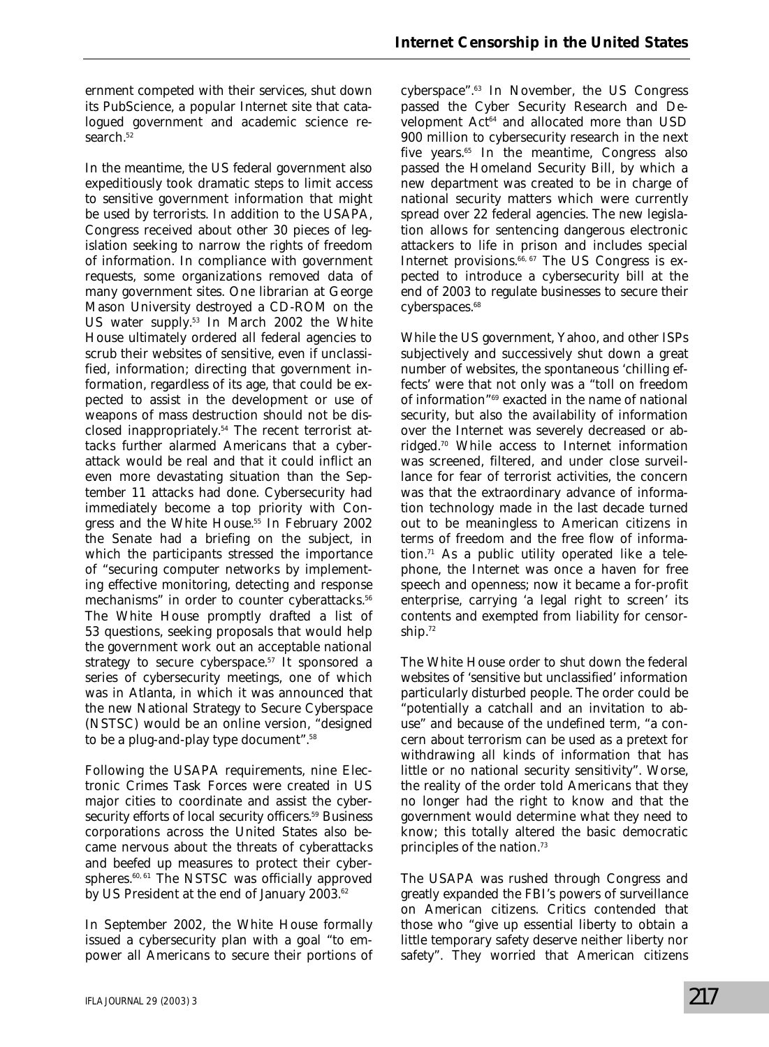ernment competed with their services, shut down its PubScience, a popular Internet site that catalogued government and academic science research.[52]

In the meantime, the US federal government also expeditiously took dramatic steps to limit access to sensitive government information that might be used by terrorists. In addition to the USAPA, Congress received about other 30 pieces of legislation seeking to narrow the rights of freedom of information. In compliance with government requests, some organizations removed data of many government sites. One librarian at George Mason University destroyed a CD-ROM on the US water supply.[53] In March 2002 the White House ultimately ordered all federal agencies to scrub their websites of sensitive, even if unclassified, information; directing that government information, regardless of its age, that could be expected to assist in the development or use of weapons of mass destruction should not be disclosed inappropriately.[54] The recent terrorist attacks further alarmed Americans that a cyberattack would be real and that it could inflict an even more devastating situation than the September 11 attacks had done. Cybersecurity had immediately become a top priority with Congress and the White House.[55] In February 2002 the Senate had a briefing on the subject, in which the participants stressed the importance of "securing computer networks by implementing effective monitoring, detecting and response mechanisms" in order to counter cyberattacks.[56] The White House promptly drafted a list of 53 questions, seeking proposals that would help the government work out an acceptable national strategy to secure cyberspace.[57] It sponsored a series of cybersecurity meetings, one of which was in Atlanta, in which it was announced that the new National Strategy to Secure Cyberspace (NSTSC) would be an online version, "designed to be a plug-and-play type document".[58]

Following the USAPA requirements, nine Electronic Crimes Task Forces were created in US major cities to coordinate and assist the cybersecurity efforts of local security officers.[59] Business corporations across the United States also became nervous about the threats of cyberattacks and beefed up measures to protect their cyberspheres.[60, 61] The NSTSC was officially approved by US President at the end of January 2003.[62]

In September 2002, the White House formally issued a cybersecurity plan with a goal "to empower all Americans to secure their portions of cyberspace".[63] In November, the US Congress passed the Cyber Security Research and Development Act[64] and allocated more than USD 900 million to cybersecurity research in the next five years.[65] In the meantime, Congress also passed the Homeland Security Bill, by which a new department was created to be in charge of national security matters which were currently spread over 22 federal agencies. The new legislation allows for sentencing dangerous electronic attackers to life in prison and includes special Internet provisions.[66, 67] The US Congress is expected to introduce a cybersecurity bill at the end of 2003 to regulate businesses to secure their cyberspaces.[68]

While the US government, Yahoo, and other ISPs subjectively and successively shut down a great number of websites, the spontaneous 'chilling effects' were that not only was a "toll on freedom of information"[69] exacted in the name of national security, but also the availability of information over the Internet was severely decreased or abridged.[70] While access to Internet information was screened, filtered, and under close surveillance for fear of terrorist activities, the concern was that the extraordinary advance of information technology made in the last decade turned out to be meaningless to American citizens in terms of freedom and the free flow of information.[71] As a public utility operated like a telephone, the Internet was once a haven for free speech and openness; now it became a for-profit enterprise, carrying 'a legal right to screen' its contents and exempted from liability for censorship.[72]

The White House order to shut down the federal websites of 'sensitive but unclassified' information particularly disturbed people. The order could be "potentially a catchall and an invitation to abuse" and because of the undefined term, "a concern about terrorism can be used as a pretext for withdrawing all kinds of information that has little or no national security sensitivity". Worse, the reality of the order told Americans that they no longer had the right to know and that the government would determine what they need to know; this totally altered the basic democratic principles of the nation.[73]

The USAPA was rushed through Congress and greatly expanded the FBI's powers of surveillance on American citizens. Critics contended that those who "give up essential liberty to obtain a little temporary safety deserve neither liberty nor safety". They worried that American citizens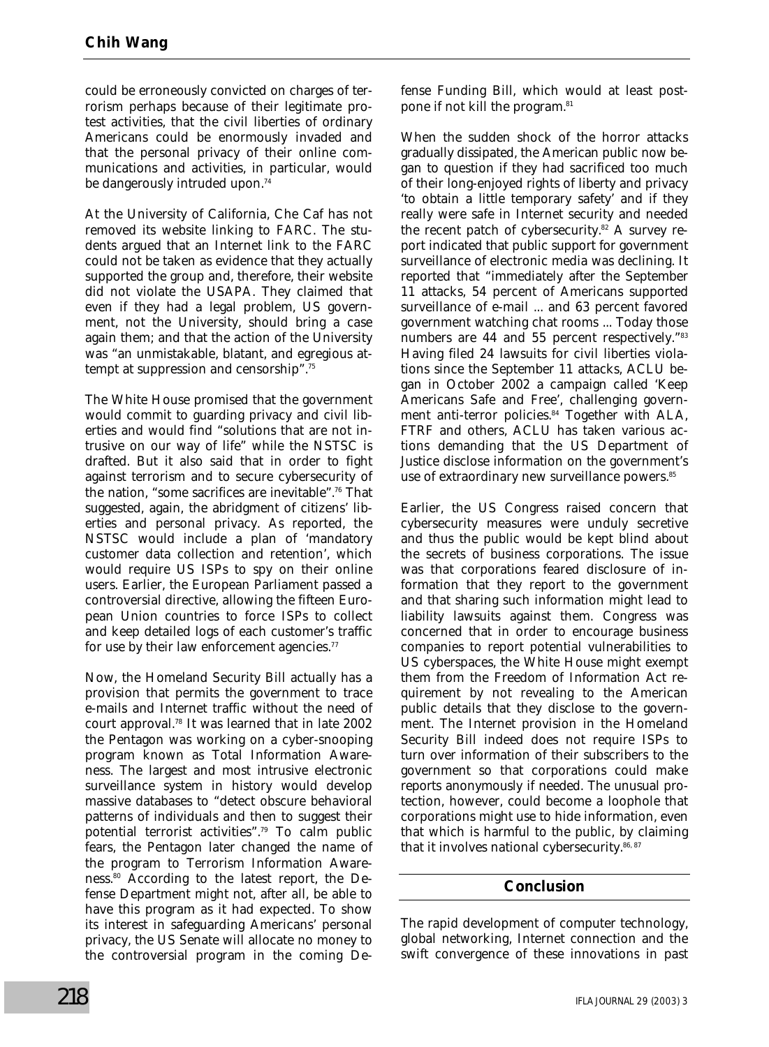could be erroneously convicted on charges of terrorism perhaps because of their legitimate protest activities, that the civil liberties of ordinary Americans could be enormously invaded and that the personal privacy of their online communications and activities, in particular, would be dangerously intruded upon.[74]

At the University of California, Che Caf has not removed its website linking to FARC. The students argued that an Internet link to the FARC could not be taken as evidence that they actually supported the group and, therefore, their website did not violate the USAPA. They claimed that even if they had a legal problem, US government, not the University, should bring a case again them; and that the action of the University was "an unmistakable, blatant, and egregious attempt at suppression and censorship".[75]

The White House promised that the government would commit to guarding privacy and civil liberties and would find "solutions that are not intrusive on our way of life" while the NSTSC is drafted. But it also said that in order to fight against terrorism and to secure cybersecurity of the nation, "some sacrifices are inevitable".[76] That suggested, again, the abridgment of citizens' liberties and personal privacy. As reported, the NSTSC would include a plan of 'mandatory customer data collection and retention', which would require US ISPs to spy on their online users. Earlier, the European Parliament passed a controversial directive, allowing the fifteen European Union countries to force ISPs to collect and keep detailed logs of each customer's traffic for use by their law enforcement agencies.[77]

Now, the Homeland Security Bill actually has a provision that permits the government to trace e-mails and Internet traffic without the need of court approval.[78] It was learned that in late 2002 the Pentagon was working on a cyber-snooping program known as Total Information Awareness. The largest and most intrusive electronic surveillance system in history would develop massive databases to "detect obscure behavioral patterns of individuals and then to suggest their potential terrorist activities".[79] To calm public fears, the Pentagon later changed the name of the program to Terrorism Information Awareness.[80] According to the latest report, the Defense Department might not, after all, be able to have this program as it had expected. To show its interest in safeguarding Americans' personal privacy, the US Senate will allocate no money to the controversial program in the coming Defense Funding Bill, which would at least postpone if not kill the program.[81]

When the sudden shock of the horror attacks gradually dissipated, the American public now began to question if they had sacrificed too much of their long-enjoyed rights of liberty and privacy 'to obtain a little temporary safety' and if they really were safe in Internet security and needed the recent patch of cybersecurity.[82] A survey report indicated that public support for government surveillance of electronic media was declining. It reported that "immediately after the September 11 attacks, 54 percent of Americans supported surveillance of e-mail ... and 63 percent favored government watching chat rooms ... Today those numbers are 44 and 55 percent respectively."[83] Having filed 24 lawsuits for civil liberties violations since the September 11 attacks, ACLU began in October 2002 a campaign called 'Keep Americans Safe and Free', challenging government anti-terror policies.[84] Together with ALA, FTRF and others, ACLU has taken various actions demanding that the US Department of Justice disclose information on the government's use of extraordinary new surveillance powers.[85]

Earlier, the US Congress raised concern that cybersecurity measures were unduly secretive and thus the public would be kept blind about the secrets of business corporations. The issue was that corporations feared disclosure of information that they report to the government and that sharing such information might lead to liability lawsuits against them. Congress was concerned that in order to encourage business companies to report potential vulnerabilities to US cyberspaces, the White House might exempt them from the Freedom of Information Act requirement by not revealing to the American public details that they disclose to the government. The Internet provision in the Homeland Security Bill indeed does not require ISPs to turn over information of their subscribers to the government so that corporations could make reports anonymously if needed. The unusual protection, however, could become a loophole that corporations might use to hide information, even that which is harmful to the public, by claiming that it involves national cybersecurity.[86, 87]

## Conclusion

The rapid development of computer technology, global networking, Internet connection and the swift convergence of these innovations in past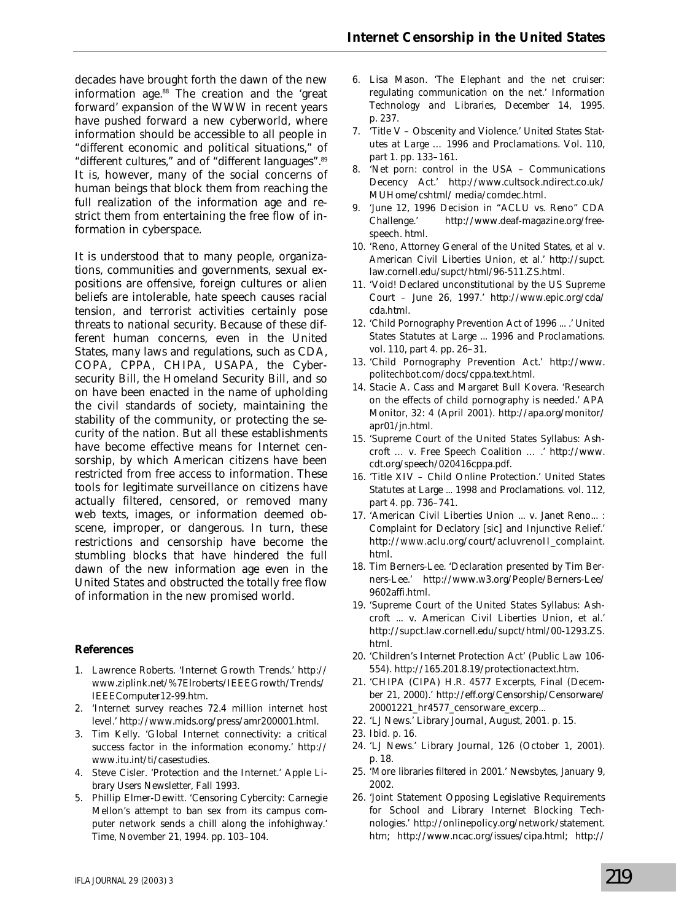decades have brought forth the dawn of the new information age.[88] The creation and the 'great forward' expansion of the WWW in recent years have pushed forward a new cyberworld, where information should be accessible to all people in "different economic and political situations," of "different cultures," and of "different languages".[89] It is, however, many of the social concerns of human beings that block them from reaching the full realization of the information age and restrict them from entertaining the free flow of information in cyberspace.

It is understood that to many people, organizations, communities and governments, sexual expositions are offensive, foreign cultures or alien beliefs are intolerable, hate speech causes racial tension, and terrorist activities certainly pose threats to national security. Because of these different human concerns, even in the United States, many laws and regulations, such as CDA, COPA, CPPA, CHIPA, USAPA, the Cybersecurity Bill, the Homeland Security Bill, and so on have been enacted in the name of upholding the civil standards of society, maintaining the stability of the community, or protecting the security of the nation. But all these establishments have become effective means for Internet censorship, by which American citizens have been restricted from free access to information. These tools for legitimate surveillance on citizens have actually filtered, censored, or removed many web texts, images, or information deemed obscene, improper, or dangerous. In turn, these restrictions and censorship have become the stumbling blocks that have hindered the full dawn of the new information age even in the United States and obstructed the totally free flow of information in the new promised world.

## References

1. Lawrence Roberts. 'Internet Growth Trends.' http://www.ziplink.net/%7Elroberts/IEEEGrowth/Trends/IEEEComputer12-99.htm.
2. 'Internet survey reaches 72.4 million internet host level.' http://www.mids.org/press/amr200001.html.
3. Tim Kelly. 'Global Internet connectivity: a critical success factor in the information economy.' http://www.itu.int/ti/casestudies.
4. Steve Cisler. 'Protection and the Internet.' *Apple Library Users Newsletter*, Fall 1993.
5. Phillip Elmer-Dewitt. 'Censoring Cybercity: Carnegie Mellon's attempt to ban sex from its campus computer network sends a chill along the infohighway.' *Time*, November 21, 1994. pp. 103–104.
6. Lisa Mason. 'The Elephant and the net cruiser: regulating communication on the net.' *Information Technology and Libraries*, December 14, 1995. p. 237.
7. 'Title V – Obscenity and Violence.' *United States Statutes at Large … 1996 and Proclamations*. Vol. 110, part 1. pp. 133–161.
8. 'Net porn: control in the USA – Communications Decency Act.' http://www.cultsock.ndirect.co.uk/MUHome/cshtml/ media/comdec.html.
9. 'June 12, 1996 Decision in "ACLU vs. Reno" CDA Challenge.' http://www.deaf-magazine.org/free-speech. html.
10. 'Reno, Attorney General of the United States, et al v. American Civil Liberties Union, et al.' http://supct.law.cornell.edu/supct/html/96-511.ZS.html.
11. 'Void! Declared unconstitutional by the US Supreme Court – June 26, 1997.' http://www.epic.org/cda/cda.html.
12. 'Child Pornography Prevention Act of 1996 ... .' *United States Statutes at Large ... 1996 and Proclamations*. vol. 110, part 4. pp. 26–31.
13. 'Child Pornography Prevention Act.' http://www.politechbot.com/docs/cppa.text.html.
14. Stacie A. Cass and Margaret Bull Kovera. 'Research on the effects of child pornography is needed.' *APA Monitor*, 32: 4 (April 2001). http://apa.org/monitor/apr01/jn.html.
15. 'Supreme Court of the United States Syllabus: Ashcroft … v. Free Speech Coalition … .' http://www.cdt.org/speech/020416cppa.pdf.
16. 'Title XIV – Child Online Protection.' *United States Statutes at Large ... 1998 and Proclamations*. vol. 112, part 4. pp. 736–741.
17. 'American Civil Liberties Union ... v. Janet Reno... : Complaint for Declatory [sic] and Injunctive Relief.' http://www.aclu.org/court/acluvrenoII_complaint.html.
18. Tim Berners-Lee. 'Declaration presented by Tim Berners-Lee.' http://www.w3.org/People/Berners-Lee/9602affi.html.
19. 'Supreme Court of the United States Syllabus: Ashcroft ... v. American Civil Liberties Union, et al.' http://supct.law.cornell.edu/supct/html/00-1293.ZS.html.
20. 'Children's Internet Protection Act' (Public Law 106-554). http://165.201.8.19/protectionactext.htm.
21. 'CHIPA (CIPA) H.R. 4577 Excerpts, Final (December 21, 2000).' http://eff.org/Censorship/Censorware/20001221_hr4577_censorware_excerp...
22. 'LJ News.' *Library Journal*, August, 2001. p. 15.
23. Ibid. p. 16.
24. 'LJ News.' *Library Journal*, 126 (October 1, 2001). p. 18.
25. 'More libraries filtered in 2001.' *Newsbytes*, January 9, 2002.
26. 'Joint Statement Opposing Legislative Requirements for School and Library Internet Blocking Technologies.' http://onlinepolicy.org/network/statement.htm; http://www.ncac.org/issues/cipa.html; http://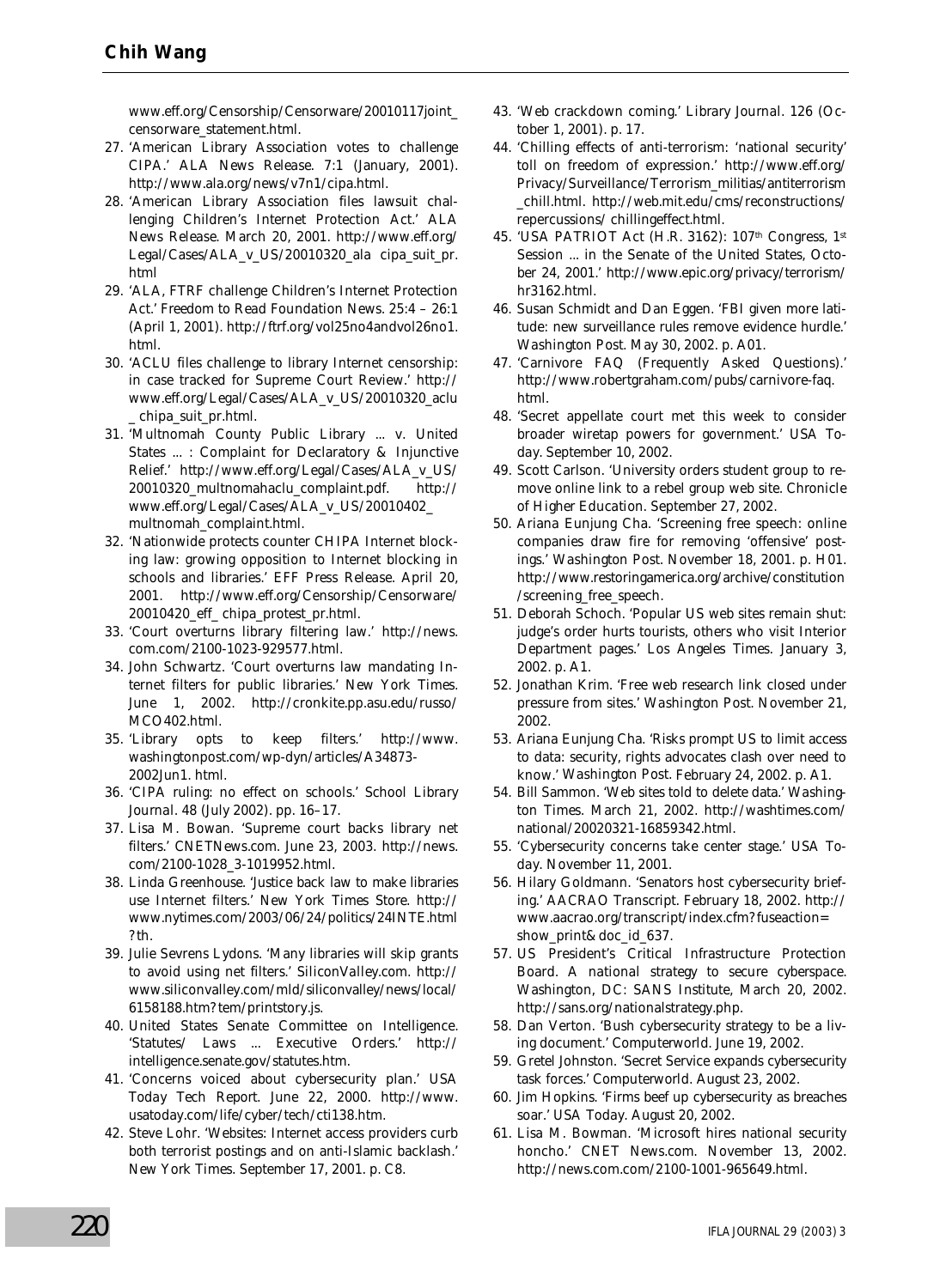www.eff.org/Censorship/Censorware/20010117joint_censorware_statement.html.

27. 'American Library Association votes to challenge CIPA.' *ALA News Release*. 7:1 (January, 2001). http://www.ala.org/news/v7n1/cipa.html.
28. 'American Library Association files lawsuit challenging Children's Internet Protection Act.' *ALA News Release*. March 20, 2001. http://www.eff.org/Legal/Cases/ALA_v_US/20010320_ala cipa_suit_pr.html
29. 'ALA, FTRF challenge Children's Internet Protection Act.' *Freedom to Read Foundation News*. 25:4 – 26:1 (April 1, 2001). http://ftrf.org/vol25no4andvol26no1.html.
30. 'ACLU files challenge to library Internet censorship: in case tracked for Supreme Court Review.' http://www.eff.org/Legal/Cases/ALA_v_US/20010320_aclu_chipa_suit_pr.html.
31. 'Multnomah County Public Library ... v. United States ... : Complaint for Declaratory & Injunctive Relief.' http://www.eff.org/Legal/Cases/ALA_v_US/20010320_multnomahaclu_complaint.pdf. http://www.eff.org/Legal/Cases/ALA_v_US/20010402_multnomah_complaint.html.
32. 'Nationwide protects counter CHIPA Internet blocking law: growing opposition to Internet blocking in schools and libraries.' *EFF Press Release*. April 20, 2001. http://www.eff.org/Censorship/Censorware/20010420_eff_chipa_protest_pr.html.
33. 'Court overturns library filtering law.' http://news.com.com/2100-1023-929577.html.
34. John Schwartz. 'Court overturns law mandating Internet filters for public libraries.' *New York Times*. June 1, 2002. http://cronkite.pp.asu.edu/russo/MCO402.html.
35. 'Library opts to keep filters.' http://www.washingtonpost.com/wp-dyn/articles/A34873-2002Jun1. html.
36. 'CIPA ruling: no effect on schools.' *School Library Journal*. 48 (July 2002). pp. 16–17.
37. Lisa M. Bowan. 'Supreme court backs library net filters.' *CNETNews.com*. June 23, 2003. http://news.com/2100-1028_3-1019952.html.
38. Linda Greenhouse. 'Justice back law to make libraries use Internet filters.' *New York Times Store*. http://www.nytimes.com/2003/06/24/politics/24INTE.html?th.
39. Julie Sevrens Lydons. 'Many libraries will skip grants to avoid using net filters.' *SiliconValley.com*. http://www.siliconvalley.com/mld/siliconvalley/news/local/6158188.htm?tem/printstory.js.
40. United States Senate Committee on Intelligence. 'Statutes/ Laws ... Executive Orders.' http://intelligence.senate.gov/statutes.htm.
41. 'Concerns voiced about cybersecurity plan.' *USA Today Tech Report*. June 22, 2000. http://www.usatoday.com/life/cyber/tech/cti138.htm.
42. Steve Lohr. 'Websites: Internet access providers curb both terrorist postings and on anti-Islamic backlash.' *New York Times*. September 17, 2001. p. C8.
43. 'Web crackdown coming.' *Library Journal*. 126 (October 1, 2001). p. 17.
44. 'Chilling effects of anti-terrorism: 'national security' toll on freedom of expression.' http://www.eff.org/Privacy/Surveillance/Terrorism_militias/antiterrorism_chill.html. http://web.mit.edu/cms/reconstructions/repercussions/ chillingeffect.html.
45. 'USA PATRIOT Act (H.R. 3162): 107th Congress, 1st Session ... in the Senate of the United States, October 24, 2001.' http://www.epic.org/privacy/terrorism/hr3162.html.
46. Susan Schmidt and Dan Eggen. 'FBI given more latitude: new surveillance rules remove evidence hurdle.' *Washington Post*. May 30, 2002. p. A01.
47. 'Carnivore FAQ (Frequently Asked Questions).' http://www.robertgraham.com/pubs/carnivore-faq.html.
48. 'Secret appellate court met this week to consider broader wiretap powers for government.' *USA Today*. September 10, 2002.
49. Scott Carlson. 'University orders student group to remove online link to a rebel group web site. *Chronicle of Higher Education*. September 27, 2002.
50. Ariana Eunjung Cha. 'Screening free speech: online companies draw fire for removing 'offensive' postings.' *Washington Post*. November 18, 2001. p. H01. http://www.restoringamerica.org/archive/constitution/screening_free_speech.
51. Deborah Schoch. 'Popular US web sites remain shut: judge's order hurts tourists, others who visit Interior Department pages.' *Los Angeles Times*. January 3, 2002. p. A1.
52. Jonathan Krim. 'Free web research link closed under pressure from sites.' *Washington Post*. November 21, 2002.
53. Ariana Eunjung Cha. 'Risks prompt US to limit access to data: security, rights advocates clash over need to know.' *Washington Post*. February 24, 2002. p. A1.
54. Bill Sammon. 'Web sites told to delete data.' *Washington Times*. March 21, 2002. http://washtimes.com/national/20020321-16859342.html.
55. 'Cybersecurity concerns take center stage.' *USA Today*. November 11, 2001.
56. Hilary Goldmann. 'Senators host cybersecurity briefing.' *AACRAO Transcript*. February 18, 2002. http://www.aacrao.org/transcript/index.cfm?fuseaction=show_print&doc_id_637.
57. US President's Critical Infrastructure Protection Board. *A national strategy to secure cyberspace*. Washington, DC: SANS Institute, March 20, 2002. http://sans.org/nationalstrategy.php.
58. Dan Verton. 'Bush cybersecurity strategy to be a living document.' *Computerworld*. June 19, 2002.
59. Gretel Johnston. 'Secret Service expands cybersecurity task forces.' *Computerworld*. August 23, 2002.
60. Jim Hopkins. 'Firms beef up cybersecurity as breaches soar.' *USA Today*. August 20, 2002.
61. Lisa M. Bowman. 'Microsoft hires national security honcho.' *CNET News.com*. November 13, 2002. http://news.com.com/2100-1001-965649.html.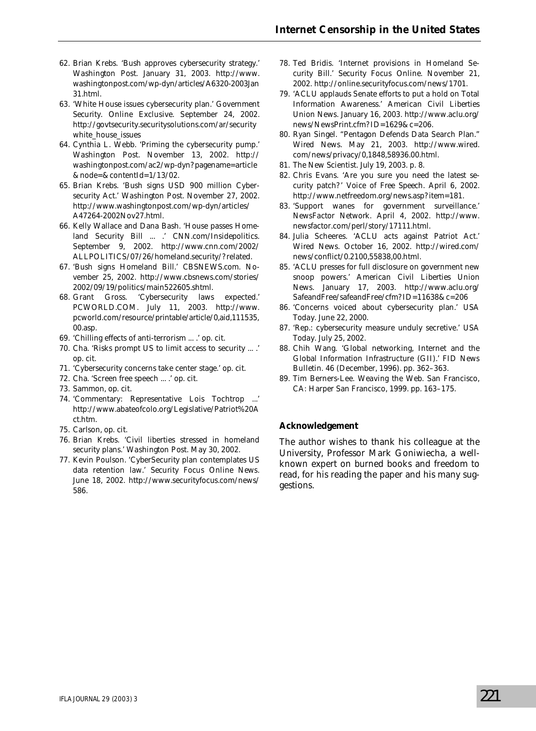62. Brian Krebs. 'Bush approves cybersecurity strategy.' Washington Post. January 31, 2003. http://www.washingtonpost.com/wp-dyn/articles/A6320-2003Jan31.html.
63. 'White House issues cybersecurity plan.' Government Security. Online Exclusive. September 24, 2002. http://govtsecurity.securitysolutions.com/ar/security white_house_issues
64. Cynthia L. Webb. 'Priming the cybersecurity pump.' Washington Post. November 13, 2002. http://washingtonpost.com/ac2/wp-dyn?pagename=article&node=&contentId=1/13/02.
65. Brian Krebs. 'Bush signs USD 900 million Cybersecurity Act.' Washington Post. November 27, 2002. http://www.washingtonpost.com/wp-dyn/articles/A47264-2002Nov27.html.
66. Kelly Wallace and Dana Bash. 'House passes Homeland Security Bill ... .' CNN.com/Insidepolitics. September 9, 2002. http://www.cnn.com/2002/ALLPOLITICS/07/26/homeland.security/?related.
67. 'Bush signs Homeland Bill.' CBSNEWS.com. November 25, 2002. http://www.cbsnews.com/stories/2002/09/19/politics/main522605.shtml.
68. Grant Gross. 'Cybersecurity laws expected.' PCWORLD.COM. July 11, 2003. http://www.pcworld.com/resource/printable/article/0,aid,111535,00.asp.
69. 'Chilling effects of anti-terrorism ... .' op. cit.
70. Cha. 'Risks prompt US to limit access to security ... .' op. cit.
71. 'Cybersecurity concerns take center stage.' op. cit.
72. Cha. 'Screen free speech ... .' op. cit.
73. Sammon, op. cit.
74. 'Commentary: Representative Lois Tochtrop ...' http://www.abateofcolo.org/Legislative/Patriot%20Act.htm.
75. Carlson, op. cit.
76. Brian Krebs. 'Civil liberties stressed in homeland security plans.' Washington Post. May 30, 2002.
77. Kevin Poulson. 'CyberSecurity plan contemplates US data retention law.' Security Focus Online News. June 18, 2002. http://www.securityfocus.com/news/586.
78. Ted Bridis. 'Internet provisions in Homeland Security Bill.' Security Focus Online. November 21, 2002. http://online.securityfocus.com/news/1701.
79. 'ACLU applauds Senate efforts to put a hold on Total Information Awareness.' American Civil Liberties Union News. January 16, 2003. http://www.aclu.org/news/NewsPrint.cfm?ID=1629&c=206.
80. Ryan Singel. "Pentagon Defends Data Search Plan." Wired News. May 21, 2003. http://www.wired.com/news/privacy/0,1848,58936.00.html.
81. The New Scientist. July 19, 2003. p. 8.
82. Chris Evans. 'Are you sure you need the latest security patch?' Voice of Free Speech. April 6, 2002. http://www.netfreedom.org/news.asp?item=181.
83. 'Support wanes for government surveillance.' NewsFactor Network. April 4, 2002. http://www.newsfactor.com/perl/story/17111.html.
84. Julia Scheeres. 'ACLU acts against Patriot Act.' Wired News. October 16, 2002. http://wired.com/news/conflict/0.2100,55838,00.html.
85. 'ACLU presses for full disclosure on government new snoop powers.' American Civil Liberties Union News. January 17, 2003. http://www.aclu.org/SafeandFree/safeandFree/cfm?ID=11638&c=206
86. 'Concerns voiced about cybersecurity plan.' USA Today. June 22, 2000.
87. 'Rep.: cybersecurity measure unduly secretive.' USA Today. July 25, 2002.
88. Chih Wang. 'Global networking, Internet and the Global Information Infrastructure (GII).' FID News Bulletin. 46 (December, 1996). pp. 362–363.
89. Tim Berners-Lee. Weaving the Web. San Francisco, CA: Harper San Francisco, 1999. pp. 163–175.

## Acknowledgement

The author wishes to thank his colleague at the University, Professor Mark Goniwiecha, a well-known expert on burned books and freedom to read, for his reading the paper and his many suggestions.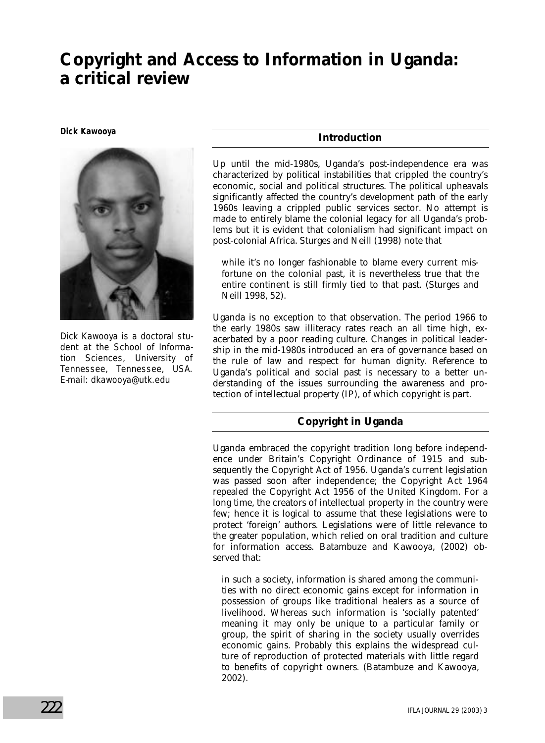# Copyright and Access to Information in Uganda: a critical review

**Dick Kawooya**

Dick Kawooya is a doctoral student at the School of Information Sciences, University of Tennessee, Tennessee, USA. E-mail: dkawooya@utk.edu

## Introduction

Up until the mid-1980s, Uganda's post-independence era was characterized by political instabilities that crippled the country's economic, social and political structures. The political upheavals significantly affected the country's development path of the early 1960s leaving a crippled public services sector. No attempt is made to entirely blame the colonial legacy for all Uganda's problems but it is evident that colonialism had significant impact on post-colonial Africa. Sturges and Neill (1998) note that

> while it's no longer fashionable to blame every current misfortune on the colonial past, it is nevertheless true that the entire continent is still firmly tied to that past. (Sturges and Neill 1998, 52).

Uganda is no exception to that observation. The period 1966 to the early 1980s saw illiteracy rates reach an all time high, exacerbated by a poor reading culture. Changes in political leadership in the mid-1980s introduced an era of governance based on the rule of law and respect for human dignity. Reference to Uganda's political and social past is necessary to a better understanding of the issues surrounding the awareness and protection of intellectual property (IP), of which copyright is part.

## Copyright in Uganda

Uganda embraced the copyright tradition long before independence under Britain's Copyright Ordinance of 1915 and subsequently the Copyright Act of 1956. Uganda's current legislation was passed soon after independence; the Copyright Act 1964 repealed the Copyright Act 1956 of the United Kingdom. For a long time, the creators of intellectual property in the country were few; hence it is logical to assume that these legislations were to protect 'foreign' authors. Legislations were of little relevance to the greater population, which relied on oral tradition and culture for information access. Batambuze and Kawooya, (2002) observed that:

> in such a society, information is shared among the communities with no direct economic gains except for information in possession of groups like traditional healers as a source of livelihood. Whereas such information is 'socially patented' meaning it may only be unique to a particular family or group, the spirit of sharing in the society usually overrides economic gains. Probably this explains the widespread culture of reproduction of protected materials with little regard to benefits of copyright owners. (Batambuze and Kawooya, 2002).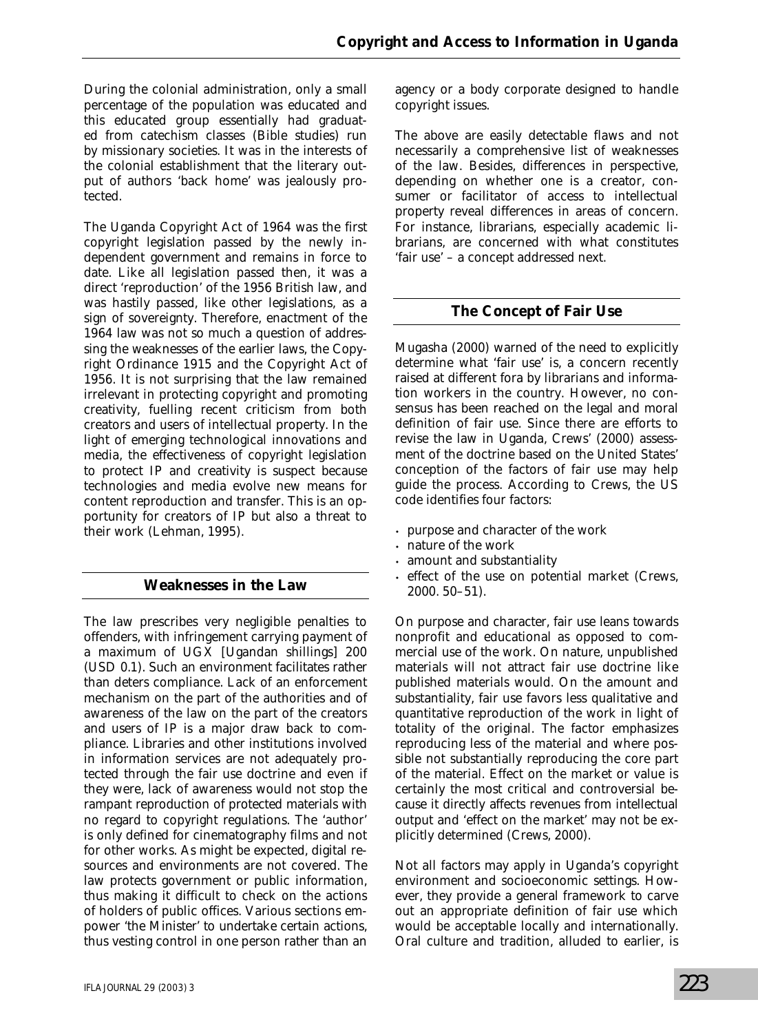During the colonial administration, only a small percentage of the population was educated and this educated group essentially had graduated from catechism classes (Bible studies) run by missionary societies. It was in the interests of the colonial establishment that the literary output of authors 'back home' was jealously protected.

The Uganda Copyright Act of 1964 was the first copyright legislation passed by the newly independent government and remains in force to date. Like all legislation passed then, it was a direct 'reproduction' of the 1956 British law, and was hastily passed, like other legislations, as a sign of sovereignty. Therefore, enactment of the 1964 law was not so much a question of addressing the weaknesses of the earlier laws, the Copyright Ordinance 1915 and the Copyright Act of 1956. It is not surprising that the law remained irrelevant in protecting copyright and promoting creativity, fuelling recent criticism from both creators and users of intellectual property. In the light of emerging technological innovations and media, the effectiveness of copyright legislation to protect IP and creativity is suspect because technologies and media evolve new means for content reproduction and transfer. This is an opportunity for creators of IP but also a threat to their work (Lehman, 1995).

## Weaknesses in the Law

The law prescribes very negligible penalties to offenders, with infringement carrying payment of a maximum of UGX [Ugandan shillings] 200 (USD 0.1). Such an environment facilitates rather than deters compliance. Lack of an enforcement mechanism on the part of the authorities and of awareness of the law on the part of the creators and users of IP is a major draw back to compliance. Libraries and other institutions involved in information services are not adequately protected through the fair use doctrine and even if they were, lack of awareness would not stop the rampant reproduction of protected materials with no regard to copyright regulations. The 'author' is only defined for cinematography films and not for other works. As might be expected, digital resources and environments are not covered. The law protects government or public information, thus making it difficult to check on the actions of holders of public offices. Various sections empower 'the Minister' to undertake certain actions, thus vesting control in one person rather than an agency or a body corporate designed to handle copyright issues.

The above are easily detectable flaws and not necessarily a comprehensive list of weaknesses of the law. Besides, differences in perspective, depending on whether one is a creator, consumer or facilitator of access to intellectual property reveal differences in areas of concern. For instance, librarians, especially academic librarians, are concerned with what constitutes 'fair use' – a concept addressed next.

## The Concept of Fair Use

Mugasha (2000) warned of the need to explicitly determine what 'fair use' is, a concern recently raised at different fora by librarians and information workers in the country. However, no consensus has been reached on the legal and moral definition of fair use. Since there are efforts to revise the law in Uganda, Crews' (2000) assessment of the doctrine based on the United States' conception of the factors of fair use may help guide the process. According to Crews, the US code identifies four factors:

- purpose and character of the work
- nature of the work
- amount and substantiality
- effect of the use on potential market (Crews, 2000. 50–51).

On purpose and character, fair use leans towards nonprofit and educational as opposed to commercial use of the work. On nature, unpublished materials will not attract fair use doctrine like published materials would. On the amount and substantiality, fair use favors less qualitative and quantitative reproduction of the work in light of totality of the original. The factor emphasizes reproducing less of the material and where possible not substantially reproducing the core part of the material. Effect on the market or value is certainly the most critical and controversial because it directly affects revenues from intellectual output and 'effect on the market' may not be explicitly determined (Crews, 2000).

Not all factors may apply in Uganda's copyright environment and socioeconomic settings. However, they provide a general framework to carve out an appropriate definition of fair use which would be acceptable locally and internationally. Oral culture and tradition, alluded to earlier, is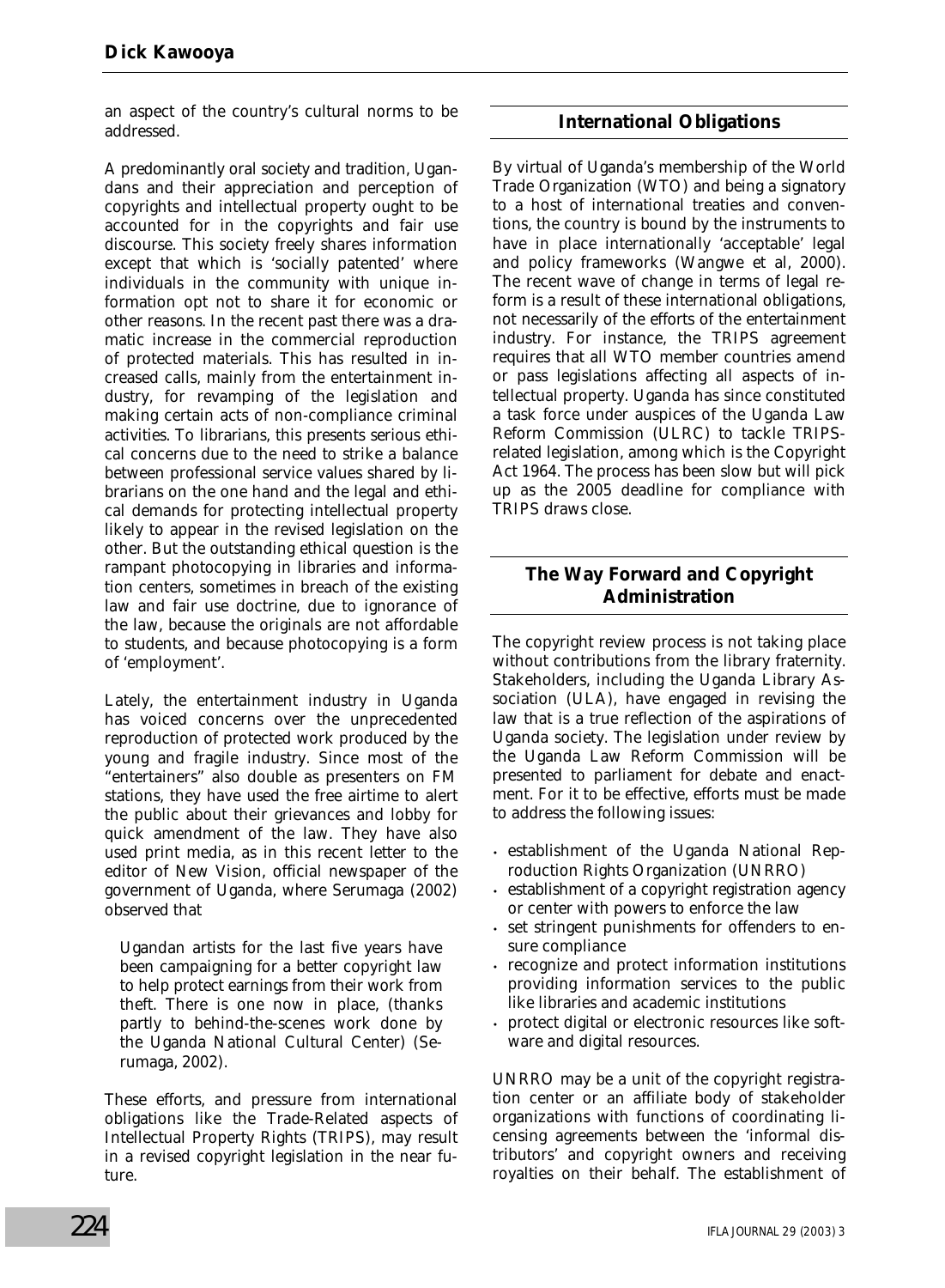an aspect of the country's cultural norms to be addressed.

A predominantly oral society and tradition, Ugandans and their appreciation and perception of copyrights and intellectual property ought to be accounted for in the copyrights and fair use discourse. This society freely shares information except that which is 'socially patented' where individuals in the community with unique information opt not to share it for economic or other reasons. In the recent past there was a dramatic increase in the commercial reproduction of protected materials. This has resulted in increased calls, mainly from the entertainment industry, for revamping of the legislation and making certain acts of non-compliance criminal activities. To librarians, this presents serious ethical concerns due to the need to strike a balance between professional service values shared by librarians on the one hand and the legal and ethical demands for protecting intellectual property likely to appear in the revised legislation on the other. But the outstanding ethical question is the rampant photocopying in libraries and information centers, sometimes in breach of the existing law and fair use doctrine, due to ignorance of the law, because the originals are not affordable to students, and because photocopying is a form of 'employment'.

Lately, the entertainment industry in Uganda has voiced concerns over the unprecedented reproduction of protected work produced by the young and fragile industry. Since most of the "entertainers" also double as presenters on FM stations, they have used the free airtime to alert the public about their grievances and lobby for quick amendment of the law. They have also used print media, as in this recent letter to the editor of *New Vision*, official newspaper of the government of Uganda, where Serumaga (2002) observed that

> Ugandan artists for the last five years have been campaigning for a better copyright law to help protect earnings from their work from theft. There is one now in place, (thanks partly to behind-the-scenes work done by the Uganda National Cultural Center) (Serumaga, 2002).

These efforts, and pressure from international obligations like the Trade-Related aspects of Intellectual Property Rights (TRIPS), may result in a revised copyright legislation in the near future.

## International Obligations

By virtual of Uganda's membership of the World Trade Organization (WTO) and being a signatory to a host of international treaties and conventions, the country is bound by the instruments to have in place internationally 'acceptable' legal and policy frameworks (Wangwe et al, 2000). The recent wave of change in terms of legal reform is a result of these international obligations, not necessarily of the efforts of the entertainment industry. For instance, the TRIPS agreement requires that all WTO member countries amend or pass legislations affecting all aspects of intellectual property. Uganda has since constituted a task force under auspices of the Uganda Law Reform Commission (ULRC) to tackle TRIPS-related legislation, among which is the Copyright Act 1964. The process has been slow but will pick up as the 2005 deadline for compliance with TRIPS draws close.

## The Way Forward and Copyright Administration

The copyright review process is not taking place without contributions from the library fraternity. Stakeholders, including the Uganda Library Association (ULA), have engaged in revising the law that is a true reflection of the aspirations of Uganda society. The legislation under review by the Uganda Law Reform Commission will be presented to parliament for debate and enactment. For it to be effective, efforts must be made to address the following issues:

- establishment of the Uganda National Reproduction Rights Organization (UNRRO)
- establishment of a copyright registration agency or center with powers to enforce the law
- set stringent punishments for offenders to ensure compliance
- recognize and protect information institutions providing information services to the public like libraries and academic institutions
- protect digital or electronic resources like software and digital resources.

UNRRO may be a unit of the copyright registration center or an affiliate body of stakeholder organizations with functions of coordinating licensing agreements between the 'informal distributors' and copyright owners and receiving royalties on their behalf. The establishment of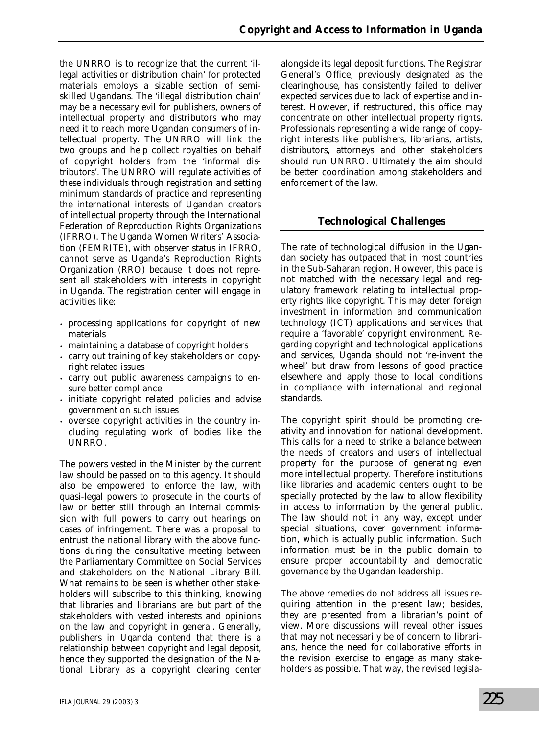the UNRRO is to recognize that the current 'illegal activities or distribution chain' for protected materials employs a sizable section of semi-skilled Ugandans. The 'illegal distribution chain' may be a necessary evil for publishers, owners of intellectual property and distributors who may need it to reach more Ugandan consumers of intellectual property. The UNRRO will link the two groups and help collect royalties on behalf of copyright holders from the 'informal distributors'. The UNRRO will regulate activities of these individuals through registration and setting minimum standards of practice and representing the international interests of Ugandan creators of intellectual property through the International Federation of Reproduction Rights Organizations (IFRRO). The Uganda Women Writers' Association (FEMRITE), with observer status in IFRRO, cannot serve as Uganda's Reproduction Rights Organization (RRO) because it does not represent all stakeholders with interests in copyright in Uganda. The registration center will engage in activities like:

- processing applications for copyright of new materials
- maintaining a database of copyright holders
- carry out training of key stakeholders on copyright related issues
- carry out public awareness campaigns to ensure better compliance
- initiate copyright related policies and advise government on such issues
- oversee copyright activities in the country including regulating work of bodies like the UNRRO.

The powers vested in the Minister by the current law should be passed on to this agency. It should also be empowered to enforce the law, with quasi-legal powers to prosecute in the courts of law or better still through an internal commission with full powers to carry out hearings on cases of infringement. There was a proposal to entrust the national library with the above functions during the consultative meeting between the Parliamentary Committee on Social Services and stakeholders on the National Library Bill. What remains to be seen is whether other stakeholders will subscribe to this thinking, knowing that libraries and librarians are but part of the stakeholders with vested interests and opinions on the law and copyright in general. Generally, publishers in Uganda contend that there is a relationship between copyright and legal deposit, hence they supported the designation of the National Library as a copyright clearing center alongside its legal deposit functions. The Registrar General's Office, previously designated as the clearinghouse, has consistently failed to deliver expected services due to lack of expertise and interest. However, if restructured, this office may concentrate on other intellectual property rights. Professionals representing a wide range of copyright interests like publishers, librarians, artists, distributors, attorneys and other stakeholders should run UNRRO. Ultimately the aim should be better coordination among stakeholders and enforcement of the law.

## Technological Challenges

The rate of technological diffusion in the Ugandan society has outpaced that in most countries in the Sub-Saharan region. However, this pace is not matched with the necessary legal and regulatory framework relating to intellectual property rights like copyright. This may deter foreign investment in information and communication technology (ICT) applications and services that require a 'favorable' copyright environment. Regarding copyright and technological applications and services, Uganda should not 're-invent the wheel' but draw from lessons of good practice elsewhere and apply those to local conditions in compliance with international and regional standards.

The copyright spirit should be promoting creativity and innovation for national development. This calls for a need to strike a balance between the needs of creators and users of intellectual property for the purpose of generating even more intellectual property. Therefore institutions like libraries and academic centers ought to be specially protected by the law to allow flexibility in access to information by the general public. The law should not in any way, except under special situations, cover government information, which is actually public information. Such information must be in the public domain to ensure proper accountability and democratic governance by the Ugandan leadership.

The above remedies do not address all issues requiring attention in the present law; besides, they are presented from a librarian's point of view. More discussions will reveal other issues that may not necessarily be of concern to librarians, hence the need for collaborative efforts in the revision exercise to engage as many stakeholders as possible. That way, the revised legisla-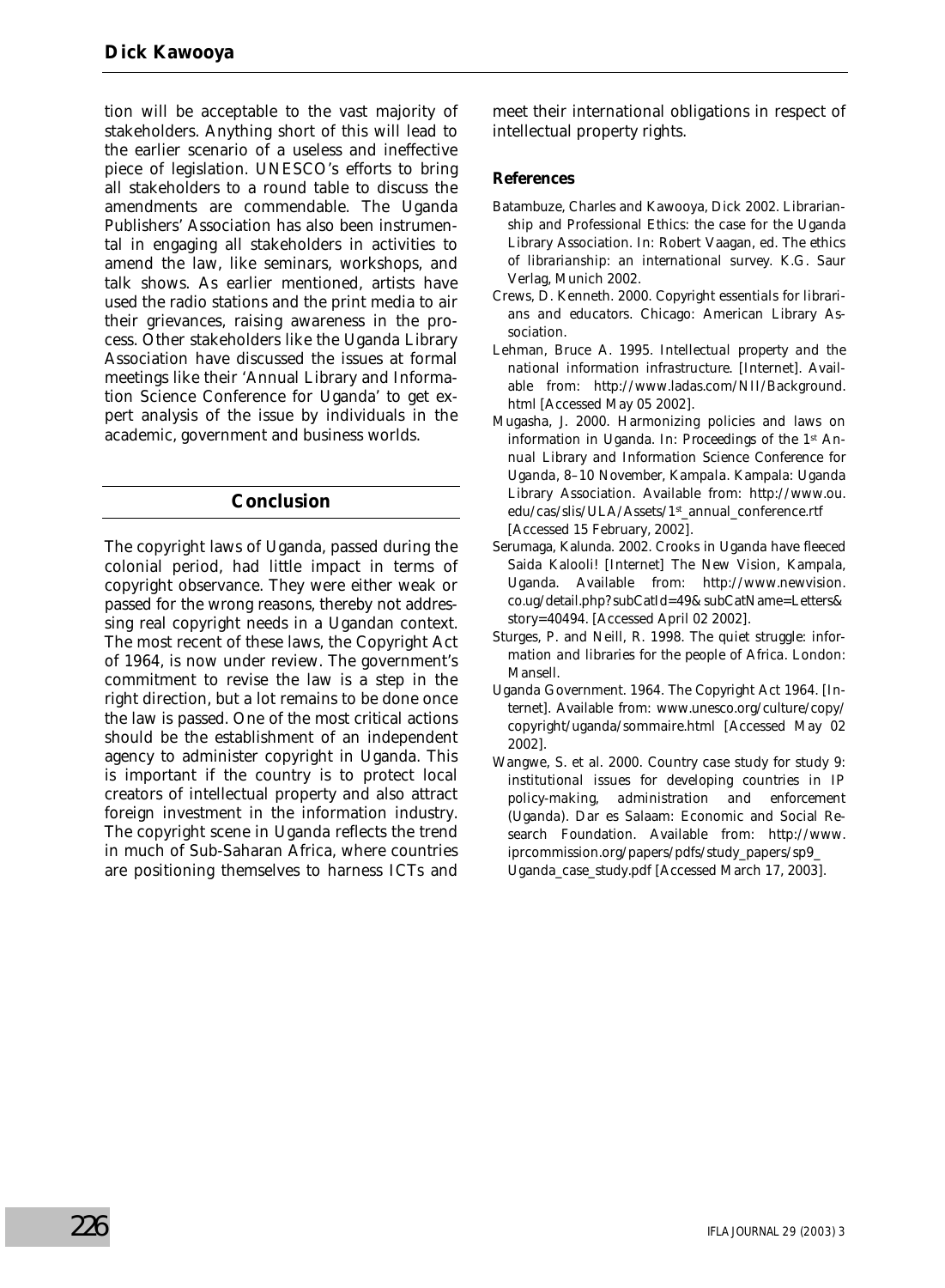tion will be acceptable to the vast majority of stakeholders. Anything short of this will lead to the earlier scenario of a useless and ineffective piece of legislation. UNESCO's efforts to bring all stakeholders to a round table to discuss the amendments are commendable. The Uganda Publishers' Association has also been instrumental in engaging all stakeholders in activities to amend the law, like seminars, workshops, and talk shows. As earlier mentioned, artists have used the radio stations and the print media to air their grievances, raising awareness in the process. Other stakeholders like the Uganda Library Association have discussed the issues at formal meetings like their 'Annual Library and Information Science Conference for Uganda' to get expert analysis of the issue by individuals in the academic, government and business worlds.

## Conclusion

The copyright laws of Uganda, passed during the colonial period, had little impact in terms of copyright observance. They were either weak or passed for the wrong reasons, thereby not addressing real copyright needs in a Ugandan context. The most recent of these laws, the Copyright Act of 1964, is now under review. The government's commitment to revise the law is a step in the right direction, but a lot remains to be done once the law is passed. One of the most critical actions should be the establishment of an independent agency to administer copyright in Uganda. This is important if the country is to protect local creators of intellectual property and also attract foreign investment in the information industry. The copyright scene in Uganda reflects the trend in much of Sub-Saharan Africa, where countries are positioning themselves to harness ICTs and meet their international obligations in respect of intellectual property rights.

### References

Batambuze, Charles and Kawooya, Dick 2002. Librarianship and Professional Ethics: the case for the Uganda Library Association. In: Robert Vaagan, ed. *The ethics of librarianship: an international survey*. K.G. Saur Verlag, Munich 2002.

Crews, D. Kenneth. 2000. *Copyright essentials for librarians and educators*. Chicago: American Library Association.

Lehman, Bruce A. 1995. *Intellectual property and the national information infrastructure*. [Internet]. Available from: http://www.ladas.com/NII/Background.html [Accessed May 05 2002].

Mugasha, J. 2000. Harmonizing policies and laws on information in Uganda. In: *Proceedings of the 1st Annual Library and Information Science Conference for Uganda, 8–10 November, Kampala*. Kampala: Uganda Library Association. Available from: http://www.ou.edu/cas/slis/ULA/Assets/1st_annual_conference.rtf [Accessed 15 February, 2002].

Serumaga, Kalunda. 2002. Crooks in Uganda have fleeced Saida Kalooli! [Internet] *The New Vision*, Kampala, Uganda. Available from: http://www.newvision.co.ug/detail.php?subCatId=49&subCatName=Letters&story=40494. [Accessed April 02 2002].

Sturges, P. and Neill, R. 1998. *The quiet struggle: information and libraries for the people of Africa*. London: Mansell.

Uganda Government. 1964. *The Copyright Act 1964*. [Internet]. Available from: www.unesco.org/culture/copy/copyright/uganda/sommaire.html [Accessed May 02 2002].

Wangwe, S. et al. 2000. *Country case study for study 9: institutional issues for developing countries in IP policy-making, administration and enforcement (Uganda)*. Dar es Salaam: Economic and Social Research Foundation. Available from: http://www.iprcommission.org/papers/pdfs/study_papers/sp9_Uganda_case_study.pdf [Accessed March 17, 2003].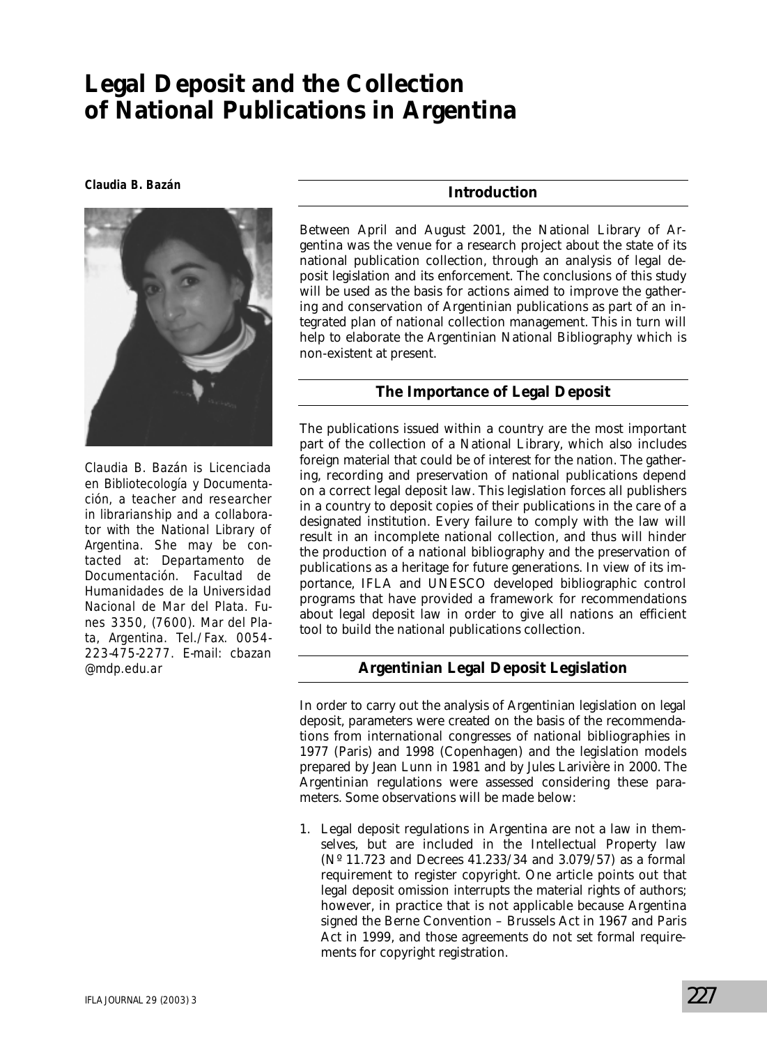# Legal Deposit and the Collection of National Publications in Argentina

**Claudia B. Bazán**

Claudia B. Bazán is Licenciada en Bibliotecología y Documentación, a teacher and researcher in librarianship and a collaborator with the National Library of Argentina. She may be contacted at: Departamento de Documentación. Facultad de Humanidades de la Universidad Nacional de Mar del Plata. Funes 3350, (7600). Mar del Plata, Argentina. Tel./Fax. 0054-223-475-2277. E-mail: cbazan@mdp.edu.ar

## Introduction

Between April and August 2001, the National Library of Argentina was the venue for a research project about the state of its national publication collection, through an analysis of legal deposit legislation and its enforcement. The conclusions of this study will be used as the basis for actions aimed to improve the gathering and conservation of Argentinian publications as part of an integrated plan of national collection management. This in turn will help to elaborate the Argentinian National Bibliography which is non-existent at present.

## The Importance of Legal Deposit

The publications issued within a country are the most important part of the collection of a National Library, which also includes foreign material that could be of interest for the nation. The gathering, recording and preservation of national publications depend on a correct legal deposit law. This legislation forces all publishers in a country to deposit copies of their publications in the care of a designated institution. Every failure to comply with the law will result in an incomplete national collection, and thus will hinder the production of a national bibliography and the preservation of publications as a heritage for future generations. In view of its importance, IFLA and UNESCO developed bibliographic control programs that have provided a framework for recommendations about legal deposit law in order to give all nations an efficient tool to build the national publications collection.

## Argentinian Legal Deposit Legislation

In order to carry out the analysis of Argentinian legislation on legal deposit, parameters were created on the basis of the recommendations from international congresses of national bibliographies in 1977 (Paris) and 1998 (Copenhagen) and the legislation models prepared by Jean Lunn in 1981 and by Jules Larivière in 2000. The Argentinian regulations were assessed considering these parameters. Some observations will be made below:

1. Legal deposit regulations in Argentina are not a law in themselves, but are included in the Intellectual Property law (Nº 11.723 and Decrees 41.233/34 and 3.079/57) as a formal requirement to register copyright. One article points out that legal deposit omission interrupts the material rights of authors; however, in practice that is not applicable because Argentina signed the Berne Convention – Brussels Act in 1967 and Paris Act in 1999, and those agreements do not set formal requirements for copyright registration.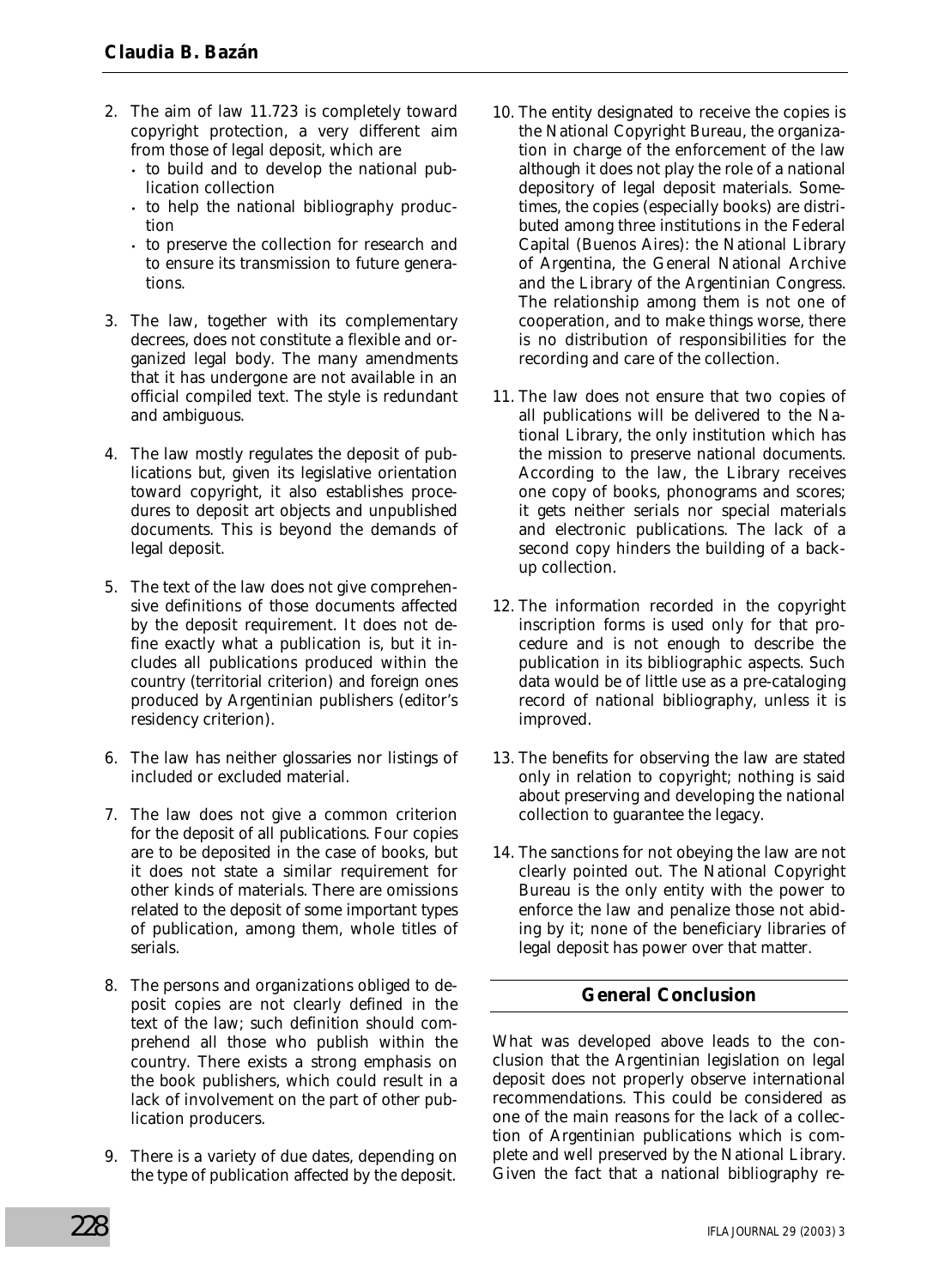2. The aim of law 11.723 is completely toward copyright protection, a very different aim from those of legal deposit, which are
   - to build and to develop the national publication collection
   - to help the national bibliography production
   - to preserve the collection for research and to ensure its transmission to future generations.

3. The law, together with its complementary decrees, does not constitute a flexible and organized legal body. The many amendments that it has undergone are not available in an official compiled text. The style is redundant and ambiguous.

4. The law mostly regulates the deposit of publications but, given its legislative orientation toward copyright, it also establishes procedures to deposit art objects and unpublished documents. This is beyond the demands of legal deposit.

5. The text of the law does not give comprehensive definitions of those documents affected by the deposit requirement. It does not define exactly what a publication is, but it includes all publications produced within the country (territorial criterion) and foreign ones produced by Argentinian publishers (editor's residency criterion).

6. The law has neither glossaries nor listings of included or excluded material.

7. The law does not give a common criterion for the deposit of all publications. Four copies are to be deposited in the case of books, but it does not state a similar requirement for other kinds of materials. There are omissions related to the deposit of some important types of publication, among them, whole titles of serials.

8. The persons and organizations obliged to deposit copies are not clearly defined in the text of the law; such definition should comprehend all those who publish within the country. There exists a strong emphasis on the book publishers, which could result in a lack of involvement on the part of other publication producers.

9. There is a variety of due dates, depending on the type of publication affected by the deposit.

10. The entity designated to receive the copies is the National Copyright Bureau, the organization in charge of the enforcement of the law although it does not play the role of a national depository of legal deposit materials. Sometimes, the copies (especially books) are distributed among three institutions in the Federal Capital (Buenos Aires): the National Library of Argentina, the General National Archive and the Library of the Argentinian Congress. The relationship among them is not one of cooperation, and to make things worse, there is no distribution of responsibilities for the recording and care of the collection.

11. The law does not ensure that two copies of all publications will be delivered to the National Library, the only institution which has the mission to preserve national documents. According to the law, the Library receives one copy of books, phonograms and scores; it gets neither serials nor special materials and electronic publications. The lack of a second copy hinders the building of a backup collection.

12. The information recorded in the copyright inscription forms is used only for that procedure and is not enough to describe the publication in its bibliographic aspects. Such data would be of little use as a pre-cataloging record of national bibliography, unless it is improved.

13. The benefits for observing the law are stated only in relation to copyright; nothing is said about preserving and developing the national collection to guarantee the legacy.

14. The sanctions for not obeying the law are not clearly pointed out. The National Copyright Bureau is the only entity with the power to enforce the law and penalize those not abiding by it; none of the beneficiary libraries of legal deposit has power over that matter.

## General Conclusion

What was developed above leads to the conclusion that the Argentinian legislation on legal deposit does not properly observe international recommendations. This could be considered as one of the main reasons for the lack of a collection of Argentinian publications which is complete and well preserved by the National Library. Given the fact that a national bibliography re-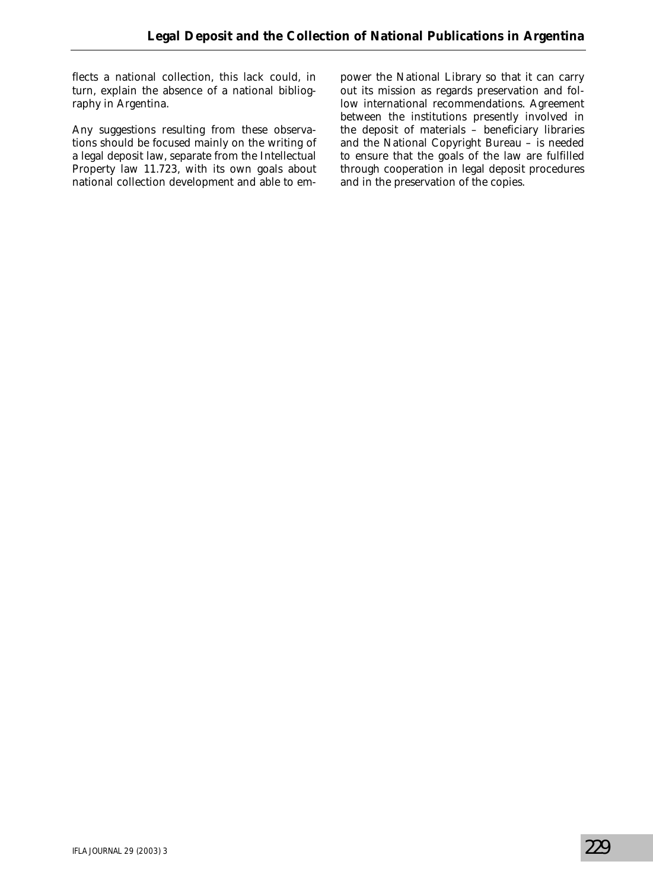flects a national collection, this lack could, in turn, explain the absence of a national bibliography in Argentina.

Any suggestions resulting from these observations should be focused mainly on the writing of a legal deposit law, separate from the Intellectual Property law 11.723, with its own goals about national collection development and able to empower the National Library so that it can carry out its mission as regards preservation and follow international recommendations. Agreement between the institutions presently involved in the deposit of materials – beneficiary libraries and the National Copyright Bureau – is needed to ensure that the goals of the law are fulfilled through cooperation in legal deposit procedures and in the preservation of the copies.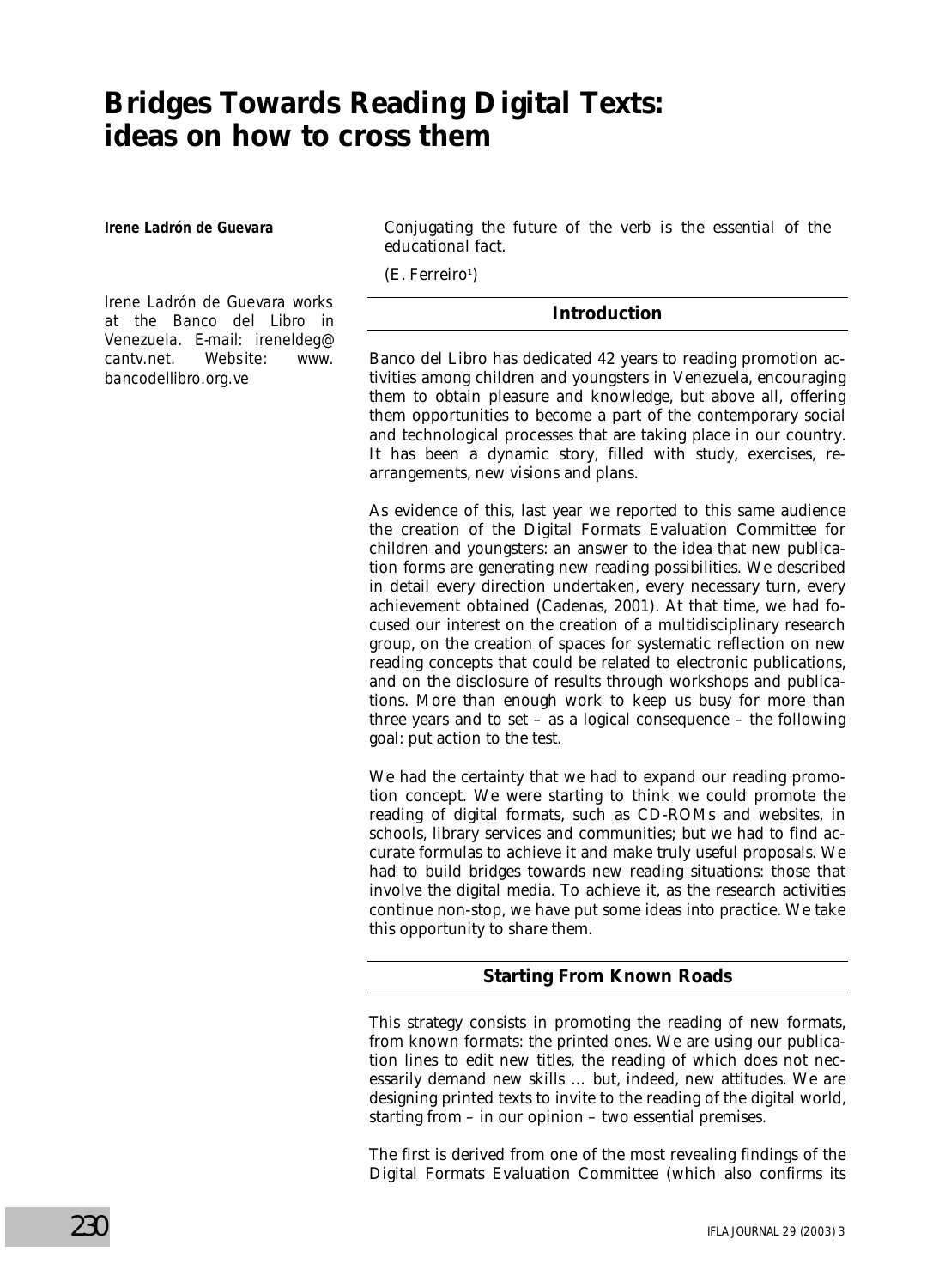# Bridges Towards Reading Digital Texts: ideas on how to cross them

**Irene Ladrón de Guevara**

*Irene Ladrón de Guevara works at the Banco del Libro in Venezuela. E-mail: ireneldeg@cantv.net. Website: www.bancodellibro.org.ve*

*Conjugating the future of the verb is the essential of the educational fact.*

*(E. Ferreiro[1])*

## Introduction

Banco del Libro has dedicated 42 years to reading promotion activities among children and youngsters in Venezuela, encouraging them to obtain pleasure and knowledge, but above all, offering them opportunities to become a part of the contemporary social and technological processes that are taking place in our country. It has been a dynamic story, filled with study, exercises, rearrangements, new visions and plans.

As evidence of this, last year we reported to this same audience the creation of the Digital Formats Evaluation Committee for children and youngsters: an answer to the idea that new publication forms are generating new reading possibilities. We described in detail every direction undertaken, every necessary turn, every achievement obtained (Cadenas, 2001). At that time, we had focused our interest on the creation of a multidisciplinary research group, on the creation of spaces for systematic reflection on new reading concepts that could be related to electronic publications, and on the disclosure of results through workshops and publications. More than enough work to keep us busy for more than three years and to set – as a logical consequence – the following goal: put action to the test.

We had the certainty that we had to expand our reading promotion concept. We were starting to think we could promote the reading of digital formats, such as CD-ROMs and websites, in schools, library services and communities; but we had to find accurate formulas to achieve it and make truly useful proposals. We had to build bridges towards new reading situations: those that involve the digital media. To achieve it, as the research activities continue non-stop, we have put some ideas into practice. We take this opportunity to share them.

## Starting From Known Roads

This strategy consists in promoting the reading of new formats, from known formats: the printed ones. We are using our publication lines to edit new titles, the reading of which does not necessarily demand new skills ... but, indeed, new attitudes. We are designing printed texts to invite to the reading of the digital world, starting from – in our opinion – two essential premises.

The first is derived from one of the most revealing findings of the Digital Formats Evaluation Committee (which also confirms its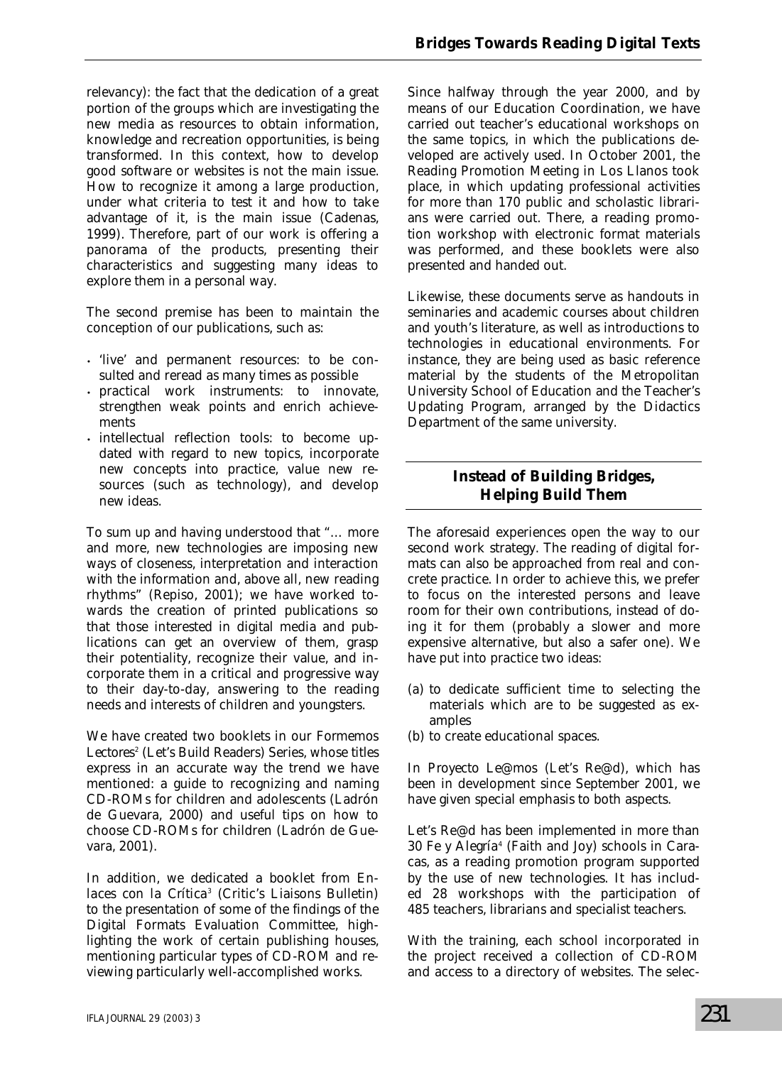relevancy): the fact that the dedication of a great portion of the groups which are investigating the new media as resources to obtain information, knowledge and recreation opportunities, is being transformed. In this context, how to develop good software or websites is not the main issue. How to recognize it among a large production, under what criteria to test it and how to take advantage of it, is the main issue (Cadenas, 1999). Therefore, part of our work is offering a panorama of the products, presenting their characteristics and suggesting many ideas to explore them in a personal way.

The second premise has been to maintain the conception of our publications, such as:

- 'live' and permanent resources: to be consulted and reread as many times as possible
- practical work instruments: to innovate, strengthen weak points and enrich achievements
- intellectual reflection tools: to become updated with regard to new topics, incorporate new concepts into practice, value new resources (such as technology), and develop new ideas.

To sum up and having understood that "... more and more, new technologies are imposing new ways of closeness, interpretation and interaction with the information and, above all, new reading rhythms" (Repiso, 2001); we have worked towards the creation of printed publications so that those interested in digital media and publications can get an overview of them, grasp their potentiality, recognize their value, and incorporate them in a critical and progressive way to their day-to-day, answering to the reading needs and interests of children and youngsters.

We have created two booklets in our *Formemos Lectores*[2] (Let's Build Readers) Series, whose titles express in an accurate way the trend we have mentioned: a guide to recognizing and naming CD-ROMs for children and adolescents (Ladrón de Guevara, 2000) and useful tips on how to choose CD-ROMs for children (Ladrón de Guevara, 2001).

In addition, we dedicated a booklet from *Enlaces con la Crítica*[3] (Critic's Liaisons Bulletin) to the presentation of some of the findings of the Digital Formats Evaluation Committee, highlighting the work of certain publishing houses, mentioning particular types of CD-ROM and reviewing particularly well-accomplished works.

Since halfway through the year 2000, and by means of our Education Coordination, we have carried out teacher's educational workshops on the same topics, in which the publications developed are actively used. In October 2001, the Reading Promotion Meeting in Los Llanos took place, in which updating professional activities for more than 170 public and scholastic librarians were carried out. There, a reading promotion workshop with electronic format materials was performed, and these booklets were also presented and handed out.

Likewise, these documents serve as handouts in seminaries and academic courses about children and youth's literature, as well as introductions to technologies in educational environments. For instance, they are being used as basic reference material by the students of the Metropolitan University School of Education and the Teacher's Updating Program, arranged by the Didactics Department of the same university.

## Instead of Building Bridges, Helping Build Them

The aforesaid experiences open the way to our second work strategy. The reading of digital formats can also be approached from real and concrete practice. In order to achieve this, we prefer to focus on the interested persons and leave room for their own contributions, instead of doing it for them (probably a slower and more expensive alternative, but also a safer one). We have put into practice two ideas:

(a) to dedicate sufficient time to selecting the materials which are to be suggested as examples
(b) to create educational spaces.

In *Proyecto Le@mos* (Let's Re@d), which has been in development since September 2001, we have given special emphasis to both aspects.

Let's Re@d has been implemented in more than 30 *Fe y Alegría*[4] (Faith and Joy) schools in Caracas, as a reading promotion program supported by the use of new technologies. It has included 28 workshops with the participation of 485 teachers, librarians and specialist teachers.

With the training, each school incorporated in the project received a collection of CD-ROM and access to a directory of websites. The selec-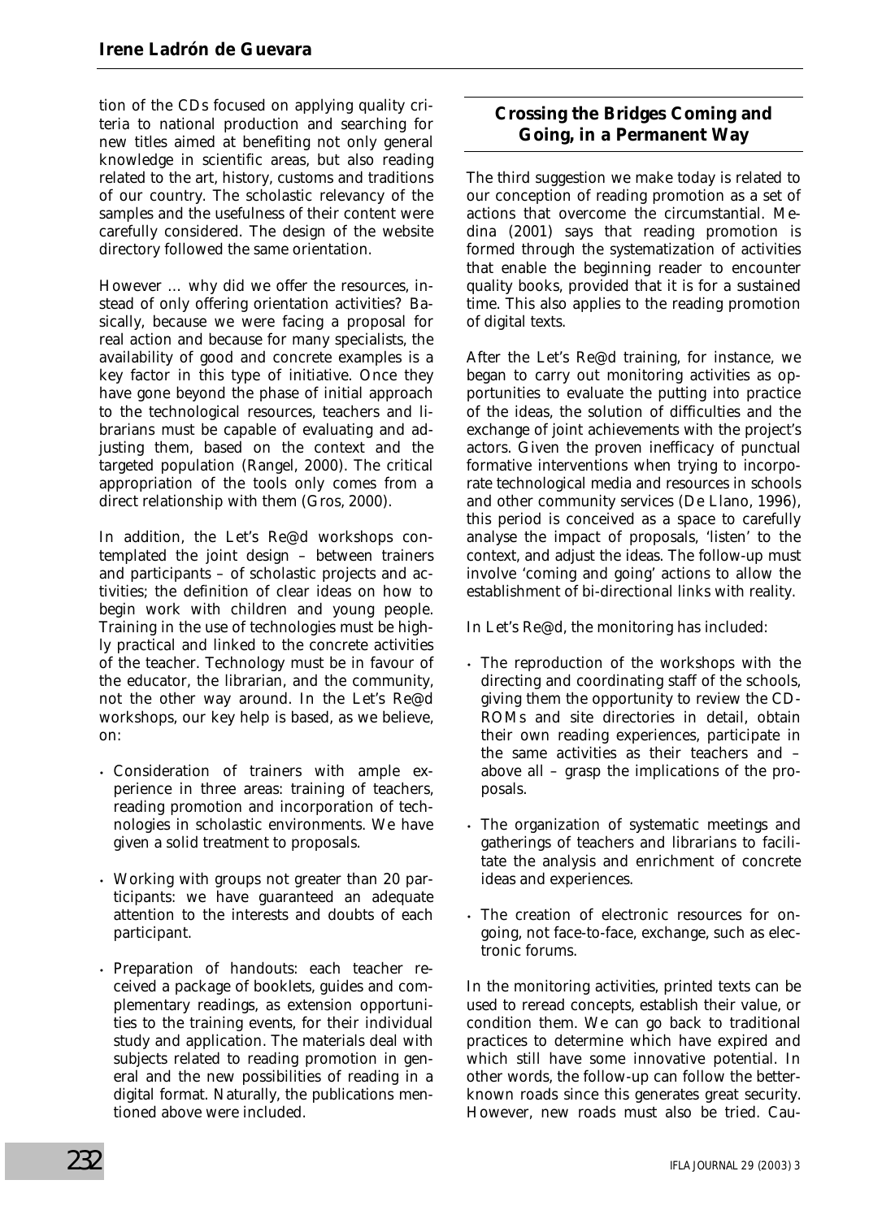tion of the CDs focused on applying quality criteria to national production and searching for new titles aimed at benefiting not only general knowledge in scientific areas, but also reading related to the art, history, customs and traditions of our country. The scholastic relevancy of the samples and the usefulness of their content were carefully considered. The design of the website directory followed the same orientation.

However … why did we offer the resources, instead of only offering orientation activities? Basically, because we were facing a proposal for real action and because for many specialists, the availability of good and concrete examples is a key factor in this type of initiative. Once they have gone beyond the phase of initial approach to the technological resources, teachers and librarians must be capable of evaluating and adjusting them, based on the context and the targeted population (Rangel, 2000). The critical appropriation of the tools only comes from a direct relationship with them (Gros, 2000).

In addition, the Let's Re@d workshops contemplated the joint design – between trainers and participants – of scholastic projects and activities; the definition of clear ideas on how to begin work with children and young people. Training in the use of technologies must be highly practical and linked to the concrete activities of the teacher. Technology must be in favour of the educator, the librarian, and the community, not the other way around. In the Let's Re@d workshops, our key help is based, as we believe, on:

- Consideration of trainers with ample experience in three areas: training of teachers, reading promotion and incorporation of technologies in scholastic environments. We have given a solid treatment to proposals.
- Working with groups not greater than 20 participants: we have guaranteed an adequate attention to the interests and doubts of each participant.
- Preparation of handouts: each teacher received a package of booklets, guides and complementary readings, as extension opportunities to the training events, for their individual study and application. The materials deal with subjects related to reading promotion in general and the new possibilities of reading in a digital format. Naturally, the publications mentioned above were included.

## Crossing the Bridges Coming and Going, in a Permanent Way

The third suggestion we make today is related to our conception of reading promotion as a set of actions that overcome the circumstantial. Medina (2001) says that reading promotion is formed through the systematization of activities that enable the beginning reader to encounter quality books, provided that it is for a sustained time. This also applies to the reading promotion of digital texts.

After the Let's Re@d training, for instance, we began to carry out monitoring activities as opportunities to evaluate the putting into practice of the ideas, the solution of difficulties and the exchange of joint achievements with the project's actors. Given the proven inefficacy of punctual formative interventions when trying to incorporate technological media and resources in schools and other community services (De Llano, 1996), this period is conceived as a space to carefully analyse the impact of proposals, 'listen' to the context, and adjust the ideas. The follow-up must involve 'coming and going' actions to allow the establishment of bi-directional links with reality.

In Let's Re@d, the monitoring has included:

- The reproduction of the workshops with the directing and coordinating staff of the schools, giving them the opportunity to review the CD-ROMs and site directories in detail, obtain their own reading experiences, participate in the same activities as their teachers and – above all – grasp the implications of the proposals.
- The organization of systematic meetings and gatherings of teachers and librarians to facilitate the analysis and enrichment of concrete ideas and experiences.
- The creation of electronic resources for ongoing, not face-to-face, exchange, such as electronic forums.

In the monitoring activities, printed texts can be used to reread concepts, establish their value, or condition them. We can go back to traditional practices to determine which have expired and which still have some innovative potential. In other words, the follow-up can follow the better-known roads since this generates great security. However, new roads must also be tried. Cau-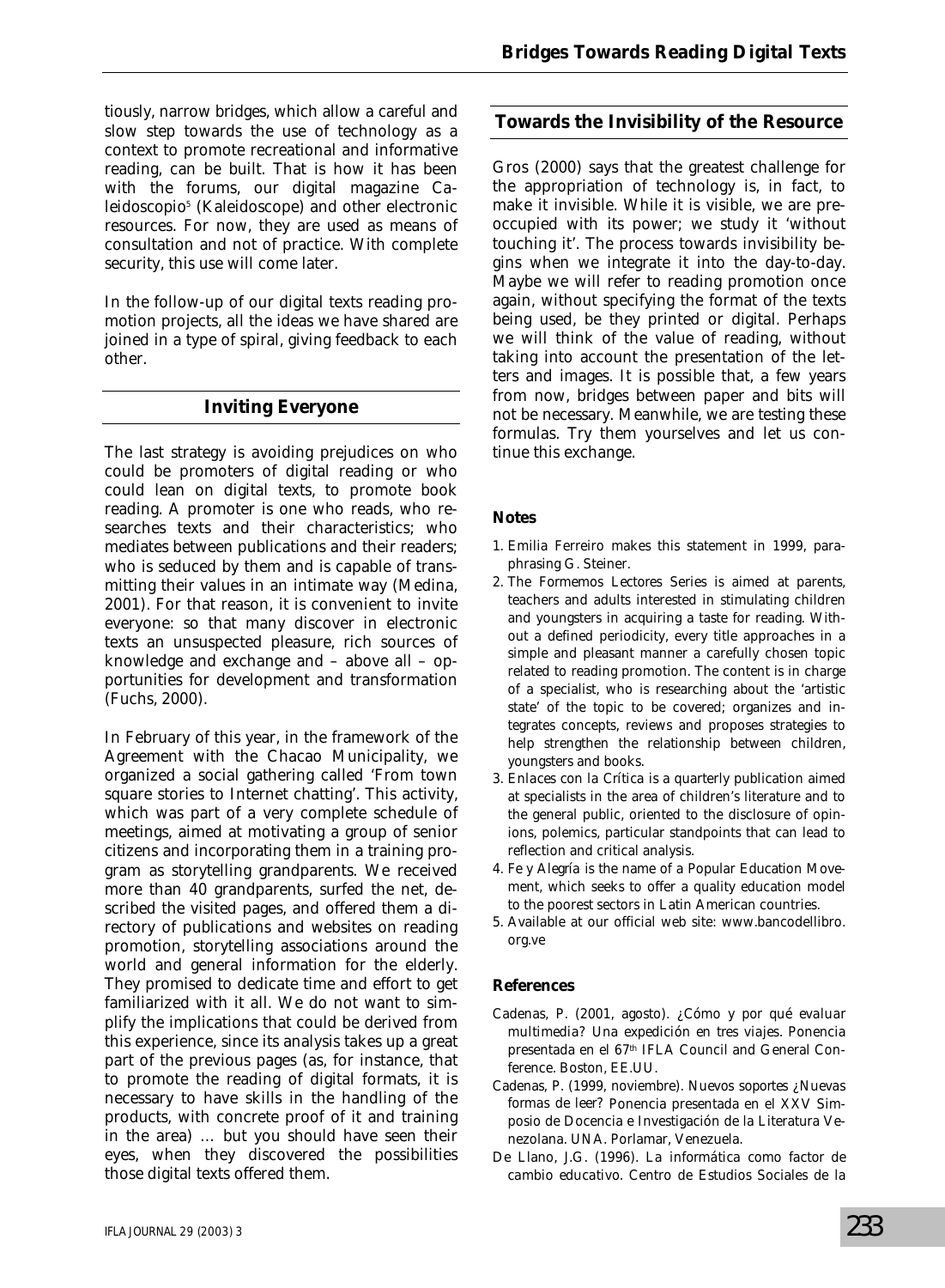tiously, narrow bridges, which allow a careful and slow step towards the use of technology as a context to promote recreational and informative reading, can be built. That is how it has been with the forums, our digital magazine Caleidoscopio[5] (Kaleidoscope) and other electronic resources. For now, they are used as means of consultation and not of practice. With complete security, this use will come later.

In the follow-up of our digital texts reading promotion projects, all the ideas we have shared are joined in a type of spiral, giving feedback to each other.

## Inviting Everyone

The last strategy is avoiding prejudices on who could be promoters of digital reading or who could lean on digital texts, to promote book reading. A promoter is one who reads, who researches texts and their characteristics; who mediates between publications and their readers; who is seduced by them and is capable of transmitting their values in an intimate way (Medina, 2001). For that reason, it is convenient to invite everyone: so that many discover in electronic texts an unsuspected pleasure, rich sources of knowledge and exchange and – above all – opportunities for development and transformation (Fuchs, 2000).

In February of this year, in the framework of the Agreement with the Chacao Municipality, we organized a social gathering called 'From town square stories to Internet chatting'. This activity, which was part of a very complete schedule of meetings, aimed at motivating a group of senior citizens and incorporating them in a training program as storytelling grandparents. We received more than 40 grandparents, surfed the net, described the visited pages, and offered them a directory of publications and websites on reading promotion, storytelling associations around the world and general information for the elderly. They promised to dedicate time and effort to get familiarized with it all. We do not want to simplify the implications that could be derived from this experience, since its analysis takes up a great part of the previous pages (as, for instance, that to promote the reading of digital formats, it is necessary to have skills in the handling of the products, with concrete proof of it and training in the area) … but you should have seen their eyes, when they discovered the possibilities those digital texts offered them.

## Towards the Invisibility of the Resource

Gros (2000) says that the greatest challenge for the appropriation of technology is, in fact, to make it invisible. While it is visible, we are preoccupied with its power; we study it 'without touching it'. The process towards invisibility begins when we integrate it into the day-to-day. Maybe we will refer to reading promotion once again, without specifying the format of the texts being used, be they printed or digital. Perhaps we will think of the value of reading, without taking into account the presentation of the letters and images. It is possible that, a few years from now, bridges between paper and bits will not be necessary. Meanwhile, we are testing these formulas. Try them yourselves and let us continue this exchange.

### Notes

1. Emilia Ferreiro makes this statement in 1999, paraphrasing G. Steiner.
2. The *Formemos Lectores* Series is aimed at parents, teachers and adults interested in stimulating children and youngsters in acquiring a taste for reading. Without a defined periodicity, every title approaches in a simple and pleasant manner a carefully chosen topic related to reading promotion. The content is in charge of a specialist, who is researching about the 'artistic state' of the topic to be covered; organizes and integrates concepts, reviews and proposes strategies to help strengthen the relationship between children, youngsters and books.
3. *Enlaces con la Crítica* is a quarterly publication aimed at specialists in the area of children's literature and to the general public, oriented to the disclosure of opinions, polemics, particular standpoints that can lead to reflection and critical analysis.
4. *Fe y Alegría* is the name of a Popular Education Movement, which seeks to offer a quality education model to the poorest sectors in Latin American countries.
5. Available at our official web site: www.bancodellibro.org.ve

### References

Cadenas, P. (2001, agosto). *¿Cómo y por qué evaluar multimedia? Una expedición en tres viajes.* Ponencia presentada en el 67th IFLA Council and General Conference. Boston, EE.UU.

Cadenas, P. (1999, noviembre). *Nuevos soportes ¿Nuevas formas de leer?* Ponencia presentada en el XXV Simposio de Docencia e Investigación de la Literatura Venezolana. UNA. Porlamar, Venezuela.

De Llano, J.G. (1996). *La informática como factor de cambio educativo.* Centro de Estudios Sociales de la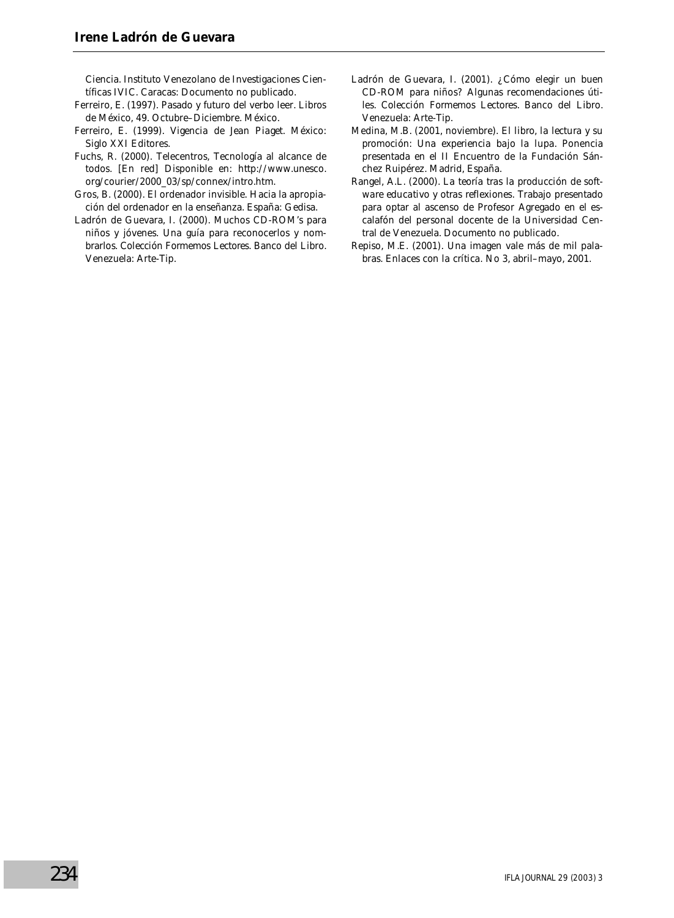Ciencia. Instituto Venezolano de Investigaciones Científicas IVIC. Caracas: Documento no publicado.

Ferreiro, E. (1997). Pasado y futuro del verbo leer. Libros de México, 49. Octubre–Diciembre. México.

Ferreiro, E. (1999). Vigencia de Jean Piaget. México: Siglo XXI Editores.

Fuchs, R. (2000). Telecentros, Tecnología al alcance de todos. [En red] Disponible en: http://www.unesco.org/courier/2000_03/sp/connex/intro.htm.

Gros, B. (2000). El ordenador invisible. Hacia la apropiación del ordenador en la enseñanza. España: Gedisa.

Ladrón de Guevara, I. (2000). Muchos CD-ROM's para niños y jóvenes. Una guía para reconocerlos y nombrarlos. Colección Formemos Lectores. Banco del Libro. Venezuela: Arte-Tip.

Ladrón de Guevara, I. (2001). ¿Cómo elegir un buen CD-ROM para niños? Algunas recomendaciones útiles. Colección Formemos Lectores. Banco del Libro. Venezuela: Arte-Tip.

Medina, M.B. (2001, noviembre). El libro, la lectura y su promoción: Una experiencia bajo la lupa. Ponencia presentada en el II Encuentro de la Fundación Sánchez Ruipérez. Madrid, España.

Rangel, A.L. (2000). La teoría tras la producción de software educativo y otras reflexiones. Trabajo presentado para optar al ascenso de Profesor Agregado en el escalafón del personal docente de la Universidad Central de Venezuela. Documento no publicado.

Repiso, M.E. (2001). Una imagen vale más de mil palabras. Enlaces con la crítica. No 3, abril–mayo, 2001.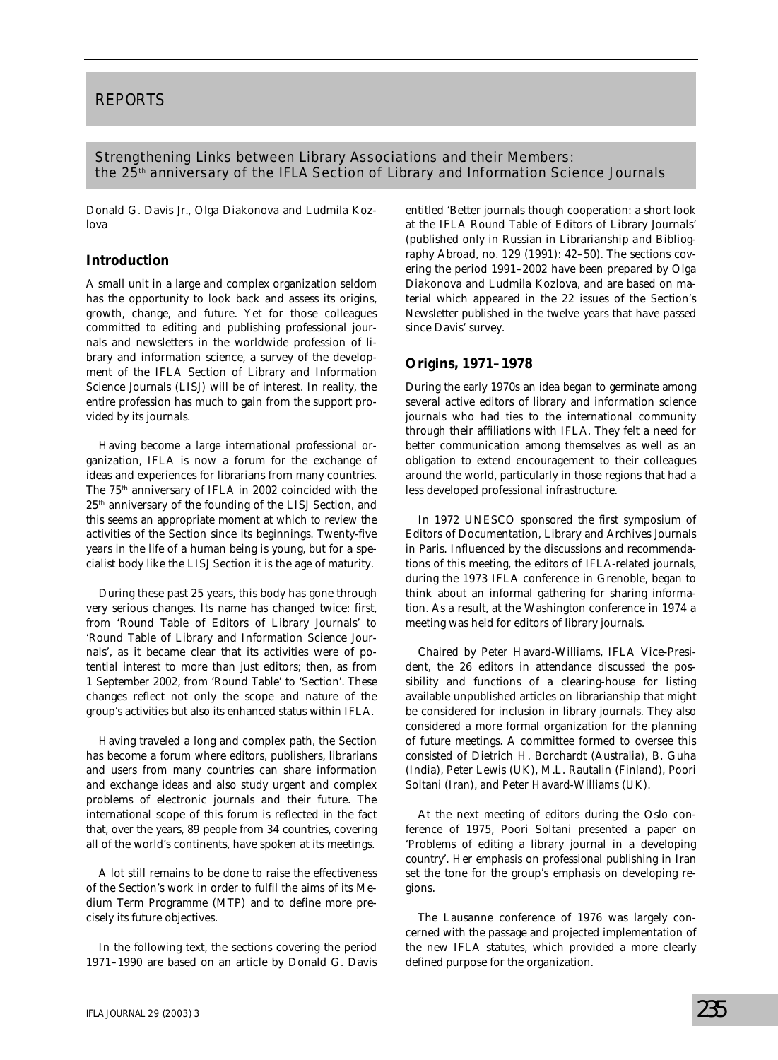# REPORTS

## Strengthening Links between Library Associations and their Members: the 25th anniversary of the IFLA Section of Library and Information Science Journals

Donald G. Davis Jr., Olga Diakonova and Ludmila Kozlova

### Introduction

A small unit in a large and complex organization seldom has the opportunity to look back and assess its origins, growth, change, and future. Yet for those colleagues committed to editing and publishing professional journals and newsletters in the worldwide profession of library and information science, a survey of the development of the IFLA Section of Library and Information Science Journals (LISJ) will be of interest. In reality, the entire profession has much to gain from the support provided by its journals.

Having become a large international professional organization, IFLA is now a forum for the exchange of ideas and experiences for librarians from many countries. The 75th anniversary of IFLA in 2002 coincided with the 25th anniversary of the founding of the LISJ Section, and this seems an appropriate moment at which to review the activities of the Section since its beginnings. Twenty-five years in the life of a human being is young, but for a specialist body like the LISJ Section it is the age of maturity.

During these past 25 years, this body has gone through very serious changes. Its name has changed twice: first, from 'Round Table of Editors of Library Journals' to 'Round Table of Library and Information Science Journals', as it became clear that its activities were of potential interest to more than just editors; then, as from 1 September 2002, from 'Round Table' to 'Section'. These changes reflect not only the scope and nature of the group's activities but also its enhanced status within IFLA.

Having traveled a long and complex path, the Section has become a forum where editors, publishers, librarians and users from many countries can share information and exchange ideas and also study urgent and complex problems of electronic journals and their future. The international scope of this forum is reflected in the fact that, over the years, 89 people from 34 countries, covering all of the world's continents, have spoken at its meetings.

A lot still remains to be done to raise the effectiveness of the Section's work in order to fulfil the aims of its Medium Term Programme (MTP) and to define more precisely its future objectives.

In the following text, the sections covering the period 1971–1990 are based on an article by Donald G. Davis entitled 'Better journals though cooperation: a short look at the IFLA Round Table of Editors of Library Journals' (published only in Russian in *Librarianship and Bibliography Abroad*, no. 129 (1991): 42–50). The sections covering the period 1991–2002 have been prepared by Olga Diakonova and Ludmila Kozlova, and are based on material which appeared in the 22 issues of the Section's *Newsletter* published in the twelve years that have passed since Davis' survey.

### Origins, 1971–1978

During the early 1970s an idea began to germinate among several active editors of library and information science journals who had ties to the international community through their affiliations with IFLA. They felt a need for better communication among themselves as well as an obligation to extend encouragement to their colleagues around the world, particularly in those regions that had a less developed professional infrastructure.

In 1972 UNESCO sponsored the first symposium of Editors of Documentation, Library and Archives Journals in Paris. Influenced by the discussions and recommendations of this meeting, the editors of IFLA-related journals, during the 1973 IFLA conference in Grenoble, began to think about an informal gathering for sharing information. As a result, at the Washington conference in 1974 a meeting was held for editors of library journals.

Chaired by Peter Havard-Williams, IFLA Vice-President, the 26 editors in attendance discussed the possibility and functions of a clearing-house for listing available unpublished articles on librarianship that might be considered for inclusion in library journals. They also considered a more formal organization for the planning of future meetings. A committee formed to oversee this consisted of Dietrich H. Borchardt (Australia), B. Guha (India), Peter Lewis (UK), M.L. Rautalin (Finland), Poori Soltani (Iran), and Peter Havard-Williams (UK).

At the next meeting of editors during the Oslo conference of 1975, Poori Soltani presented a paper on 'Problems of editing a library journal in a developing country'. Her emphasis on professional publishing in Iran set the tone for the group's emphasis on developing regions.

The Lausanne conference of 1976 was largely concerned with the passage and projected implementation of the new IFLA statutes, which provided a more clearly defined purpose for the organization.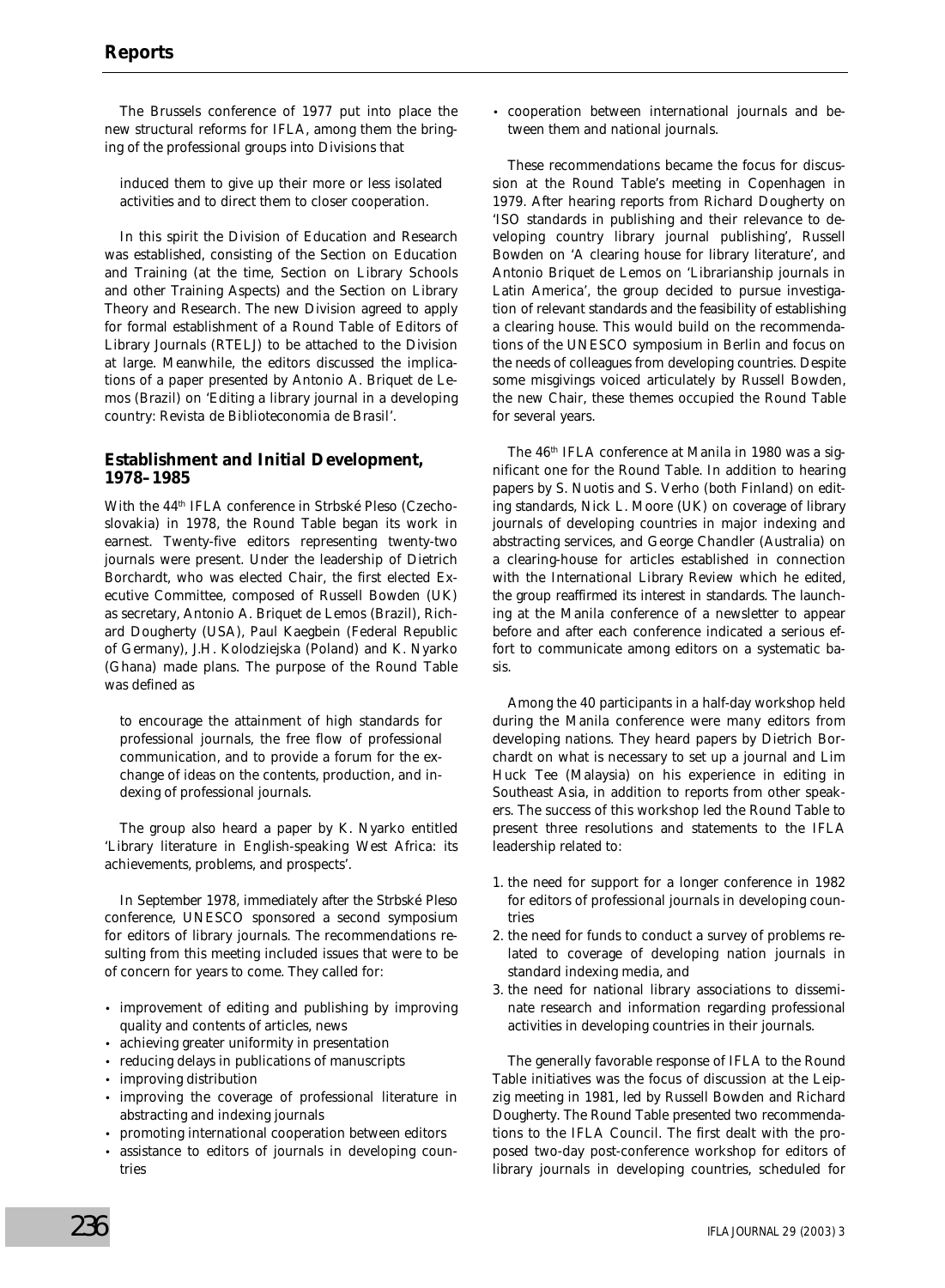The Brussels conference of 1977 put into place the new structural reforms for IFLA, among them the bringing of the professional groups into Divisions that

> induced them to give up their more or less isolated activities and to direct them to closer cooperation.

In this spirit the Division of Education and Research was established, consisting of the Section on Education and Training (at the time, Section on Library Schools and other Training Aspects) and the Section on Library Theory and Research. The new Division agreed to apply for formal establishment of a Round Table of Editors of Library Journals (RTELJ) to be attached to the Division at large. Meanwhile, the editors discussed the implications of a paper presented by Antonio A. Briquet de Lemos (Brazil) on 'Editing a library journal in a developing country: Revista de Biblioteconomia de Brasil'.

## Establishment and Initial Development, 1978–1985

With the 44th IFLA conference in Strbské Pleso (Czechoslovakia) in 1978, the Round Table began its work in earnest. Twenty-five editors representing twenty-two journals were present. Under the leadership of Dietrich Borchardt, who was elected Chair, the first elected Executive Committee, composed of Russell Bowden (UK) as secretary, Antonio A. Briquet de Lemos (Brazil), Richard Dougherty (USA), Paul Kaegbein (Federal Republic of Germany), J.H. Kolodziejska (Poland) and K. Nyarko (Ghana) made plans. The purpose of the Round Table was defined as

> to encourage the attainment of high standards for professional journals, the free flow of professional communication, and to provide a forum for the exchange of ideas on the contents, production, and indexing of professional journals.

The group also heard a paper by K. Nyarko entitled 'Library literature in English-speaking West Africa: its achievements, problems, and prospects'.

In September 1978, immediately after the Strbské Pleso conference, UNESCO sponsored a second symposium for editors of library journals. The recommendations resulting from this meeting included issues that were to be of concern for years to come. They called for:

- improvement of editing and publishing by improving quality and contents of articles, news
- achieving greater uniformity in presentation
- reducing delays in publications of manuscripts
- improving distribution
- improving the coverage of professional literature in abstracting and indexing journals
- promoting international cooperation between editors
- assistance to editors of journals in developing countries
- cooperation between international journals and between them and national journals.

These recommendations became the focus for discussion at the Round Table's meeting in Copenhagen in 1979. After hearing reports from Richard Dougherty on 'ISO standards in publishing and their relevance to developing country library journal publishing', Russell Bowden on 'A clearing house for library literature', and Antonio Briquet de Lemos on 'Librarianship journals in Latin America', the group decided to pursue investigation of relevant standards and the feasibility of establishing a clearing house. This would build on the recommendations of the UNESCO symposium in Berlin and focus on the needs of colleagues from developing countries. Despite some misgivings voiced articulately by Russell Bowden, the new Chair, these themes occupied the Round Table for several years.

The 46th IFLA conference at Manila in 1980 was a significant one for the Round Table. In addition to hearing papers by S. Nuotis and S. Verho (both Finland) on editing standards, Nick L. Moore (UK) on coverage of library journals of developing countries in major indexing and abstracting services, and George Chandler (Australia) on a clearing-house for articles established in connection with the *International Library Review* which he edited, the group reaffirmed its interest in standards. The launching at the Manila conference of a newsletter to appear before and after each conference indicated a serious effort to communicate among editors on a systematic basis.

Among the 40 participants in a half-day workshop held during the Manila conference were many editors from developing nations. They heard papers by Dietrich Borchardt on what is necessary to set up a journal and Lim Huck Tee (Malaysia) on his experience in editing in Southeast Asia, in addition to reports from other speakers. The success of this workshop led the Round Table to present three resolutions and statements to the IFLA leadership related to:

1. the need for support for a longer conference in 1982 for editors of professional journals in developing countries
2. the need for funds to conduct a survey of problems related to coverage of developing nation journals in standard indexing media, and
3. the need for national library associations to disseminate research and information regarding professional activities in developing countries in their journals.

The generally favorable response of IFLA to the Round Table initiatives was the focus of discussion at the Leipzig meeting in 1981, led by Russell Bowden and Richard Dougherty. The Round Table presented two recommendations to the IFLA Council. The first dealt with the proposed two-day post-conference workshop for editors of library journals in developing countries, scheduled for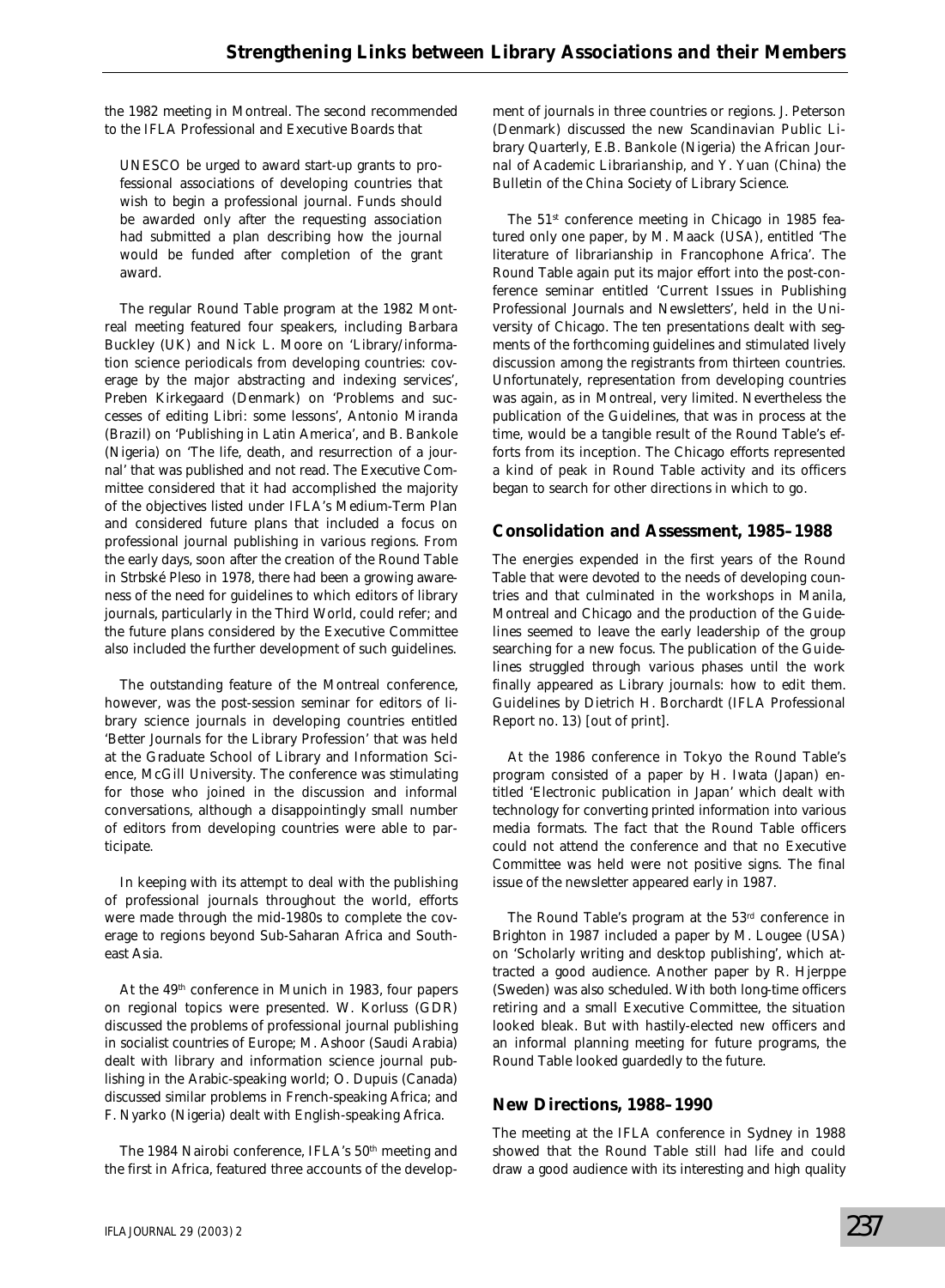the 1982 meeting in Montreal. The second recommended to the IFLA Professional and Executive Boards that

> UNESCO be urged to award start-up grants to professional associations of developing countries that wish to begin a professional journal. Funds should be awarded only after the requesting association had submitted a plan describing how the journal would be funded after completion of the grant award.

The regular Round Table program at the 1982 Montreal meeting featured four speakers, including Barbara Buckley (UK) and Nick L. Moore on 'Library/information science periodicals from developing countries: coverage by the major abstracting and indexing services', Preben Kirkegaard (Denmark) on 'Problems and successes of editing Libri: some lessons', Antonio Miranda (Brazil) on 'Publishing in Latin America', and B. Bankole (Nigeria) on 'The life, death, and resurrection of a journal' that was published and not read. The Executive Committee considered that it had accomplished the majority of the objectives listed under IFLA's Medium-Term Plan and considered future plans that included a focus on professional journal publishing in various regions. From the early days, soon after the creation of the Round Table in Strbské Pleso in 1978, there had been a growing awareness of the need for guidelines to which editors of library journals, particularly in the Third World, could refer; and the future plans considered by the Executive Committee also included the further development of such guidelines.

The outstanding feature of the Montreal conference, however, was the post-session seminar for editors of library science journals in developing countries entitled 'Better Journals for the Library Profession' that was held at the Graduate School of Library and Information Science, McGill University. The conference was stimulating for those who joined in the discussion and informal conversations, although a disappointingly small number of editors from developing countries were able to participate.

In keeping with its attempt to deal with the publishing of professional journals throughout the world, efforts were made through the mid-1980s to complete the coverage to regions beyond Sub-Saharan Africa and Southeast Asia.

At the 49th conference in Munich in 1983, four papers on regional topics were presented. W. Korluss (GDR) discussed the problems of professional journal publishing in socialist countries of Europe; M. Ashoor (Saudi Arabia) dealt with library and information science journal publishing in the Arabic-speaking world; O. Dupuis (Canada) discussed similar problems in French-speaking Africa; and F. Nyarko (Nigeria) dealt with English-speaking Africa.

The 1984 Nairobi conference, IFLA's 50th meeting and the first in Africa, featured three accounts of the development of journals in three countries or regions. J. Peterson (Denmark) discussed the new Scandinavian Public Library Quarterly, E.B. Bankole (Nigeria) the African Journal of Academic Librarianship, and Y. Yuan (China) the Bulletin of the China Society of Library Science.

The 51st conference meeting in Chicago in 1985 featured only one paper, by M. Maack (USA), entitled 'The literature of librarianship in Francophone Africa'. The Round Table again put its major effort into the post-conference seminar entitled 'Current Issues in Publishing Professional Journals and Newsletters', held in the University of Chicago. The ten presentations dealt with segments of the forthcoming guidelines and stimulated lively discussion among the registrants from thirteen countries. Unfortunately, representation from developing countries was again, as in Montreal, very limited. Nevertheless the publication of the Guidelines, that was in process at the time, would be a tangible result of the Round Table's efforts from its inception. The Chicago efforts represented a kind of peak in Round Table activity and its officers began to search for other directions in which to go.

## Consolidation and Assessment, 1985–1988

The energies expended in the first years of the Round Table that were devoted to the needs of developing countries and that culminated in the workshops in Manila, Montreal and Chicago and the production of the Guidelines seemed to leave the early leadership of the group searching for a new focus. The publication of the Guidelines struggled through various phases until the work finally appeared as Library journals: how to edit them. Guidelines by Dietrich H. Borchardt (IFLA Professional Report no. 13) [out of print].

At the 1986 conference in Tokyo the Round Table's program consisted of a paper by H. Iwata (Japan) entitled 'Electronic publication in Japan' which dealt with technology for converting printed information into various media formats. The fact that the Round Table officers could not attend the conference and that no Executive Committee was held were not positive signs. The final issue of the newsletter appeared early in 1987.

The Round Table's program at the 53rd conference in Brighton in 1987 included a paper by M. Lougee (USA) on 'Scholarly writing and desktop publishing', which attracted a good audience. Another paper by R. Hjerppe (Sweden) was also scheduled. With both long-time officers retiring and a small Executive Committee, the situation looked bleak. But with hastily-elected new officers and an informal planning meeting for future programs, the Round Table looked guardedly to the future.

## New Directions, 1988–1990

The meeting at the IFLA conference in Sydney in 1988 showed that the Round Table still had life and could draw a good audience with its interesting and high quality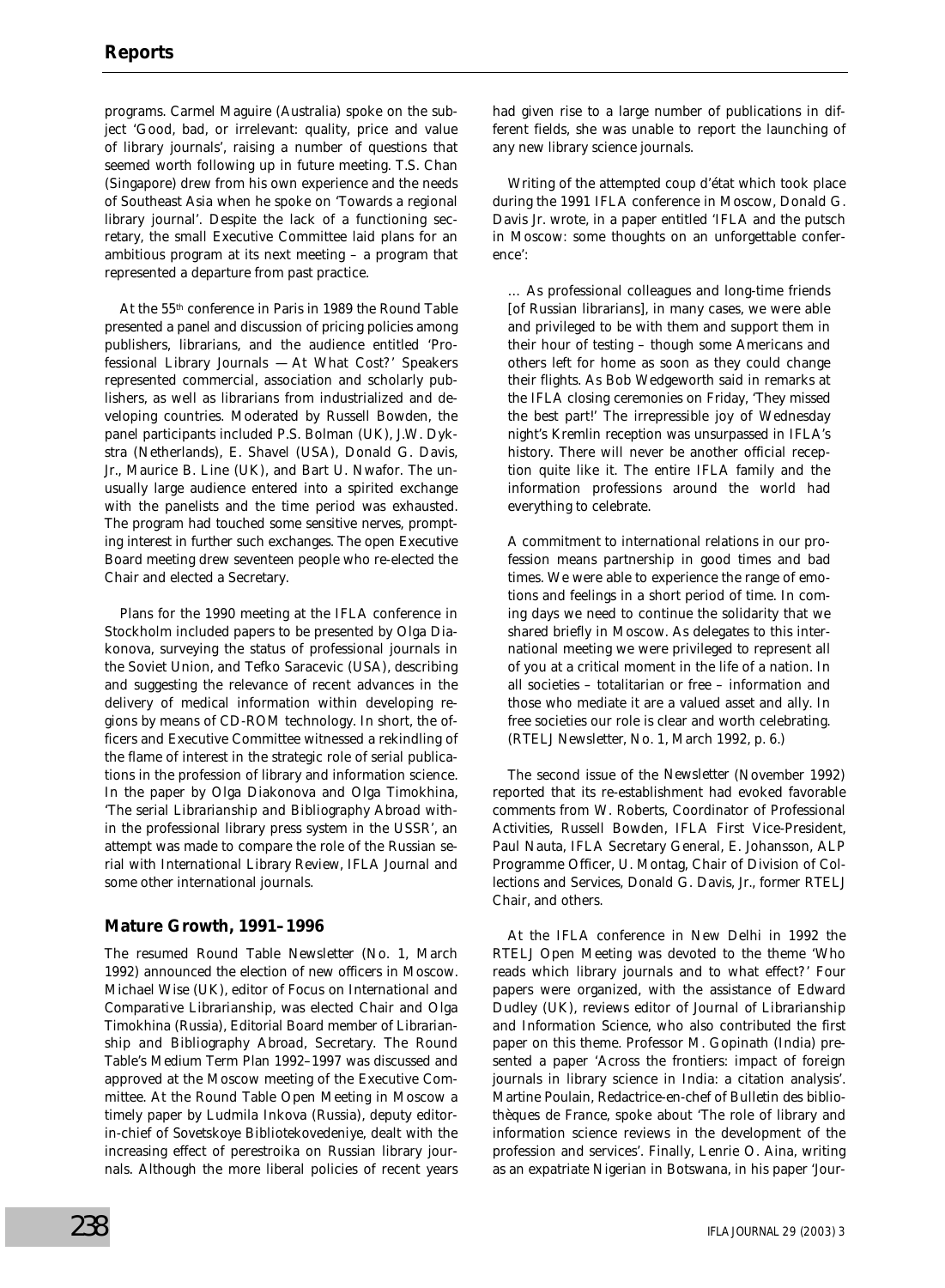programs. Carmel Maguire (Australia) spoke on the subject 'Good, bad, or irrelevant: quality, price and value of library journals', raising a number of questions that seemed worth following up in future meeting. T.S. Chan (Singapore) drew from his own experience and the needs of Southeast Asia when he spoke on 'Towards a regional library journal'. Despite the lack of a functioning secretary, the small Executive Committee laid plans for an ambitious program at its next meeting – a program that represented a departure from past practice.

At the 55th conference in Paris in 1989 the Round Table presented a panel and discussion of pricing policies among publishers, librarians, and the audience entitled 'Professional Library Journals — At What Cost?' Speakers represented commercial, association and scholarly publishers, as well as librarians from industrialized and developing countries. Moderated by Russell Bowden, the panel participants included P.S. Bolman (UK), J.W. Dykstra (Netherlands), E. Shavel (USA), Donald G. Davis, Jr., Maurice B. Line (UK), and Bart U. Nwafor. The unusually large audience entered into a spirited exchange with the panelists and the time period was exhausted. The program had touched some sensitive nerves, prompting interest in further such exchanges. The open Executive Board meeting drew seventeen people who re-elected the Chair and elected a Secretary.

Plans for the 1990 meeting at the IFLA conference in Stockholm included papers to be presented by Olga Diakonova, surveying the status of professional journals in the Soviet Union, and Tefko Saracevic (USA), describing and suggesting the relevance of recent advances in the delivery of medical information within developing regions by means of CD-ROM technology. In short, the officers and Executive Committee witnessed a rekindling of the flame of interest in the strategic role of serial publications in the profession of library and information science. In the paper by Olga Diakonova and Olga Timokhina, 'The serial *Librarianship and Bibliography Abroad* within the professional library press system in the USSR', an attempt was made to compare the role of the Russian serial with *International Library Review*, *IFLA Journal* and some other international journals.

## Mature Growth, 1991–1996

The resumed Round Table *Newsletter* (No. 1, March 1992) announced the election of new officers in Moscow. Michael Wise (UK), editor of *Focus on International and Comparative Librarianship*, was elected Chair and Olga Timokhina (Russia), Editorial Board member of *Librarianship and Bibliography Abroad*, Secretary. The Round Table's Medium Term Plan 1992–1997 was discussed and approved at the Moscow meeting of the Executive Committee. At the Round Table Open Meeting in Moscow a timely paper by Ludmila Inkova (Russia), deputy editor-in-chief of *Sovetskoye Bibliotekovedeniye*, dealt with the increasing effect of perestroika on Russian library journals. Although the more liberal policies of recent years had given rise to a large number of publications in different fields, she was unable to report the launching of any new library science journals.

Writing of the attempted coup d'état which took place during the 1991 IFLA conference in Moscow, Donald G. Davis Jr. wrote, in a paper entitled 'IFLA and the putsch in Moscow: some thoughts on an unforgettable conference':

> … As professional colleagues and long-time friends [of Russian librarians], in many cases, we were able and privileged to be with them and support them in their hour of testing – though some Americans and others left for home as soon as they could change their flights. As Bob Wedgeworth said in remarks at the IFLA closing ceremonies on Friday, 'They missed the best part!' The irrepressible joy of Wednesday night's Kremlin reception was unsurpassed in IFLA's history. There will never be another official reception quite like it. The entire IFLA family and the information professions around the world had everything to celebrate.
>
> A commitment to international relations in our profession means partnership in good times and bad times. We were able to experience the range of emotions and feelings in a short period of time. In coming days we need to continue the solidarity that we shared briefly in Moscow. As delegates to this international meeting we were privileged to represent all of you at a critical moment in the life of a nation. In all societies – totalitarian or free – information and those who mediate it are a valued asset and ally. In free societies our role is clear and worth celebrating. (*RTELJ Newsletter*, No. 1, March 1992, p. 6.)

The second issue of the *Newsletter* (November 1992) reported that its re-establishment had evoked favorable comments from W. Roberts, Coordinator of Professional Activities, Russell Bowden, IFLA First Vice-President, Paul Nauta, IFLA Secretary General, E. Johansson, ALP Programme Officer, U. Montag, Chair of Division of Collections and Services, Donald G. Davis, Jr., former RTELJ Chair, and others.

At the IFLA conference in New Delhi in 1992 the RTELJ Open Meeting was devoted to the theme 'Who reads which library journals and to what effect?' Four papers were organized, with the assistance of Edward Dudley (UK), reviews editor of *Journal of Librarianship and Information Science*, who also contributed the first paper on this theme. Professor M. Gopinath (India) presented a paper 'Across the frontiers: impact of foreign journals in library science in India: a citation analysis'. Martine Poulain, Redactrice-en-chef of *Bulletin des bibliothèques de France*, spoke about 'The role of library and information science reviews in the development of the profession and services'. Finally, Lenrie O. Aina, writing as an expatriate Nigerian in Botswana, in his paper 'Jour-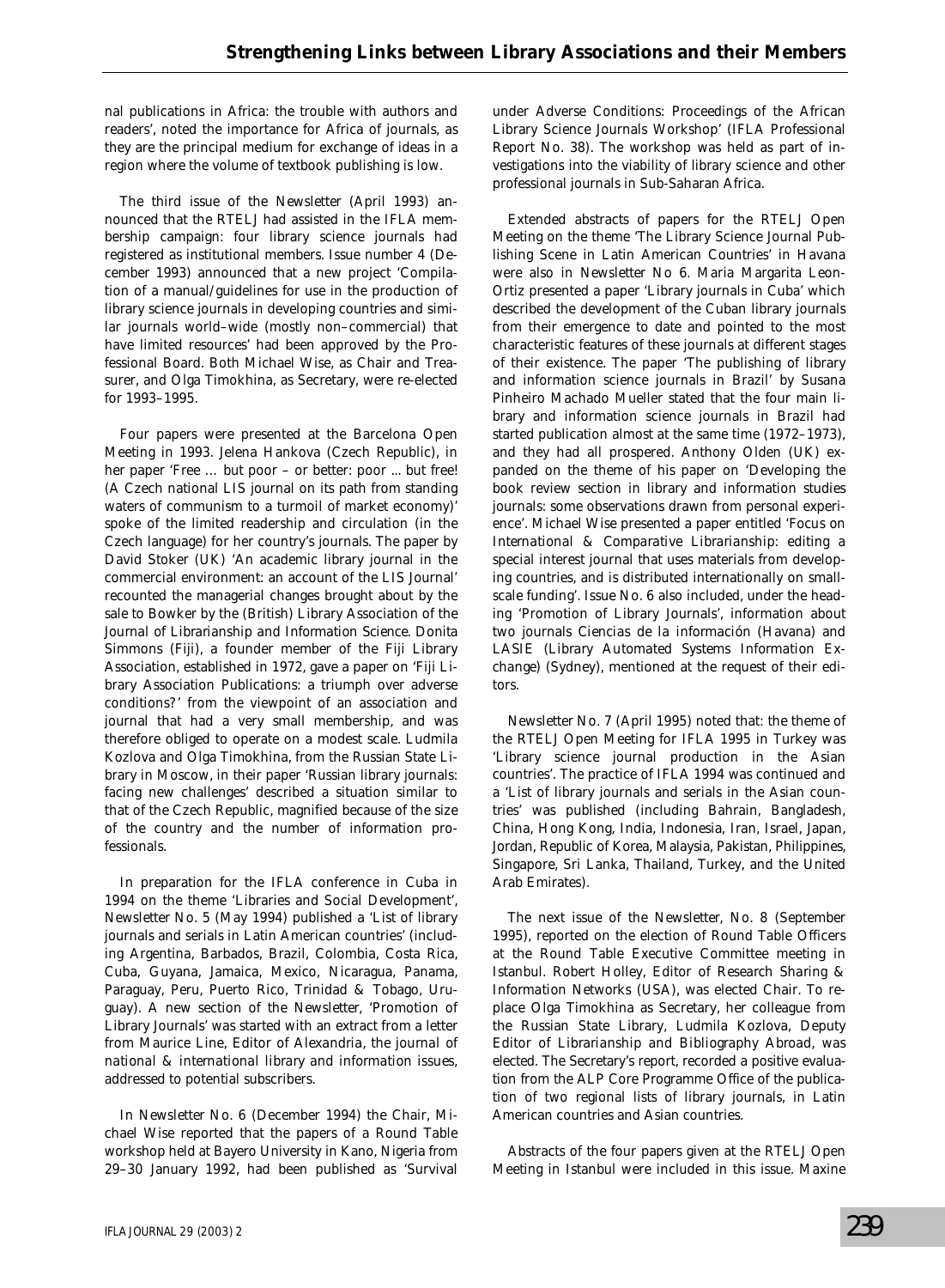nal publications in Africa: the trouble with authors and readers', noted the importance for Africa of journals, as they are the principal medium for exchange of ideas in a region where the volume of textbook publishing is low.

The third issue of the Newsletter (April 1993) announced that the RTELJ had assisted in the IFLA membership campaign: four library science journals had registered as institutional members. Issue number 4 (December 1993) announced that a new project 'Compilation of a manual/guidelines for use in the production of library science journals in developing countries and similar journals world–wide (mostly non–commercial) that have limited resources' had been approved by the Professional Board. Both Michael Wise, as Chair and Treasurer, and Olga Timokhina, as Secretary, were re-elected for 1993–1995.

Four papers were presented at the Barcelona Open Meeting in 1993. Jelena Hankova (Czech Republic), in her paper 'Free ... but poor – or better: poor ... but free! (A Czech national LIS journal on its path from standing waters of communism to a turmoil of market economy)' spoke of the limited readership and circulation (in the Czech language) for her country's journals. The paper by David Stoker (UK) 'An academic library journal in the commercial environment: an account of the LIS Journal' recounted the managerial changes brought about by the sale to Bowker by the (British) Library Association of the Journal of Librarianship and Information Science. Donita Simmons (Fiji), a founder member of the Fiji Library Association, established in 1972, gave a paper on 'Fiji Library Association Publications: a triumph over adverse conditions?' from the viewpoint of an association and journal that had a very small membership, and was therefore obliged to operate on a modest scale. Ludmila Kozlova and Olga Timokhina, from the Russian State Library in Moscow, in their paper 'Russian library journals: facing new challenges' described a situation similar to that of the Czech Republic, magnified because of the size of the country and the number of information professionals.

In preparation for the IFLA conference in Cuba in 1994 on the theme 'Libraries and Social Development', Newsletter No. 5 (May 1994) published a 'List of library journals and serials in Latin American countries' (including Argentina, Barbados, Brazil, Colombia, Costa Rica, Cuba, Guyana, Jamaica, Mexico, Nicaragua, Panama, Paraguay, Peru, Puerto Rico, Trinidad & Tobago, Uruguay). A new section of the Newsletter, 'Promotion of Library Journals' was started with an extract from a letter from Maurice Line, Editor of Alexandria, the journal of national & international library and information issues, addressed to potential subscribers.

In Newsletter No. 6 (December 1994) the Chair, Michael Wise reported that the papers of a Round Table workshop held at Bayero University in Kano, Nigeria from 29–30 January 1992, had been published as 'Survival under Adverse Conditions: Proceedings of the African Library Science Journals Workshop' (IFLA Professional Report No. 38). The workshop was held as part of investigations into the viability of library science and other professional journals in Sub-Saharan Africa.

Extended abstracts of papers for the RTELJ Open Meeting on the theme 'The Library Science Journal Publishing Scene in Latin American Countries' in Havana were also in Newsletter No 6. Maria Margarita Leon-Ortiz presented a paper 'Library journals in Cuba' which described the development of the Cuban library journals from their emergence to date and pointed to the most characteristic features of these journals at different stages of their existence. The paper 'The publishing of library and information science journals in Brazil' by Susana Pinheiro Machado Mueller stated that the four main library and information science journals in Brazil had started publication almost at the same time (1972–1973), and they had all prospered. Anthony Olden (UK) expanded on the theme of his paper on 'Developing the book review section in library and information studies journals: some observations drawn from personal experience'. Michael Wise presented a paper entitled 'Focus on International & Comparative Librarianship: editing a special interest journal that uses materials from developing countries, and is distributed internationally on small-scale funding'. Issue No. 6 also included, under the heading 'Promotion of Library Journals', information about two journals Ciencias de la información (Havana) and LASIE (Library Automated Systems Information Exchange) (Sydney), mentioned at the request of their editors.

Newsletter No. 7 (April 1995) noted that: the theme of the RTELJ Open Meeting for IFLA 1995 in Turkey was 'Library science journal production in the Asian countries'. The practice of IFLA 1994 was continued and a 'List of library journals and serials in the Asian countries' was published (including Bahrain, Bangladesh, China, Hong Kong, India, Indonesia, Iran, Israel, Japan, Jordan, Republic of Korea, Malaysia, Pakistan, Philippines, Singapore, Sri Lanka, Thailand, Turkey, and the United Arab Emirates).

The next issue of the Newsletter, No. 8 (September 1995), reported on the election of Round Table Officers at the Round Table Executive Committee meeting in Istanbul. Robert Holley, Editor of Research Sharing & Information Networks (USA), was elected Chair. To replace Olga Timokhina as Secretary, her colleague from the Russian State Library, Ludmila Kozlova, Deputy Editor of Librarianship and Bibliography Abroad, was elected. The Secretary's report, recorded a positive evaluation from the ALP Core Programme Office of the publication of two regional lists of library journals, in Latin American countries and Asian countries.

Abstracts of the four papers given at the RTELJ Open Meeting in Istanbul were included in this issue. Maxine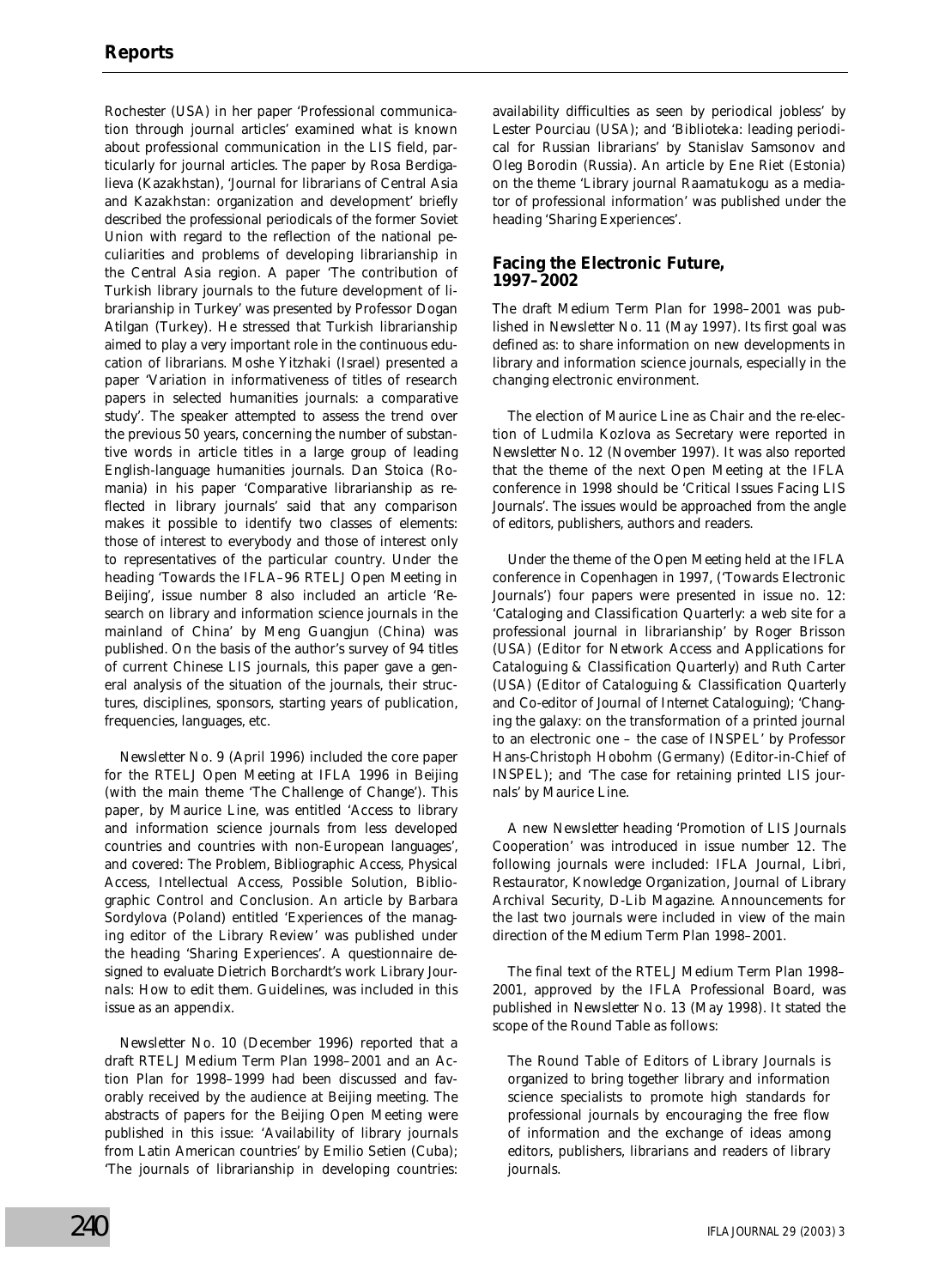Rochester (USA) in her paper 'Professional communication through journal articles' examined what is known about professional communication in the LIS field, particularly for journal articles. The paper by Rosa Berdigalieva (Kazakhstan), 'Journal for librarians of Central Asia and Kazakhstan: organization and development' briefly described the professional periodicals of the former Soviet Union with regard to the reflection of the national peculiarities and problems of developing librarianship in the Central Asia region. A paper 'The contribution of Turkish library journals to the future development of librarianship in Turkey' was presented by Professor Dogan Atilgan (Turkey). He stressed that Turkish librarianship aimed to play a very important role in the continuous education of librarians. Moshe Yitzhaki (Israel) presented a paper 'Variation in informativeness of titles of research papers in selected humanities journals: a comparative study'. The speaker attempted to assess the trend over the previous 50 years, concerning the number of substantive words in article titles in a large group of leading English-language humanities journals. Dan Stoica (Romania) in his paper 'Comparative librarianship as reflected in library journals' said that any comparison makes it possible to identify two classes of elements: those of interest to everybody and those of interest only to representatives of the particular country. Under the heading 'Towards the IFLA–96 RTELJ Open Meeting in Beijing', issue number 8 also included an article 'Research on library and information science journals in the mainland of China' by Meng Guangjun (China) was published. On the basis of the author's survey of 94 titles of current Chinese LIS journals, this paper gave a general analysis of the situation of the journals, their structures, disciplines, sponsors, starting years of publication, frequencies, languages, etc.

*Newsletter* No. 9 (April 1996) included the core paper for the RTELJ Open Meeting at IFLA 1996 in Beijing (with the main theme 'The Challenge of Change'). This paper, by Maurice Line, was entitled 'Access to library and information science journals from less developed countries and countries with non-European languages', and covered: The Problem, Bibliographic Access, Physical Access, Intellectual Access, Possible Solution, Bibliographic Control and Conclusion. An article by Barbara Sordylova (Poland) entitled 'Experiences of the managing editor of the Library Review' was published under the heading 'Sharing Experiences'. A questionnaire designed to evaluate Dietrich Borchardt's work *Library Journals: How to edit them. Guidelines*, was included in this issue as an appendix.

*Newsletter* No. 10 (December 1996) reported that a draft RTELJ Medium Term Plan 1998–2001 and an Action Plan for 1998–1999 had been discussed and favorably received by the audience at Beijing meeting. The abstracts of papers for the Beijing Open Meeting were published in this issue: 'Availability of library journals from Latin American countries' by Emilio Setien (Cuba); 'The journals of librarianship in developing countries: availability difficulties as seen by periodical jobless' by Lester Pourciau (USA); and 'Biblioteka: leading periodical for Russian librarians' by Stanislav Samsonov and Oleg Borodin (Russia). An article by Ene Riet (Estonia) on the theme 'Library journal *Raamatukogu* as a mediator of professional information' was published under the heading 'Sharing Experiences'.

## Facing the Electronic Future, 1997–2002

The draft Medium Term Plan for 1998–2001 was published in *Newsletter* No. 11 (May 1997). Its first goal was defined as: to share information on new developments in library and information science journals, especially in the changing electronic environment.

The election of Maurice Line as Chair and the re-election of Ludmila Kozlova as Secretary were reported in *Newsletter* No. 12 (November 1997). It was also reported that the theme of the next Open Meeting at the IFLA conference in 1998 should be 'Critical Issues Facing LIS Journals'. The issues would be approached from the angle of editors, publishers, authors and readers.

Under the theme of the Open Meeting held at the IFLA conference in Copenhagen in 1997, ('Towards Electronic Journals') four papers were presented in issue no. 12: '*Cataloging and Classification Quarterly*: a web site for a professional journal in librarianship' by Roger Brisson (USA) (Editor for Network Access and Applications for *Cataloguing & Classification Quarterly*) and Ruth Carter (USA) (Editor of *Cataloguing & Classification Quarterly* and Co-editor of *Journal of Internet Cataloguing*); 'Changing the galaxy: on the transformation of a printed journal to an electronic one – the case of INSPEL' by Professor Hans-Christoph Hobohm (Germany) (Editor-in-Chief of *INSPEL*); and 'The case for retaining printed LIS journals' by Maurice Line.

A new *Newsletter* heading 'Promotion of LIS Journals Cooperation' was introduced in issue number 12. The following journals were included: *IFLA Journal*, *Libri*, *Restaurator*, *Knowledge Organization*, *Journal of Library Archival Security*, *D-Lib Magazine*. Announcements for the last two journals were included in view of the main direction of the Medium Term Plan 1998–2001.

The final text of the RTELJ Medium Term Plan 1998–2001, approved by the IFLA Professional Board, was published in *Newsletter* No. 13 (May 1998). It stated the scope of the Round Table as follows:

> The Round Table of Editors of Library Journals is organized to bring together library and information science specialists to promote high standards for professional journals by encouraging the free flow of information and the exchange of ideas among editors, publishers, librarians and readers of library journals.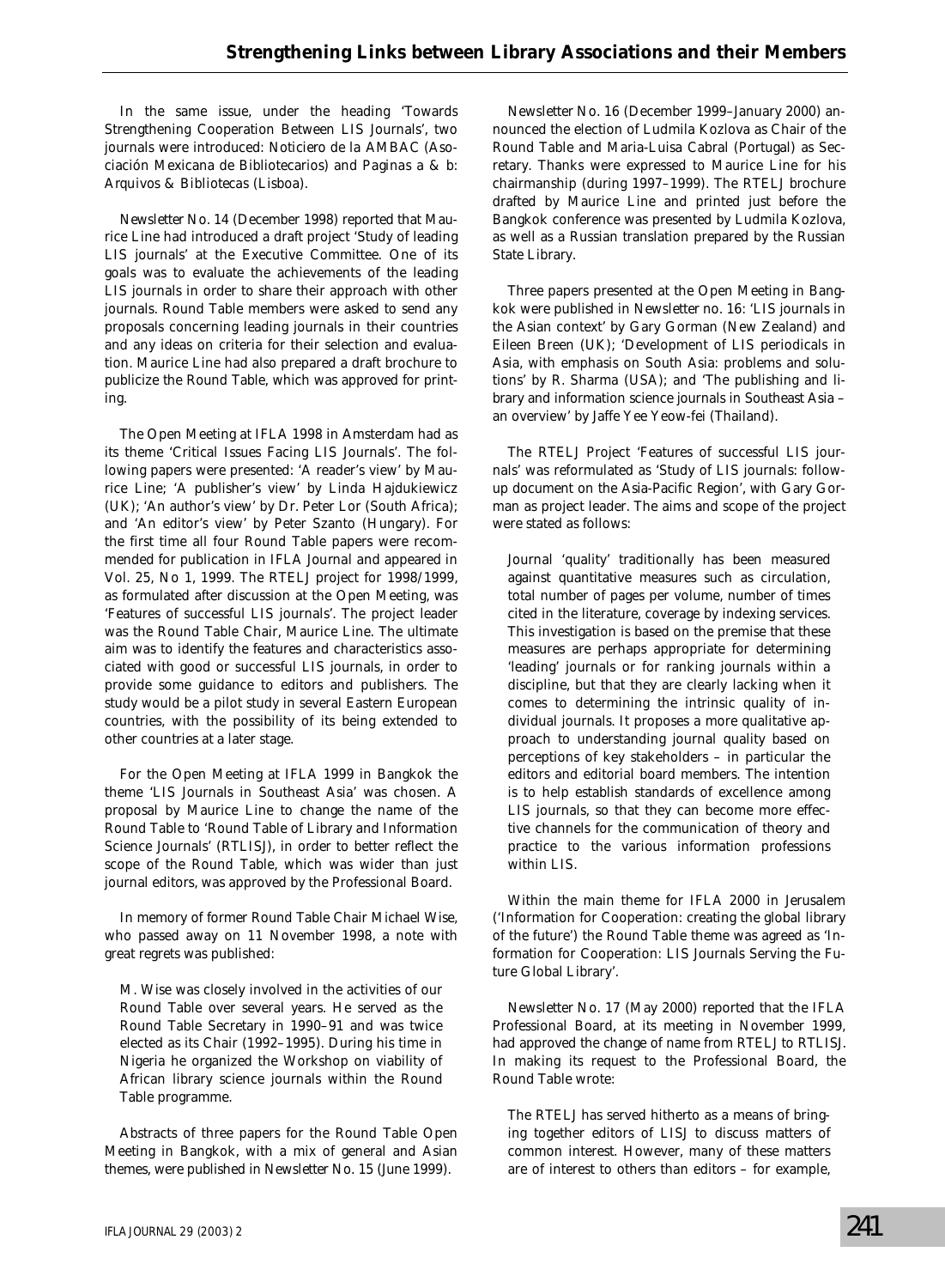In the same issue, under the heading 'Towards Strengthening Cooperation Between LIS Journals', two journals were introduced: *Noticiero de la AMBAC* (Asociación Mexicana de Bibliotecarios) and *Paginas a & b: Arquivos & Bibliotecas* (Lisboa).

*Newsletter* No. 14 (December 1998) reported that Maurice Line had introduced a draft project 'Study of leading LIS journals' at the Executive Committee. One of its goals was to evaluate the achievements of the leading LIS journals in order to share their approach with other journals. Round Table members were asked to send any proposals concerning leading journals in their countries and any ideas on criteria for their selection and evaluation. Maurice Line had also prepared a draft brochure to publicize the Round Table, which was approved for printing.

The Open Meeting at IFLA 1998 in Amsterdam had as its theme 'Critical Issues Facing LIS Journals'. The following papers were presented: 'A reader's view' by Maurice Line; 'A publisher's view' by Linda Hajdukiewicz (UK); 'An author's view' by Dr. Peter Lor (South Africa); and 'An editor's view' by Peter Szanto (Hungary). For the first time all four Round Table papers were recommended for publication in *IFLA Journal* and appeared in Vol. 25, No 1, 1999. The RTELJ project for 1998/1999, as formulated after discussion at the Open Meeting, was 'Features of successful LIS journals'. The project leader was the Round Table Chair, Maurice Line. The ultimate aim was to identify the features and characteristics associated with good or successful LIS journals, in order to provide some guidance to editors and publishers. The study would be a pilot study in several Eastern European countries, with the possibility of its being extended to other countries at a later stage.

For the Open Meeting at IFLA 1999 in Bangkok the theme 'LIS Journals in Southeast Asia' was chosen. A proposal by Maurice Line to change the name of the Round Table to 'Round Table of Library and Information Science Journals' (RTLISJ), in order to better reflect the scope of the Round Table, which was wider than just journal editors, was approved by the Professional Board.

In memory of former Round Table Chair Michael Wise, who passed away on 11 November 1998, a note with great regrets was published:

> M. Wise was closely involved in the activities of our Round Table over several years. He served as the Round Table Secretary in 1990–91 and was twice elected as its Chair (1992–1995). During his time in Nigeria he organized the Workshop on viability of African library science journals within the Round Table programme.

Abstracts of three papers for the Round Table Open Meeting in Bangkok, with a mix of general and Asian themes, were published in *Newsletter* No. 15 (June 1999).

*Newsletter* No. 16 (December 1999–January 2000) announced the election of Ludmila Kozlova as Chair of the Round Table and Maria-Luisa Cabral (Portugal) as Secretary. Thanks were expressed to Maurice Line for his chairmanship (during 1997–1999). The RTELJ brochure drafted by Maurice Line and printed just before the Bangkok conference was presented by Ludmila Kozlova, as well as a Russian translation prepared by the Russian State Library.

Three papers presented at the Open Meeting in Bangkok were published in *Newsletter* no. 16: 'LIS journals in the Asian context' by Gary Gorman (New Zealand) and Eileen Breen (UK); 'Development of LIS periodicals in Asia, with emphasis on South Asia: problems and solutions' by R. Sharma (USA); and 'The publishing and library and information science journals in Southeast Asia – an overview' by Jaffe Yee Yeow-fei (Thailand).

The RTELJ Project 'Features of successful LIS journals' was reformulated as 'Study of LIS journals: follow-up document on the Asia-Pacific Region', with Gary Gorman as project leader. The aims and scope of the project were stated as follows:

> Journal 'quality' traditionally has been measured against quantitative measures such as circulation, total number of pages per volume, number of times cited in the literature, coverage by indexing services. This investigation is based on the premise that these measures are perhaps appropriate for determining 'leading' journals or for ranking journals within a discipline, but that they are clearly lacking when it comes to determining the intrinsic quality of individual journals. It proposes a more qualitative approach to understanding journal quality based on perceptions of key stakeholders – in particular the editors and editorial board members. The intention is to help establish standards of excellence among LIS journals, so that they can become more effective channels for the communication of theory and practice to the various information professions within LIS.

Within the main theme for IFLA 2000 in Jerusalem ('Information for Cooperation: creating the global library of the future') the Round Table theme was agreed as 'Information for Cooperation: LIS Journals Serving the Future Global Library'.

*Newsletter* No. 17 (May 2000) reported that the IFLA Professional Board, at its meeting in November 1999, had approved the change of name from RTELJ to RTLISJ. In making its request to the Professional Board, the Round Table wrote:

> The RTELJ has served hitherto as a means of bringing together editors of LISJ to discuss matters of common interest. However, many of these matters are of interest to others than editors – for example,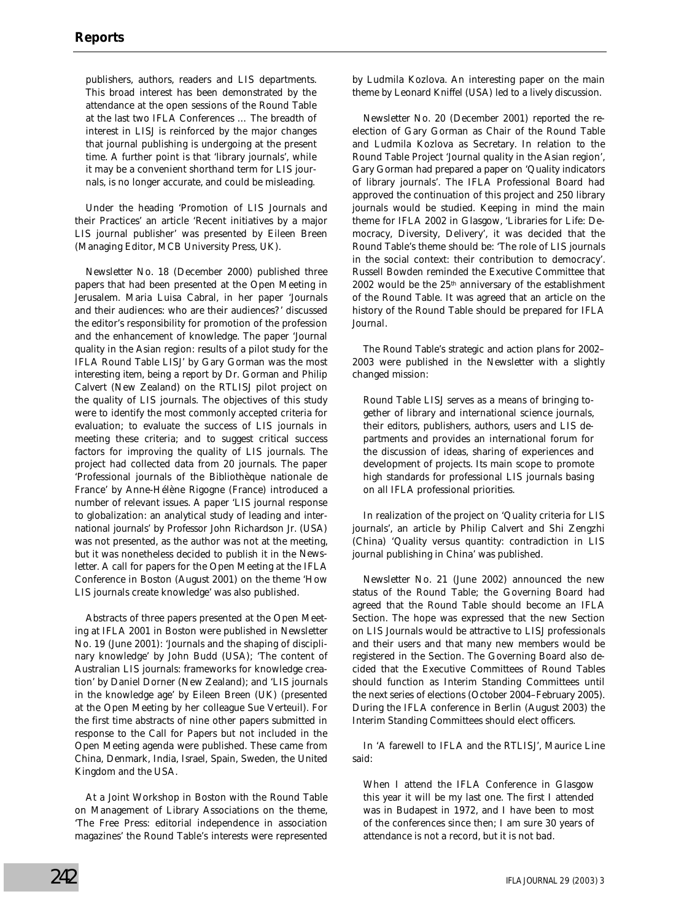publishers, authors, readers and LIS departments. This broad interest has been demonstrated by the attendance at the open sessions of the Round Table at the last two IFLA Conferences … The breadth of interest in LISJ is reinforced by the major changes that journal publishing is undergoing at the present time. A further point is that 'library journals', while it may be a convenient shorthand term for LIS journals, is no longer accurate, and could be misleading.

Under the heading 'Promotion of LIS Journals and their Practices' an article 'Recent initiatives by a major LIS journal publisher' was presented by Eileen Breen (Managing Editor, MCB University Press, UK).

*Newsletter* No. 18 (December 2000) published three papers that had been presented at the Open Meeting in Jerusalem. Maria Luisa Cabral, in her paper 'Journals and their audiences: who are their audiences?' discussed the editor's responsibility for promotion of the profession and the enhancement of knowledge. The paper 'Journal quality in the Asian region: results of a pilot study for the IFLA Round Table LISJ' by Gary Gorman was the most interesting item, being a report by Dr. Gorman and Philip Calvert (New Zealand) on the RTLISJ pilot project on the quality of LIS journals. The objectives of this study were to identify the most commonly accepted criteria for evaluation; to evaluate the success of LIS journals in meeting these criteria; and to suggest critical success factors for improving the quality of LIS journals. The project had collected data from 20 journals. The paper 'Professional journals of the Bibliothèque nationale de France' by Anne-Hélène Rigogne (France) introduced a number of relevant issues. A paper 'LIS journal response to globalization: an analytical study of leading and international journals' by Professor John Richardson Jr. (USA) was not presented, as the author was not at the meeting, but it was nonetheless decided to publish it in the *Newsletter*. A call for papers for the Open Meeting at the IFLA Conference in Boston (August 2001) on the theme 'How LIS journals create knowledge' was also published.

Abstracts of three papers presented at the Open Meeting at IFLA 2001 in Boston were published in *Newsletter* No. 19 (June 2001): 'Journals and the shaping of disciplinary knowledge' by John Budd (USA); 'The content of Australian LIS journals: frameworks for knowledge creation' by Daniel Dorner (New Zealand); and 'LIS journals in the knowledge age' by Eileen Breen (UK) (presented at the Open Meeting by her colleague Sue Verteuil). For the first time abstracts of nine other papers submitted in response to the Call for Papers but not included in the Open Meeting agenda were published. These came from China, Denmark, India, Israel, Spain, Sweden, the United Kingdom and the USA.

At a Joint Workshop in Boston with the Round Table on Management of Library Associations on the theme, 'The Free Press: editorial independence in association magazines' the Round Table's interests were represented by Ludmila Kozlova. An interesting paper on the main theme by Leonard Kniffel (USA) led to a lively discussion.

*Newsletter* No. 20 (December 2001) reported the re-election of Gary Gorman as Chair of the Round Table and Ludmila Kozlova as Secretary. In relation to the Round Table Project 'Journal quality in the Asian region', Gary Gorman had prepared a paper on 'Quality indicators of library journals'. The IFLA Professional Board had approved the continuation of this project and 250 library journals would be studied. Keeping in mind the main theme for IFLA 2002 in Glasgow, 'Libraries for Life: Democracy, Diversity, Delivery', it was decided that the Round Table's theme should be: 'The role of LIS journals in the social context: their contribution to democracy'. Russell Bowden reminded the Executive Committee that 2002 would be the 25th anniversary of the establishment of the Round Table. It was agreed that an article on the history of the Round Table should be prepared for *IFLA Journal*.

The Round Table's strategic and action plans for 2002–2003 were published in the *Newsletter* with a slightly changed mission:

> Round Table LISJ serves as a means of bringing together of library and international science journals, their editors, publishers, authors, users and LIS departments and provides an international forum for the discussion of ideas, sharing of experiences and development of projects. Its main scope to promote high standards for professional LIS journals basing on all IFLA professional priorities.

In realization of the project on 'Quality criteria for LIS journals', an article by Philip Calvert and Shi Zengzhi (China) 'Quality versus quantity: contradiction in LIS journal publishing in China' was published.

*Newsletter* No. 21 (June 2002) announced the new status of the Round Table; the Governing Board had agreed that the Round Table should become an IFLA Section. The hope was expressed that the new Section on LIS Journals would be attractive to LISJ professionals and their users and that many new members would be registered in the Section. The Governing Board also decided that the Executive Committees of Round Tables should function as Interim Standing Committees until the next series of elections (October 2004–February 2005). During the IFLA conference in Berlin (August 2003) the Interim Standing Committees should elect officers.

In 'A farewell to IFLA and the RTLISJ', Maurice Line said:

> When I attend the IFLA Conference in Glasgow this year it will be my last one. The first I attended was in Budapest in 1972, and I have been to most of the conferences since then; I am sure 30 years of attendance is not a record, but it is not bad.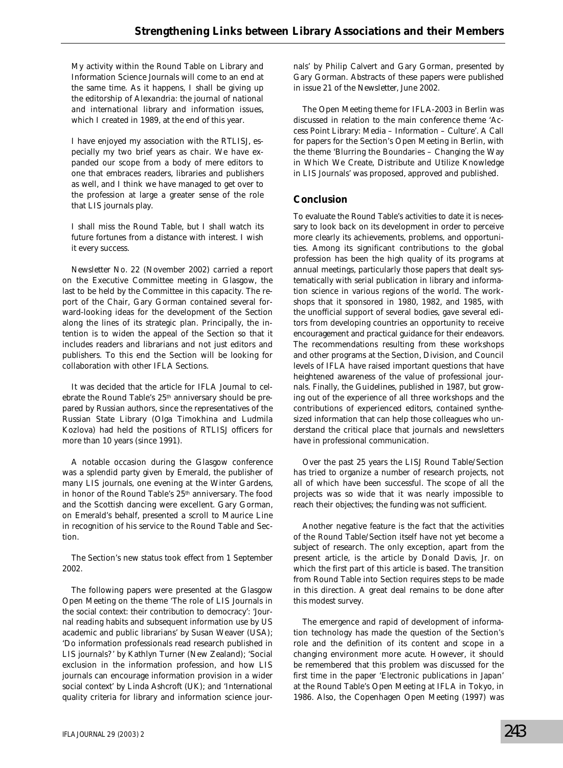My activity within the Round Table on Library and Information Science Journals will come to an end at the same time. As it happens, I shall be giving up the editorship of *Alexandria: the journal of national and international library and information issues*, which I created in 1989, at the end of this year.

I have enjoyed my association with the RTLISJ, especially my two brief years as chair. We have expanded our scope from a body of mere editors to one that embraces readers, libraries and publishers as well, and I think we have managed to get over to the profession at large a greater sense of the role that LIS journals play.

I shall miss the Round Table, but I shall watch its future fortunes from a distance with interest. I wish it every success.

Newsletter No. 22 (November 2002) carried a report on the Executive Committee meeting in Glasgow, the last to be held by the Committee in this capacity. The report of the Chair, Gary Gorman contained several forward-looking ideas for the development of the Section along the lines of its strategic plan. Principally, the intention is to widen the appeal of the Section so that it includes readers and librarians and not just editors and publishers. To this end the Section will be looking for collaboration with other IFLA Sections.

It was decided that the article for *IFLA Journal* to celebrate the Round Table's 25th anniversary should be prepared by Russian authors, since the representatives of the Russian State Library (Olga Timokhina and Ludmila Kozlova) had held the positions of RTLISJ officers for more than 10 years (since 1991).

A notable occasion during the Glasgow conference was a splendid party given by Emerald, the publisher of many LIS journals, one evening at the Winter Gardens, in honor of the Round Table's 25th anniversary. The food and the Scottish dancing were excellent. Gary Gorman, on Emerald's behalf, presented a scroll to Maurice Line in recognition of his service to the Round Table and Section.

The Section's new status took effect from 1 September 2002.

The following papers were presented at the Glasgow Open Meeting on the theme 'The role of LIS Journals in the social context: their contribution to democracy': 'Journal reading habits and subsequent information use by US academic and public librarians' by Susan Weaver (USA); 'Do information professionals read research published in LIS journals?' by Kathlyn Turner (New Zealand); 'Social exclusion in the information profession, and how LIS journals can encourage information provision in a wider social context' by Linda Ashcroft (UK); and 'International quality criteria for library and information science journals' by Philip Calvert and Gary Gorman, presented by Gary Gorman. Abstracts of these papers were published in issue 21 of the *Newsletter*, June 2002.

The Open Meeting theme for IFLA-2003 in Berlin was discussed in relation to the main conference theme 'Access Point Library: Media – Information – Culture'. A Call for papers for the Section's Open Meeting in Berlin, with the theme 'Blurring the Boundaries – Changing the Way in Which We Create, Distribute and Utilize Knowledge in LIS Journals' was proposed, approved and published.

## Conclusion

To evaluate the Round Table's activities to date it is necessary to look back on its development in order to perceive more clearly its achievements, problems, and opportunities. Among its significant contributions to the global profession has been the high quality of its programs at annual meetings, particularly those papers that dealt systematically with serial publication in library and information science in various regions of the world. The workshops that it sponsored in 1980, 1982, and 1985, with the unofficial support of several bodies, gave several editors from developing countries an opportunity to receive encouragement and practical guidance for their endeavors. The recommendations resulting from these workshops and other programs at the Section, Division, and Council levels of IFLA have raised important questions that have heightened awareness of the value of professional journals. Finally, the *Guidelines*, published in 1987, but growing out of the experience of all three workshops and the contributions of experienced editors, contained synthesized information that can help those colleagues who understand the critical place that journals and newsletters have in professional communication.

Over the past 25 years the LISJ Round Table/Section has tried to organize a number of research projects, not all of which have been successful. The scope of all the projects was so wide that it was nearly impossible to reach their objectives; the funding was not sufficient.

Another negative feature is the fact that the activities of the Round Table/Section itself have not yet become a subject of research. The only exception, apart from the present article, is the article by Donald Davis, Jr. on which the first part of this article is based. The transition from Round Table into Section requires steps to be made in this direction. A great deal remains to be done after this modest survey.

The emergence and rapid of development of information technology has made the question of the Section's role and the definition of its content and scope in a changing environment more acute. However, it should be remembered that this problem was discussed for the first time in the paper 'Electronic publications in Japan' at the Round Table's Open Meeting at IFLA in Tokyo, in 1986. Also, the Copenhagen Open Meeting (1997) was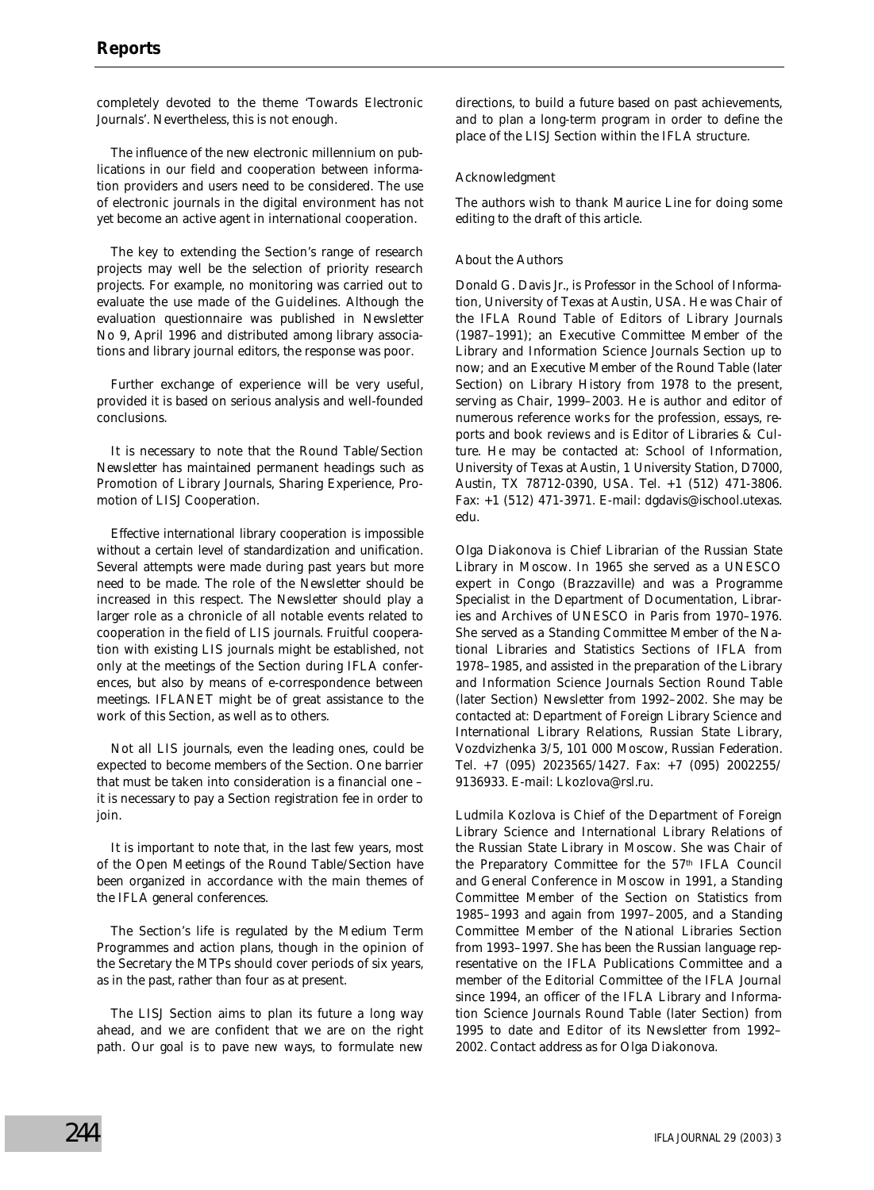completely devoted to the theme 'Towards Electronic Journals'. Nevertheless, this is not enough.

The influence of the new electronic millennium on publications in our field and cooperation between information providers and users need to be considered. The use of electronic journals in the digital environment has not yet become an active agent in international cooperation.

The key to extending the Section's range of research projects may well be the selection of priority research projects. For example, no monitoring was carried out to evaluate the use made of the Guidelines. Although the evaluation questionnaire was published in Newsletter No 9, April 1996 and distributed among library associations and library journal editors, the response was poor.

Further exchange of experience will be very useful, provided it is based on serious analysis and well-founded conclusions.

It is necessary to note that the Round Table/Section Newsletter has maintained permanent headings such as Promotion of Library Journals, Sharing Experience, Promotion of LISJ Cooperation.

Effective international library cooperation is impossible without a certain level of standardization and unification. Several attempts were made during past years but more need to be made. The role of the Newsletter should be increased in this respect. The Newsletter should play a larger role as a chronicle of all notable events related to cooperation in the field of LIS journals. Fruitful cooperation with existing LIS journals might be established, not only at the meetings of the Section during IFLA conferences, but also by means of e-correspondence between meetings. IFLANET might be of great assistance to the work of this Section, as well as to others.

Not all LIS journals, even the leading ones, could be expected to become members of the Section. One barrier that must be taken into consideration is a financial one – it is necessary to pay a Section registration fee in order to join.

It is important to note that, in the last few years, most of the Open Meetings of the Round Table/Section have been organized in accordance with the main themes of the IFLA general conferences.

The Section's life is regulated by the Medium Term Programmes and action plans, though in the opinion of the Secretary the MTPs should cover periods of six years, as in the past, rather than four as at present.

The LISJ Section aims to plan its future a long way ahead, and we are confident that we are on the right path. Our goal is to pave new ways, to formulate new directions, to build a future based on past achievements, and to plan a long-term program in order to define the place of the LISJ Section within the IFLA structure.

### Acknowledgment

The authors wish to thank Maurice Line for doing some editing to the draft of this article.

### About the Authors

Donald G. Davis Jr., is Professor in the School of Information, University of Texas at Austin, USA. He was Chair of the IFLA Round Table of Editors of Library Journals (1987–1991); an Executive Committee Member of the Library and Information Science Journals Section up to now; and an Executive Member of the Round Table (later Section) on Library History from 1978 to the present, serving as Chair, 1999–2003. He is author and editor of numerous reference works for the profession, essays, reports and book reviews and is Editor of *Libraries & Culture*. He may be contacted at: School of Information, University of Texas at Austin, 1 University Station, D7000, Austin, TX 78712-0390, USA. Tel. +1 (512) 471-3806. Fax: +1 (512) 471-3971. E-mail: dgdavis@ischool.utexas.edu.

Olga Diakonova is Chief Librarian of the Russian State Library in Moscow. In 1965 she served as a UNESCO expert in Congo (Brazzaville) and was a Programme Specialist in the Department of Documentation, Libraries and Archives of UNESCO in Paris from 1970–1976. She served as a Standing Committee Member of the National Libraries and Statistics Sections of IFLA from 1978–1985, and assisted in the preparation of the Library and Information Science Journals Section Round Table (later Section) Newsletter from 1992–2002. She may be contacted at: Department of Foreign Library Science and International Library Relations, Russian State Library, Vozdvizhenka 3/5, 101 000 Moscow, Russian Federation. Tel. +7 (095) 2023565/1427. Fax: +7 (095) 2002255/9136933. E-mail: Lkozlova@rsl.ru.

Ludmila Kozlova is Chief of the Department of Foreign Library Science and International Library Relations of the Russian State Library in Moscow. She was Chair of the Preparatory Committee for the 57th IFLA Council and General Conference in Moscow in 1991, a Standing Committee Member of the Section on Statistics from 1985–1993 and again from 1997–2005, and a Standing Committee Member of the National Libraries Section from 1993–1997. She has been the Russian language representative on the IFLA Publications Committee and a member of the Editorial Committee of the *IFLA Journal* since 1994, an officer of the IFLA Library and Information Science Journals Round Table (later Section) from 1995 to date and Editor of its Newsletter from 1992–2002. Contact address as for Olga Diakonova.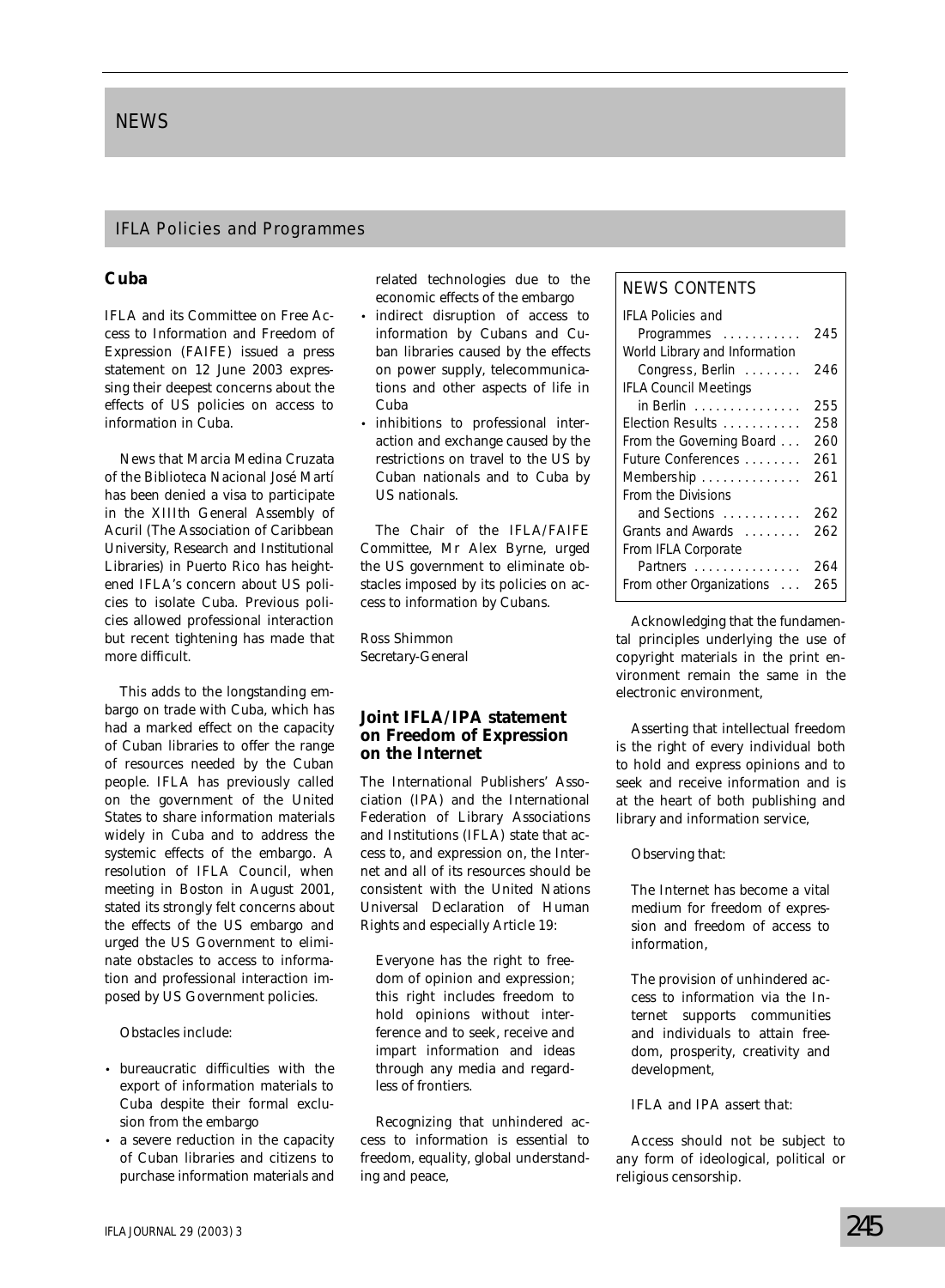# NEWS

## IFLA Policies and Programmes

### Cuba

IFLA and its Committee on Free Access to Information and Freedom of Expression (FAIFE) issued a press statement on 12 June 2003 expressing their deepest concerns about the effects of US policies on access to information in Cuba.

News that Marcia Medina Cruzata of the Biblioteca Nacional José Martí has been denied a visa to participate in the XIIIth General Assembly of Acuril (The Association of Caribbean University, Research and Institutional Libraries) in Puerto Rico has heightened IFLA's concern about US policies to isolate Cuba. Previous policies allowed professional interaction but recent tightening has made that more difficult.

This adds to the longstanding embargo on trade with Cuba, which has had a marked effect on the capacity of Cuban libraries to offer the range of resources needed by the Cuban people. IFLA has previously called on the government of the United States to share information materials widely in Cuba and to address the systemic effects of the embargo. A resolution of IFLA Council, when meeting in Boston in August 2001, stated its strongly felt concerns about the effects of the US embargo and urged the US Government to eliminate obstacles to access to information and professional interaction imposed by US Government policies.

Obstacles include:

- bureaucratic difficulties with the export of information materials to Cuba despite their formal exclusion from the embargo
- a severe reduction in the capacity of Cuban libraries and citizens to purchase information materials and related technologies due to the economic effects of the embargo
- indirect disruption of access to information by Cubans and Cuban libraries caused by the effects on power supply, telecommunications and other aspects of life in Cuba
- inhibitions to professional interaction and exchange caused by the restrictions on travel to the US by Cuban nationals and to Cuba by US nationals.

The Chair of the IFLA/FAIFE Committee, Mr Alex Byrne, urged the US government to eliminate obstacles imposed by its policies on access to information by Cubans.

*Ross Shimmon*
*Secretary-General*

### Joint IFLA/IPA statement on Freedom of Expression on the Internet

The International Publishers' Association (IPA) and the International Federation of Library Associations and Institutions (IFLA) state that access to, and expression on, the Internet and all of its resources should be consistent with the United Nations Universal Declaration of Human Rights and especially Article 19:

> Everyone has the right to freedom of opinion and expression; this right includes freedom to hold opinions without interference and to seek, receive and impart information and ideas through any media and regardless of frontiers.

Recognizing that unhindered access to information is essential to freedom, equality, global understanding and peace,

Acknowledging that the fundamental principles underlying the use of copyright materials in the print environment remain the same in the electronic environment,

Asserting that intellectual freedom is the right of every individual both to hold and express opinions and to seek and receive information and is at the heart of both publishing and library and information service,

Observing that:

> The Internet has become a vital medium for freedom of expression and freedom of access to information,
>
> The provision of unhindered access to information via the Internet supports communities and individuals to attain freedom, prosperity, creativity and development,

IFLA and IPA assert that:

Access should not be subject to any form of ideological, political or religious censorship.

---

**NEWS CONTENTS**

| | |
|---|---|
| IFLA Policies and Programmes | 245 |
| World Library and Information Congress, Berlin | 246 |
| IFLA Council Meetings in Berlin | 255 |
| Election Results | 258 |
| From the Governing Board | 260 |
| Future Conferences | 261 |
| Membership | 261 |
| From the Divisions and Sections | 262 |
| Grants and Awards | 262 |
| From IFLA Corporate Partners | 264 |
| From other Organizations | 265 |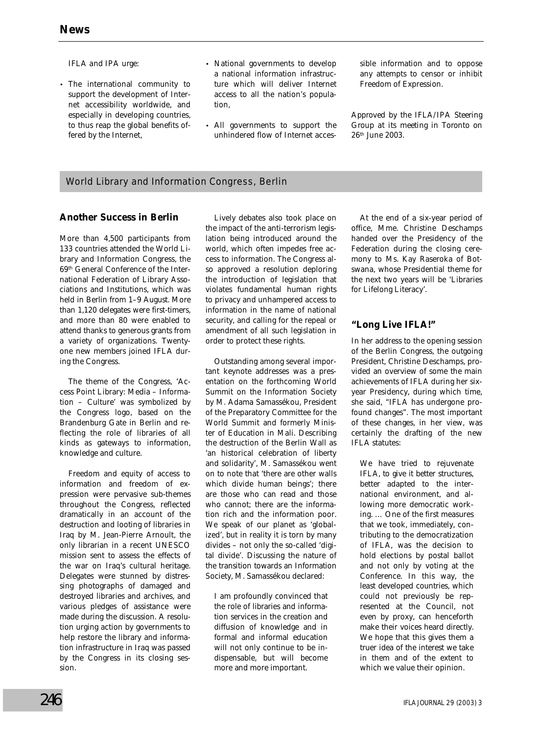IFLA and IPA urge:

- The international community to support the development of Internet accessibility worldwide, and especially in developing countries, to thus reap the global benefits offered by the Internet,
- National governments to develop a national information infrastructure which will deliver Internet access to all the nation's population,
- All governments to support the unhindered flow of Internet accessible information and to oppose any attempts to censor or inhibit Freedom of Expression.

Approved by the IFLA/IPA Steering Group at its meeting in Toronto on 26th June 2003.

## World Library and Information Congress, Berlin

### Another Success in Berlin

More than 4,500 participants from 133 countries attended the World Library and Information Congress, the 69th General Conference of the International Federation of Library Associations and Institutions, which was held in Berlin from 1–9 August. More than 1,120 delegates were first-timers, and more than 80 were enabled to attend thanks to generous grants from a variety of organizations. Twenty-one new members joined IFLA during the Congress.

The theme of the Congress, 'Access Point Library: Media – Information – Culture' was symbolized by the Congress logo, based on the Brandenburg Gate in Berlin and reflecting the role of libraries of all kinds as gateways to information, knowledge and culture.

Freedom and equity of access to information and freedom of expression were pervasive sub-themes throughout the Congress, reflected dramatically in an account of the destruction and looting of libraries in Iraq by M. Jean-Pierre Arnoult, the only librarian in a recent UNESCO mission sent to assess the effects of the war on Iraq's cultural heritage. Delegates were stunned by distressing photographs of damaged and destroyed libraries and archives, and various pledges of assistance were made during the discussion. A resolution urging action by governments to help restore the library and information infrastructure in Iraq was passed by the Congress in its closing session.

Lively debates also took place on the impact of the anti-terrorism legislation being introduced around the world, which often impedes free access to information. The Congress also approved a resolution deploring the introduction of legislation that violates fundamental human rights to privacy and unhampered access to information in the name of national security, and calling for the repeal or amendment of all such legislation in order to protect these rights.

Outstanding among several important keynote addresses was a presentation on the forthcoming World Summit on the Information Society by M. Adama Samassékou, President of the Preparatory Committee for the World Summit and formerly Minister of Education in Mali. Describing the destruction of the Berlin Wall as 'an historical celebration of liberty and solidarity', M. Samassékou went on to note that 'there are other walls which divide human beings'; there are those who can read and those who cannot; there are the information rich and the information poor. We speak of our planet as 'globalized', but in reality it is torn by many divides – not only the so-called 'digital divide'. Discussing the nature of the transition towards an Information Society, M. Samassékou declared:

> I am profoundly convinced that the role of libraries and information services in the creation and diffusion of knowledge and in formal and informal education will not only continue to be indispensable, but will become more and more important.

At the end of a six-year period of office, Mme. Christine Deschamps handed over the Presidency of the Federation during the closing ceremony to Ms. Kay Raseroka of Botswana, whose Presidential theme for the next two years will be 'Libraries for Lifelong Literacy'.

### "Long Live IFLA!"

In her address to the opening session of the Berlin Congress, the outgoing President, Christine Deschamps, provided an overview of some the main achievements of IFLA during her six-year Presidency, during which time, she said, "IFLA has undergone profound changes". The most important of these changes, in her view, was certainly the drafting of the new IFLA statutes:

> We have tried to rejuvenate IFLA, to give it better structures, better adapted to the international environment, and allowing more democratic working. … One of the first measures that we took, immediately, contributing to the democratization of IFLA, was the decision to hold elections by postal ballot and not only by voting at the Conference. In this way, the least developed countries, which could not previously be represented at the Council, not even by proxy, can henceforth make their voices heard directly. We hope that this gives them a truer idea of the interest we take in them and of the extent to which we value their opinion.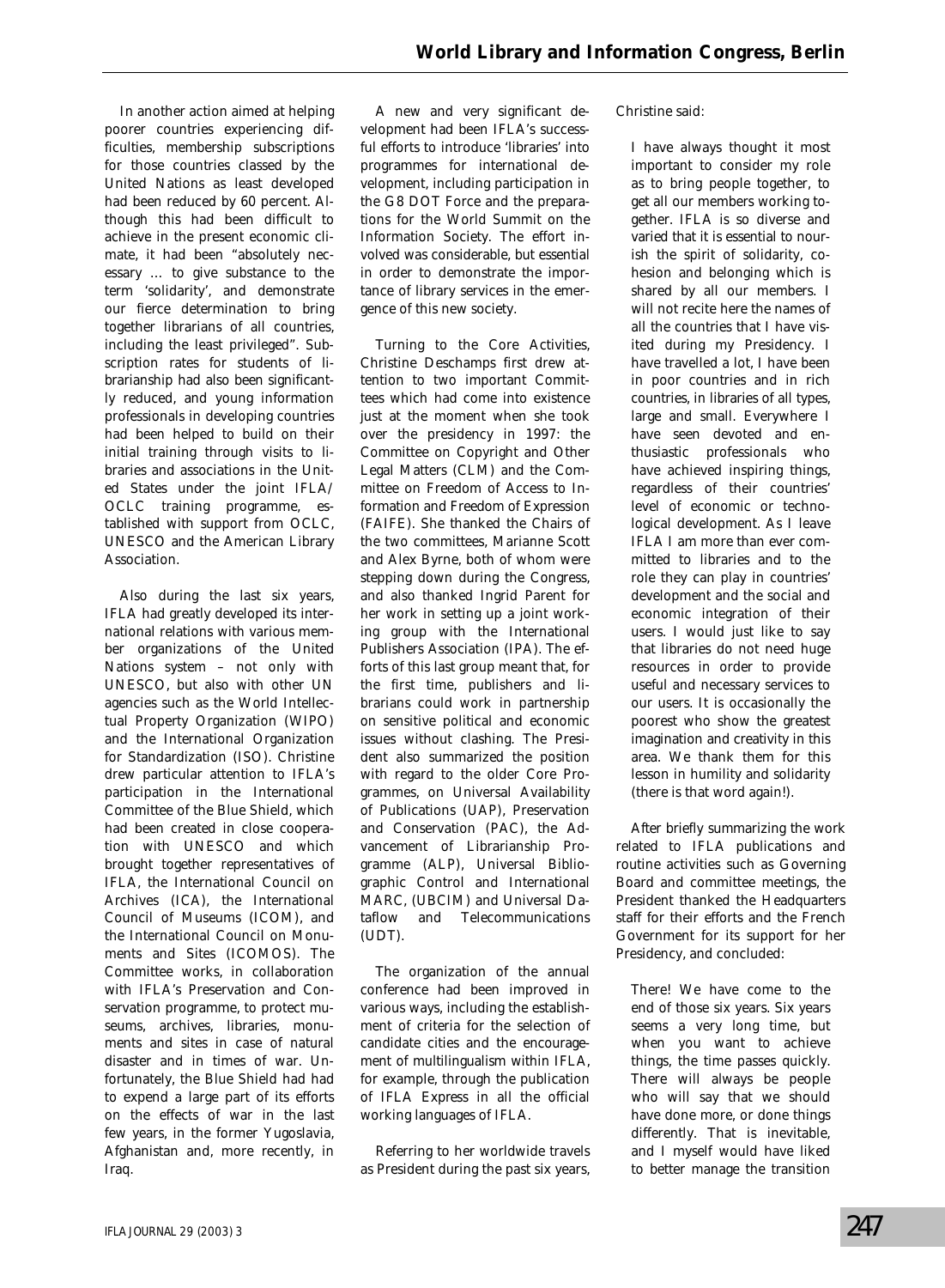In another action aimed at helping poorer countries experiencing difficulties, membership subscriptions for those countries classed by the United Nations as least developed had been reduced by 60 percent. Although this had been difficult to achieve in the present economic climate, it had been "absolutely necessary … to give substance to the term 'solidarity', and demonstrate our fierce determination to bring together librarians of all countries, including the least privileged". Subscription rates for students of librarianship had also been significantly reduced, and young information professionals in developing countries had been helped to build on their initial training through visits to libraries and associations in the United States under the joint IFLA/OCLC training programme, established with support from OCLC, UNESCO and the American Library Association.

Also during the last six years, IFLA had greatly developed its international relations with various member organizations of the United Nations system – not only with UNESCO, but also with other UN agencies such as the World Intellectual Property Organization (WIPO) and the International Organization for Standardization (ISO). Christine drew particular attention to IFLA's participation in the International Committee of the Blue Shield, which had been created in close cooperation with UNESCO and which brought together representatives of IFLA, the International Council on Archives (ICA), the International Council of Museums (ICOM), and the International Council on Monuments and Sites (ICOMOS). The Committee works, in collaboration with IFLA's Preservation and Conservation programme, to protect museums, archives, libraries, monuments and sites in case of natural disaster and in times of war. Unfortunately, the Blue Shield had had to expend a large part of its efforts on the effects of war in the last few years, in the former Yugoslavia, Afghanistan and, more recently, in Iraq.

A new and very significant development had been IFLA's successful efforts to introduce 'libraries' into programmes for international development, including participation in the G8 DOT Force and the preparations for the World Summit on the Information Society. The effort involved was considerable, but essential in order to demonstrate the importance of library services in the emergence of this new society.

Turning to the Core Activities, Christine Deschamps first drew attention to two important Committees which had come into existence just at the moment when she took over the presidency in 1997: the Committee on Copyright and Other Legal Matters (CLM) and the Committee on Freedom of Access to Information and Freedom of Expression (FAIFE). She thanked the Chairs of the two committees, Marianne Scott and Alex Byrne, both of whom were stepping down during the Congress, and also thanked Ingrid Parent for her work in setting up a joint working group with the International Publishers Association (IPA). The efforts of this last group meant that, for the first time, publishers and librarians could work in partnership on sensitive political and economic issues without clashing. The President also summarized the position with regard to the older Core Programmes, on Universal Availability of Publications (UAP), Preservation and Conservation (PAC), the Advancement of Librarianship Programme (ALP), Universal Bibliographic Control and International MARC, (UBCIM) and Universal Dataflow and Telecommunications (UDT).

The organization of the annual conference had been improved in various ways, including the establishment of criteria for the selection of candidate cities and the encouragement of multilingualism within IFLA, for example, through the publication of IFLA Express in all the official working languages of IFLA.

Referring to her worldwide travels as President during the past six years, Christine said:

> I have always thought it most important to consider my role as to bring people together, to get all our members working together. IFLA is so diverse and varied that it is essential to nourish the spirit of solidarity, cohesion and belonging which is shared by all our members. I will not recite here the names of all the countries that I have visited during my Presidency. I have travelled a lot, I have been in poor countries and in rich countries, in libraries of all types, large and small. Everywhere I have seen devoted and enthusiastic professionals who have achieved inspiring things, regardless of their countries' level of economic or technological development. As I leave IFLA I am more than ever committed to libraries and to the role they can play in countries' development and the social and economic integration of their users. I would just like to say that libraries do not need huge resources in order to provide useful and necessary services to our users. It is occasionally the poorest who show the greatest imagination and creativity in this area. We thank them for this lesson in humility and solidarity (there is that word again!).

After briefly summarizing the work related to IFLA publications and routine activities such as Governing Board and committee meetings, the President thanked the Headquarters staff for their efforts and the French Government for its support for her Presidency, and concluded:

> There! We have come to the end of those six years. Six years seems a very long time, but when you want to achieve things, the time passes quickly. There will always be people who will say that we should have done more, or done things differently. That is inevitable, and I myself would have liked to better manage the transition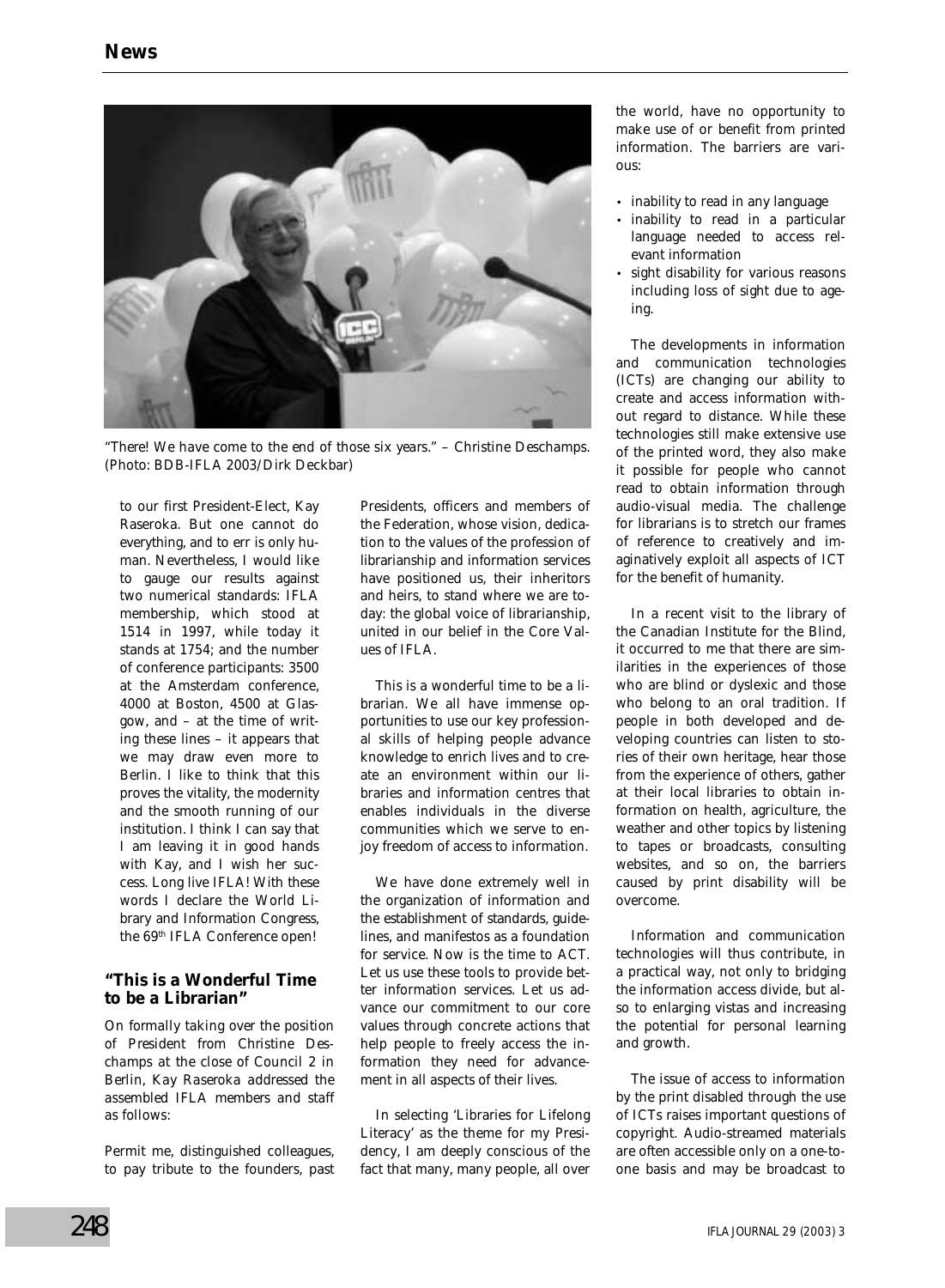"There! We have come to the end of those six years." – Christine Deschamps. (Photo: BDB-IFLA 2003/Dirk Deckbar)

to our first President-Elect, Kay Raseroka. But one cannot do everything, and to err is only human. Nevertheless, I would like to gauge our results against two numerical standards: IFLA membership, which stood at 1514 in 1997, while today it stands at 1754; and the number of conference participants: 3500 at the Amsterdam conference, 4000 at Boston, 4500 at Glasgow, and – at the time of writing these lines – it appears that we may draw even more to Berlin. I like to think that this proves the vitality, the modernity and the smooth running of our institution. I think I can say that I am leaving it in good hands with Kay, and I wish her success. Long live IFLA! With these words I declare the World Library and Information Congress, the 69th IFLA Conference open!

### "This is a Wonderful Time to be a Librarian"

On formally taking over the position of President from Christine Deschamps at the close of Council 2 in Berlin, Kay Raseroka addressed the assembled IFLA members and staff as follows:

Permit me, distinguished colleagues, to pay tribute to the founders, past Presidents, officers and members of the Federation, whose vision, dedication to the values of the profession of librarianship and information services have positioned us, their inheritors and heirs, to stand where we are today: the global voice of librarianship, united in our belief in the Core Values of IFLA.

This is a wonderful time to be a librarian. We all have immense opportunities to use our key professional skills of helping people advance knowledge to enrich lives and to create an environment within our libraries and information centres that enables individuals in the diverse communities which we serve to enjoy freedom of access to information.

We have done extremely well in the organization of information and the establishment of standards, guidelines, and manifestos as a foundation for service. Now is the time to ACT. Let us use these tools to provide better information services. Let us advance our commitment to our core values through concrete actions that help people to freely access the information they need for advancement in all aspects of their lives.

In selecting 'Libraries for Lifelong Literacy' as the theme for my Presidency, I am deeply conscious of the fact that many, many people, all over the world, have no opportunity to make use of or benefit from printed information. The barriers are various:

- inability to read in any language
- inability to read in a particular language needed to access relevant information
- sight disability for various reasons including loss of sight due to ageing.

The developments in information and communication technologies (ICTs) are changing our ability to create and access information without regard to distance. While these technologies still make extensive use of the printed word, they also make it possible for people who cannot read to obtain information through audio-visual media. The challenge for librarians is to stretch our frames of reference to creatively and imaginatively exploit all aspects of ICT for the benefit of humanity.

In a recent visit to the library of the Canadian Institute for the Blind, it occurred to me that there are similarities in the experiences of those who are blind or dyslexic and those who belong to an oral tradition. If people in both developed and developing countries can listen to stories of their own heritage, hear those from the experience of others, gather at their local libraries to obtain information on health, agriculture, the weather and other topics by listening to tapes or broadcasts, consulting websites, and so on, the barriers caused by print disability will be overcome.

Information and communication technologies will thus contribute, in a practical way, not only to bridging the information access divide, but also to enlarging vistas and increasing the potential for personal learning and growth.

The issue of access to information by the print disabled through the use of ICTs raises important questions of copyright. Audio-streamed materials are often accessible only on a one-to-one basis and may be broadcast to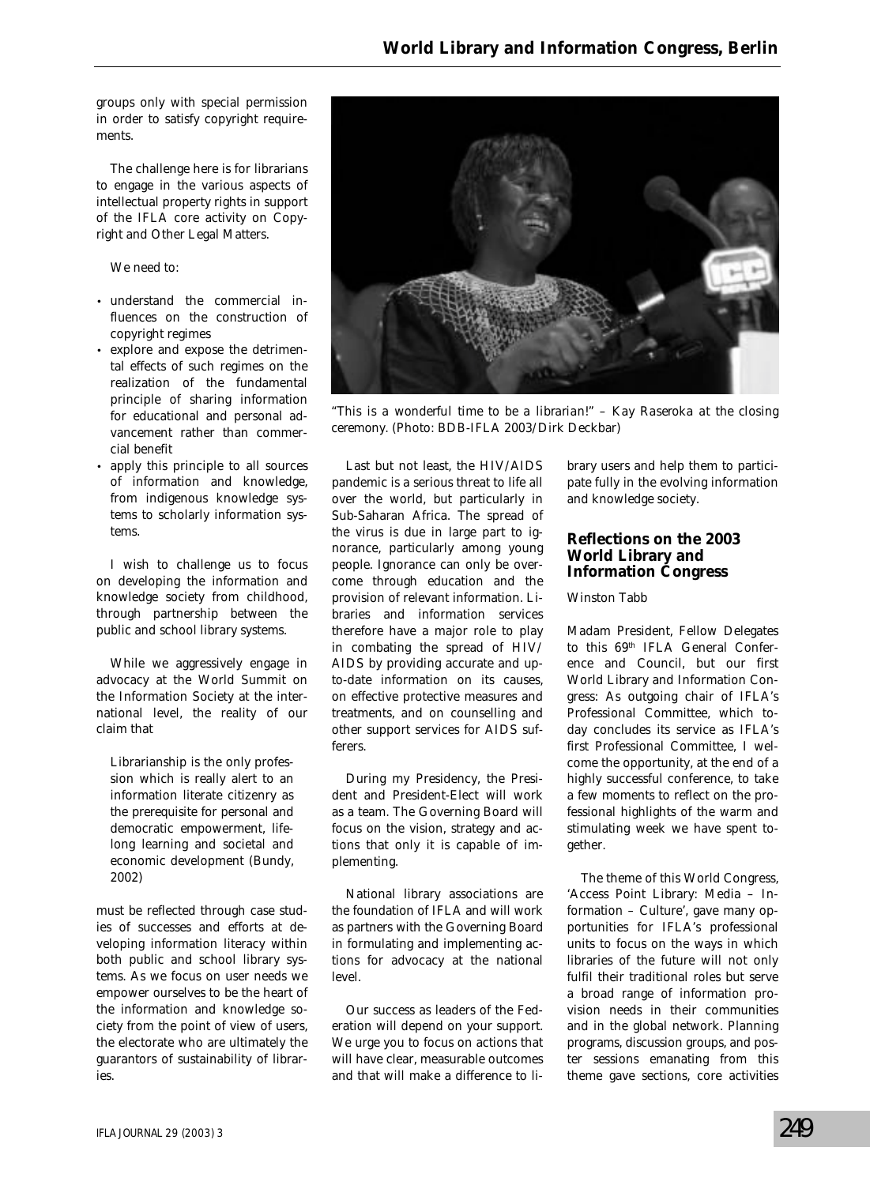groups only with special permission in order to satisfy copyright requirements.

The challenge here is for librarians to engage in the various aspects of intellectual property rights in support of the IFLA core activity on Copyright and Other Legal Matters.

We need to:

- understand the commercial influences on the construction of copyright regimes
- explore and expose the detrimental effects of such regimes on the realization of the fundamental principle of sharing information for educational and personal advancement rather than commercial benefit
- apply this principle to all sources of information and knowledge, from indigenous knowledge systems to scholarly information systems.

I wish to challenge us to focus on developing the information and knowledge society from childhood, through partnership between the public and school library systems.

While we aggressively engage in advocacy at the World Summit on the Information Society at the international level, the reality of our claim that

> Librarianship is the only profession which is really alert to an information literate citizenry as the prerequisite for personal and democratic empowerment, lifelong learning and societal and economic development (Bundy, 2002)

must be reflected through case studies of successes and efforts at developing information literacy within both public and school library systems. As we focus on user needs we empower ourselves to be the heart of the information and knowledge society from the point of view of users, the electorate who are ultimately the guarantors of sustainability of libraries.

"This is a wonderful time to be a librarian!" – Kay Raseroka at the closing ceremony. (Photo: BDB-IFLA 2003/Dirk Deckbar)

Last but not least, the HIV/AIDS pandemic is a serious threat to life all over the world, but particularly in Sub-Saharan Africa. The spread of the virus is due in large part to ignorance, particularly among young people. Ignorance can only be overcome through education and the provision of relevant information. Libraries and information services therefore have a major role to play in combating the spread of HIV/AIDS by providing accurate and up-to-date information on its causes, on effective protective measures and treatments, and on counselling and other support services for AIDS sufferers.

During my Presidency, the President and President-Elect will work as a team. The Governing Board will focus on the vision, strategy and actions that only it is capable of implementing.

National library associations are the foundation of IFLA and will work as partners with the Governing Board in formulating and implementing actions for advocacy at the national level.

Our success as leaders of the Federation will depend on your support. We urge you to focus on actions that will have clear, measurable outcomes and that will make a difference to library users and help them to participate fully in the evolving information and knowledge society.

## Reflections on the 2003 World Library and Information Congress

*Winston Tabb*

Madam President, Fellow Delegates to this 69th IFLA General Conference and Council, but our first World Library and Information Congress: As outgoing chair of IFLA's Professional Committee, which today concludes its service as IFLA's first Professional Committee, I welcome the opportunity, at the end of a highly successful conference, to take a few moments to reflect on the professional highlights of the warm and stimulating week we have spent together.

The theme of this World Congress, 'Access Point Library: Media – Information – Culture', gave many opportunities for IFLA's professional units to focus on the ways in which libraries of the future will not only fulfil their traditional roles but serve a broad range of information provision needs in their communities and in the global network. Planning programs, discussion groups, and poster sessions emanating from this theme gave sections, core activities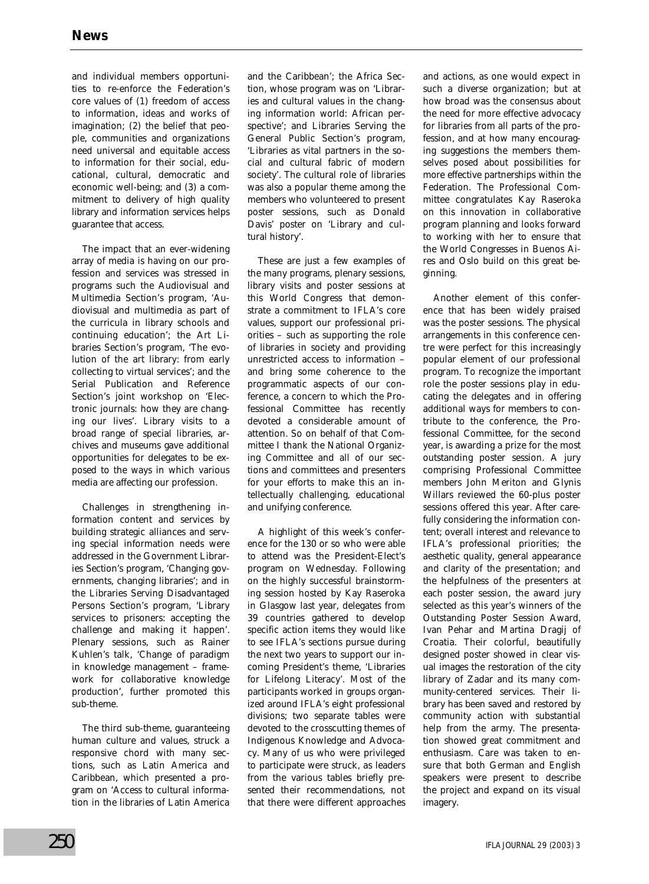and individual members opportunities to re-enforce the Federation's core values of (1) freedom of access to information, ideas and works of imagination; (2) the belief that people, communities and organizations need universal and equitable access to information for their social, educational, cultural, democratic and economic well-being; and (3) a commitment to delivery of high quality library and information services helps guarantee that access.

The impact that an ever-widening array of media is having on our profession and services was stressed in programs such the Audiovisual and Multimedia Section's program, 'Audiovisual and multimedia as part of the curricula in library schools and continuing education'; the Art Libraries Section's program, 'The evolution of the art library: from early collecting to virtual services'; and the Serial Publication and Reference Section's joint workshop on 'Electronic journals: how they are changing our lives'. Library visits to a broad range of special libraries, archives and museums gave additional opportunities for delegates to be exposed to the ways in which various media are affecting our profession.

Challenges in strengthening information content and services by building strategic alliances and serving special information needs were addressed in the Government Libraries Section's program, 'Changing governments, changing libraries'; and in the Libraries Serving Disadvantaged Persons Section's program, 'Library services to prisoners: accepting the challenge and making it happen'. Plenary sessions, such as Rainer Kuhlen's talk, 'Change of paradigm in knowledge management – framework for collaborative knowledge production', further promoted this sub-theme.

The third sub-theme, guaranteeing human culture and values, struck a responsive chord with many sections, such as Latin America and Caribbean, which presented a program on 'Access to cultural information in the libraries of Latin America and the Caribbean'; the Africa Section, whose program was on 'Libraries and cultural values in the changing information world: African perspective'; and Libraries Serving the General Public Section's program, 'Libraries as vital partners in the social and cultural fabric of modern society'. The cultural role of libraries was also a popular theme among the members who volunteered to present poster sessions, such as Donald Davis' poster on 'Library and cultural history'.

These are just a few examples of the many programs, plenary sessions, library visits and poster sessions at this World Congress that demonstrate a commitment to IFLA's core values, support our professional priorities – such as supporting the role of libraries in society and providing unrestricted access to information – and bring some coherence to the programmatic aspects of our conference, a concern to which the Professional Committee has recently devoted a considerable amount of attention. So on behalf of that Committee I thank the National Organizing Committee and all of our sections and committees and presenters for your efforts to make this an intellectually challenging, educational and unifying conference.

A highlight of this week's conference for the 130 or so who were able to attend was the President-Elect's program on Wednesday. Following on the highly successful brainstorming session hosted by Kay Raseroka in Glasgow last year, delegates from 39 countries gathered to develop specific action items they would like to see IFLA's sections pursue during the next two years to support our incoming President's theme, 'Libraries for Lifelong Literacy'. Most of the participants worked in groups organized around IFLA's eight professional divisions; two separate tables were devoted to the crosscutting themes of Indigenous Knowledge and Advocacy. Many of us who were privileged to participate were struck, as leaders from the various tables briefly presented their recommendations, not that there were different approaches and actions, as one would expect in such a diverse organization; but at how broad was the consensus about the need for more effective advocacy for libraries from all parts of the profession, and at how many encouraging suggestions the members themselves posed about possibilities for more effective partnerships within the Federation. The Professional Committee congratulates Kay Raseroka on this innovation in collaborative program planning and looks forward to working with her to ensure that the World Congresses in Buenos Aires and Oslo build on this great beginning.

Another element of this conference that has been widely praised was the poster sessions. The physical arrangements in this conference centre were perfect for this increasingly popular element of our professional program. To recognize the important role the poster sessions play in educating the delegates and in offering additional ways for members to contribute to the conference, the Professional Committee, for the second year, is awarding a prize for the most outstanding poster session. A jury comprising Professional Committee members John Meriton and Glynis Willars reviewed the 60-plus poster sessions offered this year. After carefully considering the information content; overall interest and relevance to IFLA's professional priorities; the aesthetic quality, general appearance and clarity of the presentation; and the helpfulness of the presenters at each poster session, the award jury selected as this year's winners of the Outstanding Poster Session Award, Ivan Pehar and Martina Dragij of Croatia. Their colorful, beautifully designed poster showed in clear visual images the restoration of the city library of Zadar and its many community-centered services. Their library has been saved and restored by community action with substantial help from the army. The presentation showed great commitment and enthusiasm. Care was taken to ensure that both German and English speakers were present to describe the project and expand on its visual imagery.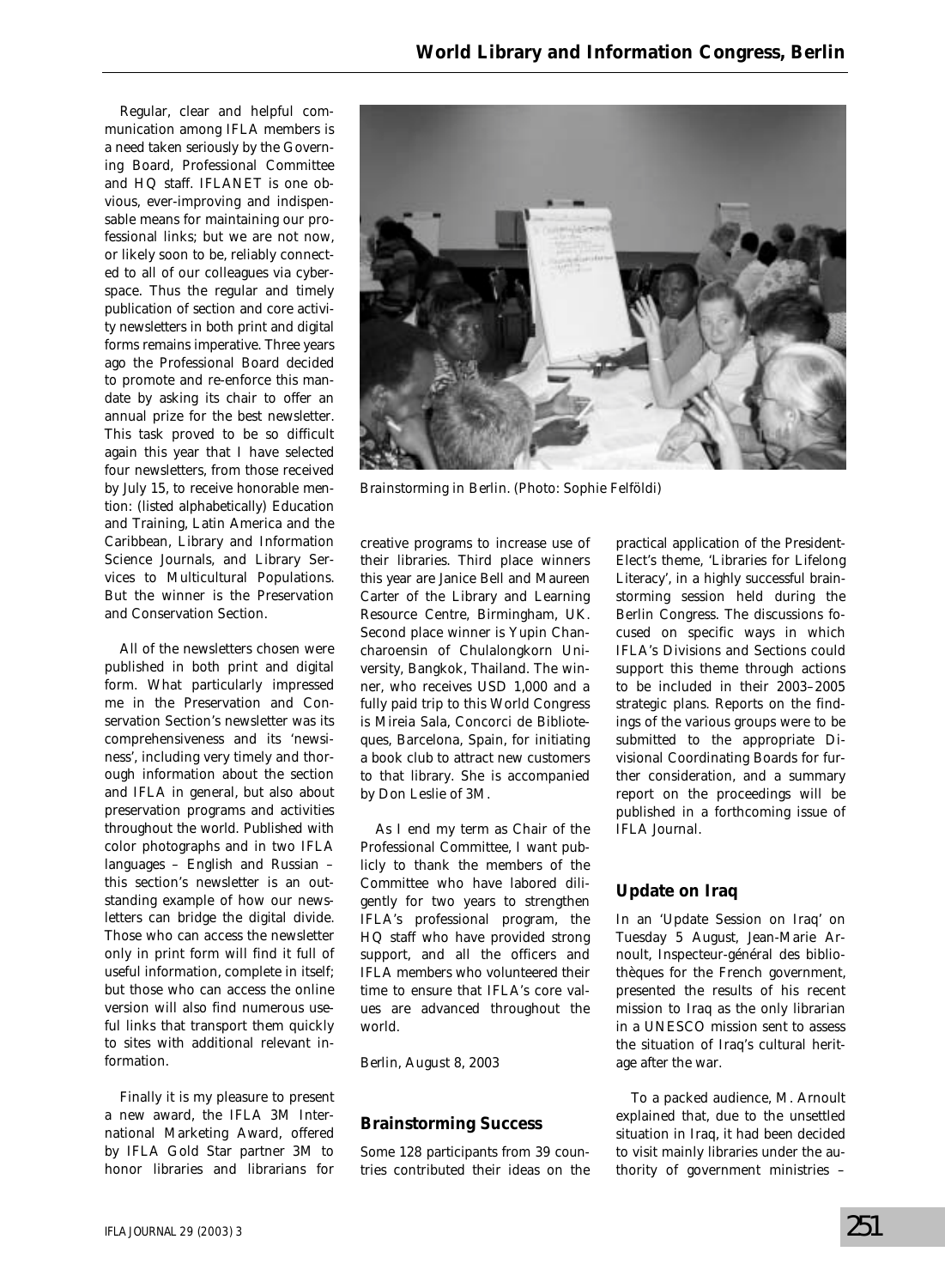Regular, clear and helpful communication among IFLA members is a need taken seriously by the Governing Board, Professional Committee and HQ staff. IFLANET is one obvious, ever-improving and indispensable means for maintaining our professional links; but we are not now, or likely soon to be, reliably connected to all of our colleagues via cyberspace. Thus the regular and timely publication of section and core activity newsletters in both print and digital forms remains imperative. Three years ago the Professional Board decided to promote and re-enforce this mandate by asking its chair to offer an annual prize for the best newsletter. This task proved to be so difficult again this year that I have selected four newsletters, from those received by July 15, to receive honorable mention: (listed alphabetically) Education and Training, Latin America and the Caribbean, Library and Information Science Journals, and Library Services to Multicultural Populations. But the winner is the Preservation and Conservation Section.

All of the newsletters chosen were published in both print and digital form. What particularly impressed me in the Preservation and Conservation Section's newsletter was its comprehensiveness and its 'newsiness', including very timely and thorough information about the section and IFLA in general, but also about preservation programs and activities throughout the world. Published with color photographs and in two IFLA languages – English and Russian – this section's newsletter is an outstanding example of how our newsletters can bridge the digital divide. Those who can access the newsletter only in print form will find it full of useful information, complete in itself; but those who can access the online version will also find numerous useful links that transport them quickly to sites with additional relevant information.

Finally it is my pleasure to present a new award, the IFLA 3M International Marketing Award, offered by IFLA Gold Star partner 3M to honor libraries and librarians for creative programs to increase use of their libraries. Third place winners this year are Janice Bell and Maureen Carter of the Library and Learning Resource Centre, Birmingham, UK. Second place winner is Yupin Chancharoensin of Chulalongkorn University, Bangkok, Thailand. The winner, who receives USD 1,000 and a fully paid trip to this World Congress is Mireia Sala, Concorci de Biblioteques, Barcelona, Spain, for initiating a book club to attract new customers to that library. She is accompanied by Don Leslie of 3M.

As I end my term as Chair of the Professional Committee, I want publicly to thank the members of the Committee who have labored diligently for two years to strengthen IFLA's professional program, the HQ staff who have provided strong support, and all the officers and IFLA members who volunteered their time to ensure that IFLA's core values are advanced throughout the world.

*Berlin, August 8, 2003*

Brainstorming in Berlin. (Photo: Sophie Felföldi)

## Brainstorming Success

Some 128 participants from 39 countries contributed their ideas on the practical application of the President-Elect's theme, 'Libraries for Lifelong Literacy', in a highly successful brainstorming session held during the Berlin Congress. The discussions focused on specific ways in which IFLA's Divisions and Sections could support this theme through actions to be included in their 2003–2005 strategic plans. Reports on the findings of the various groups were to be submitted to the appropriate Divisional Coordinating Boards for further consideration, and a summary report on the proceedings will be published in a forthcoming issue of IFLA Journal.

## Update on Iraq

In an 'Update Session on Iraq' on Tuesday 5 August, Jean-Marie Arnoult, Inspecteur-général des bibliothèques for the French government, presented the results of his recent mission to Iraq as the only librarian in a UNESCO mission sent to assess the situation of Iraq's cultural heritage after the war.

To a packed audience, M. Arnoult explained that, due to the unsettled situation in Iraq, it had been decided to visit mainly libraries under the authority of government ministries –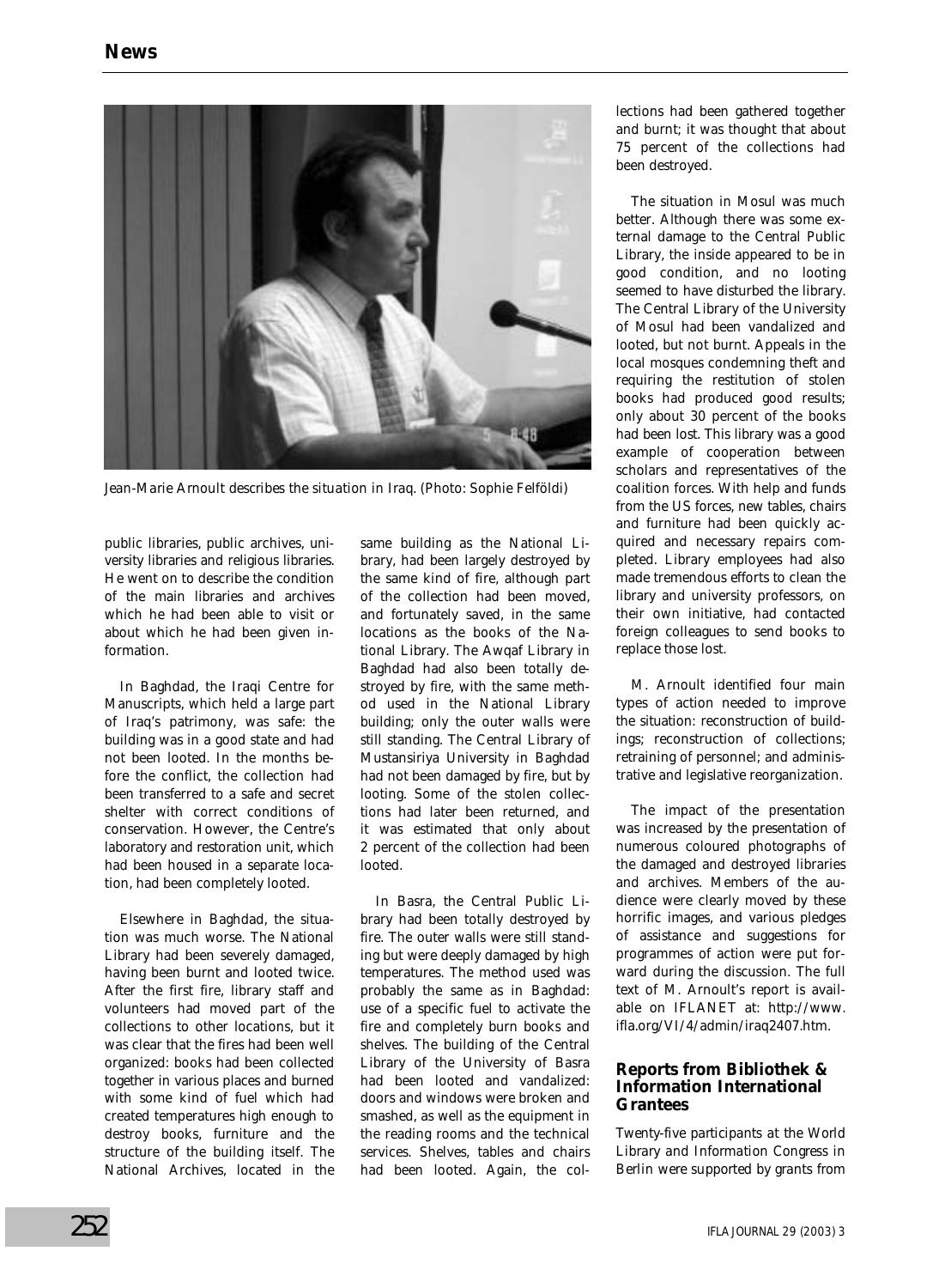Jean-Marie Arnoult describes the situation in Iraq. (Photo: Sophie Felföldi)

public libraries, public archives, university libraries and religious libraries. He went on to describe the condition of the main libraries and archives which he had been able to visit or about which he had been given information.

In Baghdad, the Iraqi Centre for Manuscripts, which held a large part of Iraq's patrimony, was safe: the building was in a good state and had not been looted. In the months before the conflict, the collection had been transferred to a safe and secret shelter with correct conditions of conservation. However, the Centre's laboratory and restoration unit, which had been housed in a separate location, had been completely looted.

Elsewhere in Baghdad, the situation was much worse. The National Library had been severely damaged, having been burnt and looted twice. After the first fire, library staff and volunteers had moved part of the collections to other locations, but it was clear that the fires had been well organized: books had been collected together in various places and burned with some kind of fuel which had created temperatures high enough to destroy books, furniture and the structure of the building itself. The National Archives, located in the same building as the National Library, had been largely destroyed by the same kind of fire, although part of the collection had been moved, and fortunately saved, in the same locations as the books of the National Library. The Awqaf Library in Baghdad had also been totally destroyed by fire, with the same method used in the National Library building; only the outer walls were still standing. The Central Library of Mustansiriya University in Baghdad had not been damaged by fire, but by looting. Some of the stolen collections had later been returned, and it was estimated that only about 2 percent of the collection had been looted.

In Basra, the Central Public Library had been totally destroyed by fire. The outer walls were still standing but were deeply damaged by high temperatures. The method used was probably the same as in Baghdad: use of a specific fuel to activate the fire and completely burn books and shelves. The building of the Central Library of the University of Basra had been looted and vandalized: doors and windows were broken and smashed, as well as the equipment in the reading rooms and the technical services. Shelves, tables and chairs had been looted. Again, the collections had been gathered together and burnt; it was thought that about 75 percent of the collections had been destroyed.

The situation in Mosul was much better. Although there was some external damage to the Central Public Library, the inside appeared to be in good condition, and no looting seemed to have disturbed the library. The Central Library of the University of Mosul had been vandalized and looted, but not burnt. Appeals in the local mosques condemning theft and requiring the restitution of stolen books had produced good results; only about 30 percent of the books had been lost. This library was a good example of cooperation between scholars and representatives of the coalition forces. With help and funds from the US forces, new tables, chairs and furniture had been quickly acquired and necessary repairs completed. Library employees had also made tremendous efforts to clean the library and university professors, on their own initiative, had contacted foreign colleagues to send books to replace those lost.

M. Arnoult identified four main types of action needed to improve the situation: reconstruction of buildings; reconstruction of collections; retraining of personnel; and administrative and legislative reorganization.

The impact of the presentation was increased by the presentation of numerous coloured photographs of the damaged and destroyed libraries and archives. Members of the audience were clearly moved by these horrific images, and various pledges of assistance and suggestions for programmes of action were put forward during the discussion. The full text of M. Arnoult's report is available on IFLANET at: http://www.ifla.org/VI/4/admin/iraq2407.htm.

## Reports from Bibliothek & Information International Grantees

Twenty-five participants at the World Library and Information Congress in Berlin were supported by grants from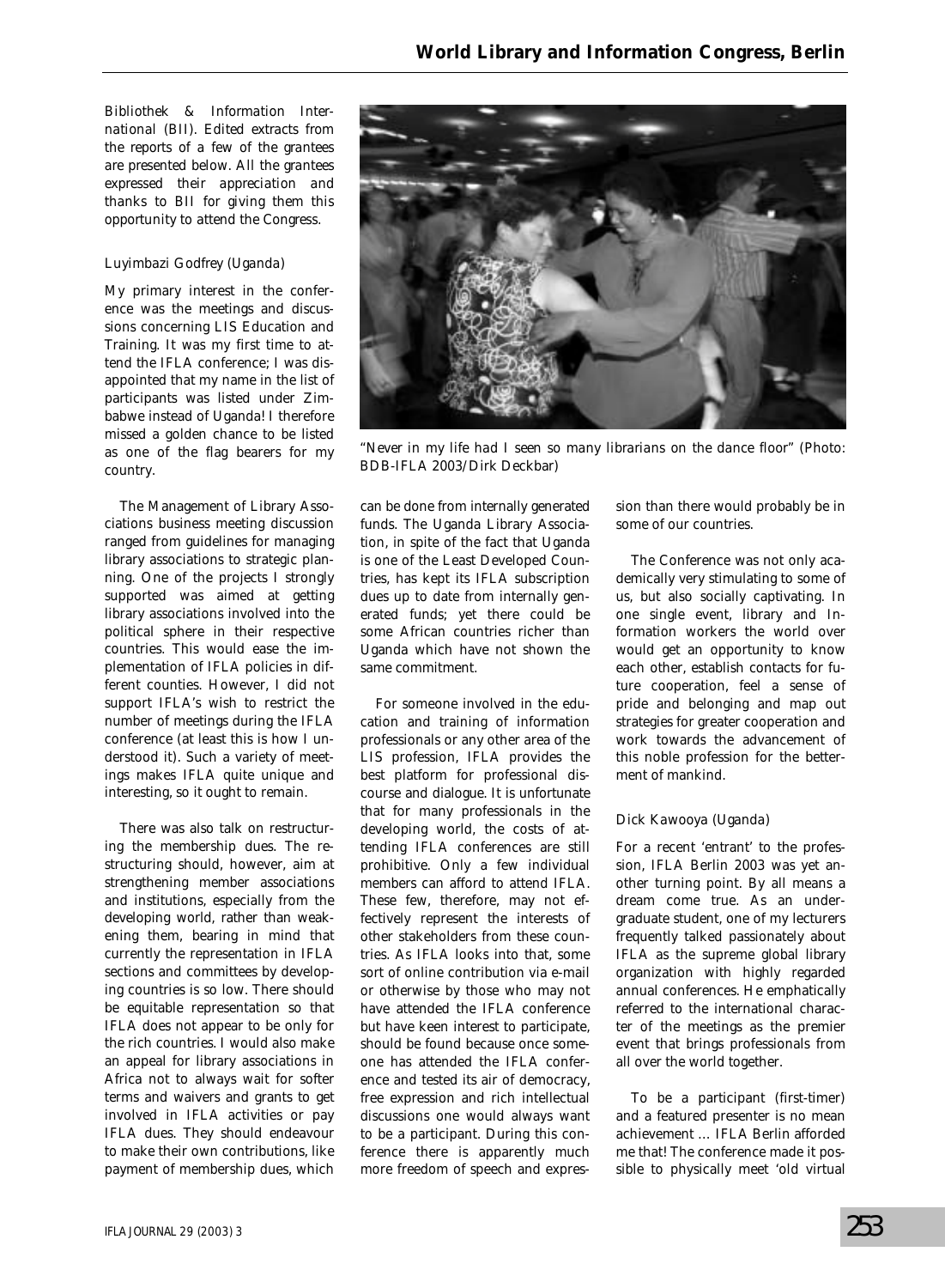*Bibliothek & Information International (BII). Edited extracts from the reports of a few of the grantees are presented below. All the grantees expressed their appreciation and thanks to BII for giving them this opportunity to attend the Congress.*

### Luyimbazi Godfrey (Uganda)

My primary interest in the conference was the meetings and discussions concerning LIS Education and Training. It was my first time to attend the IFLA conference; I was disappointed that my name in the list of participants was listed under Zimbabwe instead of Uganda! I therefore missed a golden chance to be listed as one of the flag bearers for my country.

The Management of Library Associations business meeting discussion ranged from guidelines for managing library associations to strategic planning. One of the projects I strongly supported was aimed at getting library associations involved into the political sphere in their respective countries. This would ease the implementation of IFLA policies in different counties. However, I did not support IFLA's wish to restrict the number of meetings during the IFLA conference (at least this is how I understood it). Such a variety of meetings makes IFLA quite unique and interesting, so it ought to remain.

There was also talk on restructuring the membership dues. The restructuring should, however, aim at strengthening member associations and institutions, especially from the developing world, rather than weakening them, bearing in mind that currently the representation in IFLA sections and committees by developing countries is so low. There should be equitable representation so that IFLA does not appear to be only for the rich countries. I would also make an appeal for library associations in Africa not to always wait for softer terms and waivers and grants to get involved in IFLA activities or pay IFLA dues. They should endeavour to make their own contributions, like payment of membership dues, which can be done from internally generated funds. The Uganda Library Association, in spite of the fact that Uganda is one of the Least Developed Countries, has kept its IFLA subscription dues up to date from internally generated funds; yet there could be some African countries richer than Uganda which have not shown the same commitment.

"Never in my life had I seen so many librarians on the dance floor" (Photo: BDB-IFLA 2003/Dirk Deckbar)

For someone involved in the education and training of information professionals or any other area of the LIS profession, IFLA provides the best platform for professional discourse and dialogue. It is unfortunate that for many professionals in the developing world, the costs of attending IFLA conferences are still prohibitive. Only a few individual members can afford to attend IFLA. These few, therefore, may not effectively represent the interests of other stakeholders from these countries. As IFLA looks into that, some sort of online contribution via e-mail or otherwise by those who may not have attended the IFLA conference but have keen interest to participate, should be found because once someone has attended the IFLA conference and tested its air of democracy, free expression and rich intellectual discussions one would always want to be a participant. During this conference there is apparently much more freedom of speech and expression than there would probably be in some of our countries.

The Conference was not only academically very stimulating to some of us, but also socially captivating. In one single event, library and Information workers the world over would get an opportunity to know each other, establish contacts for future cooperation, feel a sense of pride and belonging and map out strategies for greater cooperation and work towards the advancement of this noble profession for the betterment of mankind.

### Dick Kawooya (Uganda)

For a recent 'entrant' to the profession, IFLA Berlin 2003 was yet another turning point. By all means a dream come true. As an undergraduate student, one of my lecturers frequently talked passionately about IFLA as the supreme global library organization with highly regarded annual conferences. He emphatically referred to the international character of the meetings as the premier event that brings professionals from all over the world together.

To be a participant (first-timer) and a featured presenter is no mean achievement ... IFLA Berlin afforded me that! The conference made it possible to physically meet 'old virtual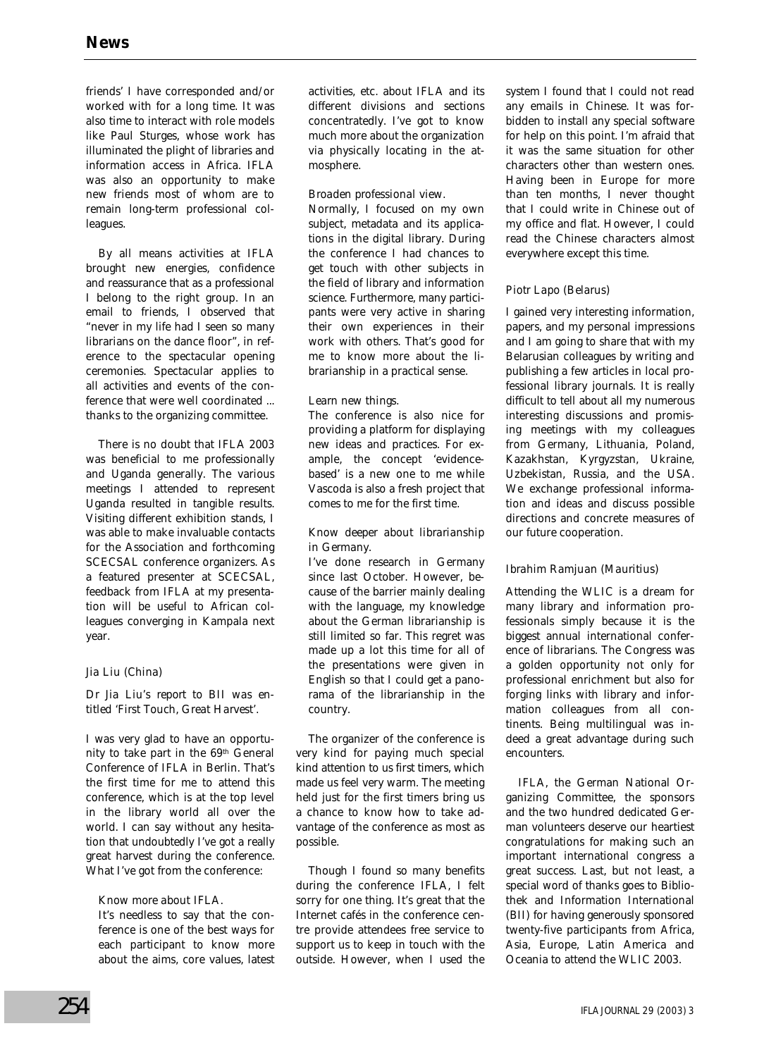friends' I have corresponded and/or worked with for a long time. It was also time to interact with role models like Paul Sturges, whose work has illuminated the plight of libraries and information access in Africa. IFLA was also an opportunity to make new friends most of whom are to remain long-term professional colleagues.

By all means activities at IFLA brought new energies, confidence and reassurance that as a professional I belong to the right group. In an email to friends, I observed that "never in my life had I seen so many librarians on the dance floor", in reference to the spectacular opening ceremonies. Spectacular applies to all activities and events of the conference that were well coordinated ... thanks to the organizing committee.

There is no doubt that IFLA 2003 was beneficial to me professionally and Uganda generally. The various meetings I attended to represent Uganda resulted in tangible results. Visiting different exhibition stands, I was able to make invaluable contacts for the Association and forthcoming SCECSAL conference organizers. As a featured presenter at SCECSAL, feedback from IFLA at my presentation will be useful to African colleagues converging in Kampala next year.

*Jia Liu (China)*

Dr Jia Liu's report to BII was entitled 'First Touch, Great Harvest'.

I was very glad to have an opportunity to take part in the 69th General Conference of IFLA in Berlin. That's the first time for me to attend this conference, which is at the top level in the library world all over the world. I can say without any hesitation that undoubtedly I've got a really great harvest during the conference. What I've got from the conference:

*Know more about IFLA.*
It's needless to say that the conference is one of the best ways for each participant to know more about the aims, core values, latest activities, etc. about IFLA and its different divisions and sections concentratedly. I've got to know much more about the organization via physically locating in the atmosphere.

*Broaden professional view.*
Normally, I focused on my own subject, metadata and its applications in the digital library. During the conference I had chances to get touch with other subjects in the field of library and information science. Furthermore, many participants were very active in sharing their own experiences in their work with others. That's good for me to know more about the librarianship in a practical sense.

*Learn new things.*
The conference is also nice for providing a platform for displaying new ideas and practices. For example, the concept 'evidence-based' is a new one to me while Vascoda is also a fresh project that comes to me for the first time.

*Know deeper about librarianship in Germany.*
I've done research in Germany since last October. However, because of the barrier mainly dealing with the language, my knowledge about the German librarianship is still limited so far. This regret was made up a lot this time for all of the presentations were given in English so that I could get a panorama of the librarianship in the country.

The organizer of the conference is very kind for paying much special kind attention to us first timers, which made us feel very warm. The meeting held just for the first timers bring us a chance to know how to take advantage of the conference as most as possible.

Though I found so many benefits during the conference IFLA, I felt sorry for one thing. It's great that the Internet cafés in the conference centre provide attendees free service to support us to keep in touch with the outside. However, when I used the system I found that I could not read any emails in Chinese. It was forbidden to install any special software for help on this point. I'm afraid that it was the same situation for other characters other than western ones. Having been in Europe for more than ten months, I never thought that I could write in Chinese out of my office and flat. However, I could read the Chinese characters almost everywhere except this time.

*Piotr Lapo (Belarus)*

I gained very interesting information, papers, and my personal impressions and I am going to share that with my Belarusian colleagues by writing and publishing a few articles in local professional library journals. It is really difficult to tell about all my numerous interesting discussions and promising meetings with my colleagues from Germany, Lithuania, Poland, Kazakhstan, Kyrgyzstan, Ukraine, Uzbekistan, Russia, and the USA. We exchange professional information and ideas and discuss possible directions and concrete measures of our future cooperation.

*Ibrahim Ramjuan (Mauritius)*

Attending the WLIC is a dream for many library and information professionals simply because it is the biggest annual international conference of librarians. The Congress was a golden opportunity not only for professional enrichment but also for forging links with library and information colleagues from all continents. Being multilingual was indeed a great advantage during such encounters.

IFLA, the German National Organizing Committee, the sponsors and the two hundred dedicated German volunteers deserve our heartiest congratulations for making such an important international congress a great success. Last, but not least, a special word of thanks goes to Bibliothek and Information International (BII) for having generously sponsored twenty-five participants from Africa, Asia, Europe, Latin America and Oceania to attend the WLIC 2003.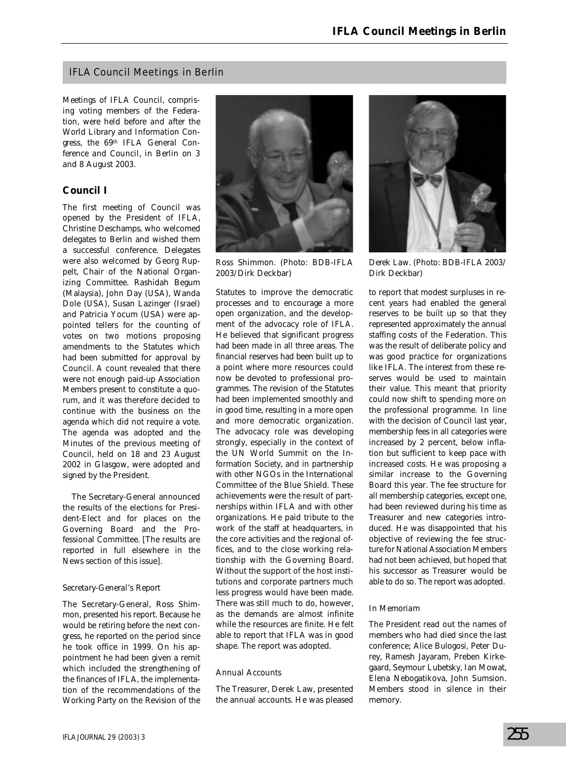## IFLA Council Meetings in Berlin

*Meetings of IFLA Council, comprising voting members of the Federation, were held before and after the World Library and Information Congress, the 69th IFLA General Conference and Council, in Berlin on 3 and 8 August 2003.*

### Council I

The first meeting of Council was opened by the President of IFLA, Christine Deschamps, who welcomed delegates to Berlin and wished them a successful conference. Delegates were also welcomed by Georg Ruppelt, Chair of the National Organizing Committee. Rashidah Begum (Malaysia), John Day (USA), Wanda Dole (USA), Susan Lazinger (Israel) and Patricia Yocum (USA) were appointed tellers for the counting of votes on two motions proposing amendments to the Statutes which had been submitted for approval by Council. A count revealed that there were not enough paid-up Association Members present to constitute a quorum, and it was therefore decided to continue with the business on the agenda which did not require a vote. The agenda was adopted and the Minutes of the previous meeting of Council, held on 18 and 23 August 2002 in Glasgow, were adopted and signed by the President.

The Secretary-General announced the results of the elections for President-Elect and for places on the Governing Board and the Professional Committee. [The results are reported in full elsewhere in the News section of this issue].

#### *Secretary-General's Report*

The Secretary-General, Ross Shimmon, presented his report. Because he would be retiring before the next congress, he reported on the period since he took office in 1999. On his appointment he had been given a remit which included the strengthening of the finances of IFLA, the implementation of the recommendations of the Working Party on the Revision of the Statutes to improve the democratic processes and to encourage a more open organization, and the development of the advocacy role of IFLA. He believed that significant progress had been made in all three areas. The financial reserves had been built up to a point where more resources could now be devoted to professional programmes. The revision of the Statutes had been implemented smoothly and in good time, resulting in a more open and more democratic organization. The advocacy role was developing strongly, especially in the context of the UN World Summit on the Information Society, and in partnership with other NGOs in the International Committee of the Blue Shield. These achievements were the result of partnerships within IFLA and with other organizations. He paid tribute to the work of the staff at headquarters, in the core activities and the regional offices, and to the close working relationship with the Governing Board. Without the support of the host institutions and corporate partners much less progress would have been made. There was still much to do, however, as the demands are almost infinite while the resources are finite. He felt able to report that IFLA was in good shape. The report was adopted.

Ross Shimmon. (Photo: BDB-IFLA 2003/Dirk Deckbar)

#### *Annual Accounts*

The Treasurer, Derek Law, presented the annual accounts. He was pleased to report that modest surpluses in recent years had enabled the general reserves to be built up so that they represented approximately the annual staffing costs of the Federation. This was the result of deliberate policy and was good practice for organizations like IFLA. The interest from these reserves would be used to maintain their value. This meant that priority could now shift to spending more on the professional programme. In line with the decision of Council last year, membership fees in all categories were increased by 2 percent, below inflation but sufficient to keep pace with increased costs. He was proposing a similar increase to the Governing Board this year. The fee structure for all membership categories, except one, had been reviewed during his time as Treasurer and new categories introduced. He was disappointed that his objective of reviewing the fee structure for National Association Members had not been achieved, but hoped that his successor as Treasurer would be able to do so. The report was adopted.

Derek Law. (Photo: BDB-IFLA 2003/Dirk Deckbar)

#### *In Memoriam*

The President read out the names of members who had died since the last conference; Alice Bulogosi, Peter Durey, Ramesh Jayaram, Preben Kirkegaard, Seymour Lubetsky, Ian Mowat, Elena Nebogatikova, John Sumsion. Members stood in silence in their memory.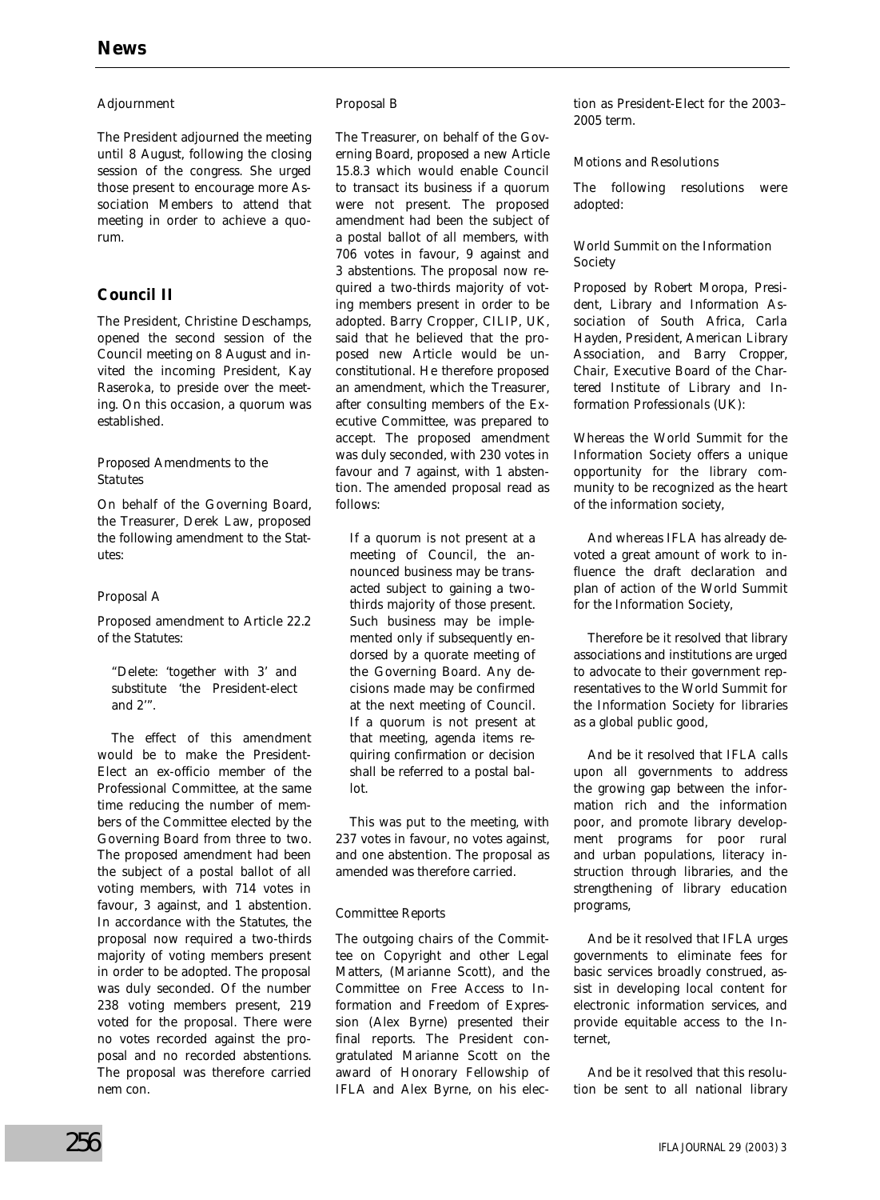#### Adjournment

The President adjourned the meeting until 8 August, following the closing session of the congress. She urged those present to encourage more Association Members to attend that meeting in order to achieve a quorum.

## Council II

The President, Christine Deschamps, opened the second session of the Council meeting on 8 August and invited the incoming President, Kay Raseroka, to preside over the meeting. On this occasion, a quorum was established.

#### Proposed Amendments to the Statutes

On behalf of the Governing Board, the Treasurer, Derek Law, proposed the following amendment to the Statutes:

#### Proposal A

Proposed amendment to Article 22.2 of the Statutes:

> "Delete: 'together with 3' and substitute 'the President-elect and 2'".

The effect of this amendment would be to make the President-Elect an ex-officio member of the Professional Committee, at the same time reducing the number of members of the Committee elected by the Governing Board from three to two. The proposed amendment had been the subject of a postal ballot of all voting members, with 714 votes in favour, 3 against, and 1 abstention. In accordance with the Statutes, the proposal now required a two-thirds majority of voting members present in order to be adopted. The proposal was duly seconded. Of the number 238 voting members present, 219 voted for the proposal. There were no votes recorded against the proposal and no recorded abstentions. The proposal was therefore carried nem con.

#### Proposal B

The Treasurer, on behalf of the Governing Board, proposed a new Article 15.8.3 which would enable Council to transact its business if a quorum were not present. The proposed amendment had been the subject of a postal ballot of all members, with 706 votes in favour, 9 against and 3 abstentions. The proposal now required a two-thirds majority of voting members present in order to be adopted. Barry Cropper, CILIP, UK, said that he believed that the proposed new Article would be unconstitutional. He therefore proposed an amendment, which the Treasurer, after consulting members of the Executive Committee, was prepared to accept. The proposed amendment was duly seconded, with 230 votes in favour and 7 against, with 1 abstention. The amended proposal read as follows:

> If a quorum is not present at a meeting of Council, the announced business may be transacted subject to gaining a two-thirds majority of those present. Such business may be implemented only if subsequently endorsed by a quorate meeting of the Governing Board. Any decisions made may be confirmed at the next meeting of Council. If a quorum is not present at that meeting, agenda items requiring confirmation or decision shall be referred to a postal ballot.

This was put to the meeting, with 237 votes in favour, no votes against, and one abstention. The proposal as amended was therefore carried.

#### Committee Reports

The outgoing chairs of the Committee on Copyright and other Legal Matters, (Marianne Scott), and the Committee on Free Access to Information and Freedom of Expression (Alex Byrne) presented their final reports. The President congratulated Marianne Scott on the award of Honorary Fellowship of IFLA and Alex Byrne, on his election as President-Elect for the 2003–2005 term.

#### Motions and Resolutions

The following resolutions were adopted:

#### World Summit on the Information Society

Proposed by Robert Moropa, President, Library and Information Association of South Africa, Carla Hayden, President, American Library Association, and Barry Cropper, Chair, Executive Board of the Chartered Institute of Library and Information Professionals (UK):

Whereas the World Summit for the Information Society offers a unique opportunity for the library community to be recognized as the heart of the information society,

And whereas IFLA has already devoted a great amount of work to influence the draft declaration and plan of action of the World Summit for the Information Society,

Therefore be it resolved that library associations and institutions are urged to advocate to their government representatives to the World Summit for the Information Society for libraries as a global public good,

And be it resolved that IFLA calls upon all governments to address the growing gap between the information rich and the information poor, and promote library development programs for poor rural and urban populations, literacy instruction through libraries, and the strengthening of library education programs,

And be it resolved that IFLA urges governments to eliminate fees for basic services broadly construed, assist in developing local content for electronic information services, and provide equitable access to the Internet,

And be it resolved that this resolution be sent to all national library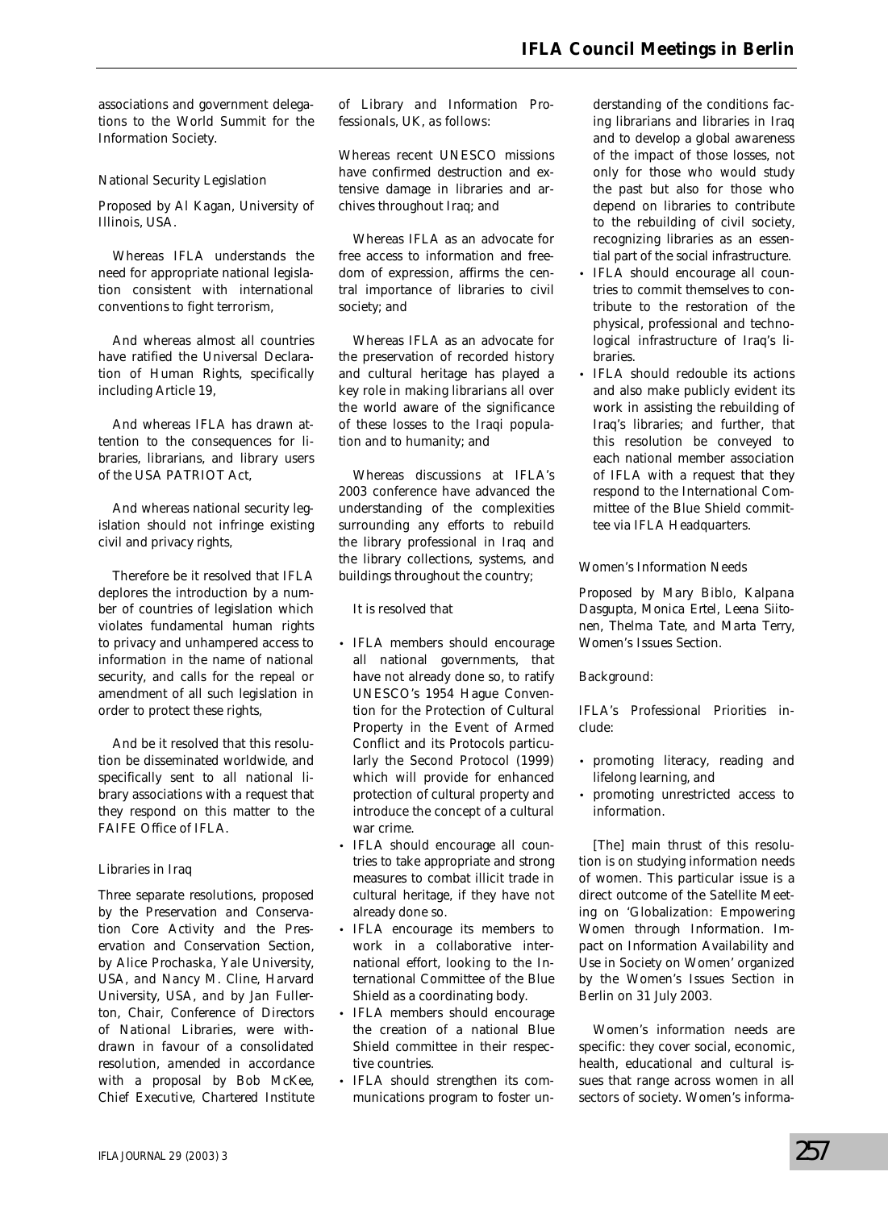associations and government delegations to the World Summit for the Information Society.

### National Security Legislation

Proposed by Al Kagan, University of Illinois, USA.

Whereas IFLA understands the need for appropriate national legislation consistent with international conventions to fight terrorism,

And whereas almost all countries have ratified the Universal Declaration of Human Rights, specifically including Article 19,

And whereas IFLA has drawn attention to the consequences for libraries, librarians, and library users of the USA PATRIOT Act,

And whereas national security legislation should not infringe existing civil and privacy rights,

Therefore be it resolved that IFLA deplores the introduction by a number of countries of legislation which violates fundamental human rights to privacy and unhampered access to information in the name of national security, and calls for the repeal or amendment of all such legislation in order to protect these rights,

And be it resolved that this resolution be disseminated worldwide, and specifically sent to all national library associations with a request that they respond on this matter to the FAIFE Office of IFLA.

### Libraries in Iraq

Three separate resolutions, proposed by the Preservation and Conservation Core Activity and the Preservation and Conservation Section, by Alice Prochaska, Yale University, USA, and Nancy M. Cline, Harvard University, USA, and by Jan Fullerton, Chair, Conference of Directors of National Libraries, were withdrawn in favour of a consolidated resolution, amended in accordance with a proposal by Bob McKee, Chief Executive, Chartered Institute of Library and Information Professionals, UK, as follows:

Whereas recent UNESCO missions have confirmed destruction and extensive damage in libraries and archives throughout Iraq; and

Whereas IFLA as an advocate for free access to information and freedom of expression, affirms the central importance of libraries to civil society; and

Whereas IFLA as an advocate for the preservation of recorded history and cultural heritage has played a key role in making librarians all over the world aware of the significance of these losses to the Iraqi population and to humanity; and

Whereas discussions at IFLA's 2003 conference have advanced the understanding of the complexities surrounding any efforts to rebuild the library professional in Iraq and the library collections, systems, and buildings throughout the country;

It is resolved that

- IFLA members should encourage all national governments, that have not already done so, to ratify UNESCO's 1954 Hague Convention for the Protection of Cultural Property in the Event of Armed Conflict and its Protocols particularly the Second Protocol (1999) which will provide for enhanced protection of cultural property and introduce the concept of a cultural war crime.
- IFLA should encourage all countries to take appropriate and strong measures to combat illicit trade in cultural heritage, if they have not already done so.
- IFLA encourage its members to work in a collaborative international effort, looking to the International Committee of the Blue Shield as a coordinating body.
- IFLA members should encourage the creation of a national Blue Shield committee in their respective countries.
- IFLA should strengthen its communications program to foster understanding of the conditions facing librarians and libraries in Iraq and to develop a global awareness of the impact of those losses, not only for those who would study the past but also for those who depend on libraries to contribute to the rebuilding of civil society, recognizing libraries as an essential part of the social infrastructure.
- IFLA should encourage all countries to commit themselves to contribute to the restoration of the physical, professional and technological infrastructure of Iraq's libraries.
- IFLA should redouble its actions and also make publicly evident its work in assisting the rebuilding of Iraq's libraries; and further, that this resolution be conveyed to each national member association of IFLA with a request that they respond to the International Committee of the Blue Shield committee via IFLA Headquarters.

### Women's Information Needs

Proposed by Mary Biblo, Kalpana Dasgupta, Monica Ertel, Leena Siitonen, Thelma Tate, and Marta Terry, Women's Issues Section.

Background:

IFLA's Professional Priorities include:

- promoting literacy, reading and lifelong learning, and
- promoting unrestricted access to information.

[The] main thrust of this resolution is on studying information needs of women. This particular issue is a direct outcome of the Satellite Meeting on 'Globalization: Empowering Women through Information. Impact on Information Availability and Use in Society on Women' organized by the Women's Issues Section in Berlin on 31 July 2003.

Women's information needs are specific: they cover social, economic, health, educational and cultural issues that range across women in all sectors of society. Women's informa-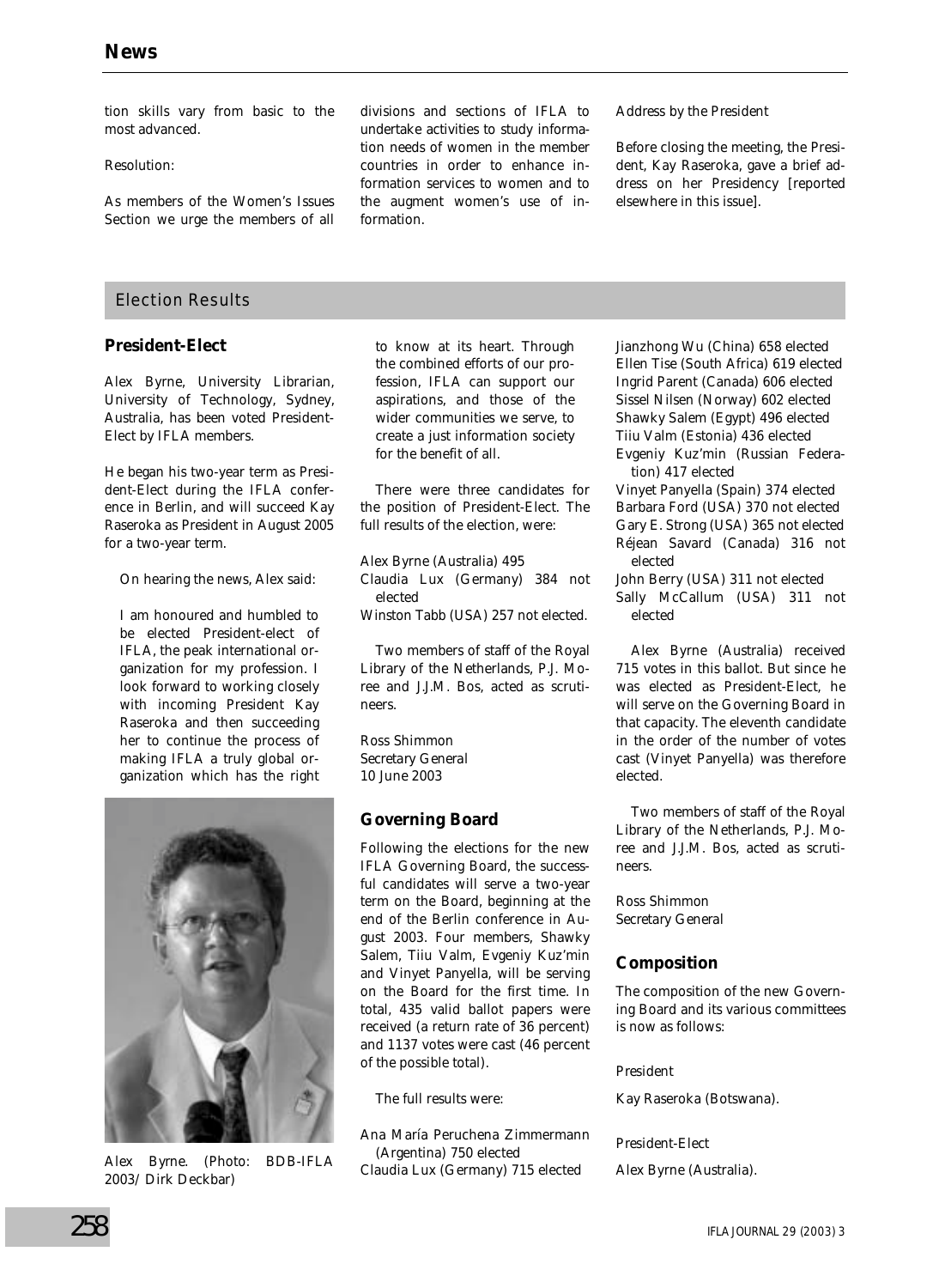tion skills vary from basic to the most advanced.

Resolution:

As members of the Women's Issues Section we urge the members of all divisions and sections of IFLA to undertake activities to study information needs of women in the member countries in order to enhance information services to women and to the augment women's use of information.

*Address by the President*

Before closing the meeting, the President, Kay Raseroka, gave a brief address on her Presidency [reported elsewhere in this issue].

## Election Results

### President-Elect

Alex Byrne, University Librarian, University of Technology, Sydney, Australia, has been voted President-Elect by IFLA members.

He began his two-year term as President-Elect during the IFLA conference in Berlin, and will succeed Kay Raseroka as President in August 2005 for a two-year term.

On hearing the news, Alex said:

> I am honoured and humbled to be elected President-elect of IFLA, the peak international organization for my profession. I look forward to working closely with incoming President Kay Raseroka and then succeeding her to continue the process of making IFLA a truly global organization which has the right to know at its heart. Through the combined efforts of our profession, IFLA can support our aspirations, and those of the wider communities we serve, to create a just information society for the benefit of all.

Alex Byrne. (Photo: BDB-IFLA 2003/ Dirk Deckbar)

There were three candidates for the position of President-Elect. The full results of the election, were:

Alex Byrne (Australia) 495
Claudia Lux (Germany) 384 not elected
Winston Tabb (USA) 257 not elected.

Two members of staff of the Royal Library of the Netherlands, P.J. Moree and J.J.M. Bos, acted as scrutineers.

Ross Shimmon
Secretary General
10 June 2003

### Governing Board

Following the elections for the new IFLA Governing Board, the successful candidates will serve a two-year term on the Board, beginning at the end of the Berlin conference in August 2003. Four members, Shawky Salem, Tiiu Valm, Evgeniy Kuz'min and Vinyet Panyella, will be serving on the Board for the first time. In total, 435 valid ballot papers were received (a return rate of 36 percent) and 1137 votes were cast (46 percent of the possible total).

The full results were:

Ana María Peruchena Zimmermann (Argentina) 750 elected
Claudia Lux (Germany) 715 elected
Jianzhong Wu (China) 658 elected
Ellen Tise (South Africa) 619 elected
Ingrid Parent (Canada) 606 elected
Sissel Nilsen (Norway) 602 elected
Shawky Salem (Egypt) 496 elected
Tiiu Valm (Estonia) 436 elected
Evgeniy Kuz'min (Russian Federation) 417 elected
Vinyet Panyella (Spain) 374 elected
Barbara Ford (USA) 370 not elected
Gary E. Strong (USA) 365 not elected
Réjean Savard (Canada) 316 not elected
John Berry (USA) 311 not elected
Sally McCallum (USA) 311 not elected

Alex Byrne (Australia) received 715 votes in this ballot. But since he was elected as President-Elect, he will serve on the Governing Board in that capacity. The eleventh candidate in the order of the number of votes cast (Vinyet Panyella) was therefore elected.

Two members of staff of the Royal Library of the Netherlands, P.J. Moree and J.J.M. Bos, acted as scrutineers.

Ross Shimmon
Secretary General

### Composition

The composition of the new Governing Board and its various committees is now as follows:

*President*

Kay Raseroka (Botswana).

*President-Elect*

Alex Byrne (Australia).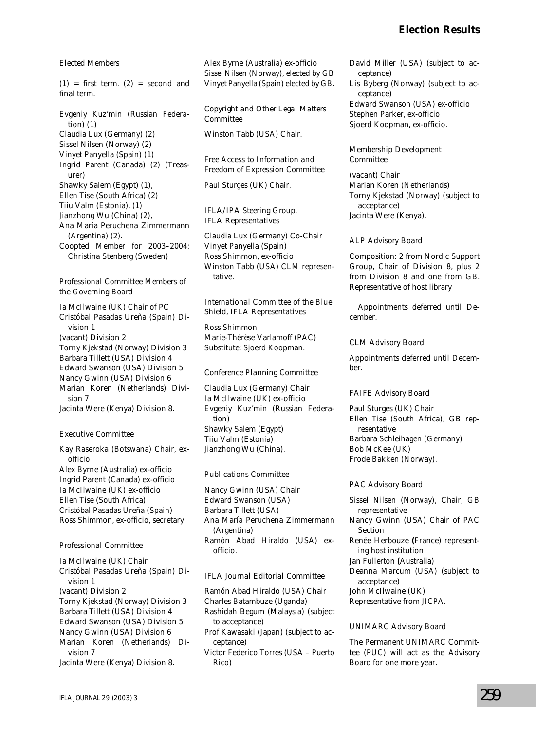### Elected Members

(1) = first term. (2) = second and final term.

Evgeniy Kuz'min (Russian Federation) (1)
Claudia Lux (Germany) (2)
Sissel Nilsen (Norway) (2)
Vinyet Panyella (Spain) (1)
Ingrid Parent (Canada) (2) (Treasurer)
Shawky Salem (Egypt) (1),
Ellen Tise (South Africa) (2)
Tiiu Valm (Estonia), (1)
Jianzhong Wu (China) (2),
Ana María Peruchena Zimmermann (Argentina) (2).
Coopted Member for 2003–2004: Christina Stenberg (Sweden)

### Professional Committee Members of the Governing Board

Ia McIlwaine (UK) Chair of PC
Cristóbal Pasadas Ureña (Spain) Division 1
(vacant) Division 2
Torny Kjekstad (Norway) Division 3
Barbara Tillett (USA) Division 4
Edward Swanson (USA) Division 5
Nancy Gwinn (USA) Division 6
Marian Koren (Netherlands) Division 7
Jacinta Were (Kenya) Division 8.

### Executive Committee

Kay Raseroka (Botswana) Chair, ex-officio
Alex Byrne (Australia) ex-officio
Ingrid Parent (Canada) ex-officio
Ia McIlwaine (UK) ex-officio
Ellen Tise (South Africa)
Cristóbal Pasadas Ureña (Spain)
Ross Shimmon, ex-officio, secretary.

### Professional Committee

Ia McIlwaine (UK) Chair
Cristóbal Pasadas Ureña (Spain) Division 1
(vacant) Division 2
Torny Kjekstad (Norway) Division 3
Barbara Tillett (USA) Division 4
Edward Swanson (USA) Division 5
Nancy Gwinn (USA) Division 6
Marian Koren (Netherlands) Division 7
Jacinta Were (Kenya) Division 8.
Alex Byrne (Australia) ex-officio
Sissel Nilsen (Norway), elected by GB
Vinyet Panyella (Spain) elected by GB.

### Copyright and Other Legal Matters Committee

Winston Tabb (USA) Chair.

### Free Access to Information and Freedom of Expression Committee

Paul Sturges (UK) Chair.

### IFLA/IPA Steering Group, IFLA Representatives

Claudia Lux (Germany) Co-Chair
Vinyet Panyella (Spain)
Ross Shimmon, ex-officio
Winston Tabb (USA) CLM representative.

### International Committee of the Blue Shield, IFLA Representatives

Ross Shimmon
Marie-Thérèse Varlamoff (PAC)
Substitute: Sjoerd Koopman.

### Conference Planning Committee

Claudia Lux (Germany) Chair
Ia McIlwaine (UK) ex-officio
Evgeniy Kuz'min (Russian Federation)
Shawky Salem (Egypt)
Tiiu Valm (Estonia)
Jianzhong Wu (China).

### Publications Committee

Nancy Gwinn (USA) Chair
Edward Swanson (USA)
Barbara Tillett (USA)
Ana María Peruchena Zimmermann (Argentina)
Ramón Abad Hiraldo (USA) ex-officio.

### IFLA Journal Editorial Committee

Ramón Abad Hiraldo (USA) Chair
Charles Batambuze (Uganda)
Rashidah Begum (Malaysia) (subject to acceptance)
Prof Kawasaki (Japan) (subject to acceptance)
Victor Federico Torres (USA – Puerto Rico)
David Miller (USA) (subject to acceptance)
Lis Byberg (Norway) (subject to acceptance)
Edward Swanson (USA) ex-officio
Stephen Parker, ex-officio
Sjoerd Koopman, ex-officio.

### Membership Development Committee

(vacant) Chair
Marian Koren (Netherlands)
Torny Kjekstad (Norway) (subject to acceptance)
Jacinta Were (Kenya).

### ALP Advisory Board

Composition: 2 from Nordic Support Group, Chair of Division 8, plus 2 from Division 8 and one from GB. Representative of host library

Appointments deferred until December.

### CLM Advisory Board

Appointments deferred until December.

### FAIFE Advisory Board

Paul Sturges (UK) Chair
Ellen Tise (South Africa), GB representative
Barbara Schleihagen (Germany)
Bob McKee (UK)
Frode Bakken (Norway).

### PAC Advisory Board

Sissel Nilsen (Norway), Chair, GB representative
Nancy Gwinn (USA) Chair of PAC Section
Renée Herbouze (France) representing host institution
Jan Fullerton (Australia)
Deanna Marcum (USA) (subject to acceptance)
John McIlwaine (UK)
Representative from JICPA.

### UNIMARC Advisory Board

The Permanent UNIMARC Committee (PUC) will act as the Advisory Board for one more year.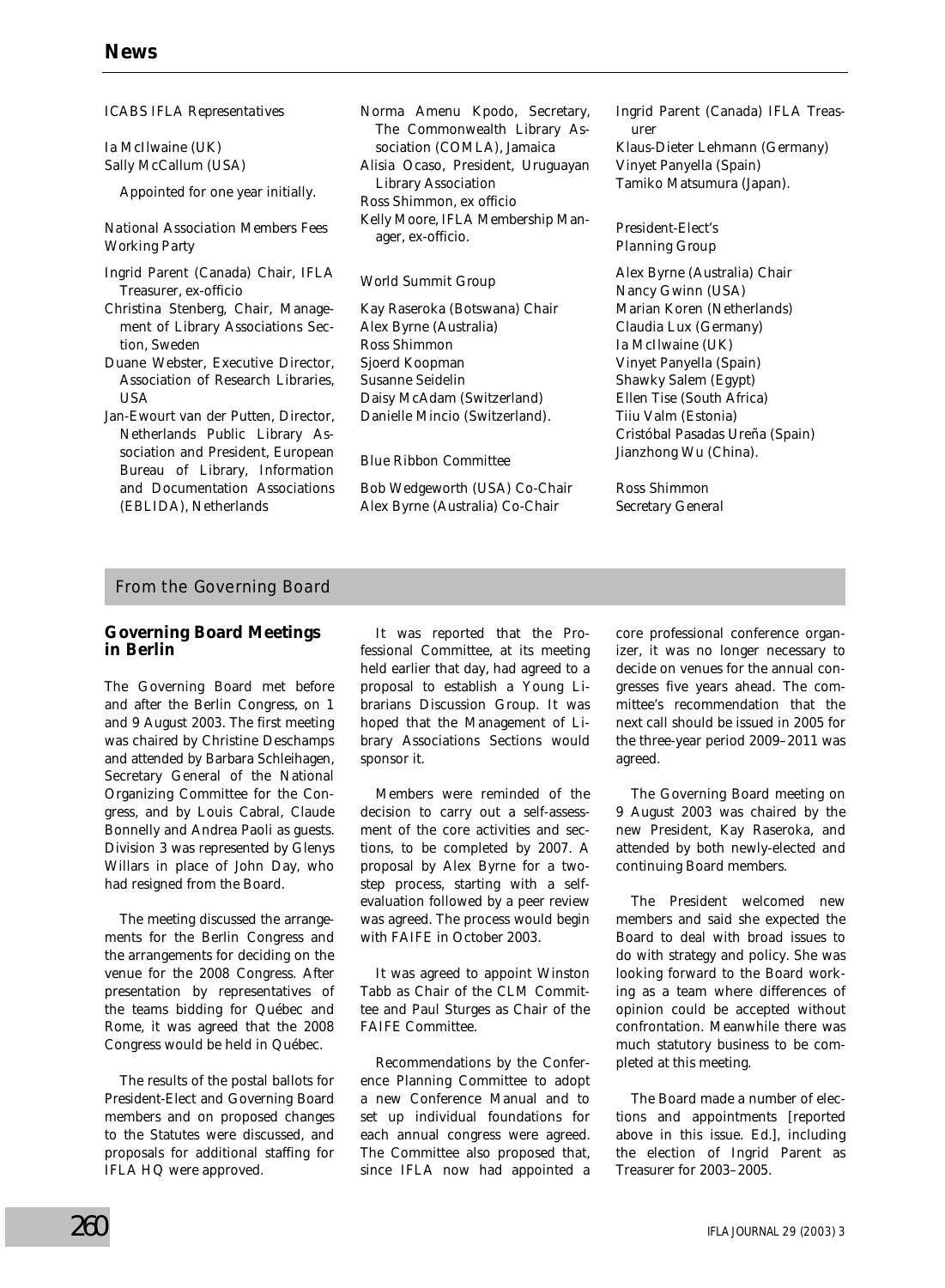ICABS IFLA Representatives

Ia McIlwaine (UK)
Sally McCallum (USA)

Appointed for one year initially.

National Association Members Fees Working Party

Ingrid Parent (Canada) Chair, IFLA Treasurer, ex-officio
Christina Stenberg, Chair, Management of Library Associations Section, Sweden
Duane Webster, Executive Director, Association of Research Libraries, USA
Jan-Ewourt van der Putten, Director, Netherlands Public Library Association and President, European Bureau of Library, Information and Documentation Associations (EBLIDA), Netherlands
Norma Amenu Kpodo, Secretary, The Commonwealth Library Association (COMLA), Jamaica
Alisia Ocaso, President, Uruguayan Library Association
Ross Shimmon, ex officio
Kelly Moore, IFLA Membership Manager, ex-officio.

World Summit Group

Kay Raseroka (Botswana) Chair
Alex Byrne (Australia)
Ross Shimmon
Sjoerd Koopman
Susanne Seidelin
Daisy McAdam (Switzerland)
Danielle Mincio (Switzerland).

Blue Ribbon Committee

Bob Wedgeworth (USA) Co-Chair
Alex Byrne (Australia) Co-Chair
Ingrid Parent (Canada) IFLA Treasurer
Klaus-Dieter Lehmann (Germany)
Vinyet Panyella (Spain)
Tamiko Matsumura (Japan).

President-Elect's Planning Group

Alex Byrne (Australia) Chair
Nancy Gwinn (USA)
Marian Koren (Netherlands)
Claudia Lux (Germany)
Ia McIlwaine (UK)
Vinyet Panyella (Spain)
Shawky Salem (Egypt)
Ellen Tise (South Africa)
Tiiu Valm (Estonia)
Cristóbal Pasadas Ureña (Spain)
Jianzhong Wu (China).

Ross Shimmon
Secretary General

## From the Governing Board

### Governing Board Meetings in Berlin

The Governing Board met before and after the Berlin Congress, on 1 and 9 August 2003. The first meeting was chaired by Christine Deschamps and attended by Barbara Schleihagen, Secretary General of the National Organizing Committee for the Congress, and by Louis Cabral, Claude Bonnelly and Andrea Paoli as guests. Division 3 was represented by Glenys Willars in place of John Day, who had resigned from the Board.

The meeting discussed the arrangements for the Berlin Congress and the arrangements for deciding on the venue for the 2008 Congress. After presentation by representatives of the teams bidding for Québec and Rome, it was agreed that the 2008 Congress would be held in Québec.

The results of the postal ballots for President-Elect and Governing Board members and on proposed changes to the Statutes were discussed, and proposals for additional staffing for IFLA HQ were approved.

It was reported that the Professional Committee, at its meeting held earlier that day, had agreed to a proposal to establish a Young Librarians Discussion Group. It was hoped that the Management of Library Associations Sections would sponsor it.

Members were reminded of the decision to carry out a self-assessment of the core activities and sections, to be completed by 2007. A proposal by Alex Byrne for a two-step process, starting with a self-evaluation followed by a peer review was agreed. The process would begin with FAIFE in October 2003.

It was agreed to appoint Winston Tabb as Chair of the CLM Committee and Paul Sturges as Chair of the FAIFE Committee.

Recommendations by the Conference Planning Committee to adopt a new Conference Manual and to set up individual foundations for each annual congress were agreed. The Committee also proposed that, since IFLA now had appointed a core professional conference organizer, it was no longer necessary to decide on venues for the annual congresses five years ahead. The committee's recommendation that the next call should be issued in 2005 for the three-year period 2009–2011 was agreed.

The Governing Board meeting on 9 August 2003 was chaired by the new President, Kay Raseroka, and attended by both newly-elected and continuing Board members.

The President welcomed new members and said she expected the Board to deal with broad issues to do with strategy and policy. She was looking forward to the Board working as a team where differences of opinion could be accepted without confrontation. Meanwhile there was much statutory business to be completed at this meeting.

The Board made a number of elections and appointments [reported above in this issue. Ed.], including the election of Ingrid Parent as Treasurer for 2003–2005.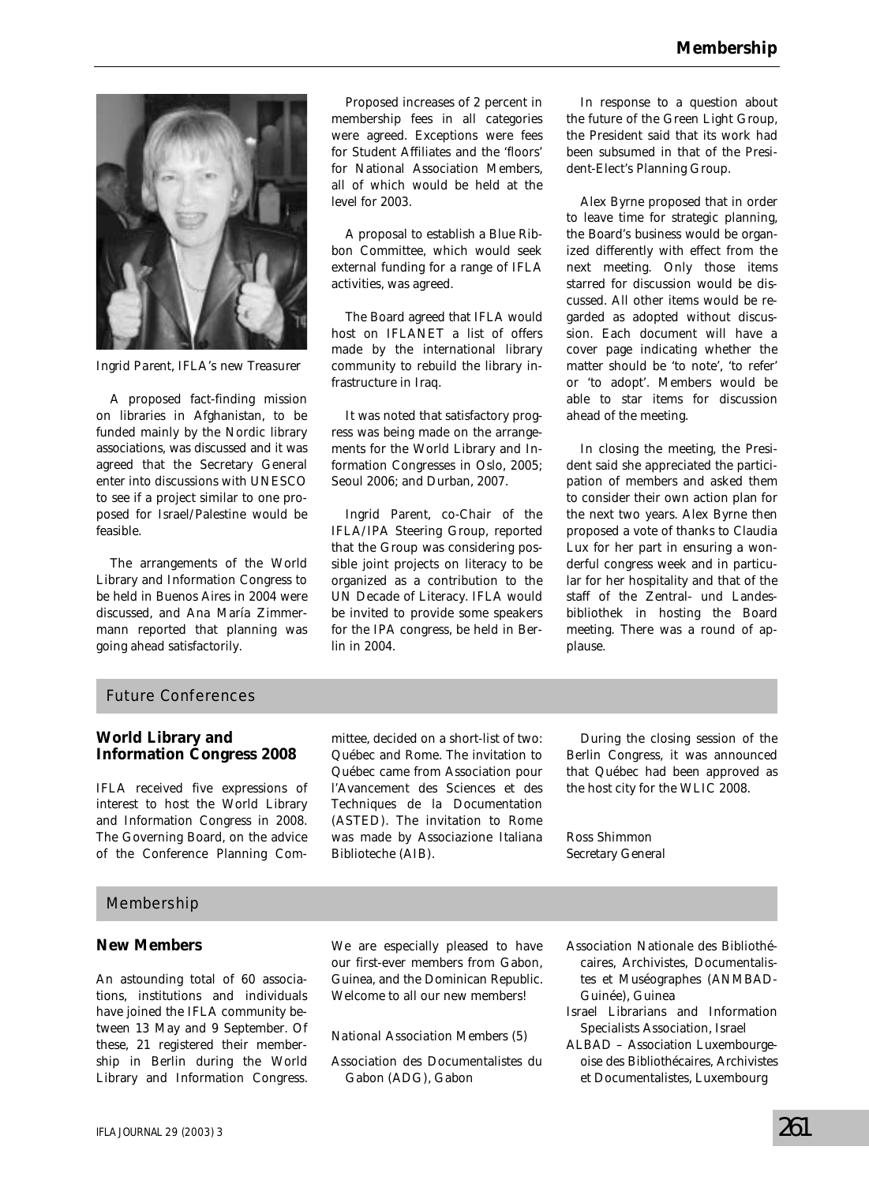Ingrid Parent, IFLA's new Treasurer

A proposed fact-finding mission on libraries in Afghanistan, to be funded mainly by the Nordic library associations, was discussed and it was agreed that the Secretary General enter into discussions with UNESCO to see if a project similar to one proposed for Israel/Palestine would be feasible.

The arrangements of the World Library and Information Congress to be held in Buenos Aires in 2004 were discussed, and Ana María Zimmermann reported that planning was going ahead satisfactorily.

Proposed increases of 2 percent in membership fees in all categories were agreed. Exceptions were fees for Student Affiliates and the 'floors' for National Association Members, all of which would be held at the level for 2003.

A proposal to establish a Blue Ribbon Committee, which would seek external funding for a range of IFLA activities, was agreed.

The Board agreed that IFLA would host on IFLANET a list of offers made by the international library community to rebuild the library infrastructure in Iraq.

It was noted that satisfactory progress was being made on the arrangements for the World Library and Information Congresses in Oslo, 2005; Seoul 2006; and Durban, 2007.

Ingrid Parent, co-Chair of the IFLA/IPA Steering Group, reported that the Group was considering possible joint projects on literacy to be organized as a contribution to the UN Decade of Literacy. IFLA would be invited to provide some speakers for the IPA congress, be held in Berlin in 2004.

In response to a question about the future of the Green Light Group, the President said that its work had been subsumed in that of the President-Elect's Planning Group.

Alex Byrne proposed that in order to leave time for strategic planning, the Board's business would be organized differently with effect from the next meeting. Only those items starred for discussion would be discussed. All other items would be regarded as adopted without discussion. Each document will have a cover page indicating whether the matter should be 'to note', 'to refer' or 'to adopt'. Members would be able to star items for discussion ahead of the meeting.

In closing the meeting, the President said she appreciated the participation of members and asked them to consider their own action plan for the next two years. Alex Byrne then proposed a vote of thanks to Claudia Lux for her part in ensuring a wonderful congress week and in particular for her hospitality and that of the staff of the Zentral- und Landesbibliothek in hosting the Board meeting. There was a round of applause.

## Future Conferences

### World Library and Information Congress 2008

IFLA received five expressions of interest to host the World Library and Information Congress in 2008. The Governing Board, on the advice of the Conference Planning Committee, decided on a short-list of two: Québec and Rome. The invitation to Québec came from Association pour l'Avancement des Sciences et des Techniques de la Documentation (ASTED). The invitation to Rome was made by Associazione Italiana Biblioteche (AIB).

During the closing session of the Berlin Congress, it was announced that Québec had been approved as the host city for the WLIC 2008.

Ross Shimmon
Secretary General

## Membership

### New Members

An astounding total of 60 associations, institutions and individuals have joined the IFLA community between 13 May and 9 September. Of these, 21 registered their membership in Berlin during the World Library and Information Congress. We are especially pleased to have our first-ever members from Gabon, Guinea, and the Dominican Republic. Welcome to all our new members!

National Association Members (5)

Association des Documentalistes du Gabon (ADG), Gabon

Association Nationale des Bibliothécaires, Archivistes, Documentalistes et Muséographes (ANMBAD-Guinée), Guinea

Israel Librarians and Information Specialists Association, Israel

ALBAD – Association Luxembourgeoise des Bibliothécaires, Archivistes et Documentalistes, Luxembourg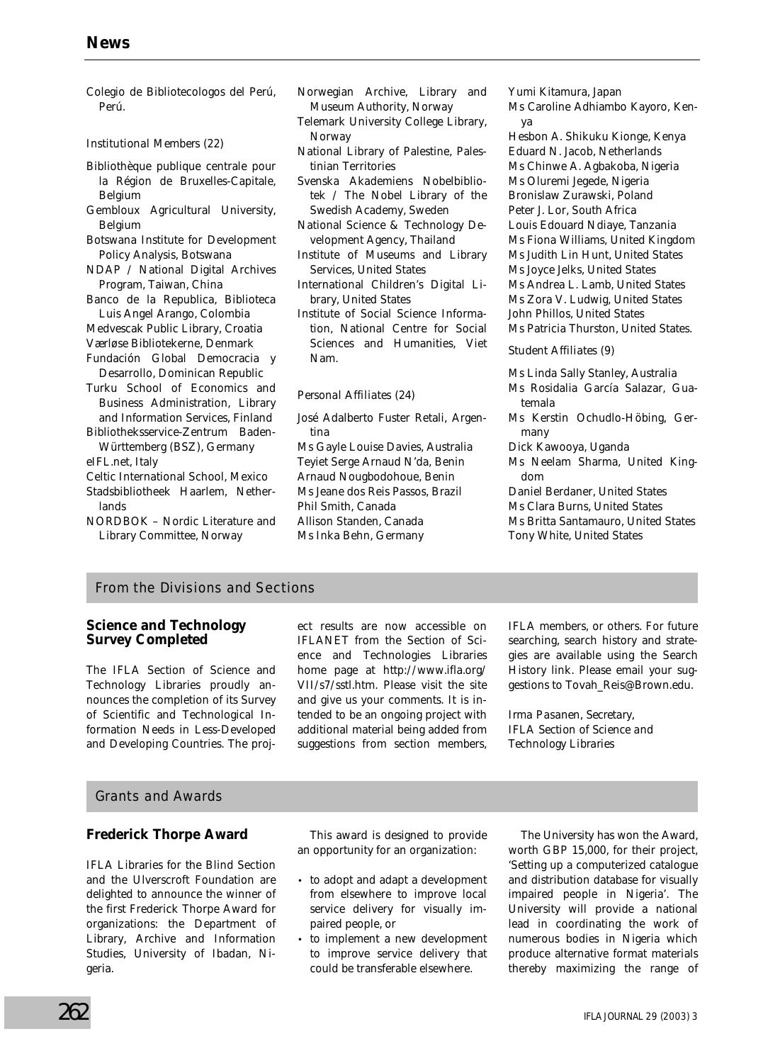Colegio de Bibliotecologos del Perú, Perú.

Institutional Members (22)

Bibliothèque publique centrale pour la Région de Bruxelles-Capitale, Belgium
Gembloux Agricultural University, Belgium
Botswana Institute for Development Policy Analysis, Botswana
NDAP / National Digital Archives Program, Taiwan, China
Banco de la Republica, Biblioteca Luis Angel Arango, Colombia
Medvescak Public Library, Croatia
Værløse Bibliotekerne, Denmark
Fundación Global Democracia y Desarrollo, Dominican Republic
Turku School of Economics and Business Administration, Library and Information Services, Finland
Bibliotheksservice-Zentrum Baden-Württemberg (BSZ), Germany
eIFL.net, Italy
Celtic International School, Mexico
Stadsbibliotheek Haarlem, Netherlands
NORDBOK – Nordic Literature and Library Committee, Norway
Norwegian Archive, Library and Museum Authority, Norway
Telemark University College Library, Norway
National Library of Palestine, Palestinian Territories
Svenska Akademiens Nobelbibliotek / The Nobel Library of the Swedish Academy, Sweden
National Science & Technology Development Agency, Thailand
Institute of Museums and Library Services, United States
International Children's Digital Library, United States
Institute of Social Science Information, National Centre for Social Sciences and Humanities, Viet Nam.

Personal Affiliates (24)

José Adalberto Fuster Retali, Argentina
Ms Gayle Louise Davies, Australia
Teyiet Serge Arnaud N'da, Benin
Arnaud Nougbodohoue, Benin
Ms Jeane dos Reis Passos, Brazil
Phil Smith, Canada
Allison Standen, Canada
Ms Inka Behn, Germany
Yumi Kitamura, Japan
Ms Caroline Adhiambo Kayoro, Kenya
Hesbon A. Shikuku Kionge, Kenya
Eduard N. Jacob, Netherlands
Ms Chinwe A. Agbakoba, Nigeria
Ms Oluremi Jegede, Nigeria
Bronislaw Zurawski, Poland
Peter J. Lor, South Africa
Louis Edouard Ndiaye, Tanzania
Ms Fiona Williams, United Kingdom
Ms Judith Lin Hunt, United States
Ms Joyce Jelks, United States
Ms Andrea L. Lamb, United States
Ms Zora V. Ludwig, United States
John Phillos, United States
Ms Patricia Thurston, United States.

Student Affiliates (9)

Ms Linda Sally Stanley, Australia
Ms Rosidalia García Salazar, Guatemala
Ms Kerstin Ochudlo-Höbing, Germany
Dick Kawooya, Uganda
Ms Neelam Sharma, United Kingdom
Daniel Berdaner, United States
Ms Clara Burns, United States
Ms Britta Santamauro, United States
Tony White, United States

## From the Divisions and Sections

### Science and Technology Survey Completed

The IFLA Section of Science and Technology Libraries proudly announces the completion of its Survey of Scientific and Technological Information Needs in Less-Developed and Developing Countries. The project results are now accessible on IFLANET from the Section of Science and Technologies Libraries home page at http://www.ifla.org/VII/s7/sstl.htm. Please visit the site and give us your comments. It is intended to be an ongoing project with additional material being added from suggestions from section members, IFLA members, or others. For future searching, search history and strategies are available using the Search History link. Please email your suggestions to Tovah_Reis@Brown.edu.

Irma Pasanen, Secretary,
IFLA Section of Science and Technology Libraries

## Grants and Awards

### Frederick Thorpe Award

IFLA Libraries for the Blind Section and the Ulverscroft Foundation are delighted to announce the winner of the first Frederick Thorpe Award for organizations: the Department of Library, Archive and Information Studies, University of Ibadan, Nigeria.

This award is designed to provide an opportunity for an organization:

- to adopt and adapt a development from elsewhere to improve local service delivery for visually impaired people, or
- to implement a new development to improve service delivery that could be transferable elsewhere.

The University has won the Award, worth GBP 15,000, for their project, 'Setting up a computerized catalogue and distribution database for visually impaired people in Nigeria'. The University will provide a national lead in coordinating the work of numerous bodies in Nigeria which produce alternative format materials thereby maximizing the range of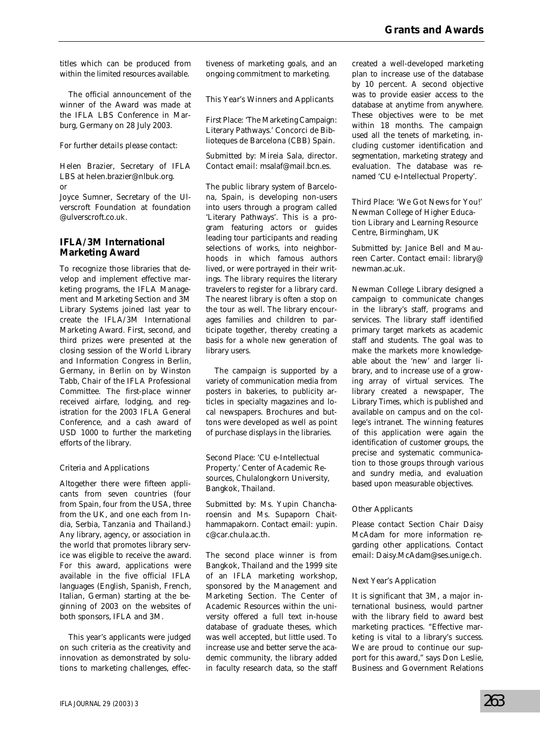titles which can be produced from within the limited resources available.

The official announcement of the winner of the Award was made at the IFLA LBS Conference in Marburg, Germany on 28 July 2003.

For further details please contact:

Helen Brazier, Secretary of IFLA LBS at helen.brazier@nlbuk.org.
or
Joyce Sumner, Secretary of the Ulverscroft Foundation at foundation @ulverscroft.co.uk.

## IFLA/3M International Marketing Award

To recognize those libraries that develop and implement effective marketing programs, the IFLA Management and Marketing Section and 3M Library Systems joined last year to create the IFLA/3M International Marketing Award. First, second, and third prizes were presented at the closing session of the World Library and Information Congress in Berlin, Germany, in Berlin on by Winston Tabb, Chair of the IFLA Professional Committee. The first-place winner received airfare, lodging, and registration for the 2003 IFLA General Conference, and a cash award of USD 1000 to further the marketing efforts of the library.

*Criteria and Applications*

Altogether there were fifteen applicants from seven countries (four from Spain, four from the USA, three from the UK, and one each from India, Serbia, Tanzania and Thailand.) Any library, agency, or association in the world that promotes library service was eligible to receive the award. For this award, applications were available in the five official IFLA languages (English, Spanish, French, Italian, German) starting at the beginning of 2003 on the websites of both sponsors, IFLA and 3M.

This year's applicants were judged on such criteria as the creativity and innovation as demonstrated by solutions to marketing challenges, effectiveness of marketing goals, and an ongoing commitment to marketing.

*This Year's Winners and Applicants*

First Place: 'The Marketing Campaign: Literary Pathways.' Concorci de Biblioteques de Barcelona (CBB) Spain.

Submitted by: Mireia Sala, director. Contact email: msalaf@mail.bcn.es.

The public library system of Barcelona, Spain, is developing non-users into users through a program called 'Literary Pathways'. This is a program featuring actors or guides leading tour participants and reading selections of works, into neighborhoods in which famous authors lived, or were portrayed in their writings. The library requires the literary travelers to register for a library card. The nearest library is often a stop on the tour as well. The library encourages families and children to participate together, thereby creating a basis for a whole new generation of library users.

The campaign is supported by a variety of communication media from posters in bakeries, to publicity articles in specialty magazines and local newspapers. Brochures and buttons were developed as well as point of purchase displays in the libraries.

Second Place: 'CU e-Intellectual Property.' Center of Academic Resources, Chulalongkorn University, Bangkok, Thailand.

Submitted by: Ms. Yupin Chancharoensin and Ms. Supaporn Chaithammapakorn. Contact email: yupin.c@car.chula.ac.th.

The second place winner is from Bangkok, Thailand and the 1999 site of an IFLA marketing workshop, sponsored by the Management and Marketing Section. The Center of Academic Resources within the university offered a full text in-house database of graduate theses, which was well accepted, but little used. To increase use and better serve the academic community, the library added in faculty research data, so the staff created a well-developed marketing plan to increase use of the database by 10 percent. A second objective was to provide easier access to the database at anytime from anywhere. These objectives were to be met within 18 months. The campaign used all the tenets of marketing, including customer identification and segmentation, marketing strategy and evaluation. The database was renamed 'CU e-Intellectual Property'.

Third Place: 'We Got News for You!' Newman College of Higher Education Library and Learning Resource Centre, Birmingham, UK

Submitted by: Janice Bell and Maureen Carter. Contact email: library@newman.ac.uk.

Newman College Library designed a campaign to communicate changes in the library's staff, programs and services. The library staff identified primary target markets as academic staff and students. The goal was to make the markets more knowledgeable about the 'new' and larger library, and to increase use of a growing array of virtual services. The library created a newspaper, The Library Times, which is published and available on campus and on the college's intranet. The winning features of this application were again the identification of customer groups, the precise and systematic communication to those groups through various and sundry media, and evaluation based upon measurable objectives.

*Other Applicants*

Please contact Section Chair Daisy McAdam for more information regarding other applications. Contact email: Daisy.McAdam@ses.unige.ch.

*Next Year's Application*

It is significant that 3M, a major international business, would partner with the library field to award best marketing practices. "Effective marketing is vital to a library's success. We are proud to continue our support for this award," says Don Leslie, Business and Government Relations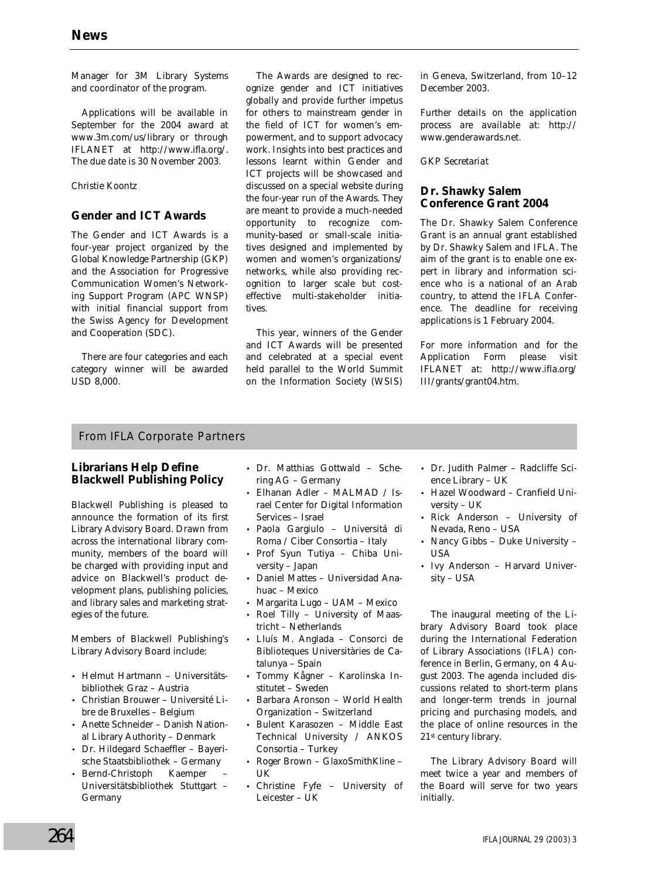Manager for 3M Library Systems and coordinator of the program.

Applications will be available in September for the 2004 award at www.3m.com/us/library or through IFLANET at http://www.ifla.org/. The due date is 30 November 2003.

*Christie Koontz*

## Gender and ICT Awards

The Gender and ICT Awards is a four-year project organized by the Global Knowledge Partnership (GKP) and the Association for Progressive Communication Women's Networking Support Program (APC WNSP) with initial financial support from the Swiss Agency for Development and Cooperation (SDC).

There are four categories and each category winner will be awarded USD 8,000.

The Awards are designed to recognize gender and ICT initiatives globally and provide further impetus for others to mainstream gender in the field of ICT for women's empowerment, and to support advocacy work. Insights into best practices and lessons learnt within Gender and ICT projects will be showcased and discussed on a special website during the four-year run of the Awards. They are meant to provide a much-needed opportunity to recognize community-based or small-scale initiatives designed and implemented by women and women's organizations/networks, while also providing recognition to larger scale but cost-effective multi-stakeholder initiatives.

This year, winners of the Gender and ICT Awards will be presented and celebrated at a special event held parallel to the World Summit on the Information Society (WSIS) in Geneva, Switzerland, from 10–12 December 2003.

Further details on the application process are available at: http://www.genderawards.net.

*GKP Secretariat*

## Dr. Shawky Salem Conference Grant 2004

The Dr. Shawky Salem Conference Grant is an annual grant established by Dr. Shawky Salem and IFLA. The aim of the grant is to enable one expert in library and information science who is a national of an Arab country, to attend the IFLA Conference. The deadline for receiving applications is 1 February 2004.

For more information and for the Application Form please visit IFLANET at: http://www.ifla.org/III/grants/grant04.htm.

# From IFLA Corporate Partners

## Librarians Help Define Blackwell Publishing Policy

Blackwell Publishing is pleased to announce the formation of its first Library Advisory Board. Drawn from across the international library community, members of the board will be charged with providing input and advice on Blackwell's product development plans, publishing policies, and library sales and marketing strategies of the future.

Members of Blackwell Publishing's Library Advisory Board include:

- Helmut Hartmann – Universitätsbibliothek Graz – Austria
- Christian Brouwer – Université Libre de Bruxelles – Belgium
- Anette Schneider – Danish National Library Authority – Denmark
- Dr. Hildegard Schaeffler – Bayerische Staatsbibliothek – Germany
- Bernd-Christoph Kaemper – Universitätsbibliothek Stuttgart – Germany
- Dr. Matthias Gottwald – Schering AG – Germany
- Elhanan Adler – MALMAD / Israel Center for Digital Information Services – Israel
- Paola Gargiulo – Universitá di Roma / Ciber Consortia – Italy
- Prof Syun Tutiya – Chiba University – Japan
- Daniel Mattes – Universidad Anahuac – Mexico
- Margarita Lugo – UAM – Mexico
- Roel Tilly – University of Maastricht – Netherlands
- Lluís M. Anglada – Consorci de Biblioteques Universitàries de Catalunya – Spain
- Tommy Kågner – Karolinska Institutet – Sweden
- Barbara Aronson – World Health Organization – Switzerland
- Bulent Karasozen – Middle East Technical University / ANKOS Consortia – Turkey
- Roger Brown – GlaxoSmithKline – UK
- Christine Fyfe – University of Leicester – UK
- Dr. Judith Palmer – Radcliffe Science Library – UK
- Hazel Woodward – Cranfield University – UK
- Rick Anderson – University of Nevada, Reno – USA
- Nancy Gibbs – Duke University – USA
- Ivy Anderson – Harvard University – USA

The inaugural meeting of the Library Advisory Board took place during the International Federation of Library Associations (IFLA) conference in Berlin, Germany, on 4 August 2003. The agenda included discussions related to short-term plans and longer-term trends in journal pricing and purchasing models, and the place of online resources in the 21st century library.

The Library Advisory Board will meet twice a year and members of the Board will serve for two years initially.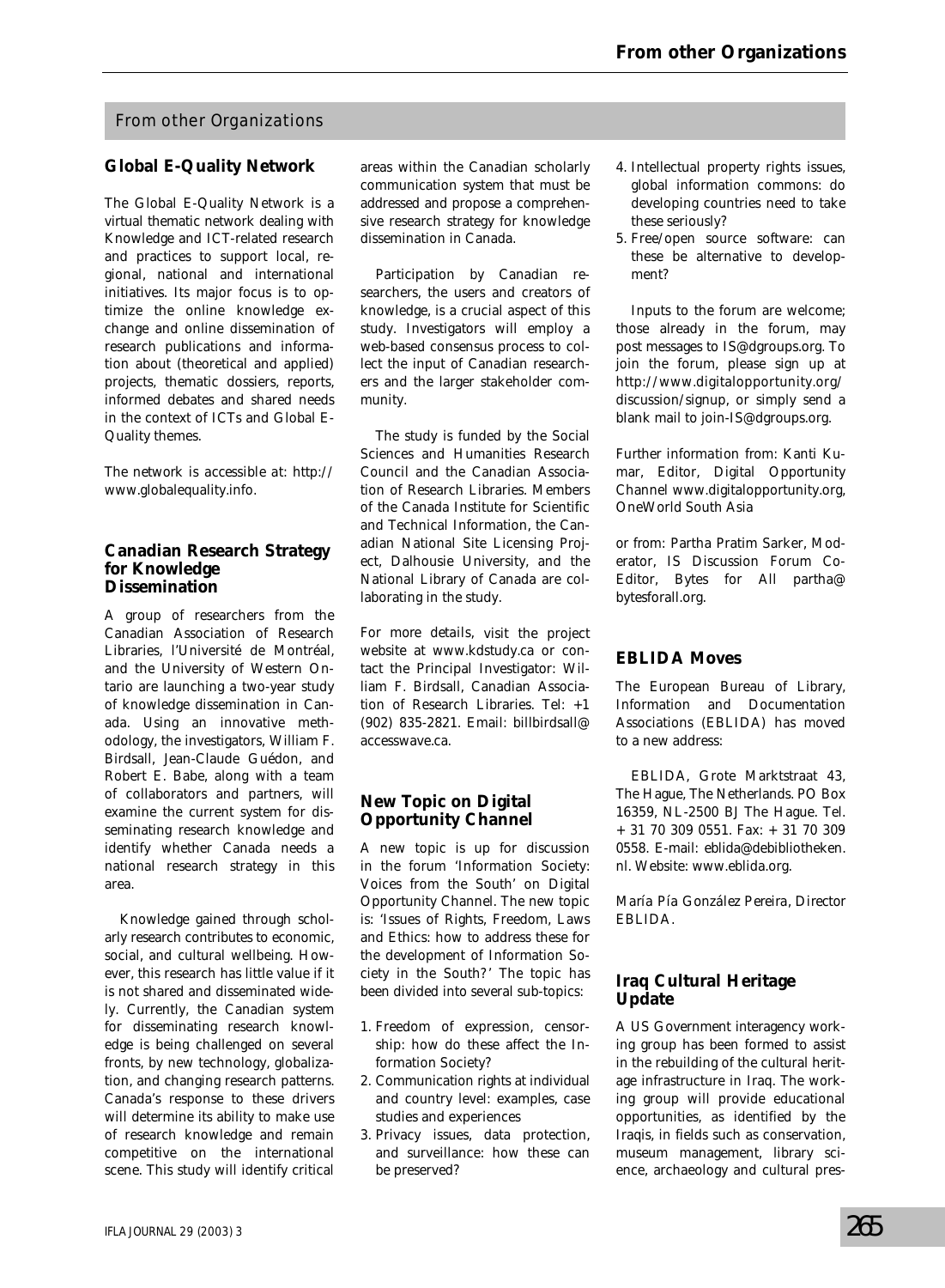## From other Organizations

### Global E-Quality Network

The Global E-Quality Network is a virtual thematic network dealing with Knowledge and ICT-related research and practices to support local, regional, national and international initiatives. Its major focus is to optimize the online knowledge exchange and online dissemination of research publications and information about (theoretical and applied) projects, thematic dossiers, reports, informed debates and shared needs in the context of ICTs and Global E-Quality themes.

The network is accessible at: http://www.globalequality.info.

### Canadian Research Strategy for Knowledge Dissemination

A group of researchers from the Canadian Association of Research Libraries, l'Université de Montréal, and the University of Western Ontario are launching a two-year study of knowledge dissemination in Canada. Using an innovative methodology, the investigators, William F. Birdsall, Jean-Claude Guédon, and Robert E. Babe, along with a team of collaborators and partners, will examine the current system for disseminating research knowledge and identify whether Canada needs a national research strategy in this area.

Knowledge gained through scholarly research contributes to economic, social, and cultural wellbeing. However, this research has little value if it is not shared and disseminated widely. Currently, the Canadian system for disseminating research knowledge is being challenged on several fronts, by new technology, globalization, and changing research patterns. Canada's response to these drivers will determine its ability to make use of research knowledge and remain competitive on the international scene. This study will identify critical areas within the Canadian scholarly communication system that must be addressed and propose a comprehensive research strategy for knowledge dissemination in Canada.

Participation by Canadian researchers, the users and creators of knowledge, is a crucial aspect of this study. Investigators will employ a web-based consensus process to collect the input of Canadian researchers and the larger stakeholder community.

The study is funded by the Social Sciences and Humanities Research Council and the Canadian Association of Research Libraries. Members of the Canada Institute for Scientific and Technical Information, the Canadian National Site Licensing Project, Dalhousie University, and the National Library of Canada are collaborating in the study.

For more details, visit the project website at www.kdstudy.ca or contact the Principal Investigator: William F. Birdsall, Canadian Association of Research Libraries. Tel: +1 (902) 835-2821. Email: billbirdsall@accesswave.ca.

### New Topic on Digital Opportunity Channel

A new topic is up for discussion in the forum 'Information Society: Voices from the South' on Digital Opportunity Channel. The new topic is: 'Issues of Rights, Freedom, Laws and Ethics: how to address these for the development of Information Society in the South?' The topic has been divided into several sub-topics:

1. Freedom of expression, censorship: how do these affect the Information Society?
2. Communication rights at individual and country level: examples, case studies and experiences
3. Privacy issues, data protection, and surveillance: how these can be preserved?
4. Intellectual property rights issues, global information commons: do developing countries need to take these seriously?
5. Free/open source software: can these be alternative to development?

Inputs to the forum are welcome; those already in the forum, may post messages to IS@dgroups.org. To join the forum, please sign up at http://www.digitalopportunity.org/discussion/signup, or simply send a blank mail to join-IS@dgroups.org.

Further information from: Kanti Kumar, Editor, Digital Opportunity Channel www.digitalopportunity.org, OneWorld South Asia

or from: Partha Pratim Sarker, Moderator, IS Discussion Forum Co-Editor, Bytes for All partha@bytesforall.org.

### EBLIDA Moves

The European Bureau of Library, Information and Documentation Associations (EBLIDA) has moved to a new address:

EBLIDA, Grote Marktstraat 43, The Hague, The Netherlands. PO Box 16359, NL-2500 BJ The Hague. Tel. + 31 70 309 0551. Fax: + 31 70 309 0558. E-mail: eblida@debibliotheken.nl. Website: www.eblida.org.

María Pía González Pereira, Director EBLIDA.

### Iraq Cultural Heritage Update

A US Government interagency working group has been formed to assist in the rebuilding of the cultural heritage infrastructure in Iraq. The working group will provide educational opportunities, as identified by the Iraqis, in fields such as conservation, museum management, library science, archaeology and cultural pres-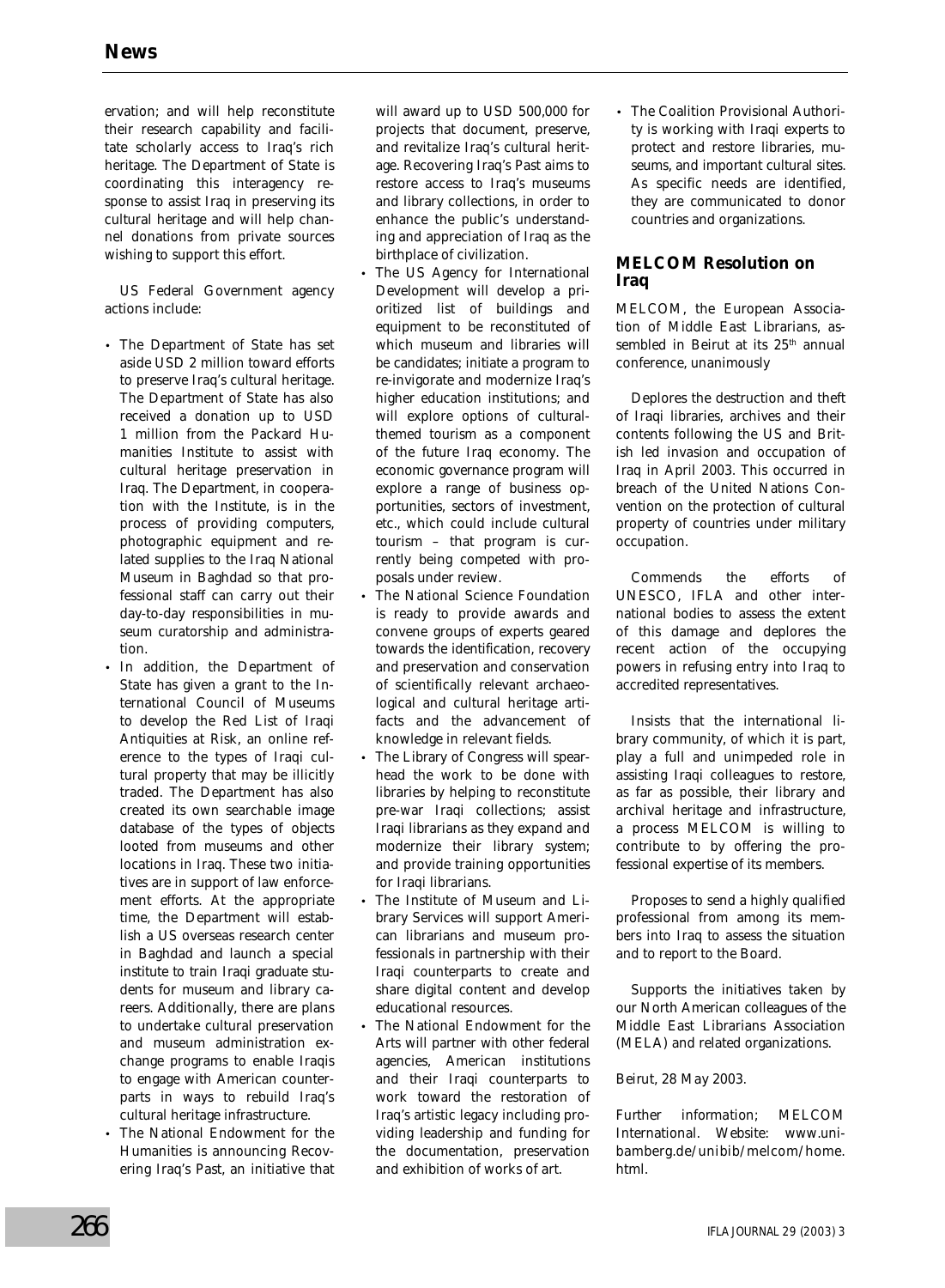ervation; and will help reconstitute their research capability and facilitate scholarly access to Iraq's rich heritage. The Department of State is coordinating this interagency response to assist Iraq in preserving its cultural heritage and will help channel donations from private sources wishing to support this effort.

US Federal Government agency actions include:

- The Department of State has set aside USD 2 million toward efforts to preserve Iraq's cultural heritage. The Department of State has also received a donation up to USD 1 million from the Packard Humanities Institute to assist with cultural heritage preservation in Iraq. The Department, in cooperation with the Institute, is in the process of providing computers, photographic equipment and related supplies to the Iraq National Museum in Baghdad so that professional staff can carry out their day-to-day responsibilities in museum curatorship and administration.
- In addition, the Department of State has given a grant to the International Council of Museums to develop the Red List of Iraqi Antiquities at Risk, an online reference to the types of Iraqi cultural property that may be illicitly traded. The Department has also created its own searchable image database of the types of objects looted from museums and other locations in Iraq. These two initiatives are in support of law enforcement efforts. At the appropriate time, the Department will establish a US overseas research center in Baghdad and launch a special institute to train Iraqi graduate students for museum and library careers. Additionally, there are plans to undertake cultural preservation and museum administration exchange programs to enable Iraqis to engage with American counterparts in ways to rebuild Iraq's cultural heritage infrastructure.
- The National Endowment for the Humanities is announcing Recovering Iraq's Past, an initiative that will award up to USD 500,000 for projects that document, preserve, and revitalize Iraq's cultural heritage. Recovering Iraq's Past aims to restore access to Iraq's museums and library collections, in order to enhance the public's understanding and appreciation of Iraq as the birthplace of civilization.
- The US Agency for International Development will develop a prioritized list of buildings and equipment to be reconstituted of which museum and libraries will be candidates; initiate a program to re-invigorate and modernize Iraq's higher education institutions; and will explore options of cultural-themed tourism as a component of the future Iraq economy. The economic governance program will explore a range of business opportunities, sectors of investment, etc., which could include cultural tourism – that program is currently being competed with proposals under review.
- The National Science Foundation is ready to provide awards and convene groups of experts geared towards the identification, recovery and preservation and conservation of scientifically relevant archaeological and cultural heritage artifacts and the advancement of knowledge in relevant fields.
- The Library of Congress will spearhead the work to be done with libraries by helping to reconstitute pre-war Iraqi collections; assist Iraqi librarians as they expand and modernize their library system; and provide training opportunities for Iraqi librarians.
- The Institute of Museum and Library Services will support American librarians and museum professionals in partnership with their Iraqi counterparts to create and share digital content and develop educational resources.
- The National Endowment for the Arts will partner with other federal agencies, American institutions and their Iraqi counterparts to work toward the restoration of Iraq's artistic legacy including providing leadership and funding for the documentation, preservation and exhibition of works of art.
- The Coalition Provisional Authority is working with Iraqi experts to protect and restore libraries, museums, and important cultural sites. As specific needs are identified, they are communicated to donor countries and organizations.

## MELCOM Resolution on Iraq

MELCOM, the European Association of Middle East Librarians, assembled in Beirut at its 25th annual conference, unanimously

Deplores the destruction and theft of Iraqi libraries, archives and their contents following the US and British led invasion and occupation of Iraq in April 2003. This occurred in breach of the United Nations Convention on the protection of cultural property of countries under military occupation.

Commends the efforts of UNESCO, IFLA and other international bodies to assess the extent of this damage and deplores the recent action of the occupying powers in refusing entry into Iraq to accredited representatives.

Insists that the international library community, of which it is part, play a full and unimpeded role in assisting Iraqi colleagues to restore, as far as possible, their library and archival heritage and infrastructure, a process MELCOM is willing to contribute to by offering the professional expertise of its members.

Proposes to send a highly qualified professional from among its members into Iraq to assess the situation and to report to the Board.

Supports the initiatives taken by our North American colleagues of the Middle East Librarians Association (MELA) and related organizations.

Beirut, 28 May 2003.

*Further information;* MELCOM International. Website: www.uni-bamberg.de/unibib/melcom/home.html.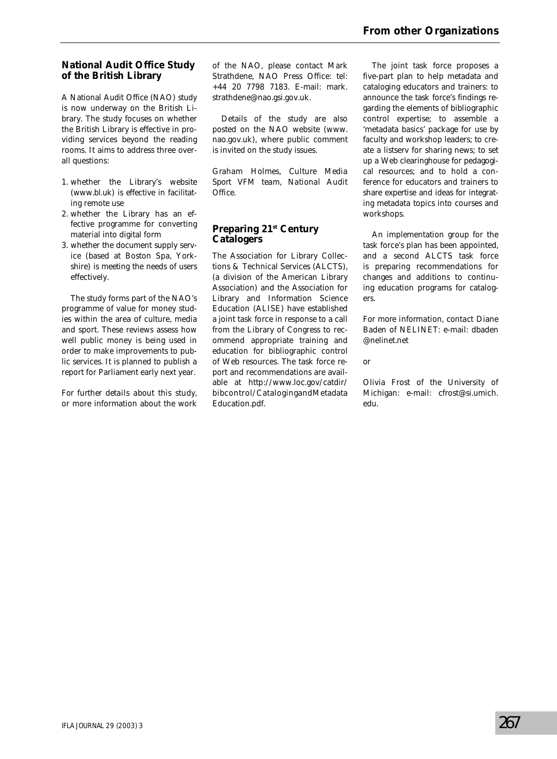## National Audit Office Study of the British Library

A National Audit Office (NAO) study is now underway on the British Library. The study focuses on whether the British Library is effective in providing services beyond the reading rooms. It aims to address three overall questions:

1. whether the Library's website (www.bl.uk) is effective in facilitating remote use
2. whether the Library has an effective programme for converting material into digital form
3. whether the document supply service (based at Boston Spa, Yorkshire) is meeting the needs of users effectively.

The study forms part of the NAO's programme of value for money studies within the area of culture, media and sport. These reviews assess how well public money is being used in order to make improvements to public services. It is planned to publish a report for Parliament early next year.

For further details about this study, or more information about the work of the NAO, please contact Mark Strathdene, NAO Press Office: tel: +44 20 7798 7183. E-mail: mark.strathdene@nao.gsi.gov.uk.

Details of the study are also posted on the NAO website (www.nao.gov.uk), where public comment is invited on the study issues.

*Graham Holmes, Culture Media Sport VFM team, National Audit Office.*

## Preparing 21st Century Catalogers

The Association for Library Collections & Technical Services (ALCTS), (a division of the American Library Association) and the Association for Library and Information Science Education (ALISE) have established a joint task force in response to a call from the Library of Congress to recommend appropriate training and education for bibliographic control of Web resources. The task force report and recommendations are available at http://www.loc.gov/catdir/bibcontrol/CatalogingandMetadataEducation.pdf.

The joint task force proposes a five-part plan to help metadata and cataloging educators and trainers: to announce the task force's findings regarding the elements of bibliographic control expertise; to assemble a 'metadata basics' package for use by faculty and workshop leaders; to create a listserv for sharing news; to set up a Web clearinghouse for pedagogical resources; and to hold a conference for educators and trainers to share expertise and ideas for integrating metadata topics into courses and workshops.

An implementation group for the task force's plan has been appointed, and a second ALCTS task force is preparing recommendations for changes and additions to continuing education programs for catalogers.

For more information, contact Diane Baden of NELINET: e-mail: dbaden@nelinet.net

or

Olivia Frost of the University of Michigan: e-mail: cfrost@si.umich.edu.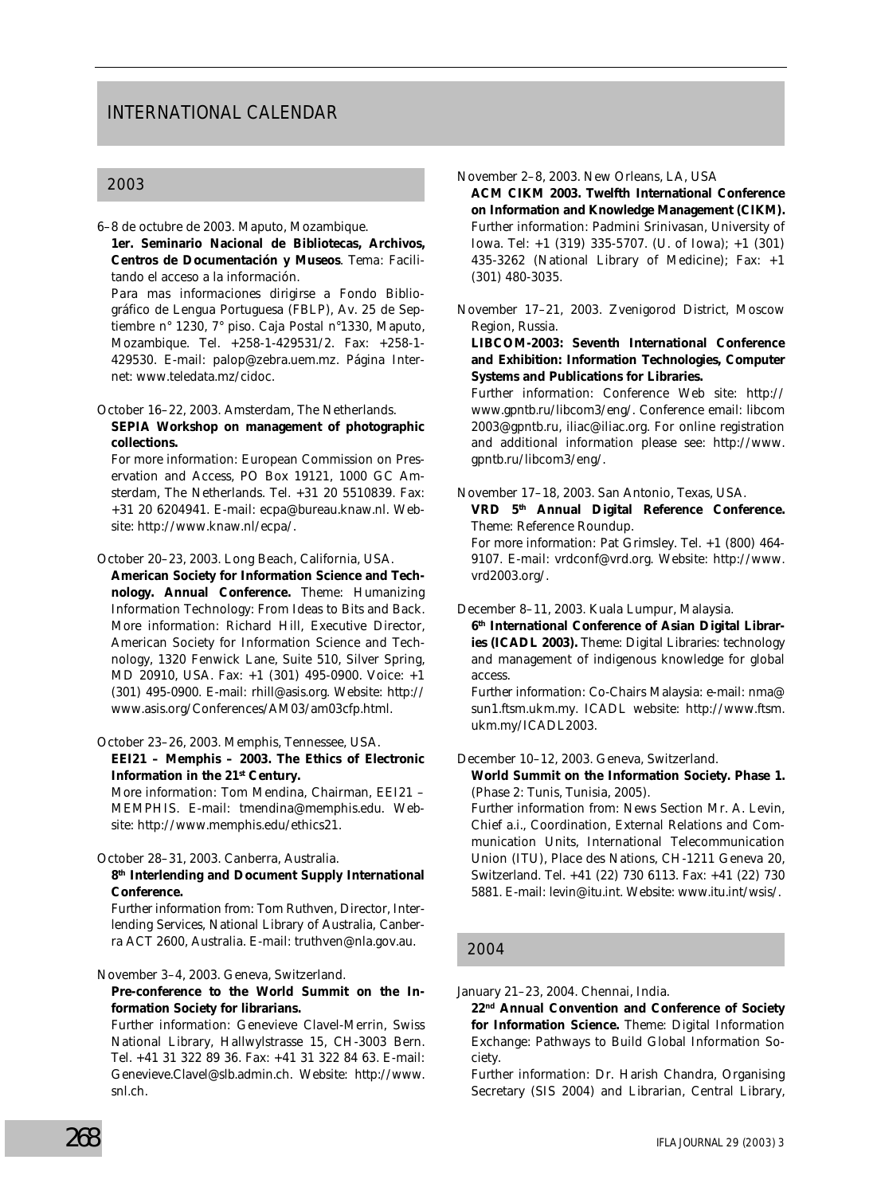# INTERNATIONAL CALENDAR

## 2003

6–8 de octubre de 2003. Maputo, Mozambique.
**1er. Seminario Nacional de Bibliotecas, Archivos, Centros de Documentación y Museos**. Tema: Facilitando el acceso a la información.
Para mas informaciones dirigirse a Fondo Bibliográfico de Lengua Portuguesa (FBLP), Av. 25 de Septiembre n° 1230, 7° piso. Caja Postal n°1330, Maputo, Mozambique. Tel. +258-1-429531/2. Fax: +258-1-429530. E-mail: palop@zebra.uem.mz. Página Internet: www.teledata.mz/cidoc.

October 16–22, 2003. Amsterdam, The Netherlands.
**SEPIA Workshop on management of photographic collections.**
For more information: European Commission on Preservation and Access, PO Box 19121, 1000 GC Amsterdam, The Netherlands. Tel. +31 20 5510839. Fax: +31 20 6204941. E-mail: ecpa@bureau.knaw.nl. Website: http://www.knaw.nl/ecpa/.

October 20–23, 2003. Long Beach, California, USA.
**American Society for Information Science and Technology. Annual Conference.** Theme: Humanizing Information Technology: From Ideas to Bits and Back. More information: Richard Hill, Executive Director, American Society for Information Science and Technology, 1320 Fenwick Lane, Suite 510, Silver Spring, MD 20910, USA. Fax: +1 (301) 495-0900. Voice: +1 (301) 495-0900. E-mail: rhill@asis.org. Website: http://www.asis.org/Conferences/AM03/am03cfp.html.

October 23–26, 2003. Memphis, Tennessee, USA.
**EEI21 – Memphis – 2003. The Ethics of Electronic Information in the 21st Century.**
More information: Tom Mendina, Chairman, EEI21 – MEMPHIS. E-mail: tmendina@memphis.edu. Website: http://www.memphis.edu/ethics21.

October 28–31, 2003. Canberra, Australia.
**8th Interlending and Document Supply International Conference.**
Further information from: Tom Ruthven, Director, Interlending Services, National Library of Australia, Canberra ACT 2600, Australia. E-mail: truthven@nla.gov.au.

November 3–4, 2003. Geneva, Switzerland.
**Pre-conference to the World Summit on the Information Society for librarians.**
Further information: Genevieve Clavel-Merrin, Swiss National Library, Hallwylstrasse 15, CH-3003 Bern. Tel. +41 31 322 89 36. Fax: +41 31 322 84 63. E-mail: Genevieve.Clavel@slb.admin.ch. Website: http://www.snl.ch.

November 2–8, 2003. New Orleans, LA, USA
**ACM CIKM 2003. Twelfth International Conference on Information and Knowledge Management (CIKM).** Further information: Padmini Srinivasan, University of Iowa. Tel: +1 (319) 335-5707. (U. of Iowa); +1 (301) 435-3262 (National Library of Medicine); Fax: +1 (301) 480-3035.

November 17–21, 2003. Zvenigorod District, Moscow Region, Russia.
**LIBCOM-2003: Seventh International Conference and Exhibition: Information Technologies, Computer Systems and Publications for Libraries.**
Further information: Conference Web site: http://www.gpntb.ru/libcom3/eng/. Conference email: libcom2003@gpntb.ru, iliac@iliac.org. For online registration and additional information please see: http://www.gpntb.ru/libcom3/eng/.

November 17–18, 2003. San Antonio, Texas, USA.
**VRD 5th Annual Digital Reference Conference.** Theme: Reference Roundup.
For more information: Pat Grimsley. Tel. +1 (800) 464-9107. E-mail: vrdconf@vrd.org. Website: http://www.vrd2003.org/.

December 8–11, 2003. Kuala Lumpur, Malaysia.
**6th International Conference of Asian Digital Libraries (ICADL 2003).** Theme: Digital Libraries: technology and management of indigenous knowledge for global access.
Further information: Co-Chairs Malaysia: e-mail: nma@sun1.ftsm.ukm.my. ICADL website: http://www.ftsm.ukm.my/ICADL2003.

December 10–12, 2003. Geneva, Switzerland.
**World Summit on the Information Society. Phase 1.** (Phase 2: Tunis, Tunisia, 2005).
Further information from: News Section Mr. A. Levin, Chief a.i., Coordination, External Relations and Communication Units, International Telecommunication Union (ITU), Place des Nations, CH-1211 Geneva 20, Switzerland. Tel. +41 (22) 730 6113. Fax: +41 (22) 730 5881. E-mail: levin@itu.int. Website: www.itu.int/wsis/.

## 2004

January 21–23, 2004. Chennai, India.
**22nd Annual Convention and Conference of Society for Information Science.** Theme: Digital Information Exchange: Pathways to Build Global Information Society.
Further information: Dr. Harish Chandra, Organising Secretary (SIS 2004) and Librarian, Central Library,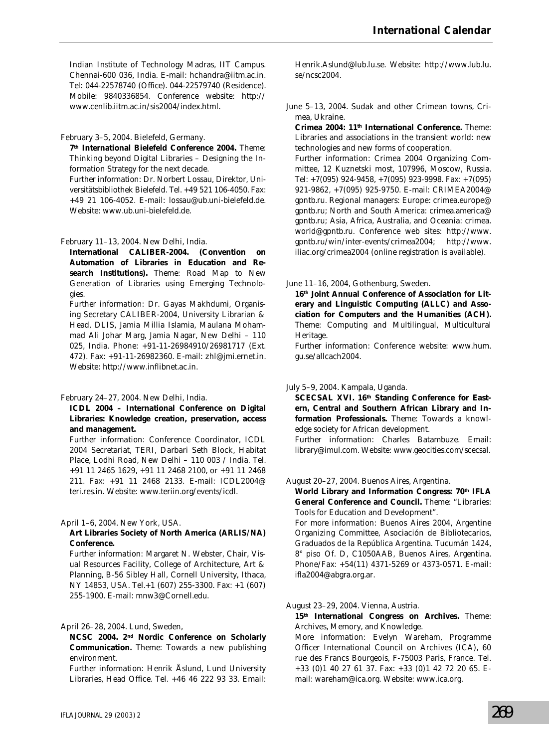Indian Institute of Technology Madras, IIT Campus. Chennai-600 036, India. E-mail: hchandra@iitm.ac.in. Tel: 044-22578740 (Office). 044-22579740 (Residence). Mobile: 9840336854. Conference website: http://www.cenlib.iitm.ac.in/sis2004/index.html.

February 3–5, 2004. Bielefeld, Germany.

**7th International Bielefeld Conference 2004.** Theme: Thinking beyond Digital Libraries – Designing the Information Strategy for the next decade.

Further information: Dr. Norbert Lossau, Direktor, Universitätsbibliothek Bielefeld. Tel. +49 521 106-4050. Fax: +49 21 106-4052. E-mail: lossau@ub.uni-bielefeld.de. Website: www.ub.uni-bielefeld.de.

February 11–13, 2004. New Delhi, India.

**International CALIBER-2004. (Convention on Automation of Libraries in Education and Research Institutions).** Theme: Road Map to New Generation of Libraries using Emerging Technologies.

Further information: Dr. Gayas Makhdumi, Organising Secretary CALIBER-2004, University Librarian & Head, DLIS, Jamia Millia Islamia, Maulana Mohammad Ali Johar Marg, Jamia Nagar, New Delhi – 110 025, India. Phone: +91-11-26984910/26981717 (Ext. 472). Fax: +91-11-26982360. E-mail: zhl@jmi.ernet.in. Website: http://www.inflibnet.ac.in.

February 24–27, 2004. New Delhi, India.

**ICDL 2004 – International Conference on Digital Libraries: Knowledge creation, preservation, access and management.**

Further information: Conference Coordinator, ICDL 2004 Secretariat, TERI, Darbari Seth Block, Habitat Place, Lodhi Road, New Delhi – 110 003 / India. Tel. +91 11 2465 1629, +91 11 2468 2100, or +91 11 2468 211. Fax: +91 11 2468 2133. E-mail: ICDL2004@teri.res.in. Website: www.teriin.org/events/icdl.

April 1–6, 2004. New York, USA.

**Art Libraries Society of North America (ARLIS/NA) Conference.**

Further information: Margaret N. Webster, Chair, Visual Resources Facility, College of Architecture, Art & Planning, B-56 Sibley Hall, Cornell University, Ithaca, NY 14853, USA. Tel.+1 (607) 255-3300. Fax: +1 (607) 255-1900. E-mail: mnw3@Cornell.edu.

April 26–28, 2004. Lund, Sweden,

**NCSC 2004. 2nd Nordic Conference on Scholarly Communication.** Theme: Towards a new publishing environment.

Further information: Henrik Åslund, Lund University Libraries, Head Office. Tel. +46 46 222 93 33. Email: Henrik.Aslund@lub.lu.se. Website: http://www.lub.lu.se/ncsc2004.

June 5–13, 2004. Sudak and other Crimean towns, Crimea, Ukraine.

**Crimea 2004: 11th International Conference.** Theme: Libraries and associations in the transient world: new technologies and new forms of cooperation.

Further information: Crimea 2004 Organizing Committee, 12 Kuznetski most, 107996, Moscow, Russia. Tel: +7(095) 924-9458, +7(095) 923-9998. Fax: +7(095) 921-9862, +7(095) 925-9750. E-mail: CRIMEA2004@gpntb.ru. Regional managers: Europe: crimea.europe@gpntb.ru; North and South America: crimea.america@gpntb.ru; Asia, Africa, Australia, and Oceania: crimea.world@gpntb.ru. Conference web sites: http://www.gpntb.ru/win/inter-events/crimea2004; http://www.iliac.org/crimea2004 (online registration is available).

June 11–16, 2004, Gothenburg, Sweden.

**16th Joint Annual Conference of Association for Literary and Linguistic Computing (ALLC) and Association for Computers and the Humanities (ACH).** Theme: Computing and Multilingual, Multicultural Heritage.

Further information: Conference website: www.hum.gu.se/allcach2004.

July 5–9, 2004. Kampala, Uganda.

**SCECSAL XVI. 16th Standing Conference for Eastern, Central and Southern African Library and Information Professionals.** Theme: Towards a knowledge society for African development.

Further information: Charles Batambuze. Email: library@imul.com. Website: www.geocities.com/scecsal.

August 20–27, 2004. Buenos Aires, Argentina.

**World Library and Information Congress: 70th IFLA General Conference and Council.** Theme: "Libraries: Tools for Education and Development".

For more information: Buenos Aires 2004, Argentine Organizing Committee, Asociación de Bibliotecarios, Graduados de la República Argentina. Tucumán 1424, 8° piso Of. D, C1050AAB, Buenos Aires, Argentina. Phone/Fax: +54(11) 4371-5269 or 4373-0571. E-mail: ifla2004@abgra.org.ar.

August 23–29, 2004. Vienna, Austria.

**15th International Congress on Archives.** Theme: Archives, Memory, and Knowledge.

More information: Evelyn Wareham, Programme Officer International Council on Archives (ICA), 60 rue des Francs Bourgeois, F-75003 Paris, France. Tel. +33 (0)1 40 27 61 37. Fax: +33 (0)1 42 72 20 65. E-mail: wareham@ica.org. Website: www.ica.org.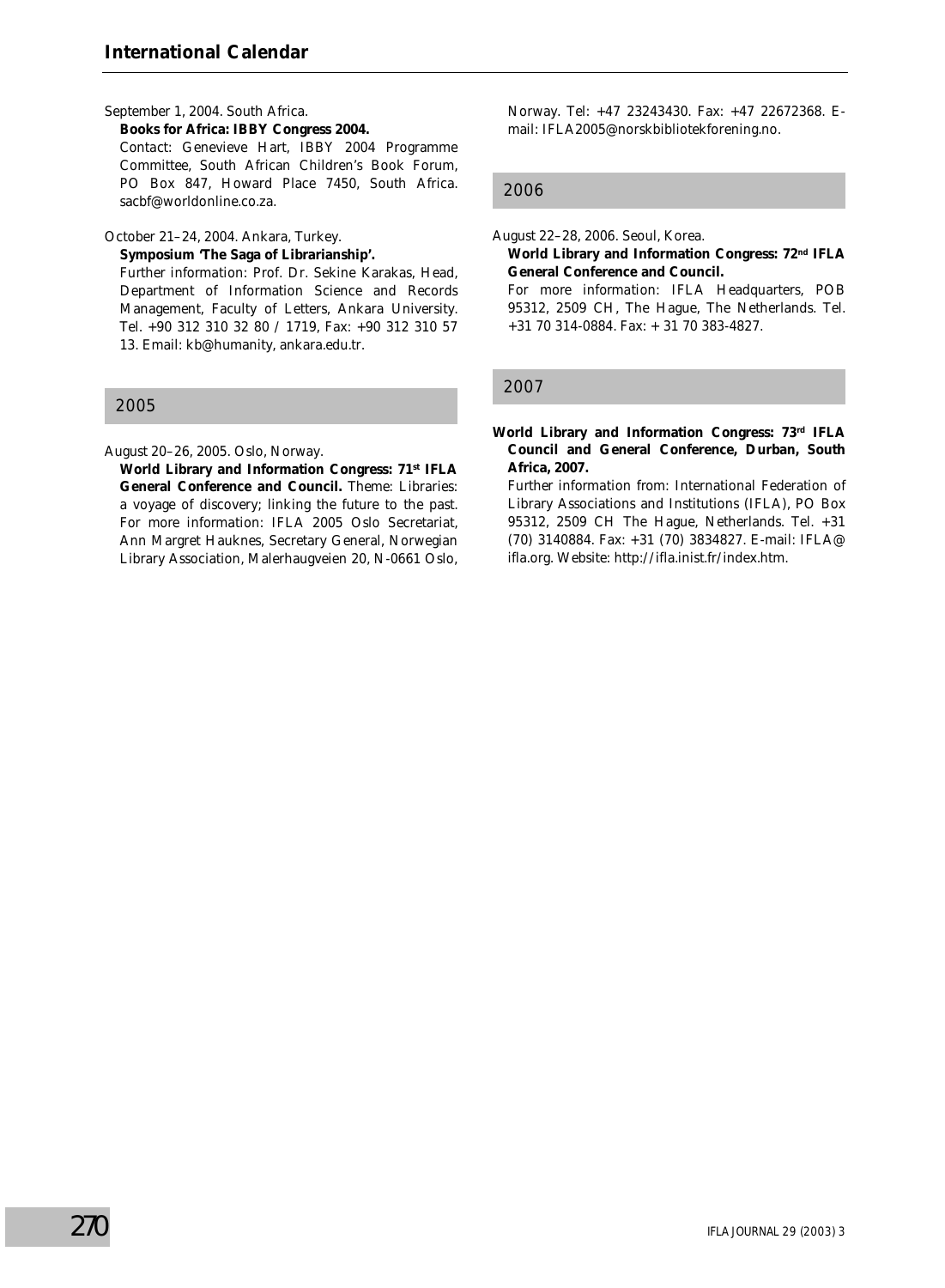## International Calendar

September 1, 2004. South Africa.

**Books for Africa: IBBY Congress 2004.**

Contact: Genevieve Hart, IBBY 2004 Programme Committee, South African Children's Book Forum, PO Box 847, Howard Place 7450, South Africa. sacbf@worldonline.co.za.

October 21–24, 2004. Ankara, Turkey.

**Symposium 'The Saga of Librarianship'.**

Further information: Prof. Dr. Sekine Karakas, Head, Department of Information Science and Records Management, Faculty of Letters, Ankara University. Tel. +90 312 310 32 80 / 1719, Fax: +90 312 310 57 13. Email: kb@humanity, ankara.edu.tr.

### 2005

August 20–26, 2005. Oslo, Norway.

**World Library and Information Congress: 71st IFLA General Conference and Council.** Theme: Libraries: a voyage of discovery; linking the future to the past. For more information: IFLA 2005 Oslo Secretariat, Ann Margret Hauknes, Secretary General, Norwegian Library Association, Malerhaugveien 20, N-0661 Oslo, Norway. Tel: +47 23243430. Fax: +47 22672368. E-mail: IFLA2005@norskbibliotekforening.no.

### 2006

August 22–28, 2006. Seoul, Korea.

**World Library and Information Congress: 72nd IFLA General Conference and Council.**

For more information: IFLA Headquarters, POB 95312, 2509 CH, The Hague, The Netherlands. Tel. +31 70 314-0884. Fax: + 31 70 383-4827.

### 2007

**World Library and Information Congress: 73rd IFLA Council and General Conference, Durban, South Africa, 2007.**

Further information from: International Federation of Library Associations and Institutions (IFLA), PO Box 95312, 2509 CH The Hague, Netherlands. Tel. +31 (70) 3140884. Fax: +31 (70) 3834827. E-mail: IFLA@ifla.org. Website: http://ifla.inist.fr/index.htm.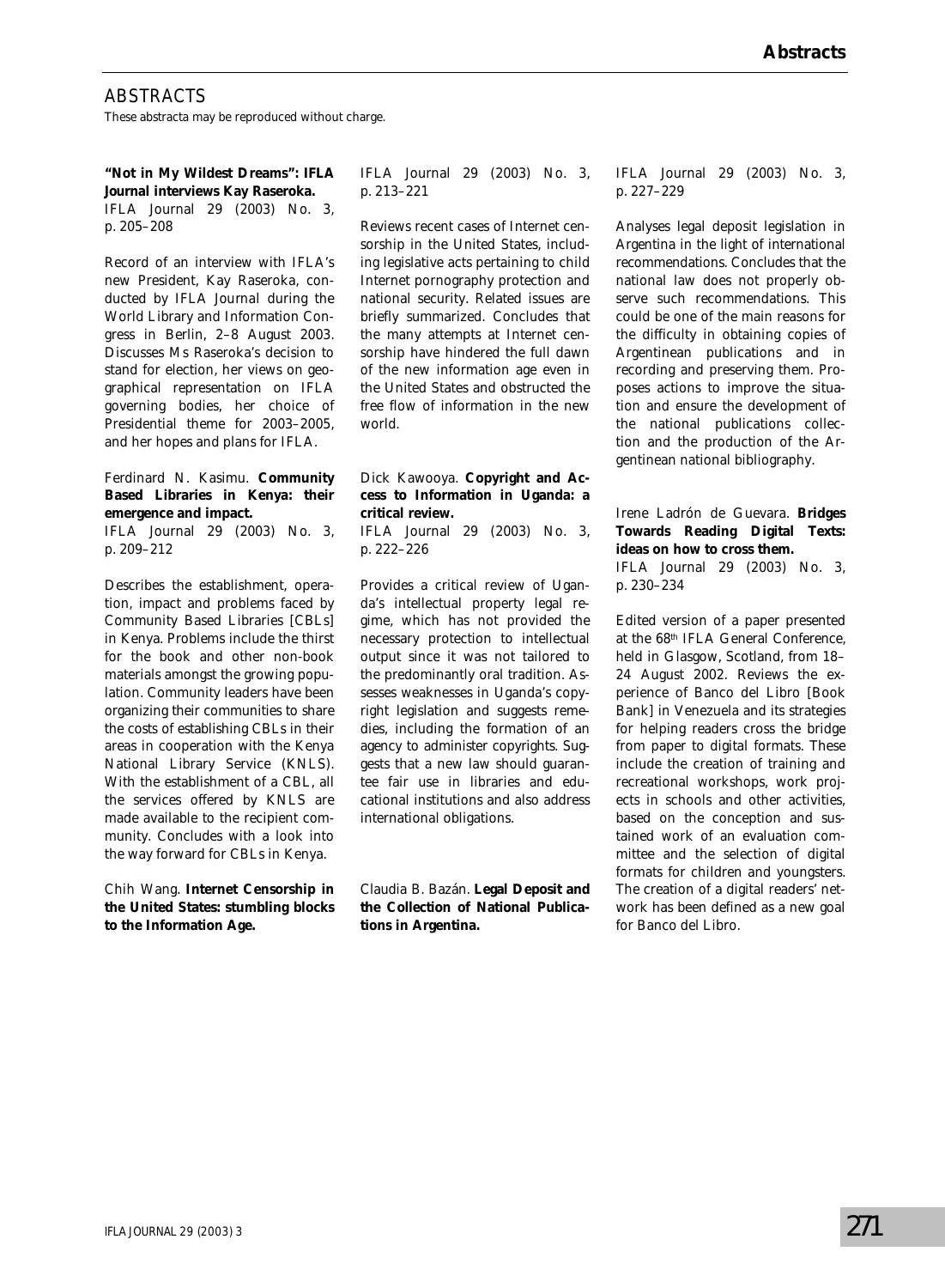# ABSTRACTS

These abstracta may be reproduced without charge.

**"Not in My Wildest Dreams": IFLA Journal interviews Kay Raseroka.**
IFLA Journal 29 (2003) No. 3, p. 205–208

Record of an interview with IFLA's new President, Kay Raseroka, conducted by IFLA Journal during the World Library and Information Congress in Berlin, 2–8 August 2003. Discusses Ms Raseroka's decision to stand for election, her views on geographical representation on IFLA governing bodies, her choice of Presidential theme for 2003–2005, and her hopes and plans for IFLA.

Ferdinard N. Kasimu. **Community Based Libraries in Kenya: their emergence and impact.**
IFLA Journal 29 (2003) No. 3, p. 209–212

Describes the establishment, operation, impact and problems faced by Community Based Libraries [CBLs] in Kenya. Problems include the thirst for the book and other non-book materials amongst the growing population. Community leaders have been organizing their communities to share the costs of establishing CBLs in their areas in cooperation with the Kenya National Library Service (KNLS). With the establishment of a CBL, all the services offered by KNLS are made available to the recipient community. Concludes with a look into the way forward for CBLs in Kenya.

Chih Wang. **Internet Censorship in the United States: stumbling blocks to the Information Age.**
IFLA Journal 29 (2003) No. 3, p. 213–221

Reviews recent cases of Internet censorship in the United States, including legislative acts pertaining to child Internet pornography protection and national security. Related issues are briefly summarized. Concludes that the many attempts at Internet censorship have hindered the full dawn of the new information age even in the United States and obstructed the free flow of information in the new world.

Dick Kawooya. **Copyright and Access to Information in Uganda: a critical review.**
IFLA Journal 29 (2003) No. 3, p. 222–226

Provides a critical review of Uganda's intellectual property legal regime, which has not provided the necessary protection to intellectual output since it was not tailored to the predominantly oral tradition. Assesses weaknesses in Uganda's copyright legislation and suggests remedies, including the formation of an agency to administer copyrights. Suggests that a new law should guarantee fair use in libraries and educational institutions and also address international obligations.

Claudia B. Bazán. **Legal Deposit and the Collection of National Publications in Argentina.**
IFLA Journal 29 (2003) No. 3, p. 227–229

Analyses legal deposit legislation in Argentina in the light of international recommendations. Concludes that the national law does not properly observe such recommendations. This could be one of the main reasons for the difficulty in obtaining copies of Argentinean publications and in recording and preserving them. Proposes actions to improve the situation and ensure the development of the national publications collection and the production of the Argentinean national bibliography.

Irene Ladrón de Guevara. **Bridges Towards Reading Digital Texts: ideas on how to cross them.**
IFLA Journal 29 (2003) No. 3, p. 230–234

Edited version of a paper presented at the 68th IFLA General Conference, held in Glasgow, Scotland, from 18–24 August 2002. Reviews the experience of Banco del Libro [Book Bank] in Venezuela and its strategies for helping readers cross the bridge from paper to digital formats. These include the creation of training and recreational workshops, work projects in schools and other activities, based on the conception and sustained work of an evaluation committee and the selection of digital formats for children and youngsters. The creation of a digital readers' network has been defined as a new goal for Banco del Libro.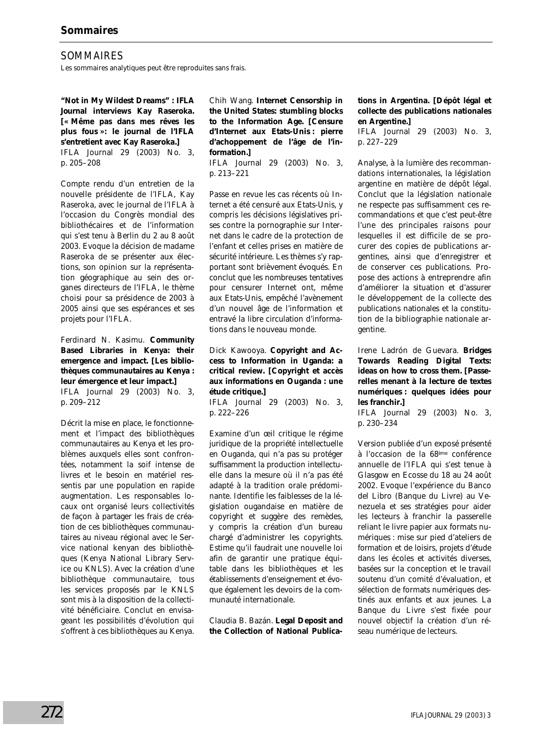# SOMMAIRES

Les sommaires analytiques peut être reproduites sans frais.

**"Not in My Wildest Dreams" : IFLA Journal interviews Kay Raseroka. [« Même pas dans mes rêves les plus fous »: le journal de l'IFLA s'entretient avec Kay Raseroka.]**
IFLA Journal 29 (2003) No. 3, p. 205–208

Compte rendu d'un entretien de la nouvelle présidente de l'IFLA, Kay Raseroka, avec le journal de l'IFLA à l'occasion du Congrès mondial des bibliothécaires et de l'information qui s'est tenu à Berlin du 2 au 8 août 2003. Evoque la décision de madame Raseroka de se présenter aux élections, son opinion sur la représentation géographique au sein des organes directeurs de l'IFLA, le thème choisi pour sa présidence de 2003 à 2005 ainsi que ses espérances et ses projets pour l'IFLA.

Ferdinard N. Kasimu. **Community Based Libraries in Kenya: their emergence and impact. [Les bibliothèques communautaires au Kenya : leur émergence et leur impact.]**
IFLA Journal 29 (2003) No. 3, p. 209–212

Décrit la mise en place, le fonctionnement et l'impact des bibliothèques communautaires au Kenya et les problèmes auxquels elles sont confrontées, notamment la soif intense de livres et le besoin en matériel ressentis par une population en rapide augmentation. Les responsables locaux ont organisé leurs collectivités de façon à partager les frais de création de ces bibliothèques communautaires au niveau régional avec le Service national kenyan des bibliothèques (Kenya National Library Service ou KNLS). Avec la création d'une bibliothèque communautaire, tous les services proposés par le KNLS sont mis à la disposition de la collectivité bénéficiaire. Conclut en envisageant les possibilités d'évolution qui s'offrent à ces bibliothèques au Kenya.

Chih Wang. **Internet Censorship in the United States: stumbling blocks to the Information Age. [Censure d'Internet aux Etats-Unis : pierre d'achoppement de l'âge de l'information.]**
IFLA Journal 29 (2003) No. 3, p. 213–221

Passe en revue les cas récents où Internet a été censuré aux Etats-Unis, y compris les décisions législatives prises contre la pornographie sur Internet dans le cadre de la protection de l'enfant et celles prises en matière de sécurité intérieure. Les thèmes s'y rapportant sont brièvement évoqués. En conclut que les nombreuses tentatives pour censurer Internet ont, même aux Etats-Unis, empêché l'avènement d'un nouvel âge de l'information et entravé la libre circulation d'informations dans le nouveau monde.

Dick Kawooya. **Copyright and Access to Information in Uganda: a critical review. [Copyright et accès aux informations en Ouganda : une étude critique.]**
IFLA Journal 29 (2003) No. 3, p. 222–226

Examine d'un œil critique le régime juridique de la propriété intellectuelle en Ouganda, qui n'a pas su protéger suffisamment la production intellectuelle dans la mesure où il n'a pas été adapté à la tradition orale prédominante. Identifie les faiblesses de la législation ougandaise en matière de copyright et suggère des remèdes, y compris la création d'un bureau chargé d'administrer les copyrights. Estime qu'il faudrait une nouvelle loi afin de garantir une pratique équitable dans les bibliothèques et les établissements d'enseignement et évoque également les devoirs de la communauté internationale.

Claudia B. Bazán. **Legal Deposit and the Collection of National Publications in Argentina. [Dépôt légal et collecte des publications nationales en Argentine.]**
IFLA Journal 29 (2003) No. 3, p. 227–229

Analyse, à la lumière des recommandations internationales, la législation argentine en matière de dépôt légal. Conclut que la législation nationale ne respecte pas suffisamment ces recommandations et que c'est peut-être l'une des principales raisons pour lesquelles il est difficile de se procurer des copies de publications argentines, ainsi que d'enregistrer et de conserver ces publications. Propose des actions à entreprendre afin d'améliorer la situation et d'assurer le développement de la collecte des publications nationales et la constitution de la bibliographie nationale argentine.

Irene Ladrón de Guevara. **Bridges Towards Reading Digital Texts: ideas on how to cross them. [Passerelles menant à la lecture de textes numériques : quelques idées pour les franchir.]**
IFLA Journal 29 (2003) No. 3, p. 230–234

Version publiée d'un exposé présenté à l'occasion de la 68ème conférence annuelle de l'IFLA qui s'est tenue à Glasgow en Ecosse du 18 au 24 août 2002. Evoque l'expérience du Banco del Libro (Banque du Livre) au Venezuela et ses stratégies pour aider les lecteurs à franchir la passerelle reliant le livre papier aux formats numériques : mise sur pied d'ateliers de formation et de loisirs, projets d'étude dans les écoles et activités diverses, basées sur la conception et le travail soutenu d'un comité d'évaluation, et sélection de formats numériques destinés aux enfants et aux jeunes. La Banque du Livre s'est fixée pour nouvel objectif la création d'un réseau numérique de lecteurs.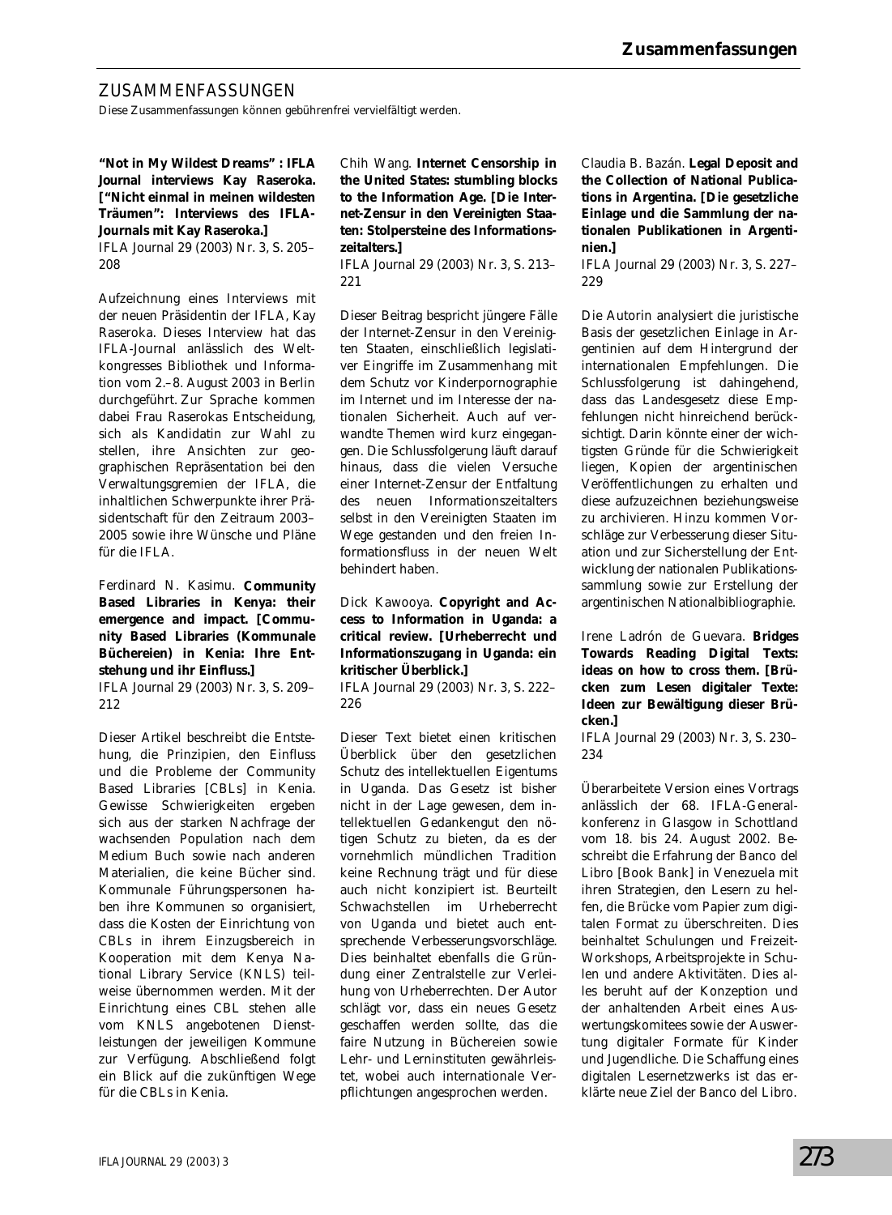# ZUSAMMENFASSUNGEN

Diese Zusammenfassungen können gebührenfrei vervielfältigt werden.

**"Not in My Wildest Dreams": IFLA Journal interviews Kay Raseroka. ["Nicht einmal in meinen wildesten Träumen": Interviews des IFLA-Journals mit Kay Raseroka.]**
IFLA Journal 29 (2003) Nr. 3, S. 205–208

Aufzeichnung eines Interviews mit der neuen Präsidentin der IFLA, Kay Raseroka. Dieses Interview hat das IFLA-Journal anlässlich des Weltkongresses Bibliothek und Information vom 2.–8. August 2003 in Berlin durchgeführt. Zur Sprache kommen dabei Frau Raserokas Entscheidung, sich als Kandidatin zur Wahl zu stellen, ihre Ansichten zur geographischen Repräsentation bei den Verwaltungsgremien der IFLA, die inhaltlichen Schwerpunkte ihrer Präsidentschaft für den Zeitraum 2003–2005 sowie ihre Wünsche und Pläne für die IFLA.

Ferdinard N. Kasimu. **Community Based Libraries in Kenya: their emergence and impact. [Community Based Libraries (Kommunale Büchereien) in Kenia: Ihre Entstehung und ihr Einfluss.]**
IFLA Journal 29 (2003) Nr. 3, S. 209–212

Dieser Artikel beschreibt die Entstehung, die Prinzipien, den Einfluss und die Probleme der Community Based Libraries [CBLs] in Kenia. Gewisse Schwierigkeiten ergeben sich aus der starken Nachfrage der wachsenden Population nach dem Medium Buch sowie nach anderen Materialien, die keine Bücher sind. Kommunale Führungspersonen haben ihre Kommunen so organisiert, dass die Kosten der Einrichtung von CBLs in ihrem Einzugsbereich in Kooperation mit dem Kenya National Library Service (KNLS) teilweise übernommen werden. Mit der Einrichtung eines CBL stehen alle vom KNLS angebotenen Dienstleistungen der jeweiligen Kommune zur Verfügung. Abschließend folgt ein Blick auf die zukünftigen Wege für die CBLs in Kenia.

Chih Wang. **Internet Censorship in the United States: stumbling blocks to the Information Age. [Die Internet-Zensur in den Vereinigten Staaten: Stolpersteine des Informationszeitalters.]**
IFLA Journal 29 (2003) Nr. 3, S. 213–221

Dieser Beitrag bespricht jüngere Fälle der Internet-Zensur in den Vereinigten Staaten, einschließlich legislativer Eingriffe im Zusammenhang mit dem Schutz vor Kinderpornographie im Internet und im Interesse der nationalen Sicherheit. Auch auf verwandte Themen wird kurz eingegangen. Die Schlussfolgerung läuft darauf hinaus, dass die vielen Versuche einer Internet-Zensur der Entfaltung des neuen Informationszeitalters selbst in den Vereinigten Staaten im Wege gestanden und den freien Informationsfluss in der neuen Welt behindert haben.

Dick Kawooya. **Copyright and Access to Information in Uganda: a critical review. [Urheberrecht und Informationszugang in Uganda: ein kritischer Überblick.]**
IFLA Journal 29 (2003) Nr. 3, S. 222–226

Dieser Text bietet einen kritischen Überblick über den gesetzlichen Schutz des intellektuellen Eigentums in Uganda. Das Gesetz ist bisher nicht in der Lage gewesen, dem intellektuellen Gedankengut den nötigen Schutz zu bieten, da es der vornehmlich mündlichen Tradition keine Rechnung trägt und für diese auch nicht konzipiert ist. Beurteilt Schwachstellen im Urheberrecht von Uganda und bietet auch entsprechende Verbesserungsvorschläge. Dies beinhaltet ebenfalls die Gründung einer Zentralstelle zur Verleihung von Urheberrechten. Der Autor schlägt vor, dass ein neues Gesetz geschaffen werden sollte, das die faire Nutzung in Büchereien sowie Lehr- und Lerninstituten gewährleistet, wobei auch internationale Verpflichtungen angesprochen werden.

Claudia B. Bazán. **Legal Deposit and the Collection of National Publications in Argentina. [Die gesetzliche Einlage und die Sammlung der nationalen Publikationen in Argentinien.]**
IFLA Journal 29 (2003) Nr. 3, S. 227–229

Die Autorin analysiert die juristische Basis der gesetzlichen Einlage in Argentinien auf dem Hintergrund der internationalen Empfehlungen. Die Schlussfolgerung ist dahingehend, dass das Landesgesetz diese Empfehlungen nicht hinreichend berücksichtigt. Darin könnte einer der wichtigsten Gründe für die Schwierigkeit liegen, Kopien der argentinischen Veröffentlichungen zu erhalten und diese aufzuzeichnen beziehungsweise zu archivieren. Hinzu kommen Vorschläge zur Verbesserung dieser Situation und zur Sicherstellung der Entwicklung der nationalen Publikationssammlung sowie zur Erstellung der argentinischen Nationalbibliographie.

Irene Ladrón de Guevara. **Bridges Towards Reading Digital Texts: ideas on how to cross them. [Brücken zum Lesen digitaler Texte: Ideen zur Bewältigung dieser Brücken.]**
IFLA Journal 29 (2003) Nr. 3, S. 230–234

Überarbeitete Version eines Vortrags anlässlich der 68. IFLA-Generalkonferenz in Glasgow in Schottland vom 18. bis 24. August 2002. Beschreibt die Erfahrung der Banco del Libro [Book Bank] in Venezuela mit ihren Strategien, den Lesern zu helfen, die Brücke vom Papier zum digitalen Format zu überschreiten. Dies beinhaltet Schulungen und Freizeit-Workshops, Arbeitsprojekte in Schulen und andere Aktivitäten. Dies alles beruht auf der Konzeption und der anhaltenden Arbeit eines Auswertungskomitees sowie der Auswertung digitaler Formate für Kinder und Jugendliche. Die Schaffung eines digitalen Lesernetzwerks ist das erklärte neue Ziel der Banco del Libro.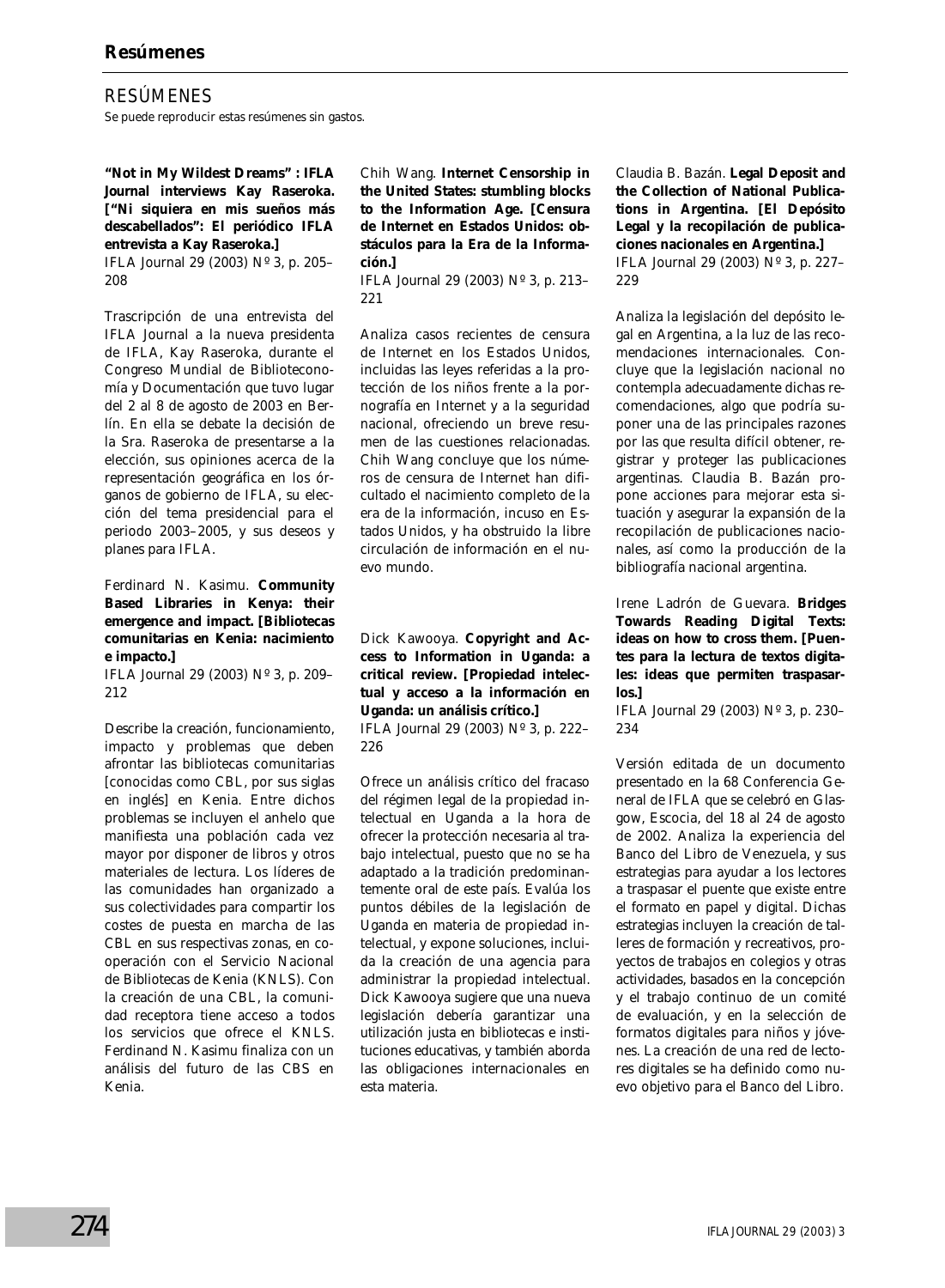# RESÚMENES

Se puede reproducir estas resúmenes sin gastos.

**"Not in My Wildest Dreams" : IFLA Journal interviews Kay Raseroka. ["Ni siquiera en mis sueños más descabellados": El periódico IFLA entrevista a Kay Raseroka.]**
IFLA Journal 29 (2003) Nº 3, p. 205–208

Trascripción de una entrevista del IFLA Journal a la nueva presidenta de IFLA, Kay Raseroka, durante el Congreso Mundial de Biblioteconomía y Documentación que tuvo lugar del 2 al 8 de agosto de 2003 en Berlín. En ella se debate la decisión de la Sra. Raseroka de presentarse a la elección, sus opiniones acerca de la representación geográfica en los órganos de gobierno de IFLA, su elección del tema presidencial para el periodo 2003–2005, y sus deseos y planes para IFLA.

Ferdinard N. Kasimu. **Community Based Libraries in Kenya: their emergence and impact. [Bibliotecas comunitarias en Kenia: nacimiento e impacto.]**
IFLA Journal 29 (2003) Nº 3, p. 209–212

Describe la creación, funcionamiento, impacto y problemas que deben afrontar las bibliotecas comunitarias [conocidas como CBL, por sus siglas en inglés] en Kenia. Entre dichos problemas se incluyen el anhelo que manifiesta una población cada vez mayor por disponer de libros y otros materiales de lectura. Los líderes de las comunidades han organizado a sus colectividades para compartir los costes de puesta en marcha de las CBL en sus respectivas zonas, en cooperación con el Servicio Nacional de Bibliotecas de Kenia (KNLS). Con la creación de una CBL, la comunidad receptora tiene acceso a todos los servicios que ofrece el KNLS. Ferdinand N. Kasimu finaliza con un análisis del futuro de las CBS en Kenia.

Chih Wang. **Internet Censorship in the United States: stumbling blocks to the Information Age. [Censura de Internet en Estados Unidos: obstáculos para la Era de la Información.]**
IFLA Journal 29 (2003) Nº 3, p. 213–221

Analiza casos recientes de censura de Internet en los Estados Unidos, incluidas las leyes referidas a la protección de los niños frente a la pornografía en Internet y a la seguridad nacional, ofreciendo un breve resumen de las cuestiones relacionadas. Chih Wang concluye que los números de censura de Internet han dificultado el nacimiento completo de la era de la información, incuso en Estados Unidos, y ha obstruido la libre circulación de información en el nuevo mundo.

Dick Kawooya. **Copyright and Access to Information in Uganda: a critical review. [Propiedad intelectual y acceso a la información en Uganda: un análisis crítico.]**
IFLA Journal 29 (2003) Nº 3, p. 222–226

Ofrece un análisis crítico del fracaso del régimen legal de la propiedad intelectual en Uganda a la hora de ofrecer la protección necesaria al trabajo intelectual, puesto que no se ha adaptado a la tradición predominantemente oral de este país. Evalúa los puntos débiles de la legislación de Uganda en materia de propiedad intelectual, y expone soluciones, incluida la creación de una agencia para administrar la propiedad intelectual. Dick Kawooya sugiere que una nueva legislación debería garantizar una utilización justa en bibliotecas e instituciones educativas, y también aborda las obligaciones internacionales en esta materia.

Claudia B. Bazán. **Legal Deposit and the Collection of National Publications in Argentina. [El Depósito Legal y la recopilación de publicaciones nacionales en Argentina.]**
IFLA Journal 29 (2003) Nº 3, p. 227–229

Analiza la legislación del depósito legal en Argentina, a la luz de las recomendaciones internacionales. Concluye que la legislación nacional no contempla adecuadamente dichas recomendaciones, algo que podría suponer una de las principales razones por las que resulta difícil obtener, registrar y proteger las publicaciones argentinas. Claudia B. Bazán propone acciones para mejorar esta situación y asegurar la expansión de la recopilación de publicaciones nacionales, así como la producción de la bibliografía nacional argentina.

Irene Ladrón de Guevara. **Bridges Towards Reading Digital Texts: ideas on how to cross them. [Puentes para la lectura de textos digitales: ideas que permiten traspasarlos.]**
IFLA Journal 29 (2003) Nº 3, p. 230–234

Versión editada de un documento presentado en la 68 Conferencia General de IFLA que se celebró en Glasgow, Escocia, del 18 al 24 de agosto de 2002. Analiza la experiencia del Banco del Libro de Venezuela, y sus estrategias para ayudar a los lectores a traspasar el puente que existe entre el formato en papel y digital. Dichas estrategias incluyen la creación de talleres de formación y recreativos, proyectos de trabajos en colegios y otras actividades, basados en la concepción y el trabajo continuo de un comité de evaluación, y en la selección de formatos digitales para niños y jóvenes. La creación de una red de lectores digitales se ha definido como nuevo objetivo para el Banco del Libro.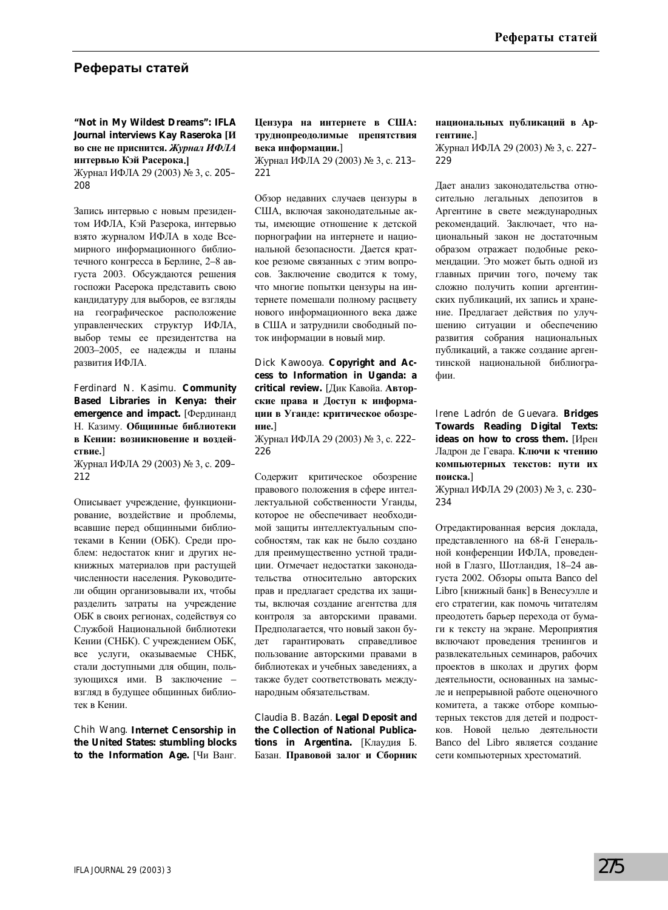## Рефераты статей

**"Not in My Wildest Dreams": IFLA Journal interviews Kay Raseroka [И во сне не приснится. *Журнал ИФЛА* интервью Кэй Расерока.]**
Журнал ИФЛА 29 (2003) № 3, с. 205–208

Запись интервью с новым президентом ИФЛА, Кэй Разерока, интервью взято журналом ИФЛА в ходе Всемирного информационного библиотечного конгресса в Берлине, 2–8 августа 2003. Обсуждаются решения госпожи Расерока представить свою кандидатуру для выборов, ее взгляды на географическое расположение управленческих структур ИФЛА, выбор темы ее президентства на 2003–2005, ее надежды и планы развития ИФЛА.

Ferdinard N. Kasimu. **Community Based Libraries in Kenya: their emergence and impact.** [Фердинанд Н. Казиму. **Общинные библиотеки в Кении: возникновение и воздействие.**]
Журнал ИФЛА 29 (2003) № 3, с. 209–212

Описывает учреждение, функционирование, воздействие и проблемы, всавшие перед общинными библиотеками в Кении (ОБК). Среди проблем: недостаток книг и других некнижных материалов при растущей численности населения. Руководители общин организовывали их, чтобы разделить затраты на учреждение ОБК в своих регионах, содействуя со Службой Национальной библиотеки Кении (СНБК). С учреждением ОБК, все услуги, оказываемые СНБК, стали доступными для общин, пользующихся ими. В заключение – взгляд в будущее общинных библиотек в Кении.

Chih Wang. **Internet Censorship in the United States: stumbling blocks to the Information Age.** [Чи Ванг. **Цензура на интернете в США: труднопреодолимые препятствия века информации.**]
Журнал ИФЛА 29 (2003) № 3, с. 213–221

Обзор недавних случаев цензуры в США, включая законодательные акты, имеющие отношение к детской порнографии на интернете и национальной безопасности. Дается краткое резюме связанных с этим вопросов. Заключение сводится к тому, что многие попытки цензуры на интернете помешали полному расцвету нового информационного века даже в США и затруднили свободный поток информации в новый мир.

Dick Kawooya. **Copyright and Access to Information in Uganda: a critical review.** [Дик Кавойа. **Авторские права и Доступ к информации в Уганде: критическое обозрение.**]
Журнал ИФЛА 29 (2003) № 3, с. 222–226

Содержит критическое обозрение правового положения в сфере интеллектуальной собственности Уганды, которое не обеспечивает необходимой защиты интеллектуальным способностям, так как не было создано для преимущественно устной традиции. Отмечает недостатки законодательства относительно авторских прав и предлагает средства их защиты, включая создание агентства для контроля за авторскими правами. Предполагается, что новый закон будет гарантировать справедливое пользование авторскими правами в библиотеках и учебных заведениях, а также будет соответствовать международным обязательствам.

Claudia B. Bazán. **Legal Deposit and the Collection of National Publications in Argentina.** [Клаудия Б. Базан. **Правовой залог и Сборник национальных публикаций в Аргентине.**]
Журнал ИФЛА 29 (2003) № 3, с. 227–229

Дает анализ законодательства относительно легальных депозитов в Аргентине в свете международных рекомендаций. Заключает, что национальный закон не достаточным образом отражает подобные рекомендации. Это может быть одной из главных причин того, почему так сложно получить копии аргентинских публикаций, их запись и хранение. Предлагает действия по улучшению ситуации и обеспечению развития собрания национальных публикаций, а также создание аргентинской национальной библиографии.

Irene Ladrón de Guevara. **Bridges Towards Reading Digital Texts: ideas on how to cross them.** [Ирен Ладрон де Гевара. **Ключи к чтению компьютерных текстов: пути их поиска.**]
Журнал ИФЛА 29 (2003) № 3, с. 230–234

Отредактированная версия доклада, представленного на 68-й Генеральной конференции ИФЛА, проведенной в Глазго, Шотландия, 18–24 августа 2002. Обзоры опыта Banco del Libro [книжный банк] в Венесуэлле и его стратегии, как помочь читателям преодотеть барьер перехода от бумаги к тексту на экране. Мероприятия включают проведения тренингов и развлекательных семинаров, рабочих проектов в школах и других форм деятельности, основанных на замысле и непрерывной работе оценочного комитета, а также отборе компьютерных текстов для детей и подростков. Новой целью деятельности Banco del Libro является создание сети компьютерных хрестоматий.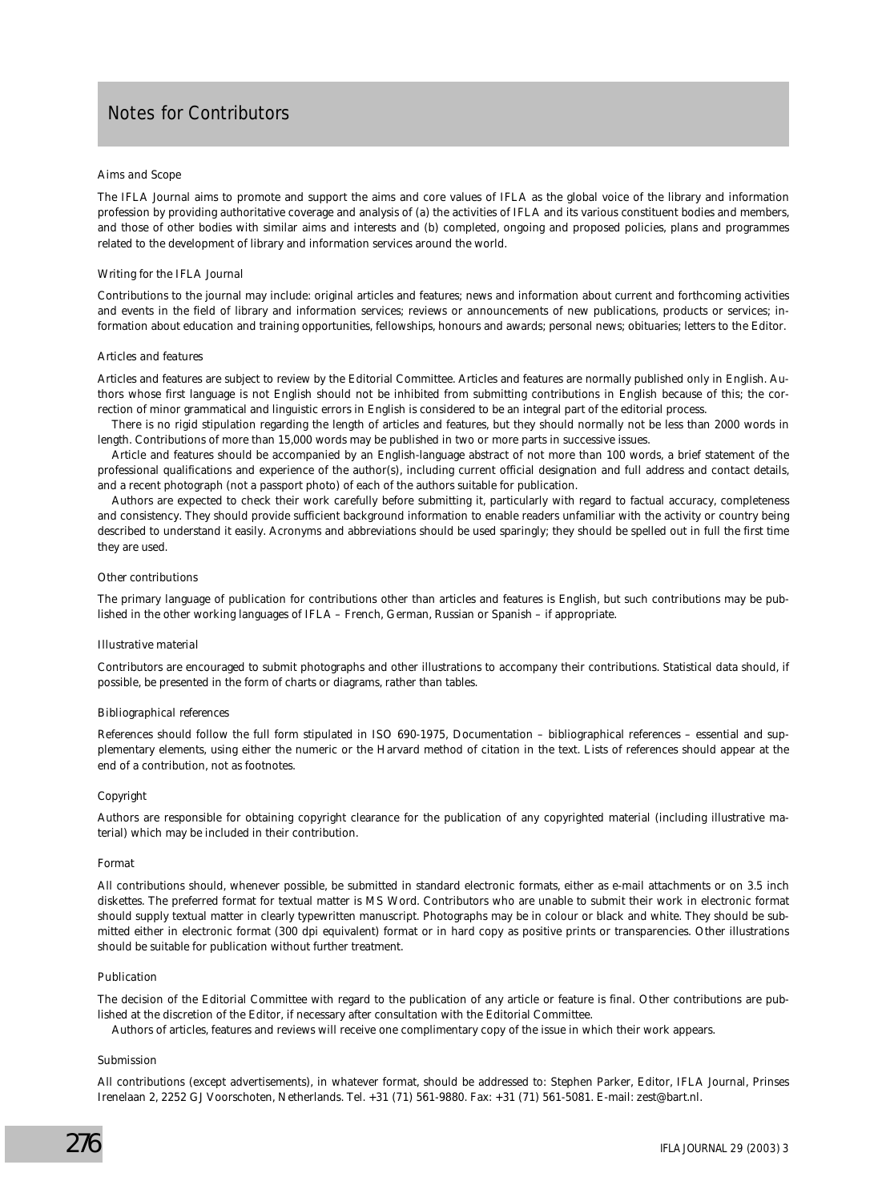# Notes for Contributors

### Aims and Scope

The IFLA Journal aims to promote and support the aims and core values of IFLA as the global voice of the library and information profession by providing authoritative coverage and analysis of (a) the activities of IFLA and its various constituent bodies and members, and those of other bodies with similar aims and interests and (b) completed, ongoing and proposed policies, plans and programmes related to the development of library and information services around the world.

### Writing for the IFLA Journal

Contributions to the journal may include: original articles and features; news and information about current and forthcoming activities and events in the field of library and information services; reviews or announcements of new publications, products or services; information about education and training opportunities, fellowships, honours and awards; personal news; obituaries; letters to the Editor.

### Articles and features

Articles and features are subject to review by the Editorial Committee. Articles and features are normally published only in English. Authors whose first language is not English should not be inhibited from submitting contributions in English because of this; the correction of minor grammatical and linguistic errors in English is considered to be an integral part of the editorial process.

There is no rigid stipulation regarding the length of articles and features, but they should normally not be less than 2000 words in length. Contributions of more than 15,000 words may be published in two or more parts in successive issues.

Article and features should be accompanied by an English-language abstract of not more than 100 words, a brief statement of the professional qualifications and experience of the author(s), including current official designation and full address and contact details, and a recent photograph (not a passport photo) of each of the authors suitable for publication.

Authors are expected to check their work carefully before submitting it, particularly with regard to factual accuracy, completeness and consistency. They should provide sufficient background information to enable readers unfamiliar with the activity or country being described to understand it easily. Acronyms and abbreviations should be used sparingly; they should be spelled out in full the first time they are used.

### Other contributions

The primary language of publication for contributions other than articles and features is English, but such contributions may be published in the other working languages of IFLA – French, German, Russian or Spanish – if appropriate.

### Illustrative material

Contributors are encouraged to submit photographs and other illustrations to accompany their contributions. Statistical data should, if possible, be presented in the form of charts or diagrams, rather than tables.

### Bibliographical references

References should follow the full form stipulated in ISO 690-1975, Documentation – bibliographical references – essential and supplementary elements, using either the numeric or the Harvard method of citation in the text. Lists of references should appear at the end of a contribution, not as footnotes.

### Copyright

Authors are responsible for obtaining copyright clearance for the publication of any copyrighted material (including illustrative material) which may be included in their contribution.

### Format

All contributions should, whenever possible, be submitted in standard electronic formats, either as e-mail attachments or on 3.5 inch diskettes. The preferred format for textual matter is MS Word. Contributors who are unable to submit their work in electronic format should supply textual matter in clearly typewritten manuscript. Photographs may be in colour or black and white. They should be submitted either in electronic format (300 dpi equivalent) format or in hard copy as positive prints or transparencies. Other illustrations should be suitable for publication without further treatment.

### Publication

The decision of the Editorial Committee with regard to the publication of any article or feature is final. Other contributions are published at the discretion of the Editor, if necessary after consultation with the Editorial Committee.

Authors of articles, features and reviews will receive one complimentary copy of the issue in which their work appears.

### Submission

All contributions (except advertisements), in whatever format, should be addressed to: Stephen Parker, Editor, IFLA Journal, Prinses Irenelaan 2, 2252 GJ Voorschoten, Netherlands. Tel. +31 (71) 561-9880. Fax: +31 (71) 561-5081. E-mail: zest@bart.nl.